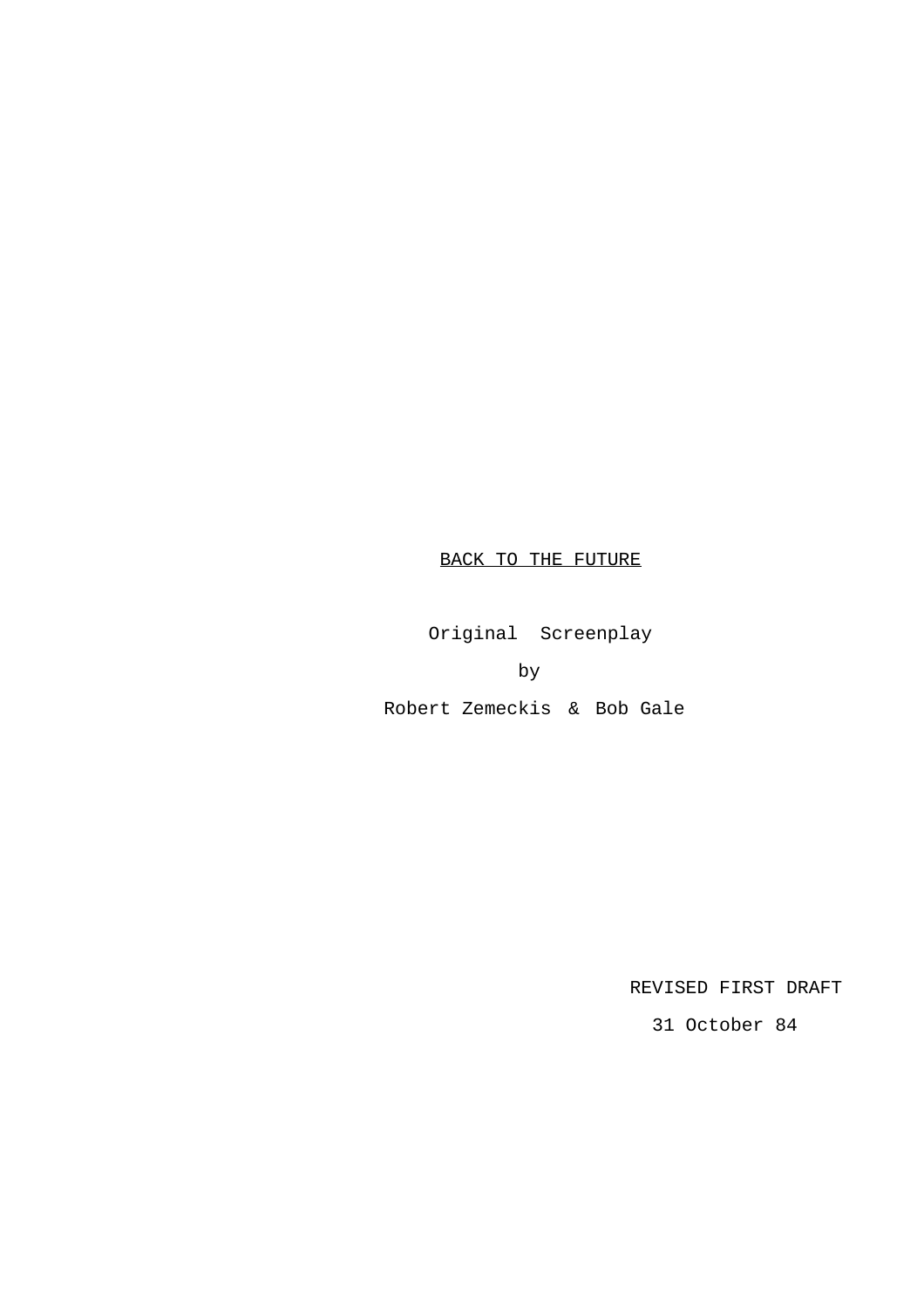# BACK TO THE FUTURE

Original Screenplay

by

Robert Zemeckis & Bob Gale

REVISED FIRST DRAFT

31 October 84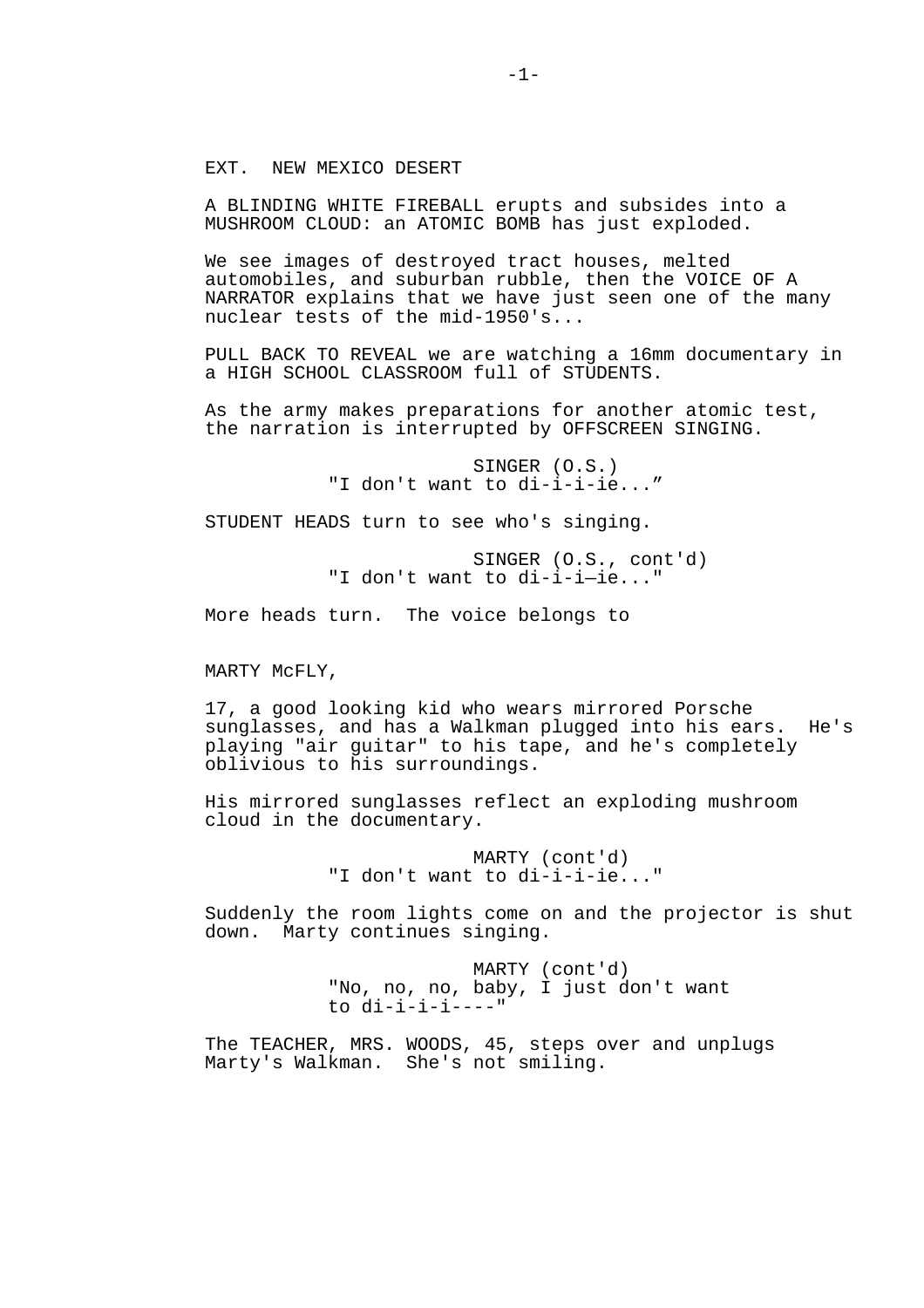EXT. NEW MEXICO DESERT

A BLINDING WHITE FIREBALL erupts and subsides into a MUSHROOM CLOUD: an ATOMIC BOMB has just exploded.

We see images of destroyed tract houses, melted automobiles, and suburban rubble, then the VOICE OF A NARRATOR explains that we have just seen one of the many nuclear tests of the mid-1950's...

PULL BACK TO REVEAL we are watching a 16mm documentary in a HIGH SCHOOL CLASSROOM full of STUDENTS.

As the army makes preparations for another atomic test, the narration is interrupted by OFFSCREEN SINGING.

SINGER (O.S.)
"I don't want to di-i-i-ie..."

STUDENT HEADS turn to see who's singing.

SINGER (O.S., cont'd)
"I don't want to di-i-i—ie..."

More heads turn. The voice belongs to

MARTY McFLY,

17, a good looking kid who wears mirrored Porsche sunglasses, and has a Walkman plugged into his ears. He's playing "air guitar" to his tape, and he's completely oblivious to his surroundings.

His mirrored sunglasses reflect an exploding mushroom cloud in the documentary.

MARTY (cont'd)
"I don't want to di-i-i-ie..."

Suddenly the room lights come on and the projector is shut down. Marty continues singing.

MARTY (cont'd)
"No, no, no, baby, I just don't want to di-i-i-i----"

The TEACHER, MRS. WOODS, 45, steps over and unplugs Marty's Walkman. She's not smiling.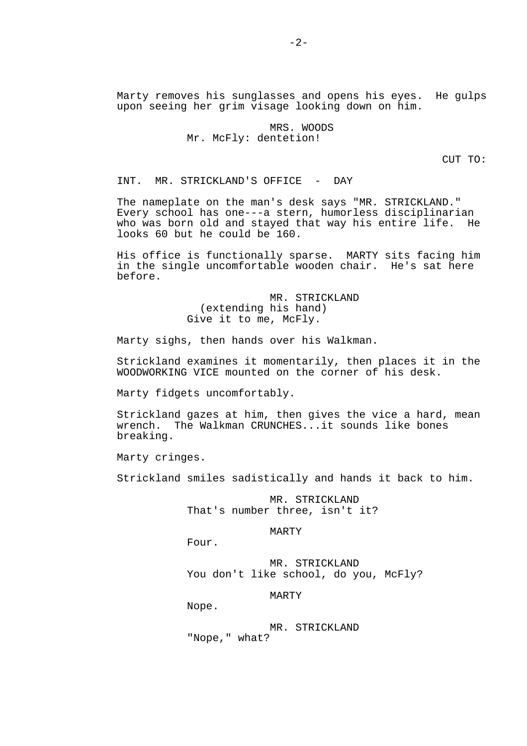Marty removes his sunglasses and opens his eyes. He gulps upon seeing her grim visage looking down on him.

MRS. WOODS
Mr. McFly: dentetion!

CUT TO:

INT. MR. STRICKLAND'S OFFICE - DAY

The nameplate on the man's desk says "MR. STRICKLAND." Every school has one---a stern, humorless disciplinarian who was born old and stayed that way his entire life. He looks 60 but he could be 160.

His office is functionally sparse. MARTY sits facing him in the single uncomfortable wooden chair. He's sat here before.

MR. STRICKLAND
(extending his hand)
Give it to me, McFly.

Marty sighs, then hands over his Walkman.

Strickland examines it momentarily, then places it in the WOODWORKING VICE mounted on the corner of his desk.

Marty fidgets uncomfortably.

Strickland gazes at him, then gives the vice a hard, mean wrench. The Walkman CRUNCHES...it sounds like bones breaking.

Marty cringes.

Strickland smiles sadistically and hands it back to him.

MR. STRICKLAND
That's number three, isn't it?

MARTY
Four.

MR. STRICKLAND
You don't like school, do you, McFly?

MARTY
Nope.

MR. STRICKLAND
"Nope," what?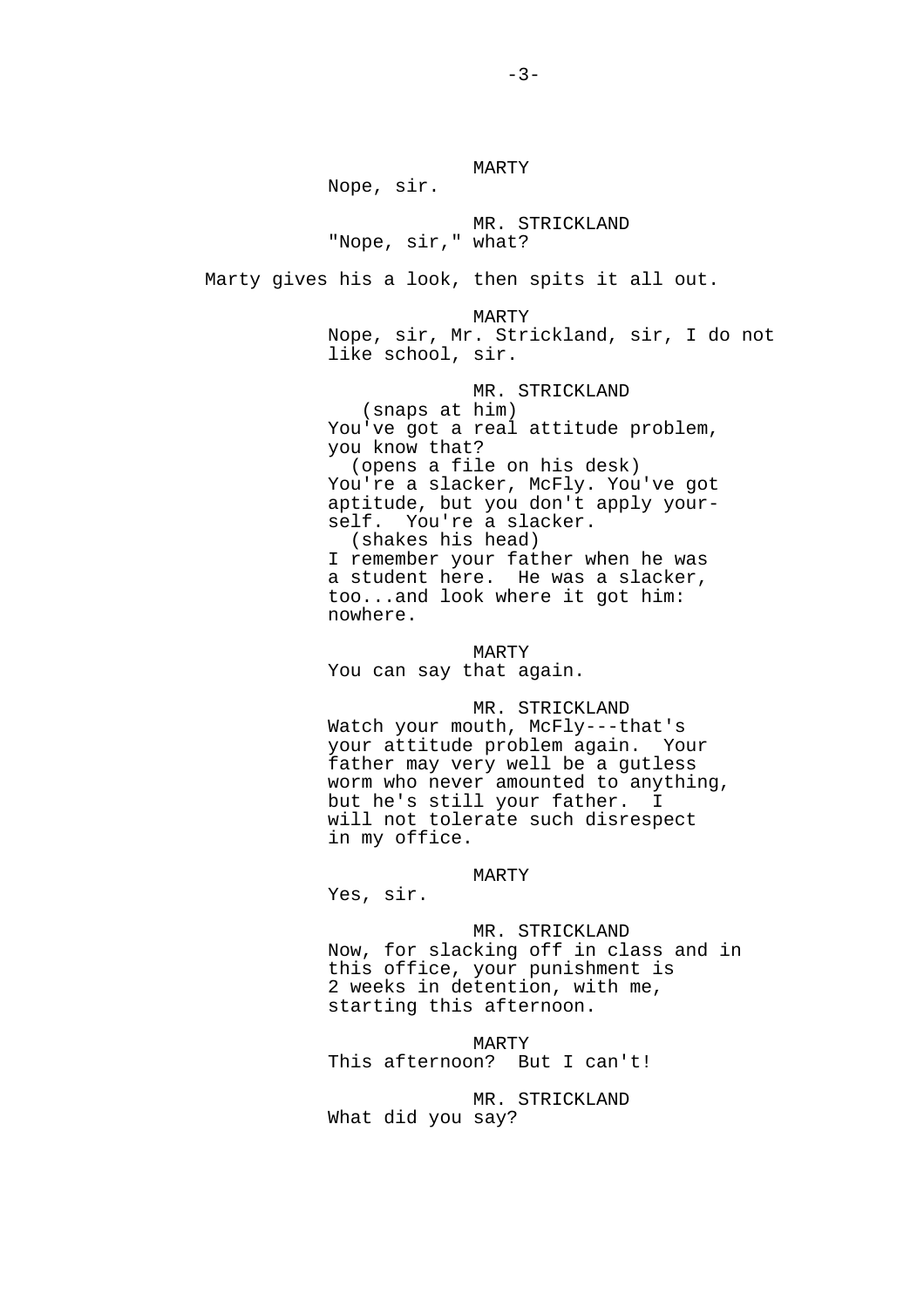MARTY

Nope, sir.

MR. STRICKLAND

"Nope, sir," what?

Marty gives his a look, then spits it all out.

MARTY

Nope, sir, Mr. Strickland, sir, I do not like school, sir.

MR. STRICKLAND

(snaps at him)

You've got a real attitude problem, you know that?

(opens a file on his desk)

You're a slacker, McFly. You've got aptitude, but you don't apply yourself. You're a slacker.

(shakes his head)

I remember your father when he was a student here. He was a slacker, too...and look where it got him: nowhere.

MARTY

You can say that again.

MR. STRICKLAND

Watch your mouth, McFly---that's your attitude problem again. Your father may very well be a gutless worm who never amounted to anything, but he's still your father. I will not tolerate such disrespect in my office.

MARTY

Yes, sir.

MR. STRICKLAND

Now, for slacking off in class and in this office, your punishment is 2 weeks in detention, with me, starting this afternoon.

MARTY

This afternoon? But I can't!

MR. STRICKLAND

What did you say?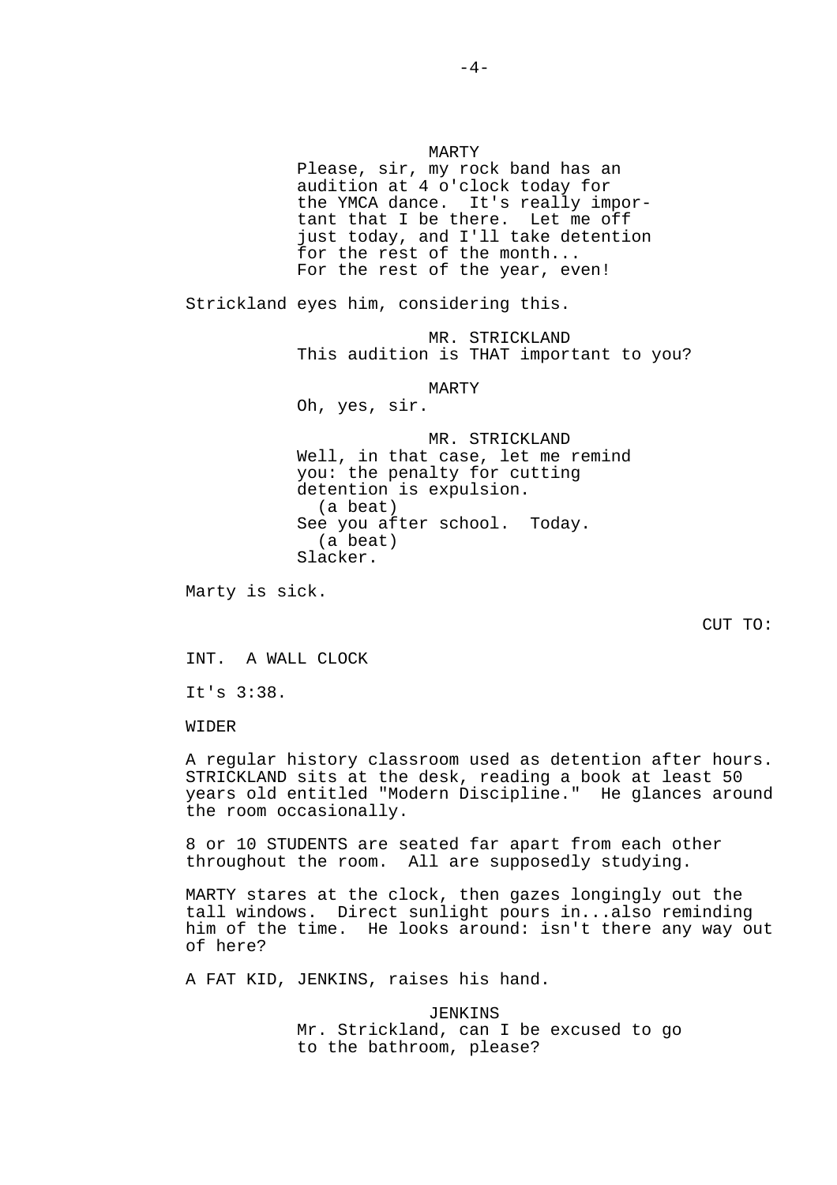MARTY
Please, sir, my rock band has an audition at 4 o'clock today for the YMCA dance. It's really important that I be there. Let me off just today, and I'll take detention for the rest of the month... For the rest of the year, even!

Strickland eyes him, considering this.

MR. STRICKLAND
This audition is THAT important to you?

MARTY
Oh, yes, sir.

MR. STRICKLAND
Well, in that case, let me remind you: the penalty for cutting detention is expulsion.
(a beat)
See you after school. Today.
(a beat)
Slacker.

Marty is sick.

CUT TO:

INT. A WALL CLOCK

It's 3:38.

WIDER

A regular history classroom used as detention after hours. STRICKLAND sits at the desk, reading a book at least 50 years old entitled "Modern Discipline." He glances around the room occasionally.

8 or 10 STUDENTS are seated far apart from each other throughout the room. All are supposedly studying.

MARTY stares at the clock, then gazes longingly out the tall windows. Direct sunlight pours in...also reminding him of the time. He looks around: isn't there any way out of here?

A FAT KID, JENKINS, raises his hand.

JENKINS
Mr. Strickland, can I be excused to go to the bathroom, please?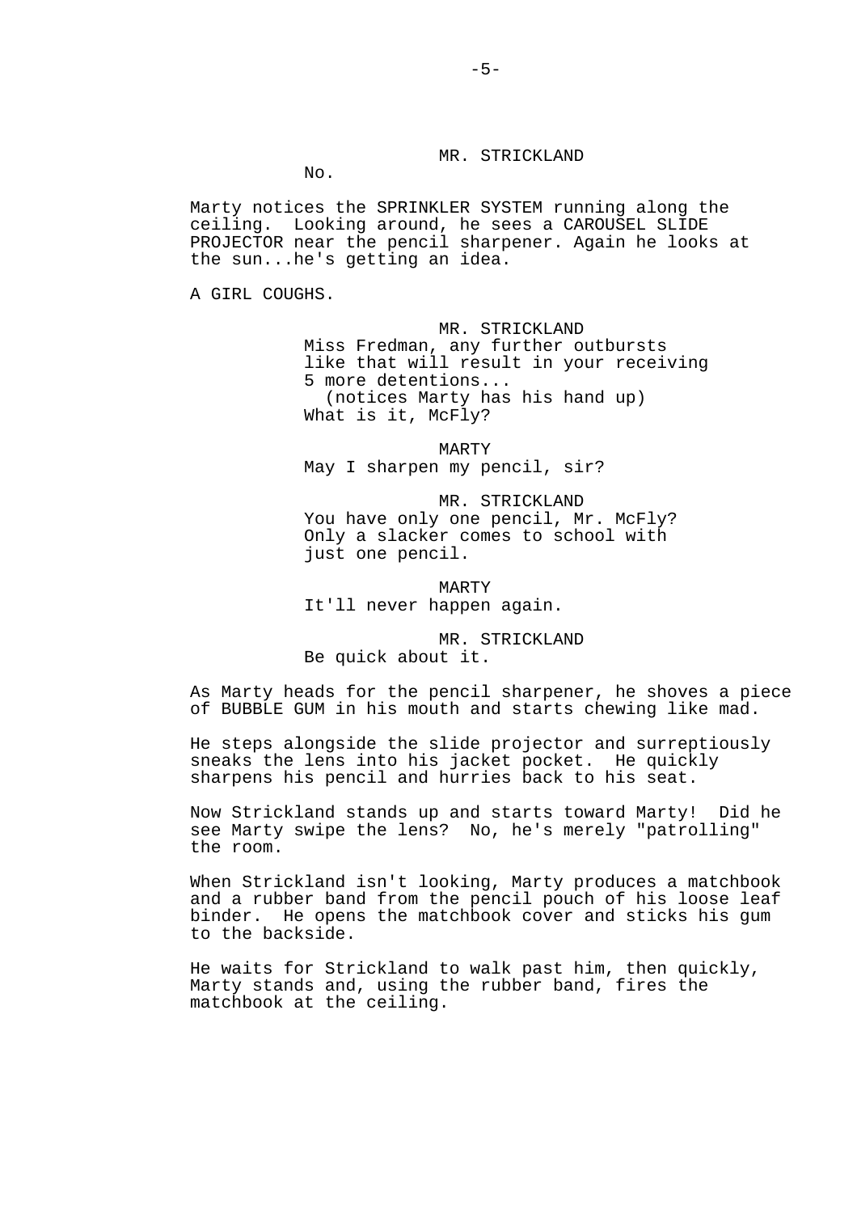MR. STRICKLAND

No.

Marty notices the SPRINKLER SYSTEM running along the ceiling. Looking around, he sees a CAROUSEL SLIDE PROJECTOR near the pencil sharpener. Again he looks at the sun...he's getting an idea.

A GIRL COUGHS.

MR. STRICKLAND

Miss Fredman, any further outbursts like that will result in your receiving 5 more detentions...
(notices Marty has his hand up)
What is it, McFly?

MARTY

May I sharpen my pencil, sir?

MR. STRICKLAND

You have only one pencil, Mr. McFly? Only a slacker comes to school with just one pencil.

MARTY

It'll never happen again.

MR. STRICKLAND

Be quick about it.

As Marty heads for the pencil sharpener, he shoves a piece of BUBBLE GUM in his mouth and starts chewing like mad.

He steps alongside the slide projector and surreptiously sneaks the lens into his jacket pocket. He quickly sharpens his pencil and hurries back to his seat.

Now Strickland stands up and starts toward Marty! Did he see Marty swipe the lens? No, he's merely "patrolling" the room.

When Strickland isn't looking, Marty produces a matchbook and a rubber band from the pencil pouch of his loose leaf binder. He opens the matchbook cover and sticks his gum to the backside.

He waits for Strickland to walk past him, then quickly, Marty stands and, using the rubber band, fires the matchbook at the ceiling.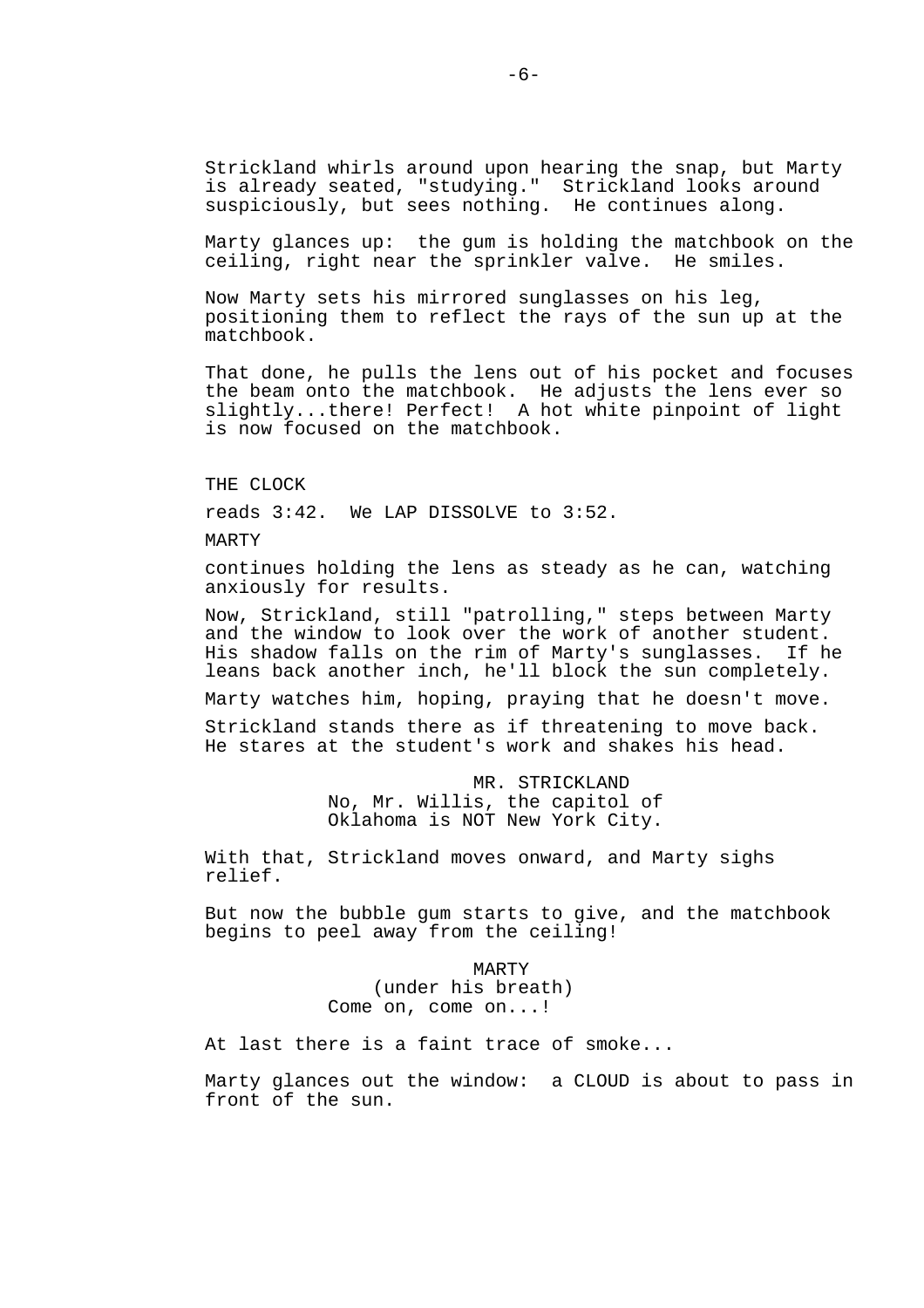Strickland whirls around upon hearing the snap, but Marty is already seated, "studying." Strickland looks around suspiciously, but sees nothing. He continues along.

Marty glances up: the gum is holding the matchbook on the ceiling, right near the sprinkler valve. He smiles.

Now Marty sets his mirrored sunglasses on his leg, positioning them to reflect the rays of the sun up at the matchbook.

That done, he pulls the lens out of his pocket and focuses the beam onto the matchbook. He adjusts the lens ever so slightly...there! Perfect! A hot white pinpoint of light is now focused on the matchbook.

THE CLOCK

reads 3:42. We LAP DISSOLVE to 3:52.

MARTY

continues holding the lens as steady as he can, watching anxiously for results.

Now, Strickland, still "patrolling," steps between Marty and the window to look over the work of another student. His shadow falls on the rim of Marty's sunglasses. If he leans back another inch, he'll block the sun completely.

Marty watches him, hoping, praying that he doesn't move.

Strickland stands there as if threatening to move back. He stares at the student's work and shakes his head.

MR. STRICKLAND
No, Mr. Willis, the capitol of Oklahoma is NOT New York City.

With that, Strickland moves onward, and Marty sighs relief.

But now the bubble gum starts to give, and the matchbook begins to peel away from the ceiling!

MARTY
(under his breath)
Come on, come on...!

At last there is a faint trace of smoke...

Marty glances out the window: a CLOUD is about to pass in front of the sun.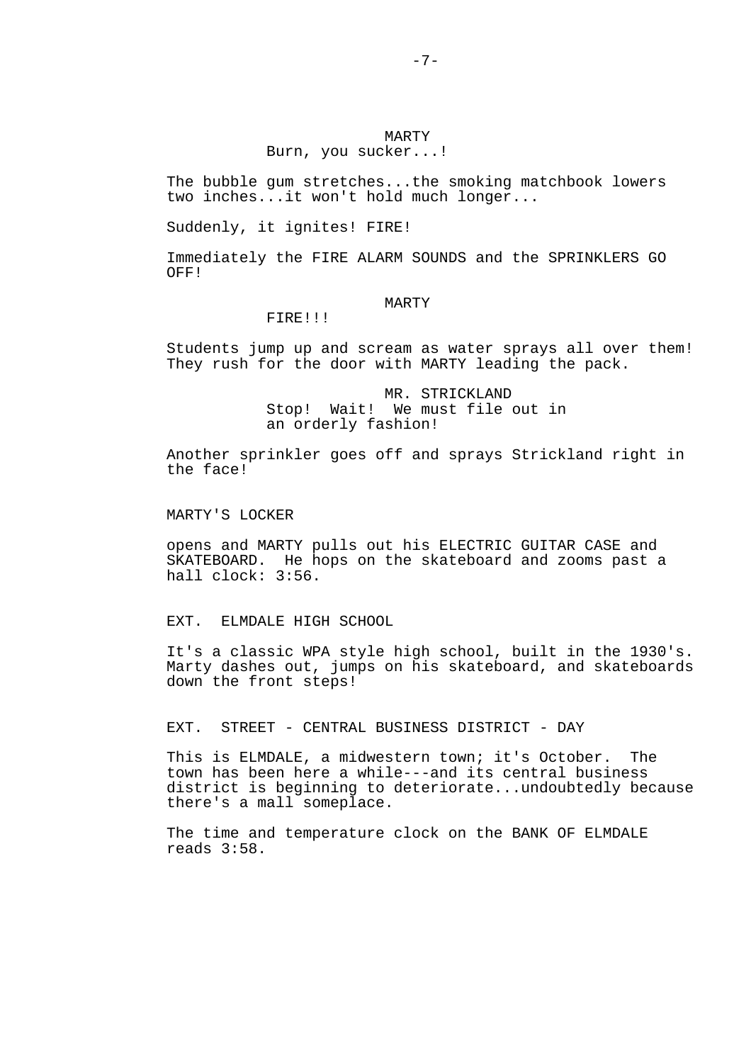MARTY
Burn, you sucker...!

The bubble gum stretches...the smoking matchbook lowers two inches...it won't hold much longer...

Suddenly, it ignites! FIRE!

Immediately the FIRE ALARM SOUNDS and the SPRINKLERS GO OFF!

MARTY
FIRE!!!

Students jump up and scream as water sprays all over them! They rush for the door with MARTY leading the pack.

MR. STRICKLAND
Stop! Wait! We must file out in an orderly fashion!

Another sprinkler goes off and sprays Strickland right in the face!

MARTY'S LOCKER

opens and MARTY pulls out his ELECTRIC GUITAR CASE and SKATEBOARD. He hops on the skateboard and zooms past a hall clock: 3:56.

EXT. ELMDALE HIGH SCHOOL

It's a classic WPA style high school, built in the 1930's. Marty dashes out, jumps on his skateboard, and skateboards down the front steps!

EXT. STREET - CENTRAL BUSINESS DISTRICT - DAY

This is ELMDALE, a midwestern town; it's October. The town has been here a while---and its central business district is beginning to deteriorate...undoubtedly because there's a mall someplace.

The time and temperature clock on the BANK OF ELMDALE reads 3:58.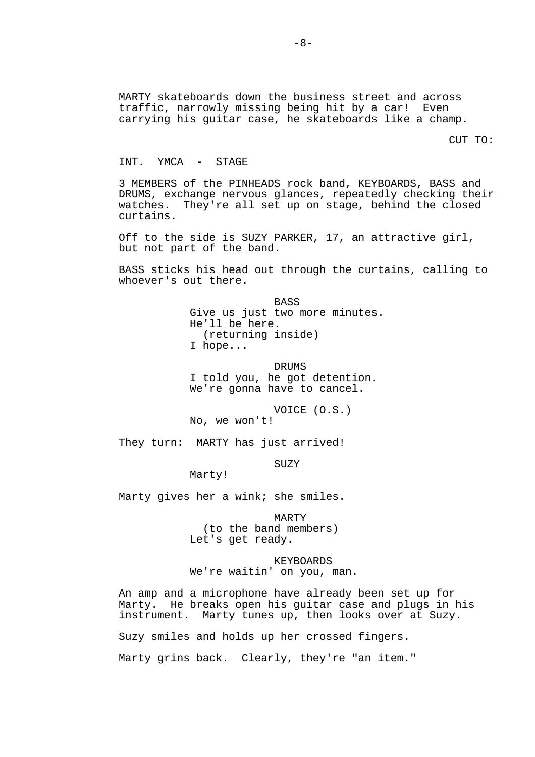MARTY skateboards down the business street and across traffic, narrowly missing being hit by a car! Even carrying his guitar case, he skateboards like a champ.

CUT TO:

INT. YMCA - STAGE

3 MEMBERS of the PINHEADS rock band, KEYBOARDS, BASS and DRUMS, exchange nervous glances, repeatedly checking their watches. They're all set up on stage, behind the closed curtains.

Off to the side is SUZY PARKER, 17, an attractive girl, but not part of the band.

BASS sticks his head out through the curtains, calling to whoever's out there.

BASS
Give us just two more minutes.
He'll be here.
(returning inside)
I hope...

DRUMS
I told you, he got detention.
We're gonna have to cancel.

VOICE (O.S.)
No, we won't!

They turn: MARTY has just arrived!

SUZY
Marty!

Marty gives her a wink; she smiles.

MARTY
(to the band members)
Let's get ready.

KEYBOARDS
We're waitin' on you, man.

An amp and a microphone have already been set up for Marty. He breaks open his guitar case and plugs in his instrument. Marty tunes up, then looks over at Suzy.

Suzy smiles and holds up her crossed fingers.

Marty grins back. Clearly, they're "an item."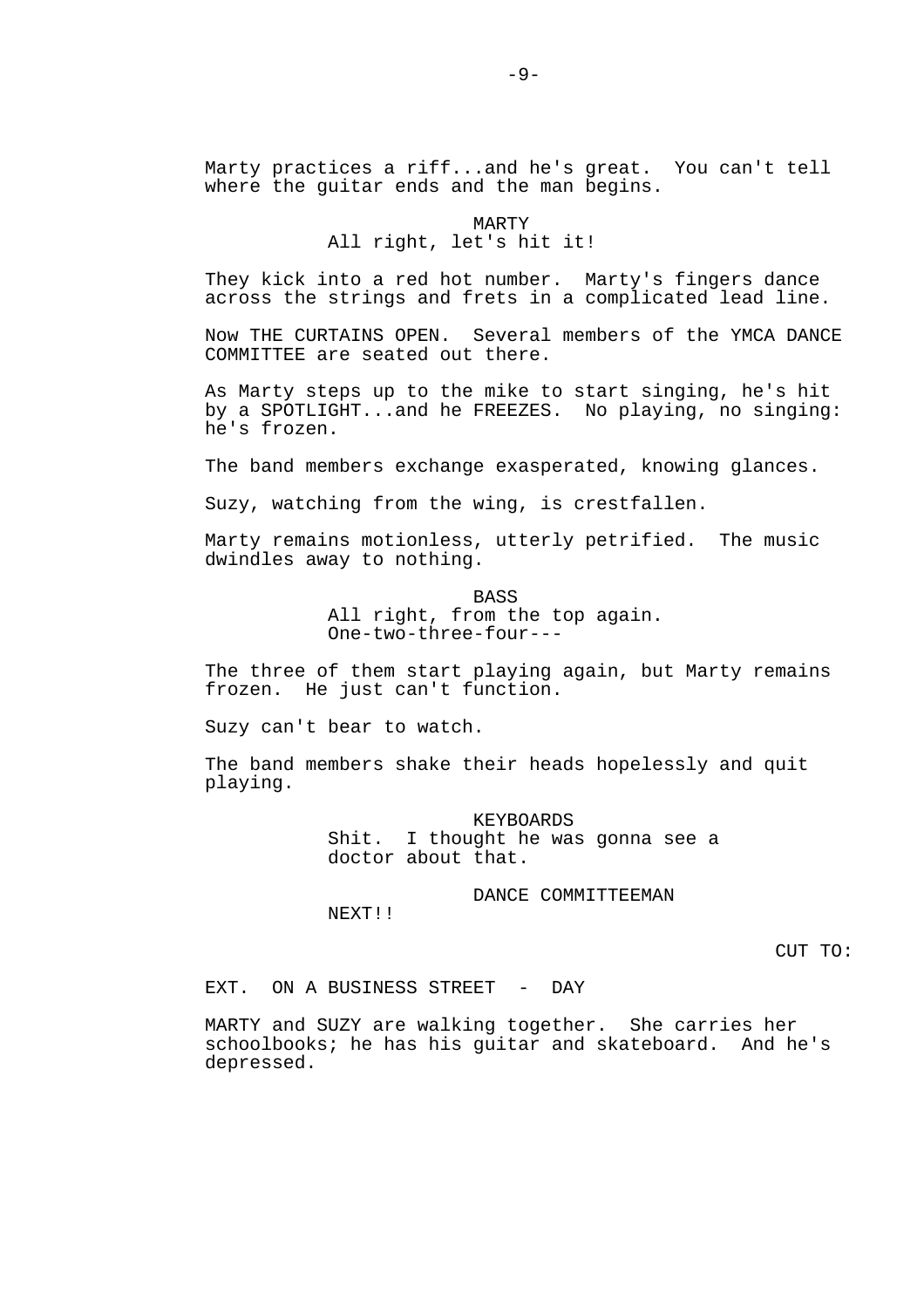Marty practices a riff...and he's great. You can't tell where the guitar ends and the man begins.

MARTY
All right, let's hit it!

They kick into a red hot number. Marty's fingers dance across the strings and frets in a complicated lead line.

Now THE CURTAINS OPEN. Several members of the YMCA DANCE COMMITTEE are seated out there.

As Marty steps up to the mike to start singing, he's hit by a SPOTLIGHT...and he FREEZES. No playing, no singing: he's frozen.

The band members exchange exasperated, knowing glances.

Suzy, watching from the wing, is crestfallen.

Marty remains motionless, utterly petrified. The music dwindles away to nothing.

BASS
All right, from the top again.
One-two-three-four---

The three of them start playing again, but Marty remains frozen. He just can't function.

Suzy can't bear to watch.

The band members shake their heads hopelessly and quit playing.

KEYBOARDS
Shit. I thought he was gonna see a doctor about that.

DANCE COMMITTEEMAN
NEXT!!

CUT TO:

EXT. ON A BUSINESS STREET - DAY

MARTY and SUZY are walking together. She carries her schoolbooks; he has his guitar and skateboard. And he's depressed.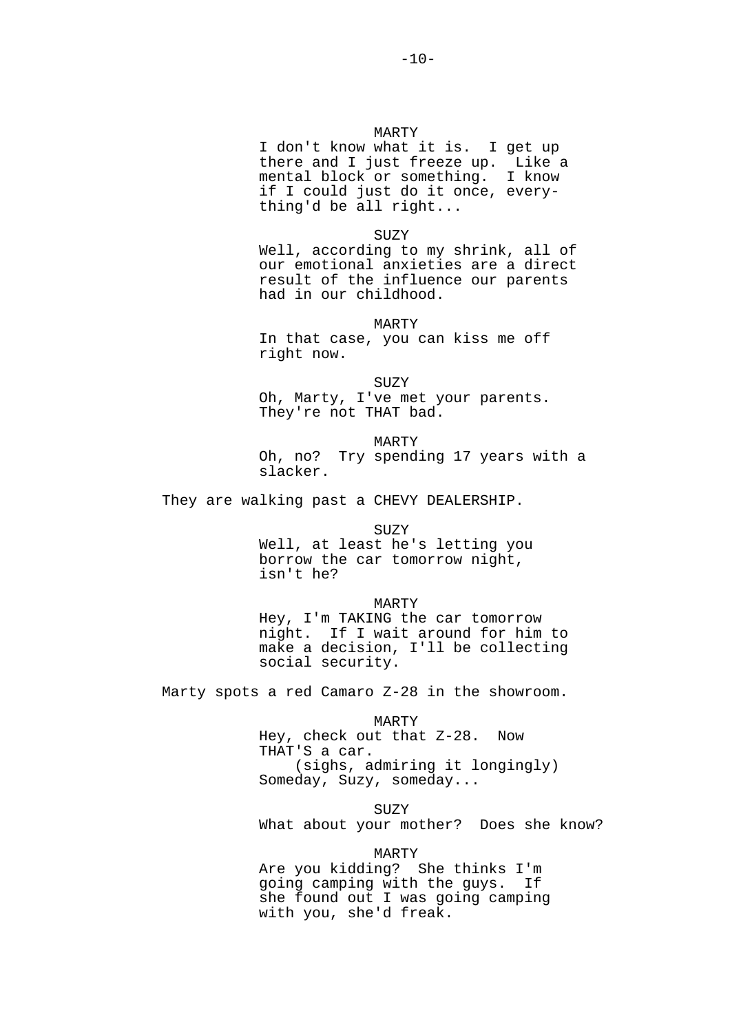MARTY
I don't know what it is. I get up there and I just freeze up. Like a mental block or something. I know if I could just do it once, every-thing'd be all right...

SUZY
Well, according to my shrink, all of our emotional anxieties are a direct result of the influence our parents had in our childhood.

MARTY
In that case, you can kiss me off right now.

SUZY
Oh, Marty, I've met your parents. They're not THAT bad.

MARTY
Oh, no? Try spending 17 years with a slacker.

They are walking past a CHEVY DEALERSHIP.

SUZY
Well, at least he's letting you borrow the car tomorrow night, isn't he?

MARTY
Hey, I'm TAKING the car tomorrow night. If I wait around for him to make a decision, I'll be collecting social security.

Marty spots a red Camaro Z-28 in the showroom.

MARTY
Hey, check out that Z-28. Now THAT'S a car.
(sighs, admiring it longingly)
Someday, Suzy, someday...

SUZY
What about your mother? Does she know?

MARTY
Are you kidding? She thinks I'm going camping with the guys. If she found out I was going camping with you, she'd freak.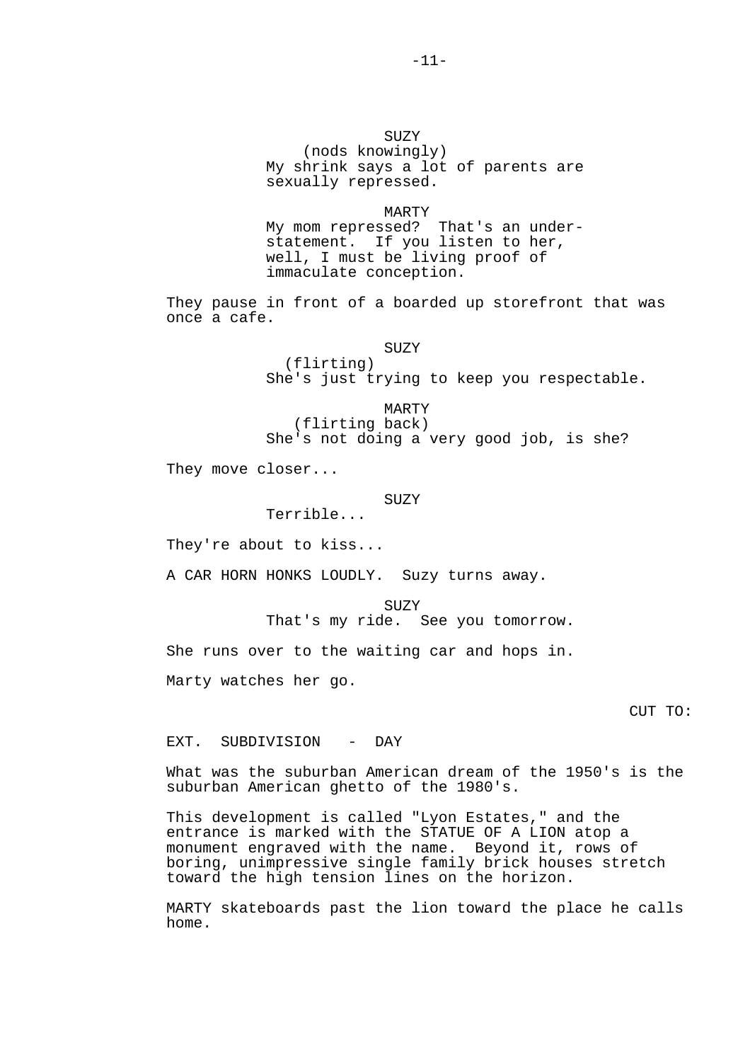SUZY
(nods knowingly)
My shrink says a lot of parents are sexually repressed.

MARTY
My mom repressed? That's an under-statement. If you listen to her, well, I must be living proof of immaculate conception.

They pause in front of a boarded up storefront that was once a cafe.

SUZY
(flirting)
She's just trying to keep you respectable.

MARTY
(flirting back)
She's not doing a very good job, is she?

They move closer...

SUZY
Terrible...

They're about to kiss...

A CAR HORN HONKS LOUDLY. Suzy turns away.

SUZY
That's my ride. See you tomorrow.

She runs over to the waiting car and hops in.

Marty watches her go.

CUT TO:

EXT. SUBDIVISION - DAY

What was the suburban American dream of the 1950's is the suburban American ghetto of the 1980's.

This development is called "Lyon Estates," and the entrance is marked with the STATUE OF A LION atop a monument engraved with the name. Beyond it, rows of boring, unimpressive single family brick houses stretch toward the high tension lines on the horizon.

MARTY skateboards past the lion toward the place he calls home.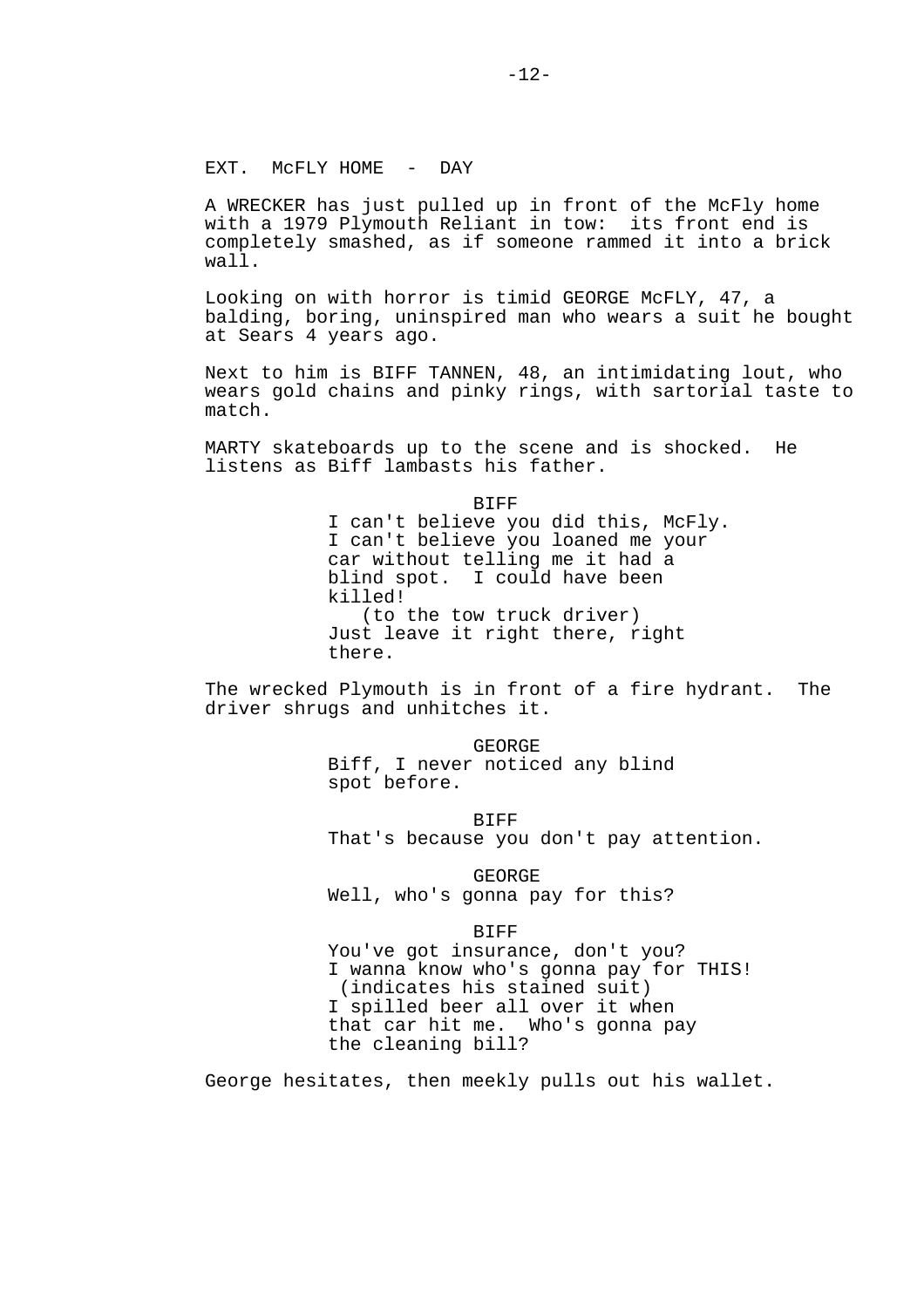EXT. McFLY HOME - DAY

A WRECKER has just pulled up in front of the McFly home with a 1979 Plymouth Reliant in tow: its front end is completely smashed, as if someone rammed it into a brick wall.

Looking on with horror is timid GEORGE McFLY, 47, a balding, boring, uninspired man who wears a suit he bought at Sears 4 years ago.

Next to him is BIFF TANNEN, 48, an intimidating lout, who wears gold chains and pinky rings, with sartorial taste to match.

MARTY skateboards up to the scene and is shocked. He listens as Biff lambasts his father.

BIFF
I can't believe you did this, McFly. I can't believe you loaned me your car without telling me it had a blind spot. I could have been killed!
(to the tow truck driver)
Just leave it right there, right there.

The wrecked Plymouth is in front of a fire hydrant. The driver shrugs and unhitches it.

GEORGE
Biff, I never noticed any blind spot before.

BIFF
That's because you don't pay attention.

GEORGE
Well, who's gonna pay for this?

BIFF
You've got insurance, don't you? I wanna know who's gonna pay for THIS!
(indicates his stained suit)
I spilled beer all over it when that car hit me. Who's gonna pay the cleaning bill?

George hesitates, then meekly pulls out his wallet.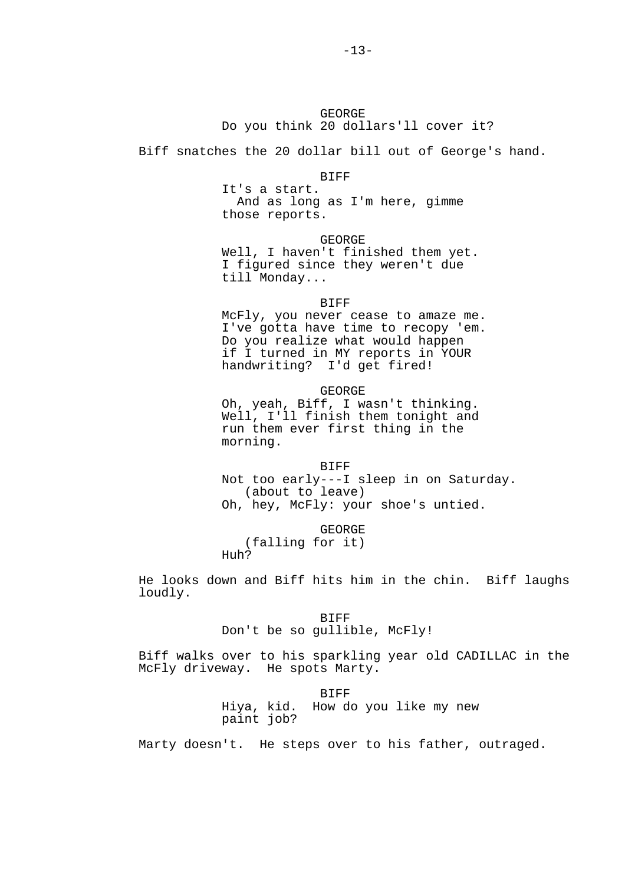GEORGE
Do you think 20 dollars'll cover it?

Biff snatches the 20 dollar bill out of George's hand.

BIFF
It's a start.
And as long as I'm here, gimme those reports.

GEORGE
Well, I haven't finished them yet. I figured since they weren't due till Monday...

BIFF
McFly, you never cease to amaze me. I've gotta have time to recopy 'em. Do you realize what would happen if I turned in MY reports in YOUR handwriting? I'd get fired!

GEORGE
Oh, yeah, Biff, I wasn't thinking. Well, I'll finish them tonight and run them ever first thing in the morning.

BIFF
Not too early---I sleep in on Saturday.
(about to leave)
Oh, hey, McFly: your shoe's untied.

GEORGE
(falling for it)
Huh?

He looks down and Biff hits him in the chin. Biff laughs loudly.

BIFF
Don't be so gullible, McFly!

Biff walks over to his sparkling year old CADILLAC in the McFly driveway. He spots Marty.

BIFF
Hiya, kid. How do you like my new paint job?

Marty doesn't. He steps over to his father, outraged.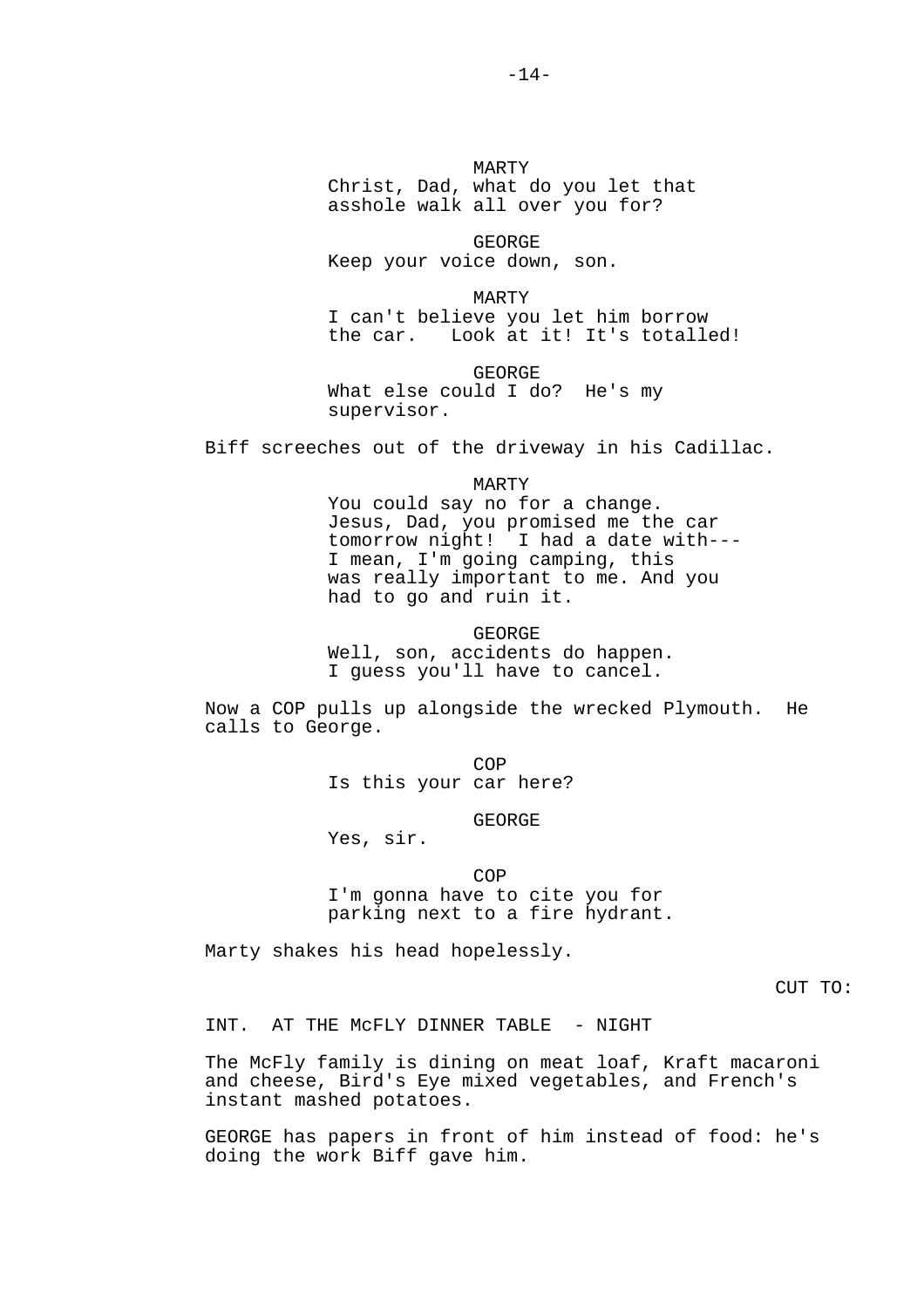MARTY
Christ, Dad, what do you let that asshole walk all over you for?

GEORGE
Keep your voice down, son.

MARTY
I can't believe you let him borrow the car. Look at it! It's totalled!

GEORGE
What else could I do? He's my supervisor.

Biff screeches out of the driveway in his Cadillac.

MARTY
You could say no for a change. Jesus, Dad, you promised me the car tomorrow night! I had a date with--- I mean, I'm going camping, this was really important to me. And you had to go and ruin it.

GEORGE
Well, son, accidents do happen. I guess you'll have to cancel.

Now a COP pulls up alongside the wrecked Plymouth. He calls to George.

COP
Is this your car here?

GEORGE
Yes, sir.

COP
I'm gonna have to cite you for parking next to a fire hydrant.

Marty shakes his head hopelessly.

CUT TO:

INT. AT THE McFLY DINNER TABLE - NIGHT

The McFly family is dining on meat loaf, Kraft macaroni and cheese, Bird's Eye mixed vegetables, and French's instant mashed potatoes.

GEORGE has papers in front of him instead of food: he's doing the work Biff gave him.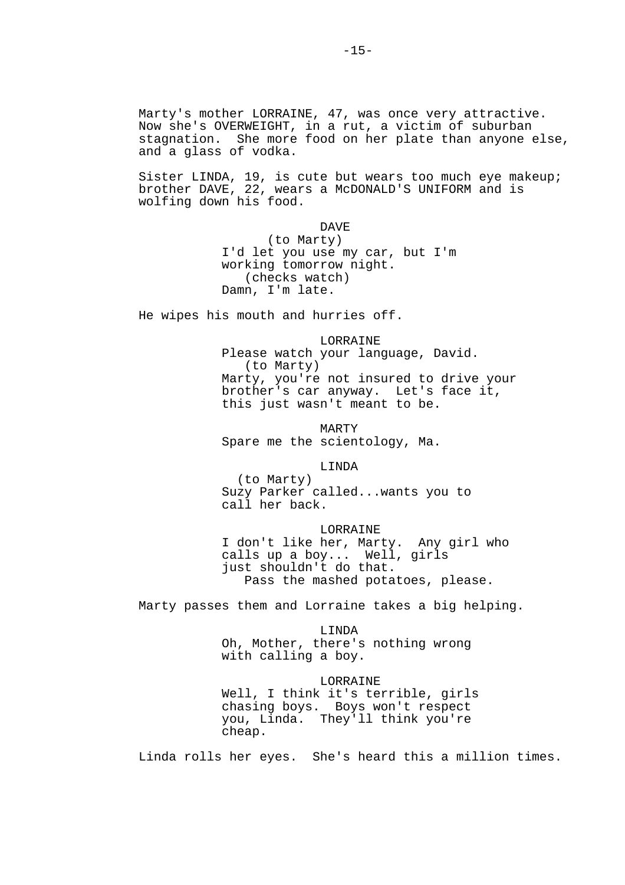Marty's mother LORRAINE, 47, was once very attractive. Now she's OVERWEIGHT, in a rut, a victim of suburban stagnation. She more food on her plate than anyone else, and a glass of vodka.

Sister LINDA, 19, is cute but wears too much eye makeup; brother DAVE, 22, wears a McDONALD'S UNIFORM and is wolfing down his food.

DAVE
(to Marty)
I'd let you use my car, but I'm working tomorrow night.
(checks watch)
Damn, I'm late.

He wipes his mouth and hurries off.

LORRAINE
Please watch your language, David.
(to Marty)
Marty, you're not insured to drive your brother's car anyway. Let's face it, this just wasn't meant to be.

MARTY
Spare me the scientology, Ma.

LINDA
(to Marty)
Suzy Parker called...wants you to call her back.

LORRAINE
I don't like her, Marty. Any girl who calls up a boy... Well, girls just shouldn't do that.
Pass the mashed potatoes, please.

Marty passes them and Lorraine takes a big helping.

LINDA
Oh, Mother, there's nothing wrong with calling a boy.

LORRAINE
Well, I think it's terrible, girls chasing boys. Boys won't respect you, Linda. They'll think you're cheap.

Linda rolls her eyes. She's heard this a million times.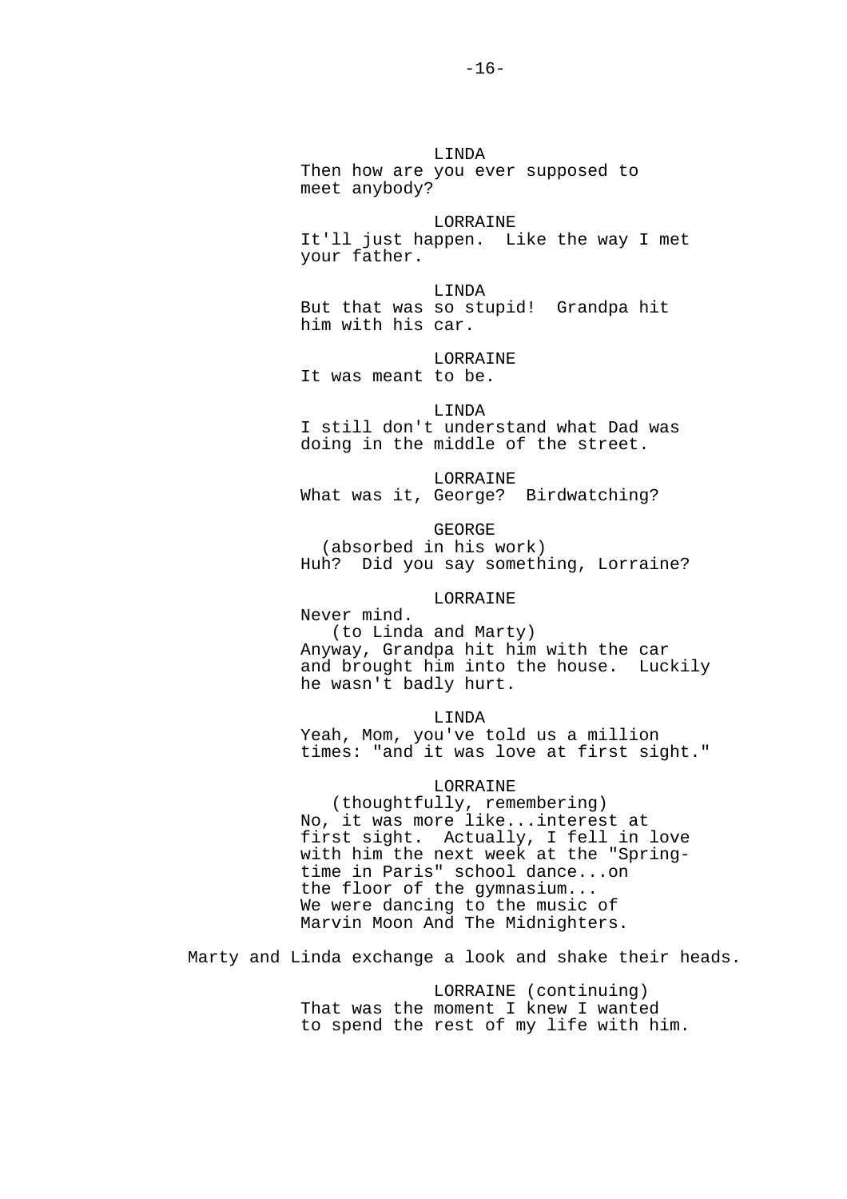LINDA

Then how are you ever supposed to meet anybody?

LORRAINE

It'll just happen. Like the way I met your father.

LINDA

But that was so stupid! Grandpa hit him with his car.

LORRAINE

It was meant to be.

LINDA

I still don't understand what Dad was doing in the middle of the street.

LORRAINE

What was it, George? Birdwatching?

GEORGE

(absorbed in his work)

Huh? Did you say something, Lorraine?

LORRAINE

Never mind.

(to Linda and Marty)

Anyway, Grandpa hit him with the car and brought him into the house. Luckily he wasn't badly hurt.

LINDA

Yeah, Mom, you've told us a million times: "and it was love at first sight."

LORRAINE

(thoughtfully, remembering)

No, it was more like...interest at first sight. Actually, I fell in love with him the next week at the "Spring-time in Paris" school dance...on the floor of the gymnasium... We were dancing to the music of Marvin Moon And The Midnighters.

Marty and Linda exchange a look and shake their heads.

LORRAINE (continuing)

That was the moment I knew I wanted to spend the rest of my life with him.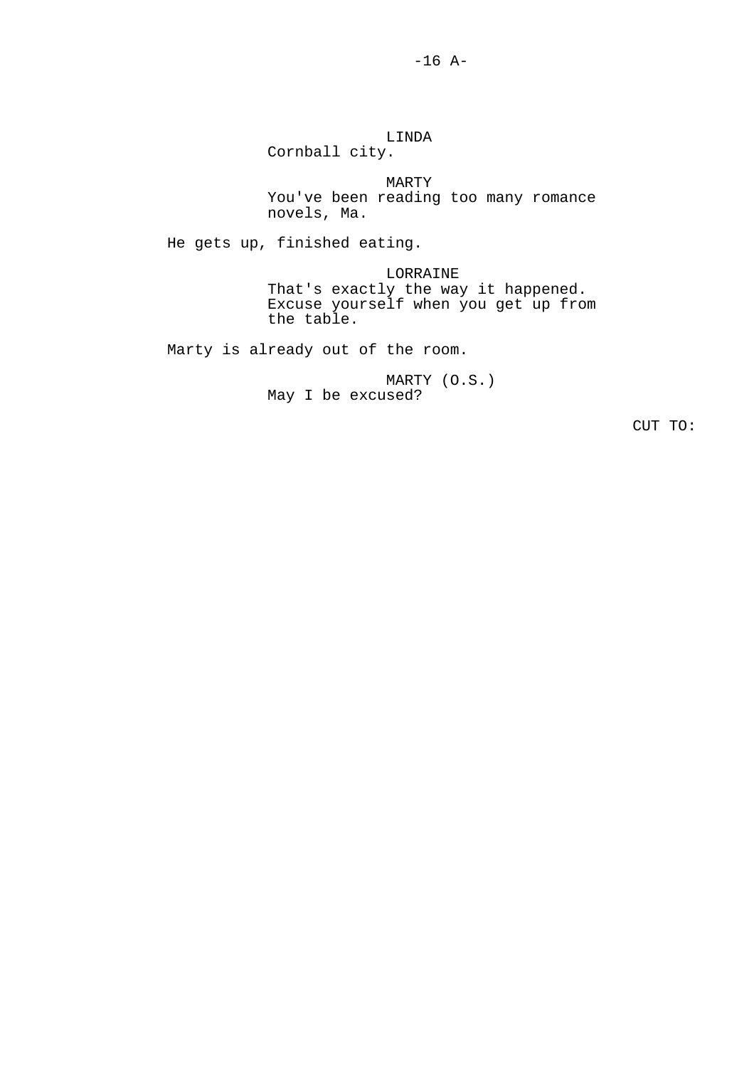LINDA
Cornball city.

MARTY
You've been reading too many romance novels, Ma.

He gets up, finished eating.

LORRAINE
That's exactly the way it happened. Excuse yourself when you get up from the table.

Marty is already out of the room.

MARTY (O.S.)
May I be excused?

CUT TO: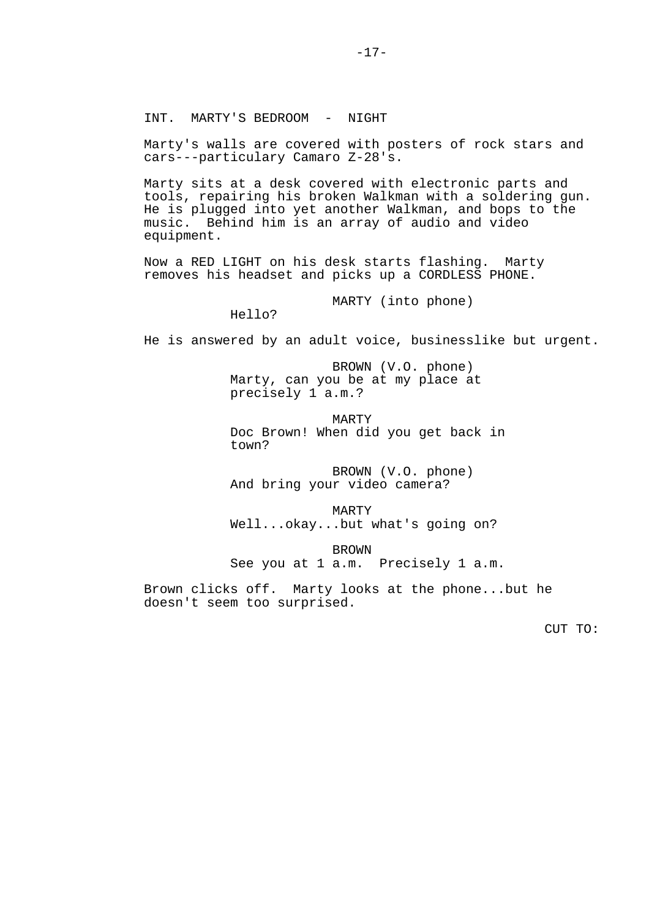INT. MARTY'S BEDROOM - NIGHT

Marty's walls are covered with posters of rock stars and cars---particulary Camaro Z-28's.

Marty sits at a desk covered with electronic parts and tools, repairing his broken Walkman with a soldering gun. He is plugged into yet another Walkman, and bops to the music. Behind him is an array of audio and video equipment.

Now a RED LIGHT on his desk starts flashing. Marty removes his headset and picks up a CORDLESS PHONE.

MARTY (into phone)
Hello?

He is answered by an adult voice, businesslike but urgent.

BROWN (V.O. phone)
Marty, can you be at my place at precisely 1 a.m.?

MARTY
Doc Brown! When did you get back in town?

BROWN (V.O. phone)
And bring your video camera?

MARTY
Well...okay...but what's going on?

BROWN
See you at 1 a.m. Precisely 1 a.m.

Brown clicks off. Marty looks at the phone...but he doesn't seem too surprised.

CUT TO: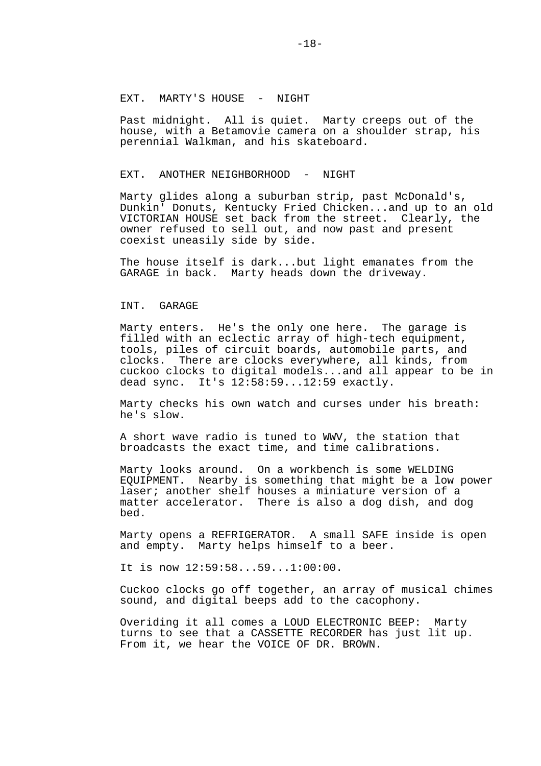EXT. MARTY'S HOUSE - NIGHT

Past midnight. All is quiet. Marty creeps out of the house, with a Betamovie camera on a shoulder strap, his perennial Walkman, and his skateboard.

EXT. ANOTHER NEIGHBORHOOD - NIGHT

Marty glides along a suburban strip, past McDonald's, Dunkin' Donuts, Kentucky Fried Chicken...and up to an old VICTORIAN HOUSE set back from the street. Clearly, the owner refused to sell out, and now past and present coexist uneasily side by side.

The house itself is dark...but light emanates from the GARAGE in back. Marty heads down the driveway.

INT. GARAGE

Marty enters. He's the only one here. The garage is filled with an eclectic array of high-tech equipment, tools, piles of circuit boards, automobile parts, and clocks. There are clocks everywhere, all kinds, from cuckoo clocks to digital models...and all appear to be in dead sync. It's 12:58:59...12:59 exactly.

Marty checks his own watch and curses under his breath: he's slow.

A short wave radio is tuned to WWV, the station that broadcasts the exact time, and time calibrations.

Marty looks around. On a workbench is some WELDING EQUIPMENT. Nearby is something that might be a low power laser; another shelf houses a miniature version of a matter accelerator. There is also a dog dish, and dog bed.

Marty opens a REFRIGERATOR. A small SAFE inside is open and empty. Marty helps himself to a beer.

It is now 12:59:58...59...1:00:00.

Cuckoo clocks go off together, an array of musical chimes sound, and digital beeps add to the cacophony.

Overiding it all comes a LOUD ELECTRONIC BEEP: Marty turns to see that a CASSETTE RECORDER has just lit up. From it, we hear the VOICE OF DR. BROWN.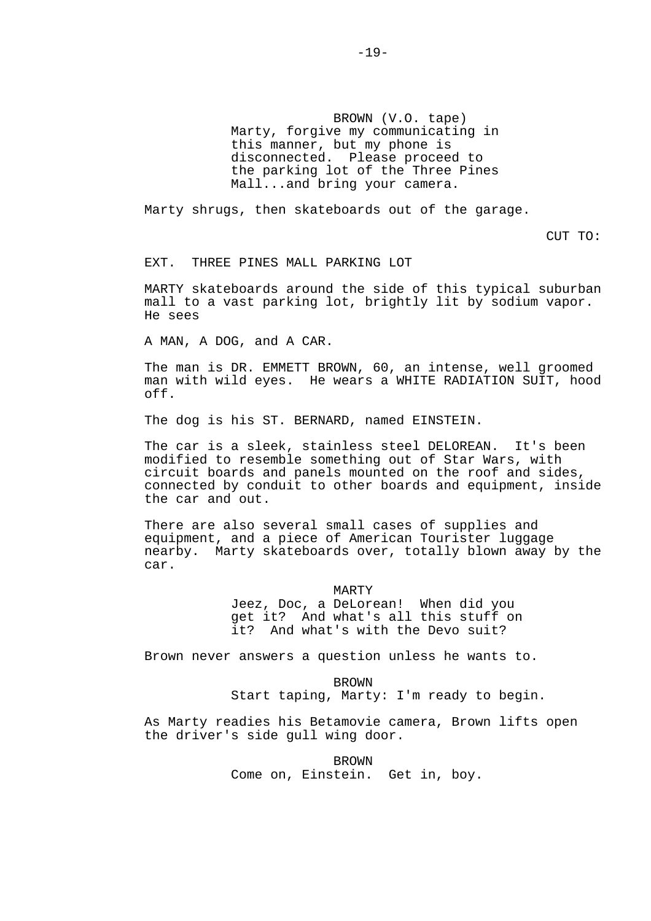BROWN (V.O. tape)
Marty, forgive my communicating in this manner, but my phone is disconnected. Please proceed to the parking lot of the Three Pines Mall...and bring your camera.

Marty shrugs, then skateboards out of the garage.

CUT TO:

EXT. THREE PINES MALL PARKING LOT

MARTY skateboards around the side of this typical suburban mall to a vast parking lot, brightly lit by sodium vapor. He sees

A MAN, A DOG, and A CAR.

The man is DR. EMMETT BROWN, 60, an intense, well groomed man with wild eyes. He wears a WHITE RADIATION SUIT, hood off.

The dog is his ST. BERNARD, named EINSTEIN.

The car is a sleek, stainless steel DELOREAN. It's been modified to resemble something out of Star Wars, with circuit boards and panels mounted on the roof and sides, connected by conduit to other boards and equipment, inside the car and out.

There are also several small cases of supplies and equipment, and a piece of American Tourister luggage nearby. Marty skateboards over, totally blown away by the car.

MARTY
Jeez, Doc, a DeLorean! When did you get it? And what's all this stuff on it? And what's with the Devo suit?

Brown never answers a question unless he wants to.

BROWN
Start taping, Marty: I'm ready to begin.

As Marty readies his Betamovie camera, Brown lifts open the driver's side gull wing door.

BROWN
Come on, Einstein. Get in, boy.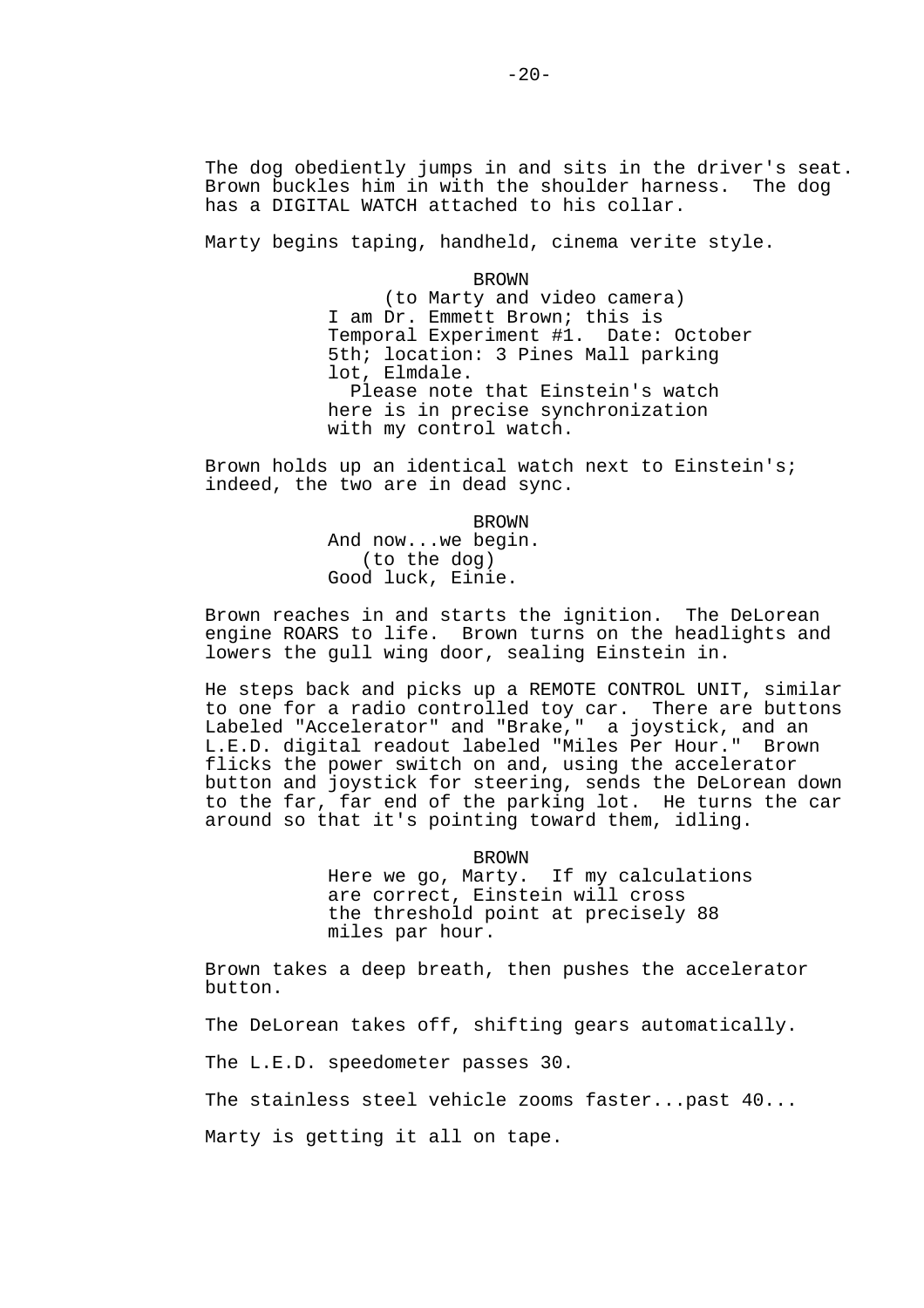The dog obediently jumps in and sits in the driver's seat. Brown buckles him in with the shoulder harness. The dog has a DIGITAL WATCH attached to his collar.

Marty begins taping, handheld, cinema verite style.

BROWN
(to Marty and video camera)
I am Dr. Emmett Brown; this is Temporal Experiment #1. Date: October 5th; location: 3 Pines Mall parking lot, Elmdale.
Please note that Einstein's watch here is in precise synchronization with my control watch.

Brown holds up an identical watch next to Einstein's; indeed, the two are in dead sync.

BROWN
And now...we begin.
(to the dog)
Good luck, Einie.

Brown reaches in and starts the ignition. The DeLorean engine ROARS to life. Brown turns on the headlights and lowers the gull wing door, sealing Einstein in.

He steps back and picks up a REMOTE CONTROL UNIT, similar to one for a radio controlled toy car. There are buttons Labeled "Accelerator" and "Brake," a joystick, and an L.E.D. digital readout labeled "Miles Per Hour." Brown flicks the power switch on and, using the accelerator button and joystick for steering, sends the DeLorean down to the far, far end of the parking lot. He turns the car around so that it's pointing toward them, idling.

BROWN
Here we go, Marty. If my calculations are correct, Einstein will cross the threshold point at precisely 88 miles par hour.

Brown takes a deep breath, then pushes the accelerator button.

The DeLorean takes off, shifting gears automatically.

The L.E.D. speedometer passes 30.

The stainless steel vehicle zooms faster...past 40...

Marty is getting it all on tape.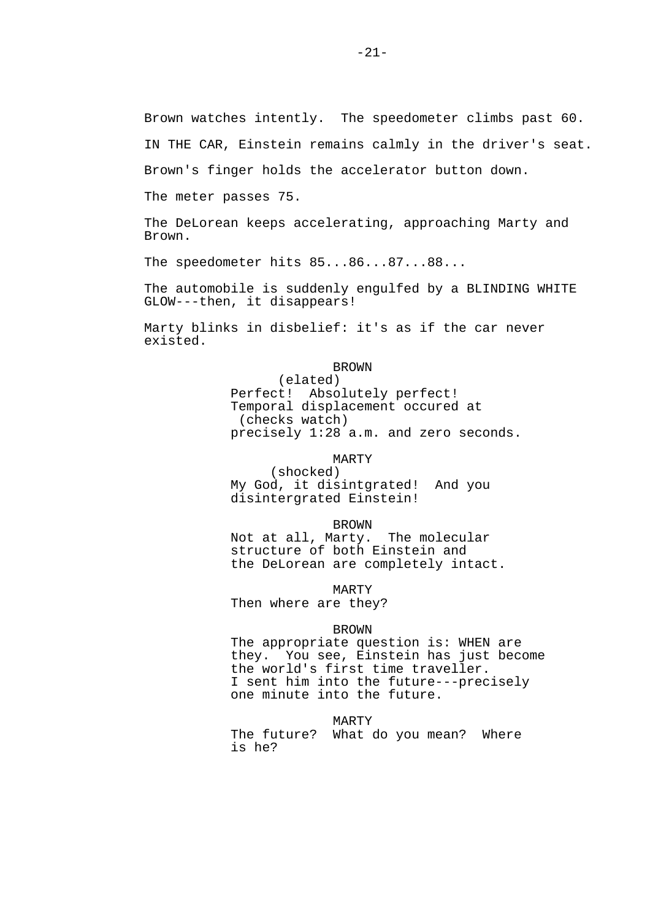Brown watches intently. The speedometer climbs past 60.

IN THE CAR, Einstein remains calmly in the driver's seat.

Brown's finger holds the accelerator button down.

The meter passes 75.

The DeLorean keeps accelerating, approaching Marty and Brown.

The speedometer hits 85...86...87...88...

The automobile is suddenly engulfed by a BLINDING WHITE GLOW---then, it disappears!

Marty blinks in disbelief: it's as if the car never existed.

BROWN
(elated)
Perfect! Absolutely perfect! Temporal displacement occured at
(checks watch)
precisely 1:28 a.m. and zero seconds.

MARTY
(shocked)
My God, it disintgrated! And you disintergrated Einstein!

BROWN
Not at all, Marty. The molecular structure of both Einstein and the DeLorean are completely intact.

MARTY
Then where are they?

BROWN
The appropriate question is: WHEN are they. You see, Einstein has just become the world's first time traveller. I sent him into the future---precisely one minute into the future.

MARTY
The future? What do you mean? Where is he?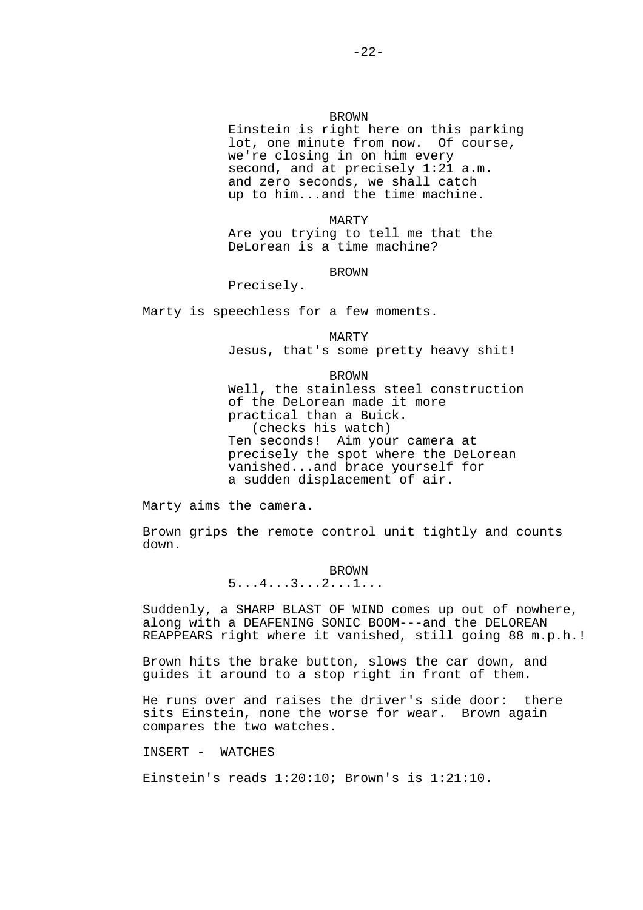BROWN

Einstein is right here on this parking lot, one minute from now. Of course, we're closing in on him every second, and at precisely 1:21 a.m. and zero seconds, we shall catch up to him...and the time machine.

MARTY

Are you trying to tell me that the DeLorean is a time machine?

BROWN

Precisely.

Marty is speechless for a few moments.

MARTY

Jesus, that's some pretty heavy shit!

BROWN

Well, the stainless steel construction of the DeLorean made it more practical than a Buick.
(checks his watch)
Ten seconds! Aim your camera at precisely the spot where the DeLorean vanished...and brace yourself for a sudden displacement of air.

Marty aims the camera.

Brown grips the remote control unit tightly and counts down.

BROWN

5...4...3...2...1...

Suddenly, a SHARP BLAST OF WIND comes up out of nowhere, along with a DEAFENING SONIC BOOM---and the DELOREAN REAPPEARS right where it vanished, still going 88 m.p.h.!

Brown hits the brake button, slows the car down, and guides it around to a stop right in front of them.

He runs over and raises the driver's side door: there sits Einstein, none the worse for wear. Brown again compares the two watches.

INSERT - WATCHES

Einstein's reads 1:20:10; Brown's is 1:21:10.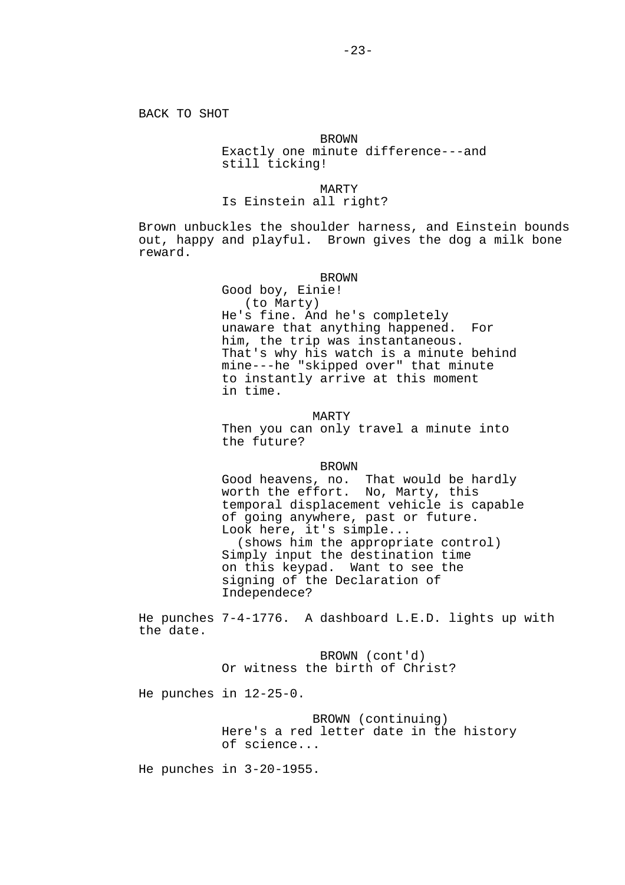BACK TO SHOT

BROWN
Exactly one minute difference---and still ticking!

MARTY
Is Einstein all right?

Brown unbuckles the shoulder harness, and Einstein bounds out, happy and playful. Brown gives the dog a milk bone reward.

BROWN
Good boy, Einie!
(to Marty)
He's fine. And he's completely unaware that anything happened. For him, the trip was instantaneous. That's why his watch is a minute behind mine---he "skipped over" that minute to instantly arrive at this moment in time.

MARTY
Then you can only travel a minute into the future?

BROWN
Good heavens, no. That would be hardly worth the effort. No, Marty, this temporal displacement vehicle is capable of going anywhere, past or future. Look here, it's simple...
(shows him the appropriate control)
Simply input the destination time on this keypad. Want to see the signing of the Declaration of Independece?

He punches 7-4-1776. A dashboard L.E.D. lights up with the date.

BROWN (cont'd)
Or witness the birth of Christ?

He punches in 12-25-0.

BROWN (continuing)
Here's a red letter date in the history of science...

He punches in 3-20-1955.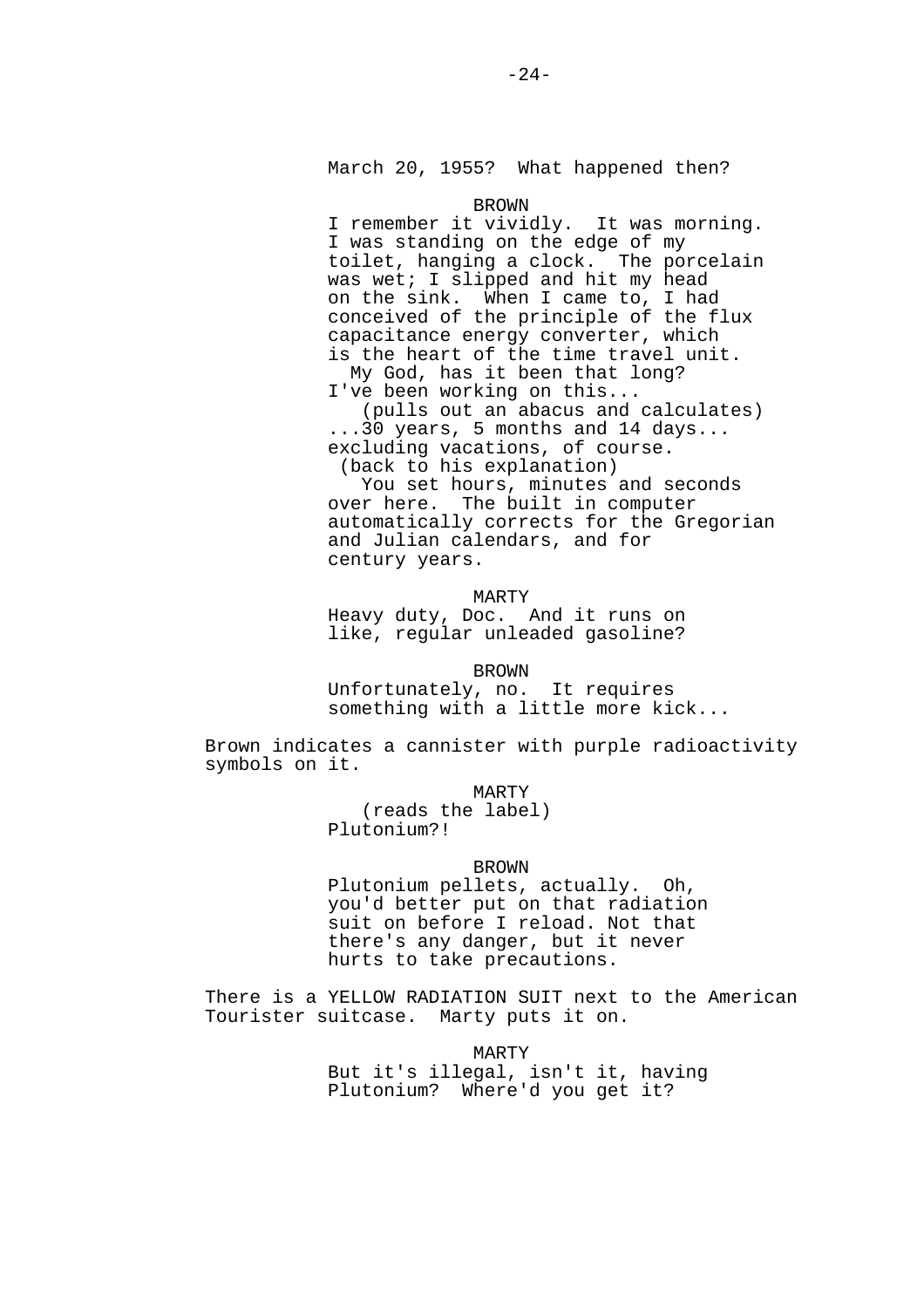March 20, 1955? What happened then?

BROWN

I remember it vividly. It was morning. I was standing on the edge of my toilet, hanging a clock. The porcelain was wet; I slipped and hit my head on the sink. When I came to, I had conceived of the principle of the flux capacitance energy converter, which is the heart of the time travel unit.
My God, has it been that long? I've been working on this...
(pulls out an abacus and calculates)
...30 years, 5 months and 14 days... excluding vacations, of course.
(back to his explanation)
You set hours, minutes and seconds over here. The built in computer automatically corrects for the Gregorian and Julian calendars, and for century years.

MARTY

Heavy duty, Doc. And it runs on like, regular unleaded gasoline?

BROWN

Unfortunately, no. It requires something with a little more kick...

Brown indicates a cannister with purple radioactivity symbols on it.

MARTY

(reads the label)
Plutonium?!

BROWN

Plutonium pellets, actually. Oh, you'd better put on that radiation suit on before I reload. Not that there's any danger, but it never hurts to take precautions.

There is a YELLOW RADIATION SUIT next to the American Tourister suitcase. Marty puts it on.

MARTY

But it's illegal, isn't it, having Plutonium? Where'd you get it?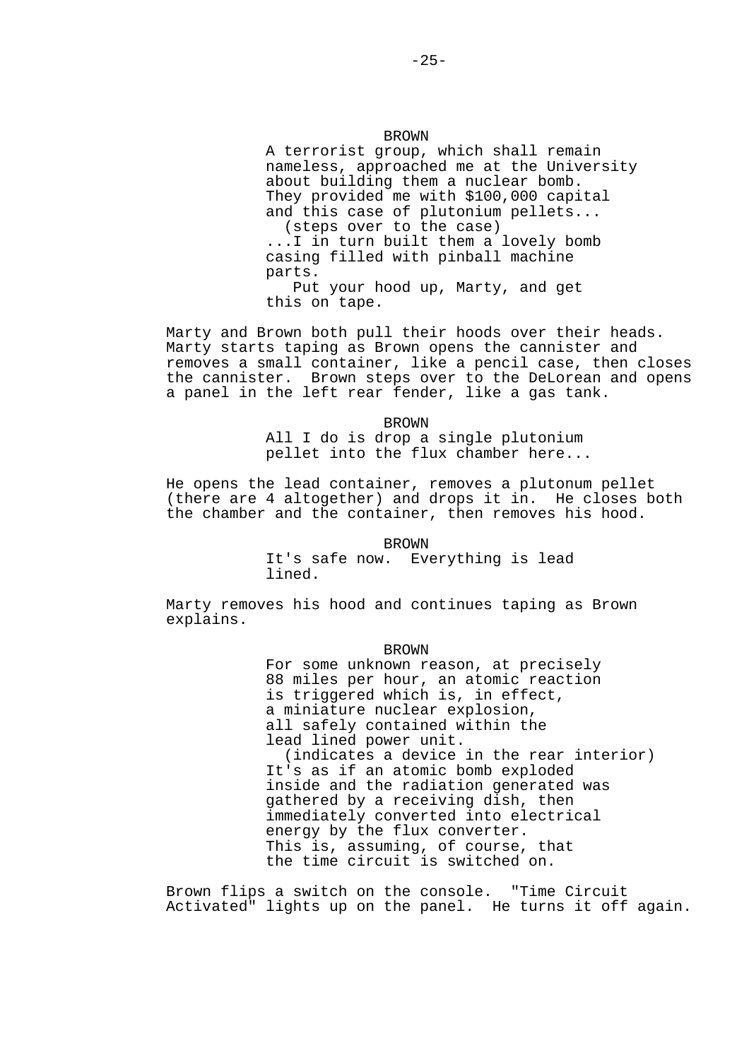BROWN

A terrorist group, which shall remain nameless, approached me at the University about building them a nuclear bomb. They provided me with $100,000 capital and this case of plutonium pellets...

(steps over to the case)

...I in turn built them a lovely bomb casing filled with pinball machine parts.

Put your hood up, Marty, and get this on tape.

Marty and Brown both pull their hoods over their heads. Marty starts taping as Brown opens the cannister and removes a small container, like a pencil case, then closes the cannister. Brown steps over to the DeLorean and opens a panel in the left rear fender, like a gas tank.

BROWN

All I do is drop a single plutonium pellet into the flux chamber here...

He opens the lead container, removes a plutonum pellet (there are 4 altogether) and drops it in. He closes both the chamber and the container, then removes his hood.

BROWN

It's safe now. Everything is lead lined.

Marty removes his hood and continues taping as Brown explains.

BROWN

For some unknown reason, at precisely 88 miles per hour, an atomic reaction is triggered which is, in effect, a miniature nuclear explosion, all safely contained within the lead lined power unit.

(indicates a device in the rear interior)

It's as if an atomic bomb exploded inside and the radiation generated was gathered by a receiving dish, then immediately converted into electrical energy by the flux converter. This is, assuming, of course, that the time circuit is switched on.

Brown flips a switch on the console. "Time Circuit Activated" lights up on the panel. He turns it off again.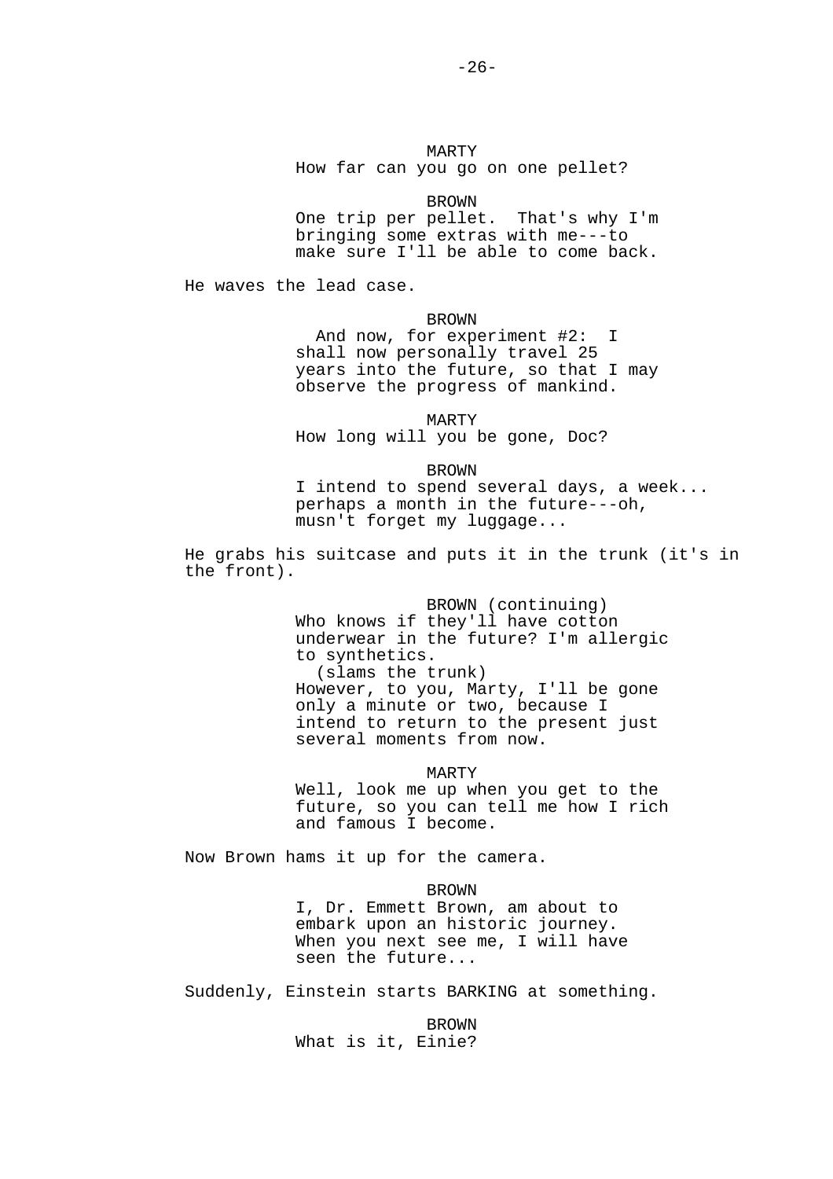MARTY
How far can you go on one pellet?

BROWN
One trip per pellet. That's why I'm bringing some extras with me---to make sure I'll be able to come back.

He waves the lead case.

BROWN
And now, for experiment #2: I shall now personally travel 25 years into the future, so that I may observe the progress of mankind.

MARTY
How long will you be gone, Doc?

BROWN
I intend to spend several days, a week... perhaps a month in the future---oh, musn't forget my luggage...

He grabs his suitcase and puts it in the trunk (it's in the front).

BROWN (continuing)
Who knows if they'll have cotton underwear in the future? I'm allergic to synthetics.
(slams the trunk)
However, to you, Marty, I'll be gone only a minute or two, because I intend to return to the present just several moments from now.

MARTY
Well, look me up when you get to the future, so you can tell me how I rich and famous I become.

Now Brown hams it up for the camera.

BROWN
I, Dr. Emmett Brown, am about to embark upon an historic journey. When you next see me, I will have seen the future...

Suddenly, Einstein starts BARKING at something.

BROWN
What is it, Einie?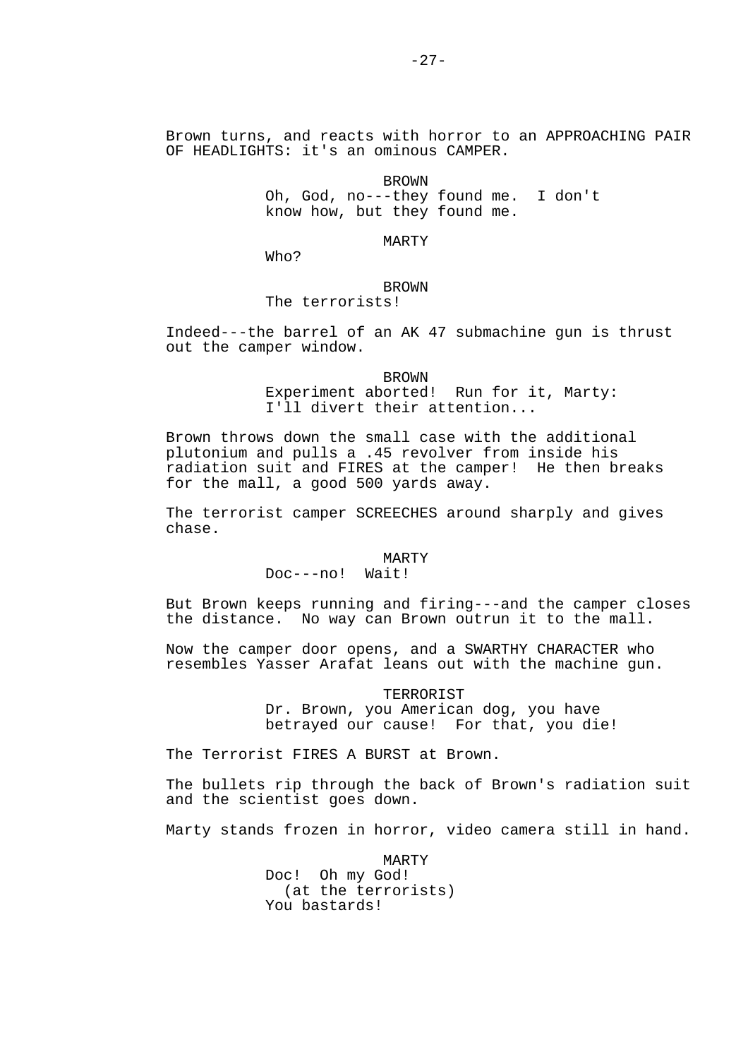Brown turns, and reacts with horror to an APPROACHING PAIR OF HEADLIGHTS: it's an ominous CAMPER.

BROWN
Oh, God, no---they found me. I don't know how, but they found me.

MARTY
Who?

BROWN
The terrorists!

Indeed---the barrel of an AK 47 submachine gun is thrust out the camper window.

BROWN
Experiment aborted! Run for it, Marty: I'll divert their attention...

Brown throws down the small case with the additional plutonium and pulls a .45 revolver from inside his radiation suit and FIRES at the camper! He then breaks for the mall, a good 500 yards away.

The terrorist camper SCREECHES around sharply and gives chase.

MARTY
Doc---no! Wait!

But Brown keeps running and firing---and the camper closes the distance. No way can Brown outrun it to the mall.

Now the camper door opens, and a SWARTHY CHARACTER who resembles Yasser Arafat leans out with the machine gun.

TERRORIST
Dr. Brown, you American dog, you have betrayed our cause! For that, you die!

The Terrorist FIRES A BURST at Brown.

The bullets rip through the back of Brown's radiation suit and the scientist goes down.

Marty stands frozen in horror, video camera still in hand.

MARTY
Doc! Oh my God!
(at the terrorists)
You bastards!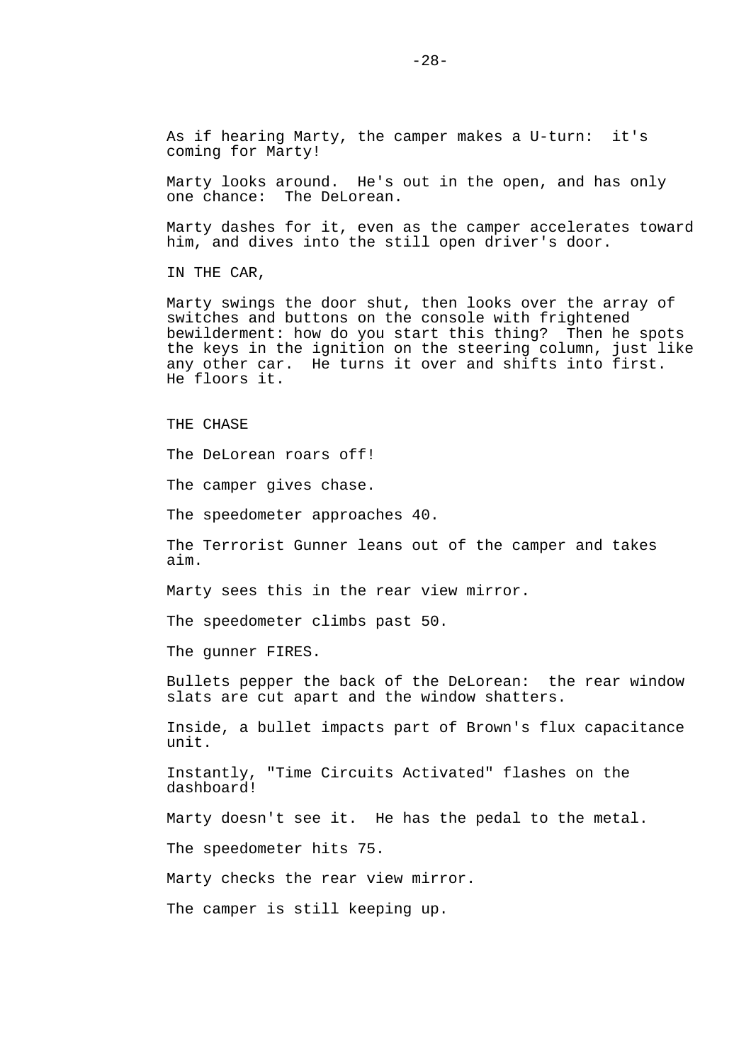As if hearing Marty, the camper makes a U-turn:  it's coming for Marty!

Marty looks around.  He's out in the open, and has only one chance:  The DeLorean.

Marty dashes for it, even as the camper accelerates toward him, and dives into the still open driver's door.

IN THE CAR,

Marty swings the door shut, then looks over the array of switches and buttons on the console with frightened bewilderment: how do you start this thing?  Then he spots the keys in the ignition on the steering column, just like any other car.  He turns it over and shifts into first. He floors it.

THE CHASE

The DeLorean roars off!

The camper gives chase.

The speedometer approaches 40.

The Terrorist Gunner leans out of the camper and takes aim.

Marty sees this in the rear view mirror.

The speedometer climbs past 50.

The gunner FIRES.

Bullets pepper the back of the DeLorean:  the rear window slats are cut apart and the window shatters.

Inside, a bullet impacts part of Brown's flux capacitance unit.

Instantly, "Time Circuits Activated" flashes on the dashboard!

Marty doesn't see it.  He has the pedal to the metal.

The speedometer hits 75.

Marty checks the rear view mirror.

The camper is still keeping up.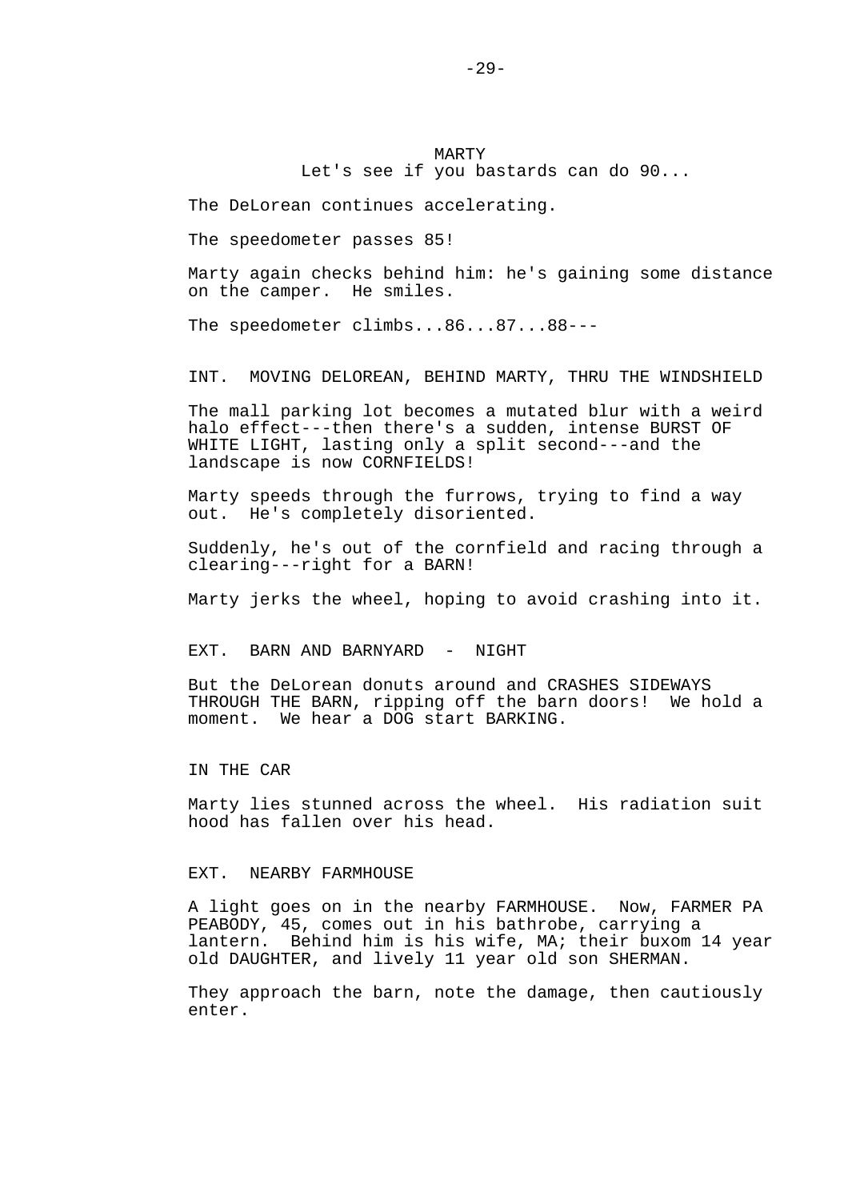MARTY

Let's see if you bastards can do 90...

The DeLorean continues accelerating.

The speedometer passes 85!

Marty again checks behind him: he's gaining some distance on the camper. He smiles.

The speedometer climbs...86...87...88---

INT. MOVING DELOREAN, BEHIND MARTY, THRU THE WINDSHIELD

The mall parking lot becomes a mutated blur with a weird halo effect---then there's a sudden, intense BURST OF WHITE LIGHT, lasting only a split second---and the landscape is now CORNFIELDS!

Marty speeds through the furrows, trying to find a way out. He's completely disoriented.

Suddenly, he's out of the cornfield and racing through a clearing---right for a BARN!

Marty jerks the wheel, hoping to avoid crashing into it.

EXT. BARN AND BARNYARD - NIGHT

But the DeLorean donuts around and CRASHES SIDEWAYS THROUGH THE BARN, ripping off the barn doors! We hold a moment. We hear a DOG start BARKING.

IN THE CAR

Marty lies stunned across the wheel. His radiation suit hood has fallen over his head.

EXT. NEARBY FARMHOUSE

A light goes on in the nearby FARMHOUSE. Now, FARMER PA PEABODY, 45, comes out in his bathrobe, carrying a lantern. Behind him is his wife, MA; their buxom 14 year old DAUGHTER, and lively 11 year old son SHERMAN.

They approach the barn, note the damage, then cautiously enter.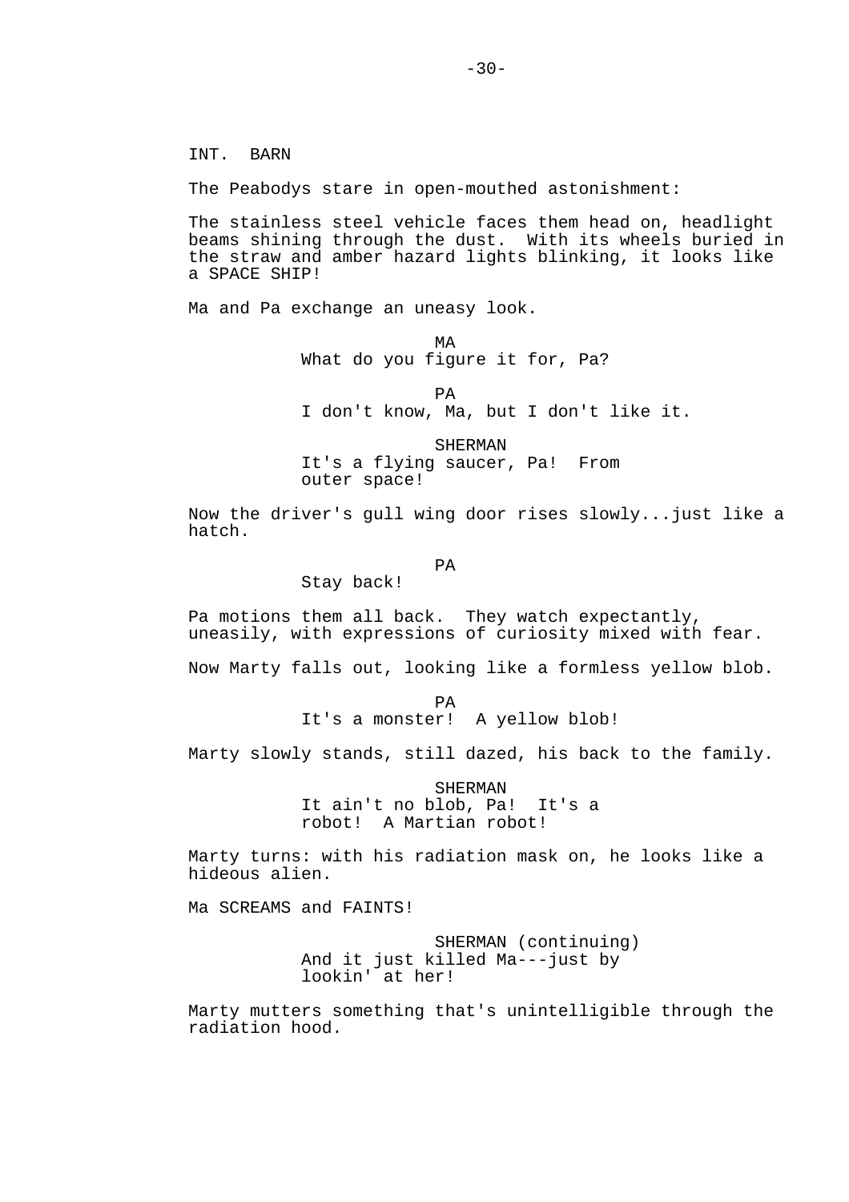INT. BARN

The Peabodys stare in open-mouthed astonishment:

The stainless steel vehicle faces them head on, headlight beams shining through the dust. With its wheels buried in the straw and amber hazard lights blinking, it looks like a SPACE SHIP!

Ma and Pa exchange an uneasy look.

MA
What do you figure it for, Pa?

PA
I don't know, Ma, but I don't like it.

SHERMAN
It's a flying saucer, Pa! From outer space!

Now the driver's gull wing door rises slowly...just like a hatch.

PA
Stay back!

Pa motions them all back. They watch expectantly, uneasily, with expressions of curiosity mixed with fear.

Now Marty falls out, looking like a formless yellow blob.

PA
It's a monster! A yellow blob!

Marty slowly stands, still dazed, his back to the family.

SHERMAN
It ain't no blob, Pa! It's a robot! A Martian robot!

Marty turns: with his radiation mask on, he looks like a hideous alien.

Ma SCREAMS and FAINTS!

SHERMAN (continuing)
And it just killed Ma---just by lookin' at her!

Marty mutters something that's unintelligible through the radiation hood.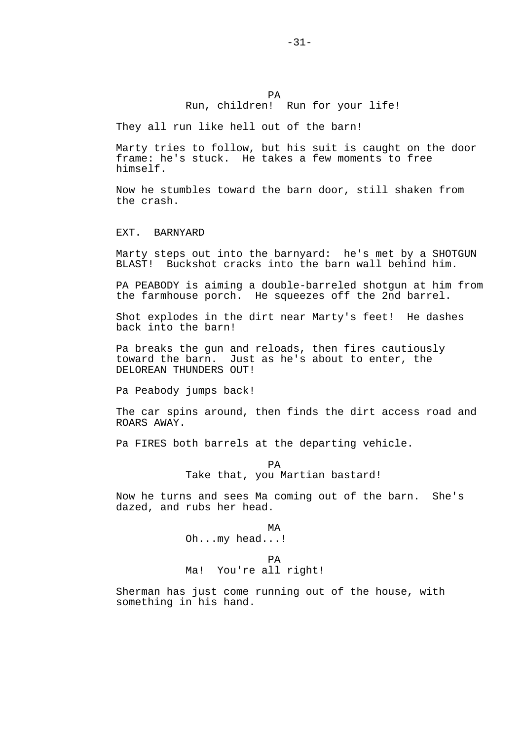PA

Run, children!  Run for your life!

They all run like hell out of the barn!

Marty tries to follow, but his suit is caught on the door frame: he's stuck.  He takes a few moments to free himself.

Now he stumbles toward the barn door, still shaken from the crash.

EXT.  BARNYARD

Marty steps out into the barnyard:  he's met by a SHOTGUN BLAST!  Buckshot cracks into the barn wall behind him.

PA PEABODY is aiming a double-barreled shotgun at him from the farmhouse porch.  He squeezes off the 2nd barrel.

Shot explodes in the dirt near Marty's feet!  He dashes back into the barn!

Pa breaks the gun and reloads, then fires cautiously toward the barn.  Just as he's about to enter, the DELOREAN THUNDERS OUT!

Pa Peabody jumps back!

The car spins around, then finds the dirt access road and ROARS AWAY.

Pa FIRES both barrels at the departing vehicle.

PA

Take that, you Martian bastard!

Now he turns and sees Ma coming out of the barn.  She's dazed, and rubs her head.

MA

Oh...my head...!

PA

Ma!  You're all right!

Sherman has just come running out of the house, with something in his hand.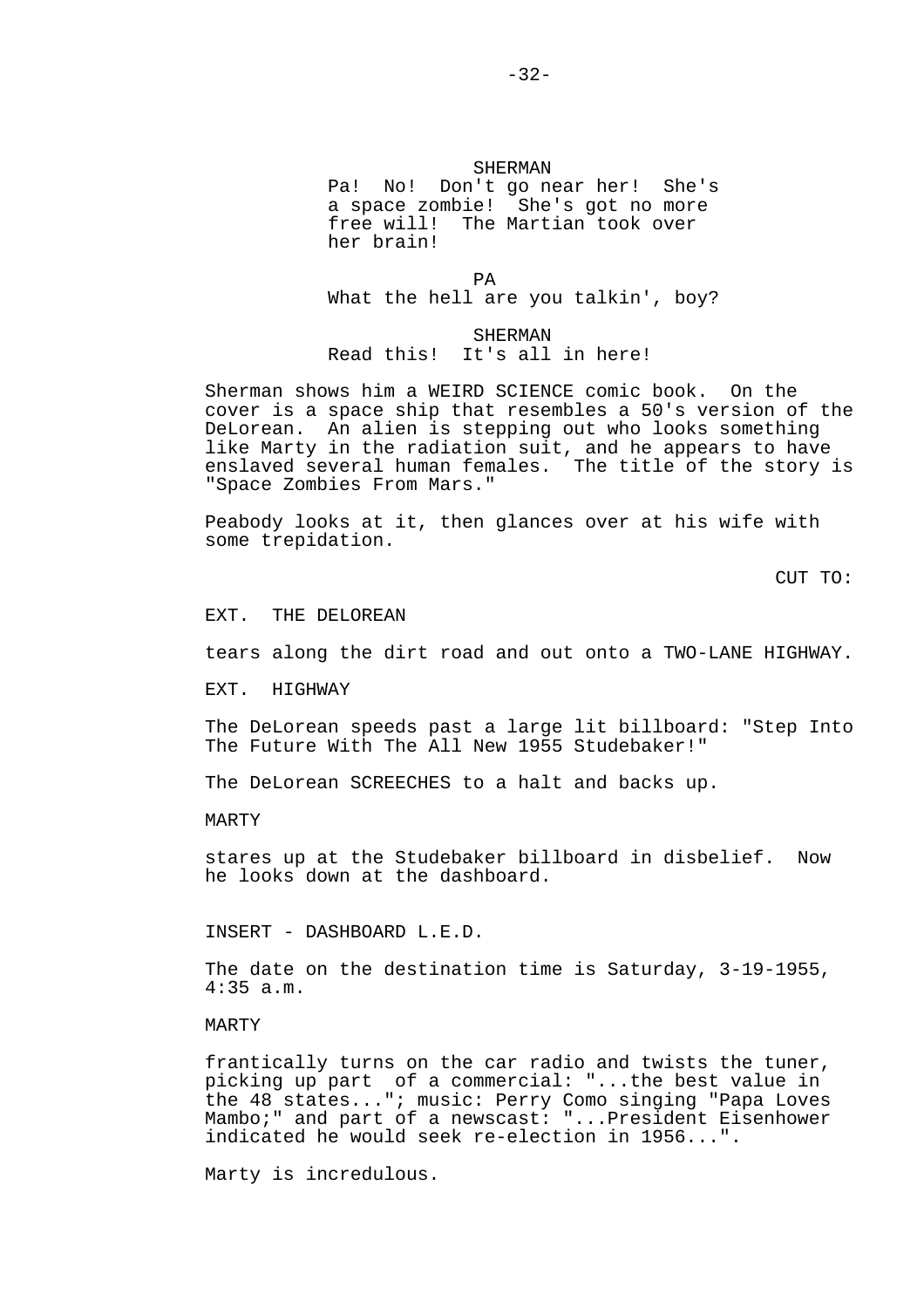SHERMAN

Pa! No! Don't go near her! She's a space zombie! She's got no more free will! The Martian took over her brain!

PA

What the hell are you talkin', boy?

SHERMAN

Read this! It's all in here!

Sherman shows him a WEIRD SCIENCE comic book. On the cover is a space ship that resembles a 50's version of the DeLorean. An alien is stepping out who looks something like Marty in the radiation suit, and he appears to have enslaved several human females. The title of the story is "Space Zombies From Mars."

Peabody looks at it, then glances over at his wife with some trepidation.

CUT TO:

EXT. THE DELOREAN

tears along the dirt road and out onto a TWO-LANE HIGHWAY.

EXT. HIGHWAY

The DeLorean speeds past a large lit billboard: "Step Into The Future With The All New 1955 Studebaker!"

The DeLorean SCREECHES to a halt and backs up.

MARTY

stares up at the Studebaker billboard in disbelief. Now he looks down at the dashboard.

INSERT - DASHBOARD L.E.D.

The date on the destination time is Saturday, 3-19-1955, 4:35 a.m.

MARTY

frantically turns on the car radio and twists the tuner, picking up part of a commercial: "...the best value in the 48 states..."; music: Perry Como singing "Papa Loves Mambo;" and part of a newscast: "...President Eisenhower indicated he would seek re-election in 1956...".

Marty is incredulous.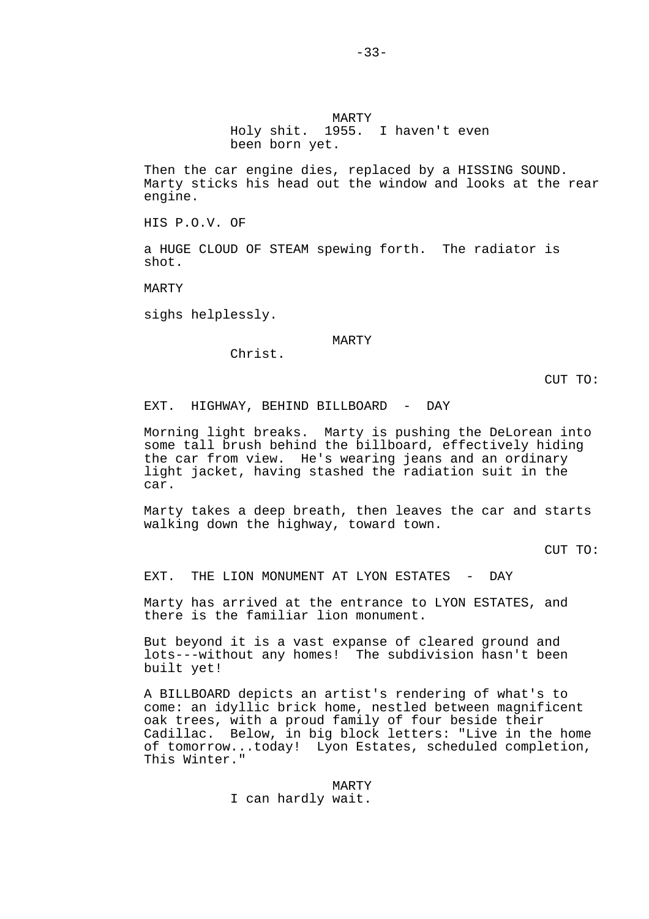MARTY
Holy shit. 1955. I haven't even been born yet.

Then the car engine dies, replaced by a HISSING SOUND. Marty sticks his head out the window and looks at the rear engine.

HIS P.O.V. OF

a HUGE CLOUD OF STEAM spewing forth. The radiator is shot.

MARTY

sighs helplessly.

MARTY
Christ.

CUT TO:

EXT. HIGHWAY, BEHIND BILLBOARD - DAY

Morning light breaks. Marty is pushing the DeLorean into some tall brush behind the billboard, effectively hiding the car from view. He's wearing jeans and an ordinary light jacket, having stashed the radiation suit in the car.

Marty takes a deep breath, then leaves the car and starts walking down the highway, toward town.

CUT TO:

EXT. THE LION MONUMENT AT LYON ESTATES - DAY

Marty has arrived at the entrance to LYON ESTATES, and there is the familiar lion monument.

But beyond it is a vast expanse of cleared ground and lots---without any homes! The subdivision hasn't been built yet!

A BILLBOARD depicts an artist's rendering of what's to come: an idyllic brick home, nestled between magnificent oak trees, with a proud family of four beside their Cadillac. Below, in big block letters: "Live in the home of tomorrow...today! Lyon Estates, scheduled completion, This Winter."

MARTY
I can hardly wait.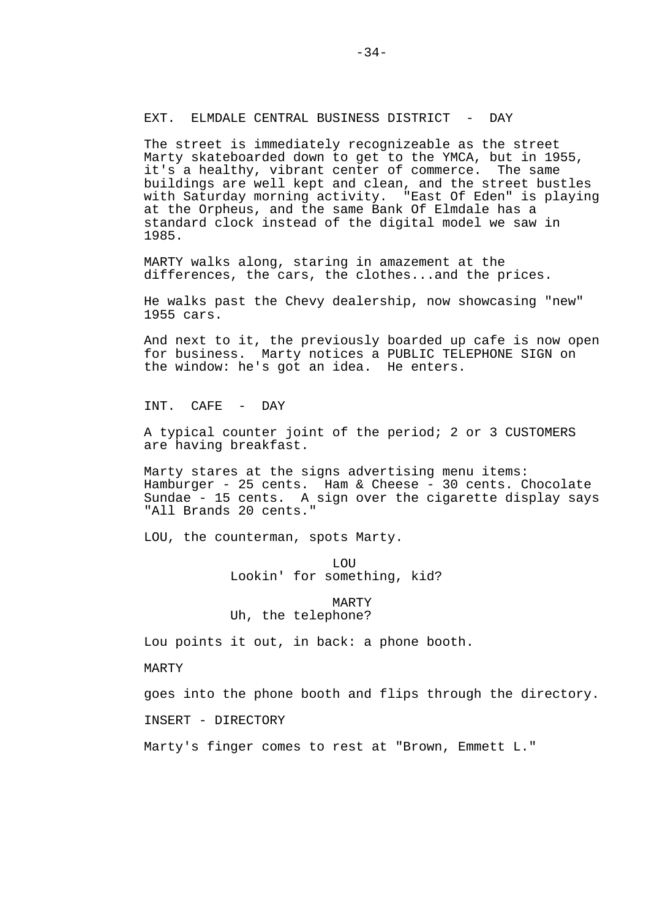EXT. ELMDALE CENTRAL BUSINESS DISTRICT - DAY

The street is immediately recognizeable as the street Marty skateboarded down to get to the YMCA, but in 1955, it's a healthy, vibrant center of commerce. The same buildings are well kept and clean, and the street bustles with Saturday morning activity. "East Of Eden" is playing at the Orpheus, and the same Bank Of Elmdale has a standard clock instead of the digital model we saw in 1985.

MARTY walks along, staring in amazement at the differences, the cars, the clothes...and the prices.

He walks past the Chevy dealership, now showcasing "new" 1955 cars.

And next to it, the previously boarded up cafe is now open for business. Marty notices a PUBLIC TELEPHONE SIGN on the window: he's got an idea. He enters.

INT. CAFE - DAY

A typical counter joint of the period; 2 or 3 CUSTOMERS are having breakfast.

Marty stares at the signs advertising menu items: Hamburger - 25 cents. Ham & Cheese - 30 cents. Chocolate Sundae - 15 cents. A sign over the cigarette display says "All Brands 20 cents."

LOU, the counterman, spots Marty.

LOU
Lookin' for something, kid?

MARTY
Uh, the telephone?

Lou points it out, in back: a phone booth.

MARTY

goes into the phone booth and flips through the directory.

INSERT - DIRECTORY

Marty's finger comes to rest at "Brown, Emmett L."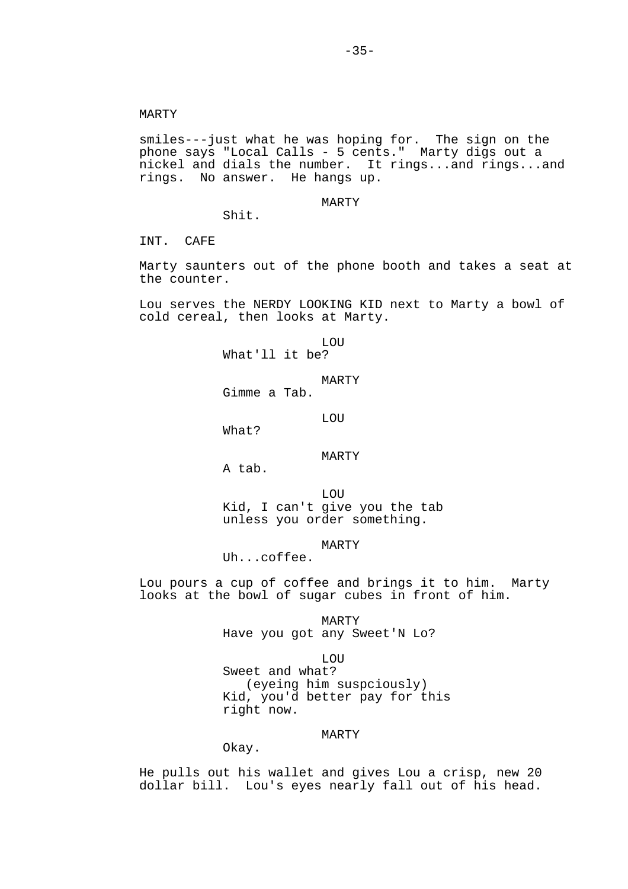MARTY

smiles---just what he was hoping for. The sign on the phone says "Local Calls - 5 cents." Marty digs out a nickel and dials the number. It rings...and rings...and rings. No answer. He hangs up.

MARTY
Shit.

INT. CAFE

Marty saunters out of the phone booth and takes a seat at the counter.

Lou serves the NERDY LOOKING KID next to Marty a bowl of cold cereal, then looks at Marty.

LOU
What'll it be?

MARTY
Gimme a Tab.

LOU
What?

MARTY
A tab.

LOU
Kid, I can't give you the tab unless you order something.

MARTY
Uh...coffee.

Lou pours a cup of coffee and brings it to him. Marty looks at the bowl of sugar cubes in front of him.

MARTY
Have you got any Sweet'N Lo?

LOU
Sweet and what?
(eyeing him suspciously)
Kid, you'd better pay for this right now.

MARTY
Okay.

He pulls out his wallet and gives Lou a crisp, new 20 dollar bill. Lou's eyes nearly fall out of his head.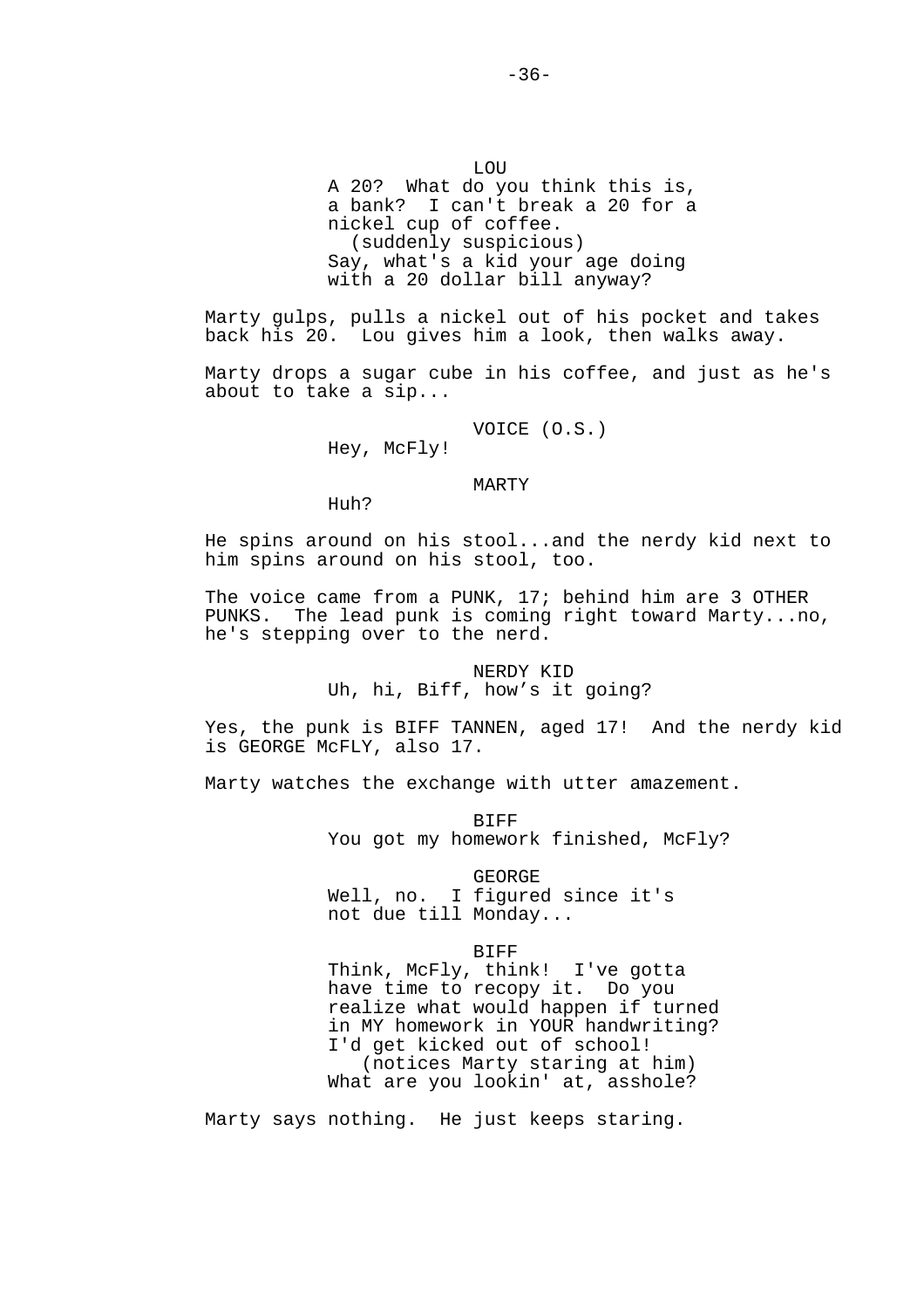LOU

A 20? What do you think this is, a bank? I can't break a 20 for a nickel cup of coffee.

(suddenly suspicious)

Say, what's a kid your age doing with a 20 dollar bill anyway?

Marty gulps, pulls a nickel out of his pocket and takes back his 20. Lou gives him a look, then walks away.

Marty drops a sugar cube in his coffee, and just as he's about to take a sip...

VOICE (O.S.)

Hey, McFly!

MARTY

Huh?

He spins around on his stool...and the nerdy kid next to him spins around on his stool, too.

The voice came from a PUNK, 17; behind him are 3 OTHER PUNKS. The lead punk is coming right toward Marty...no, he's stepping over to the nerd.

NERDY KID

Uh, hi, Biff, how's it going?

Yes, the punk is BIFF TANNEN, aged 17! And the nerdy kid is GEORGE McFLY, also 17.

Marty watches the exchange with utter amazement.

BIFF

You got my homework finished, McFly?

GEORGE

Well, no. I figured since it's not due till Monday...

BIFF

Think, McFly, think! I've gotta have time to recopy it. Do you realize what would happen if turned in MY homework in YOUR handwriting? I'd get kicked out of school!

(notices Marty staring at him)

What are you lookin' at, asshole?

Marty says nothing. He just keeps staring.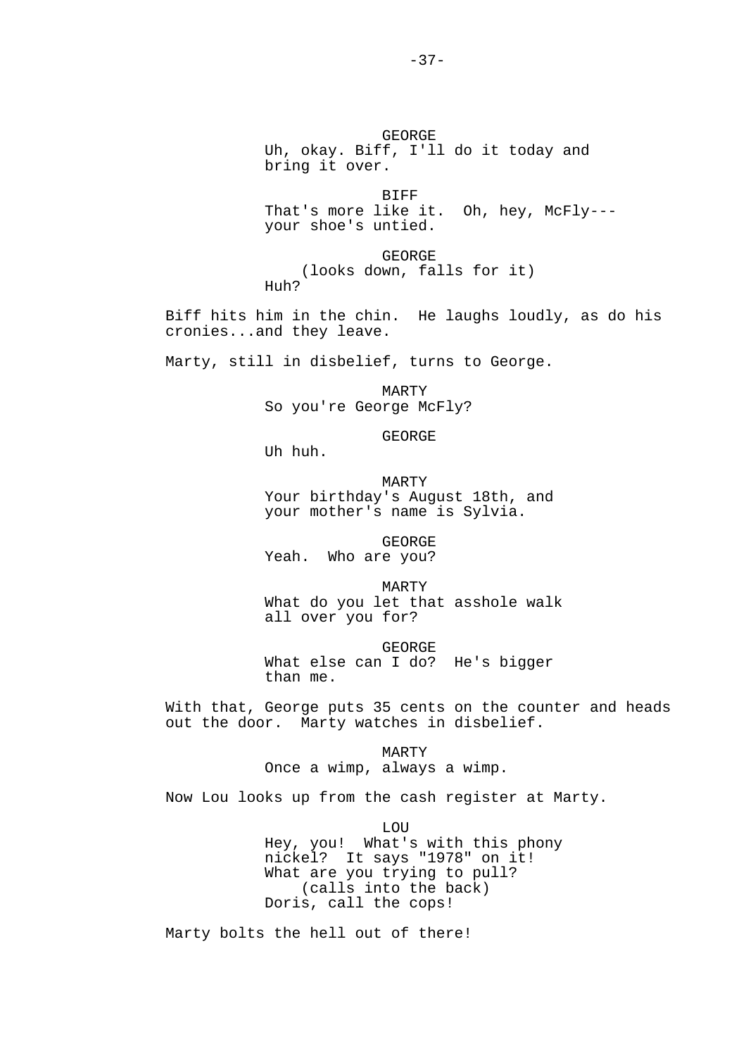GEORGE
Uh, okay. Biff, I'll do it today and bring it over.

BIFF
That's more like it. Oh, hey, McFly--- your shoe's untied.

GEORGE
(looks down, falls for it)
Huh?

Biff hits him in the chin. He laughs loudly, as do his cronies...and they leave.

Marty, still in disbelief, turns to George.

MARTY
So you're George McFly?

GEORGE
Uh huh.

MARTY
Your birthday's August 18th, and your mother's name is Sylvia.

GEORGE
Yeah. Who are you?

MARTY
What do you let that asshole walk all over you for?

GEORGE
What else can I do? He's bigger than me.

With that, George puts 35 cents on the counter and heads out the door. Marty watches in disbelief.

MARTY
Once a wimp, always a wimp.

Now Lou looks up from the cash register at Marty.

LOU
Hey, you! What's with this phony nickel? It says "1978" on it! What are you trying to pull?
(calls into the back)
Doris, call the cops!

Marty bolts the hell out of there!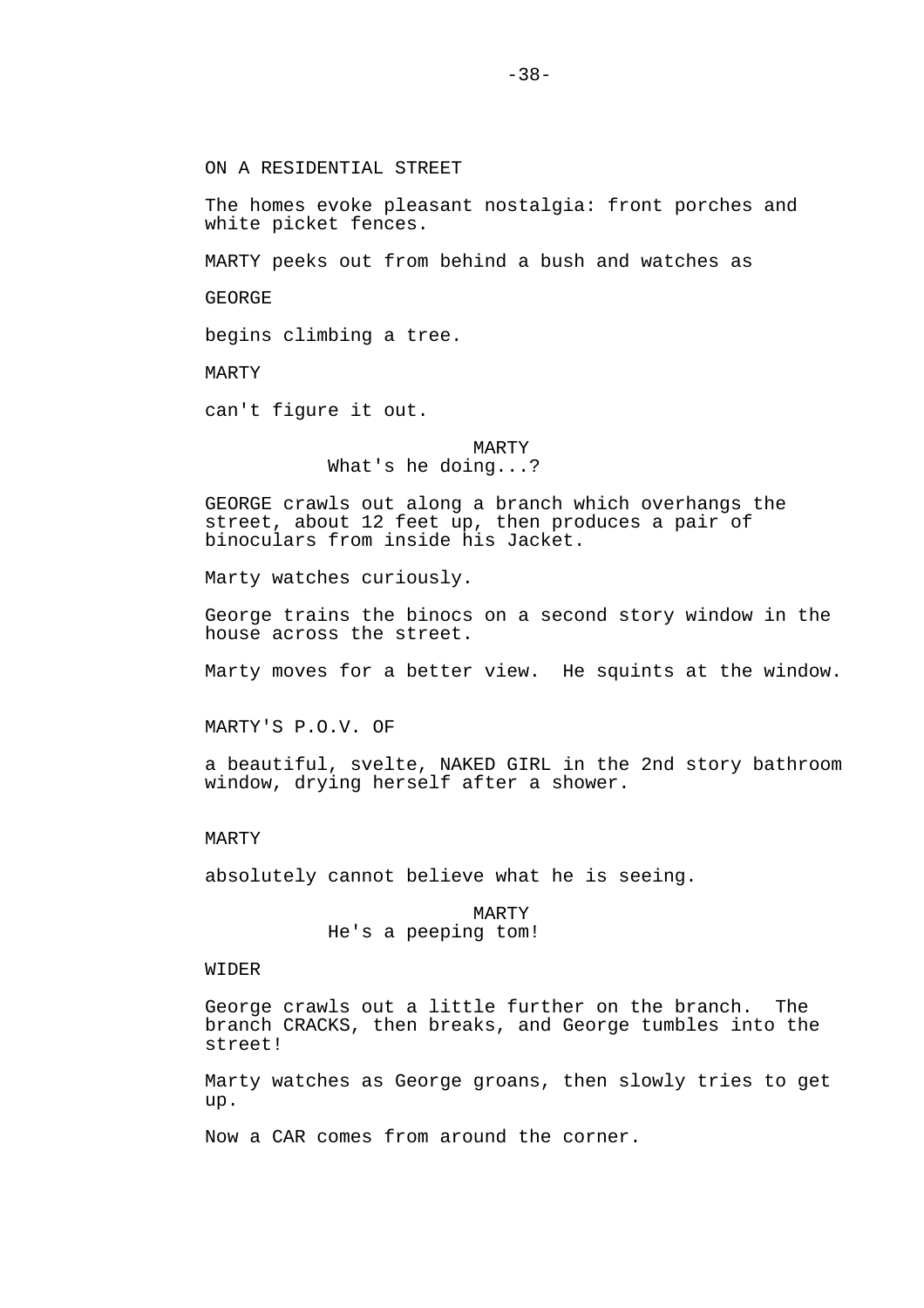ON A RESIDENTIAL STREET

The homes evoke pleasant nostalgia: front porches and white picket fences.

MARTY peeks out from behind a bush and watches as

GEORGE

begins climbing a tree.

MARTY

can't figure it out.

MARTY
What's he doing...?

GEORGE crawls out along a branch which overhangs the street, about 12 feet up, then produces a pair of binoculars from inside his Jacket.

Marty watches curiously.

George trains the binocs on a second story window in the house across the street.

Marty moves for a better view. He squints at the window.

MARTY'S P.O.V. OF

a beautiful, svelte, NAKED GIRL in the 2nd story bathroom window, drying herself after a shower.

MARTY

absolutely cannot believe what he is seeing.

MARTY
He's a peeping tom!

WIDER

George crawls out a little further on the branch. The branch CRACKS, then breaks, and George tumbles into the street!

Marty watches as George groans, then slowly tries to get up.

Now a CAR comes from around the corner.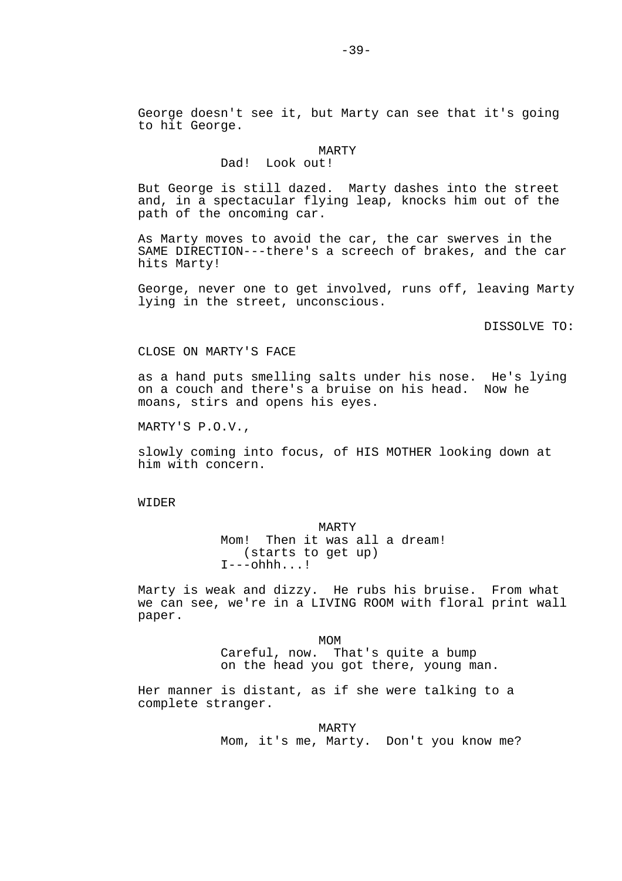George doesn't see it, but Marty can see that it's going to hit George.

MARTY
Dad!  Look out!

But George is still dazed.  Marty dashes into the street and, in a spectacular flying leap, knocks him out of the path of the oncoming car.

As Marty moves to avoid the car, the car swerves in the SAME DIRECTION---there's a screech of brakes, and the car hits Marty!

George, never one to get involved, runs off, leaving Marty lying in the street, unconscious.

DISSOLVE TO:

CLOSE ON MARTY'S FACE

as a hand puts smelling salts under his nose.  He's lying on a couch and there's a bruise on his head.  Now he moans, stirs and opens his eyes.

MARTY'S P.O.V.,

slowly coming into focus, of HIS MOTHER looking down at him with concern.

WIDER

MARTY
Mom!  Then it was all a dream!
(starts to get up)
I---ohhh...!

Marty is weak and dizzy.  He rubs his bruise.  From what we can see, we're in a LIVING ROOM with floral print wall paper.

MOM
Careful, now.  That's quite a bump on the head you got there, young man.

Her manner is distant, as if she were talking to a complete stranger.

MARTY
Mom, it's me, Marty.  Don't you know me?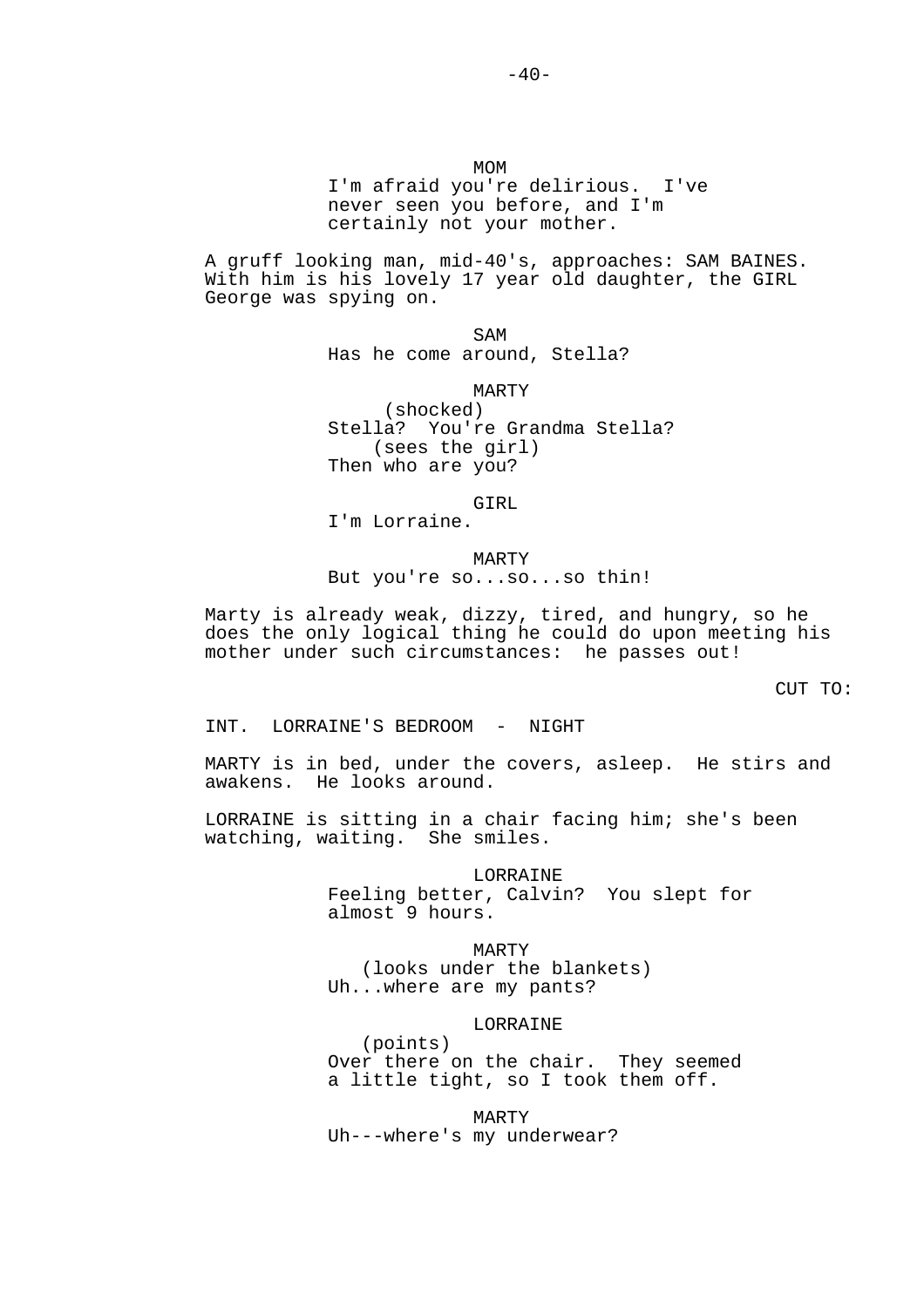MOM

I'm afraid you're delirious. I've never seen you before, and I'm certainly not your mother.

A gruff looking man, mid-40's, approaches: SAM BAINES. With him is his lovely 17 year old daughter, the GIRL George was spying on.

SAM

Has he come around, Stella?

MARTY

(shocked)

Stella? You're Grandma Stella?

(sees the girl)

Then who are you?

GIRL

I'm Lorraine.

MARTY

But you're so...so...so thin!

Marty is already weak, dizzy, tired, and hungry, so he does the only logical thing he could do upon meeting his mother under such circumstances: he passes out!

CUT TO:

INT. LORRAINE'S BEDROOM - NIGHT

MARTY is in bed, under the covers, asleep. He stirs and awakens. He looks around.

LORRAINE is sitting in a chair facing him; she's been watching, waiting. She smiles.

LORRAINE

Feeling better, Calvin? You slept for almost 9 hours.

MARTY

(looks under the blankets)

Uh...where are my pants?

LORRAINE

(points)

Over there on the chair. They seemed a little tight, so I took them off.

MARTY

Uh---where's my underwear?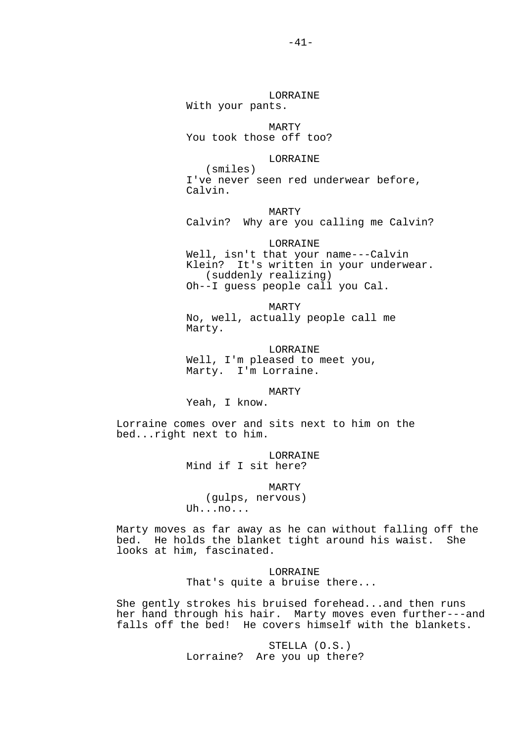LORRAINE
With your pants.

MARTY
You took those off too?

LORRAINE
(smiles)
I've never seen red underwear before, Calvin.

MARTY
Calvin? Why are you calling me Calvin?

LORRAINE
Well, isn't that your name---Calvin Klein? It's written in your underwear.
(suddenly realizing)
Oh--I guess people call you Cal.

MARTY
No, well, actually people call me Marty.

LORRAINE
Well, I'm pleased to meet you, Marty. I'm Lorraine.

MARTY
Yeah, I know.

Lorraine comes over and sits next to him on the bed...right next to him.

LORRAINE
Mind if I sit here?

MARTY
(gulps, nervous)
Uh...no...

Marty moves as far away as he can without falling off the bed. He holds the blanket tight around his waist. She looks at him, fascinated.

LORRAINE
That's quite a bruise there...

She gently strokes his bruised forehead...and then runs her hand through his hair. Marty moves even further---and falls off the bed! He covers himself with the blankets.

STELLA (O.S.)
Lorraine? Are you up there?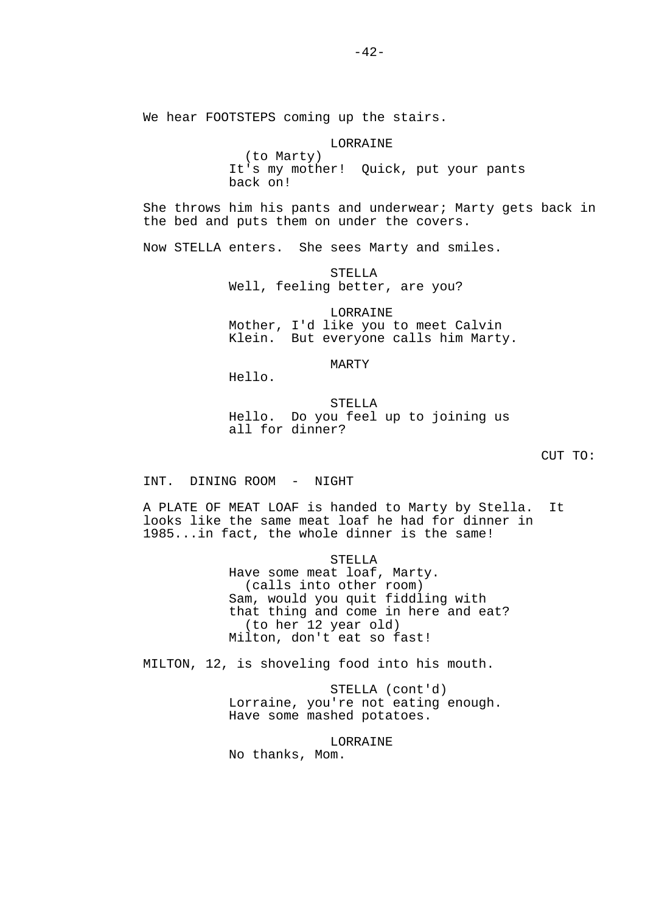We hear FOOTSTEPS coming up the stairs.

LORRAINE
(to Marty)
It's my mother! Quick, put your pants back on!

She throws him his pants and underwear; Marty gets back in the bed and puts them on under the covers.

Now STELLA enters. She sees Marty and smiles.

STELLA
Well, feeling better, are you?

LORRAINE
Mother, I'd like you to meet Calvin Klein. But everyone calls him Marty.

MARTY
Hello.

STELLA
Hello. Do you feel up to joining us all for dinner?

CUT TO:

INT. DINING ROOM - NIGHT

A PLATE OF MEAT LOAF is handed to Marty by Stella. It looks like the same meat loaf he had for dinner in 1985...in fact, the whole dinner is the same!

STELLA
Have some meat loaf, Marty.
(calls into other room)
Sam, would you quit fiddling with that thing and come in here and eat?
(to her 12 year old)
Milton, don't eat so fast!

MILTON, 12, is shoveling food into his mouth.

STELLA (cont'd)
Lorraine, you're not eating enough. Have some mashed potatoes.

LORRAINE
No thanks, Mom.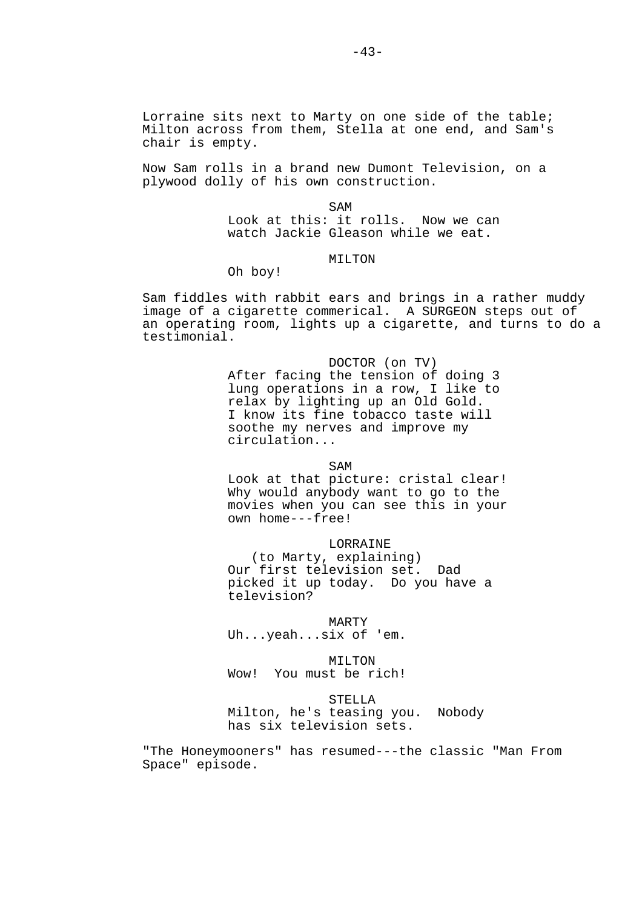Lorraine sits next to Marty on one side of the table; Milton across from them, Stella at one end, and Sam's chair is empty.

Now Sam rolls in a brand new Dumont Television, on a plywood dolly of his own construction.

SAM
Look at this: it rolls. Now we can watch Jackie Gleason while we eat.

MILTON
Oh boy!

Sam fiddles with rabbit ears and brings in a rather muddy image of a cigarette commerical. A SURGEON steps out of an operating room, lights up a cigarette, and turns to do a testimonial.

DOCTOR (on TV)
After facing the tension of doing 3 lung operations in a row, I like to relax by lighting up an Old Gold. I know its fine tobacco taste will soothe my nerves and improve my circulation...

SAM
Look at that picture: cristal clear! Why would anybody want to go to the movies when you can see this in your own home---free!

LORRAINE
(to Marty, explaining)
Our first television set. Dad picked it up today. Do you have a television?

MARTY
Uh...yeah...six of 'em.

MILTON
Wow! You must be rich!

STELLA
Milton, he's teasing you. Nobody has six television sets.

"The Honeymooners" has resumed---the classic "Man From Space" episode.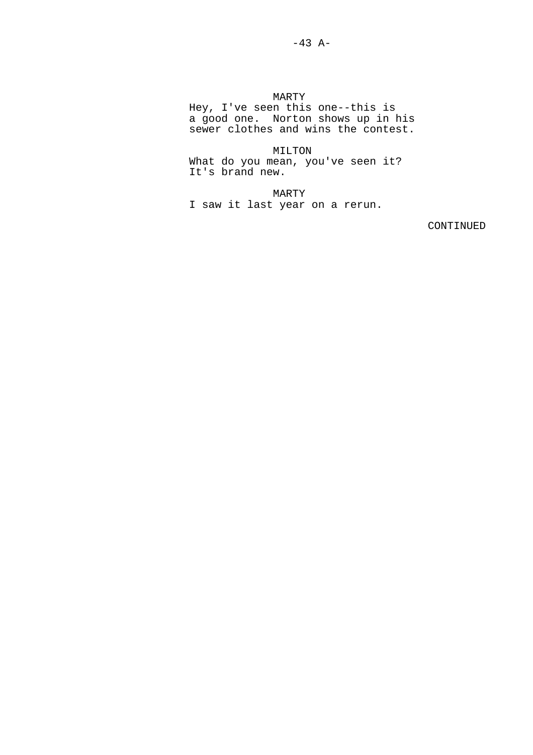MARTY
Hey, I've seen this one--this is a good one. Norton shows up in his sewer clothes and wins the contest.

MILTON
What do you mean, you've seen it? It's brand new.

MARTY
I saw it last year on a rerun.

CONTINUED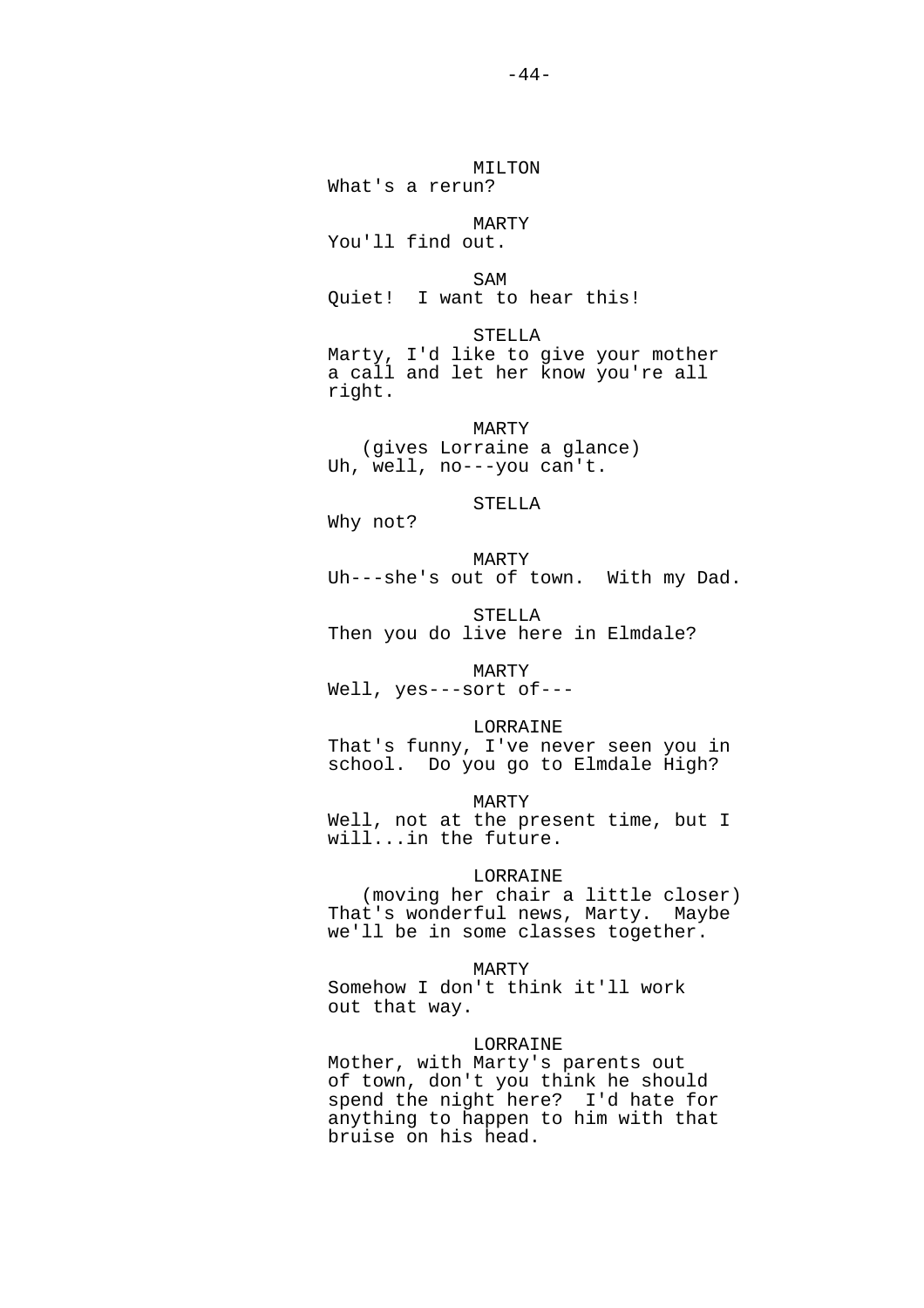MILTON
What's a rerun?

MARTY
You'll find out.

SAM
Quiet!  I want to hear this!

STELLA
Marty, I'd like to give your mother a call and let her know you're all right.

MARTY
(gives Lorraine a glance)
Uh, well, no---you can't.

STELLA
Why not?

MARTY
Uh---she's out of town.  With my Dad.

STELLA
Then you do live here in Elmdale?

MARTY
Well, yes---sort of---

LORRAINE
That's funny, I've never seen you in school.  Do you go to Elmdale High?

MARTY
Well, not at the present time, but I will...in the future.

LORRAINE
(moving her chair a little closer)
That's wonderful news, Marty.  Maybe we'll be in some classes together.

MARTY
Somehow I don't think it'll work out that way.

LORRAINE
Mother, with Marty's parents out of town, don't you think he should spend the night here?  I'd hate for anything to happen to him with that bruise on his head.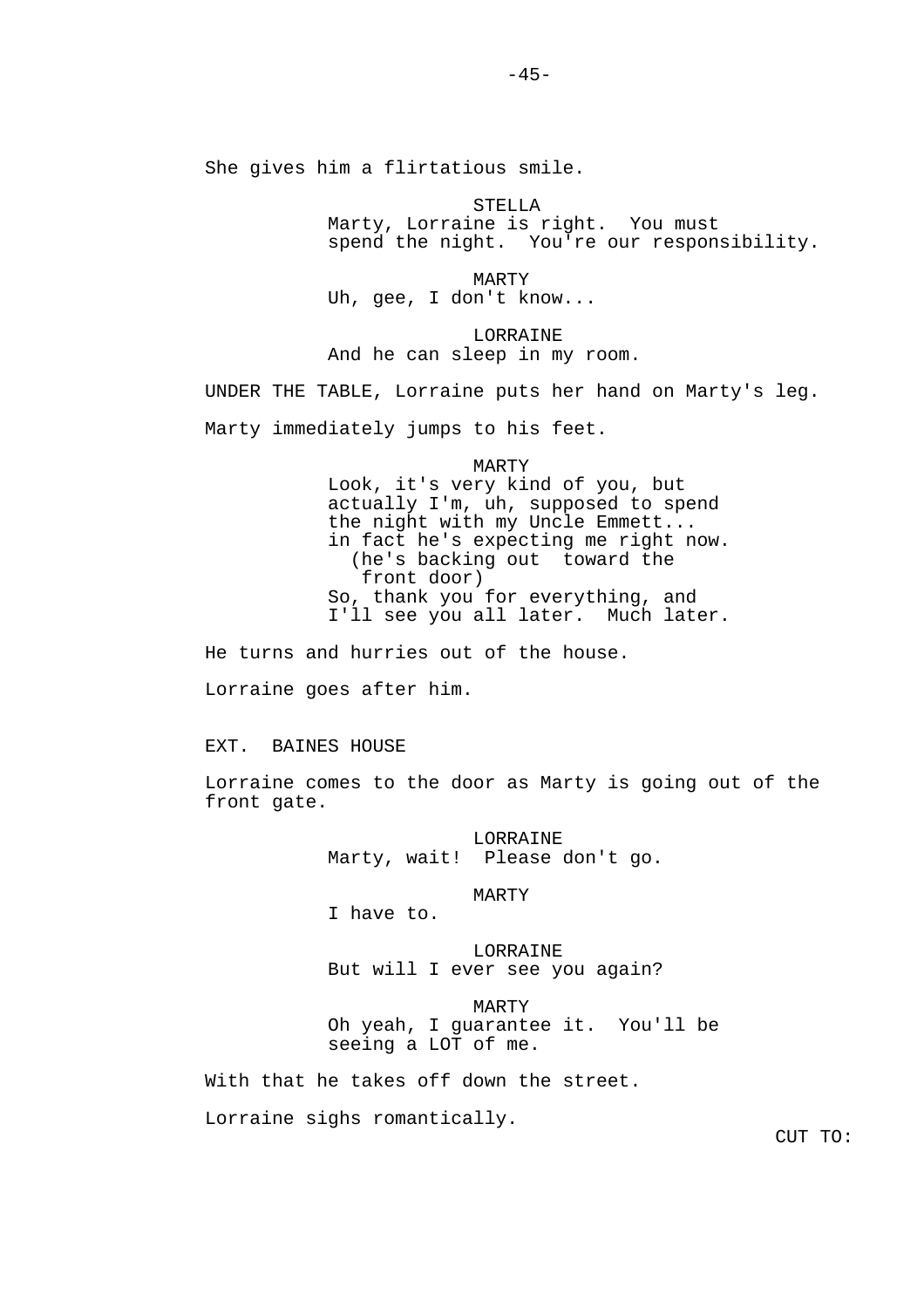She gives him a flirtatious smile.

STELLA
Marty, Lorraine is right. You must spend the night. You're our responsibility.

MARTY
Uh, gee, I don't know...

LORRAINE
And he can sleep in my room.

UNDER THE TABLE, Lorraine puts her hand on Marty's leg.

Marty immediately jumps to his feet.

MARTY
Look, it's very kind of you, but actually I'm, uh, supposed to spend the night with my Uncle Emmett... in fact he's expecting me right now.
(he's backing out toward the front door)
So, thank you for everything, and I'll see you all later. Much later.

He turns and hurries out of the house.

Lorraine goes after him.

EXT. BAINES HOUSE

Lorraine comes to the door as Marty is going out of the front gate.

LORRAINE
Marty, wait! Please don't go.

MARTY
I have to.

LORRAINE
But will I ever see you again?

MARTY
Oh yeah, I guarantee it. You'll be seeing a LOT of me.

With that he takes off down the street.

Lorraine sighs romantically.

CUT TO: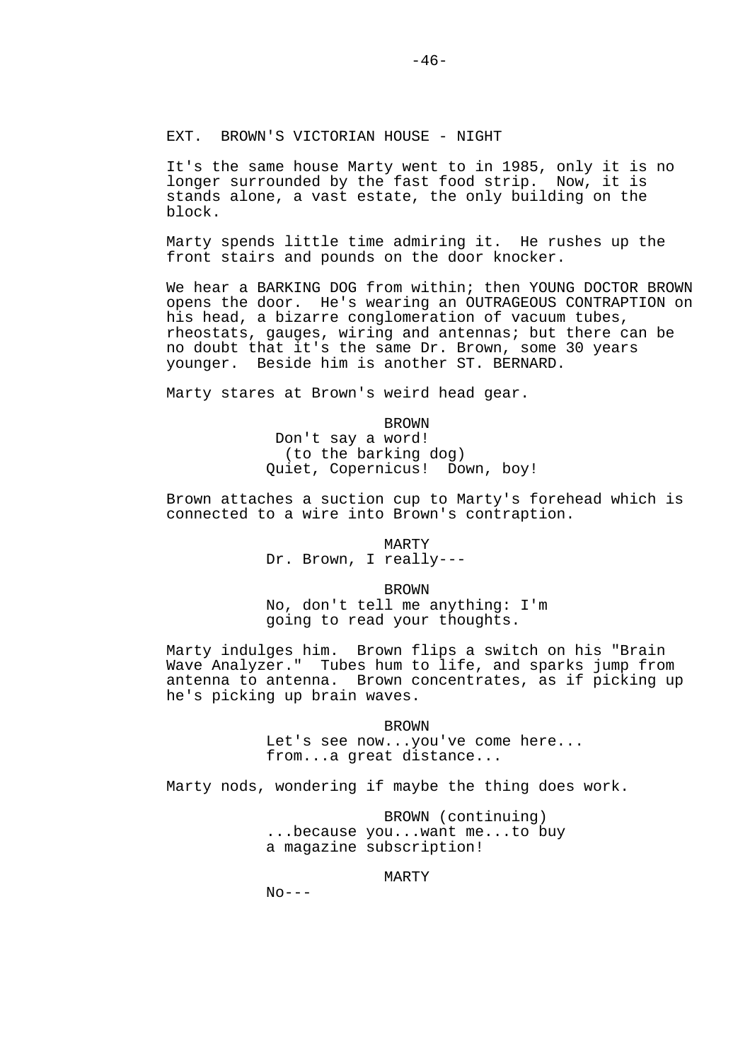EXT. BROWN'S VICTORIAN HOUSE - NIGHT

It's the same house Marty went to in 1985, only it is no longer surrounded by the fast food strip. Now, it is stands alone, a vast estate, the only building on the block.

Marty spends little time admiring it. He rushes up the front stairs and pounds on the door knocker.

We hear a BARKING DOG from within; then YOUNG DOCTOR BROWN opens the door. He's wearing an OUTRAGEOUS CONTRAPTION on his head, a bizarre conglomeration of vacuum tubes, rheostats, gauges, wiring and antennas; but there can be no doubt that it's the same Dr. Brown, some 30 years younger. Beside him is another ST. BERNARD.

Marty stares at Brown's weird head gear.

BROWN
Don't say a word!
(to the barking dog)
Quiet, Copernicus! Down, boy!

Brown attaches a suction cup to Marty's forehead which is connected to a wire into Brown's contraption.

MARTY
Dr. Brown, I really---

BROWN
No, don't tell me anything: I'm going to read your thoughts.

Marty indulges him. Brown flips a switch on his "Brain Wave Analyzer." Tubes hum to life, and sparks jump from antenna to antenna. Brown concentrates, as if picking up he's picking up brain waves.

BROWN
Let's see now...you've come here... from...a great distance...

Marty nods, wondering if maybe the thing does work.

BROWN (continuing)
...because you...want me...to buy a magazine subscription!

MARTY
No---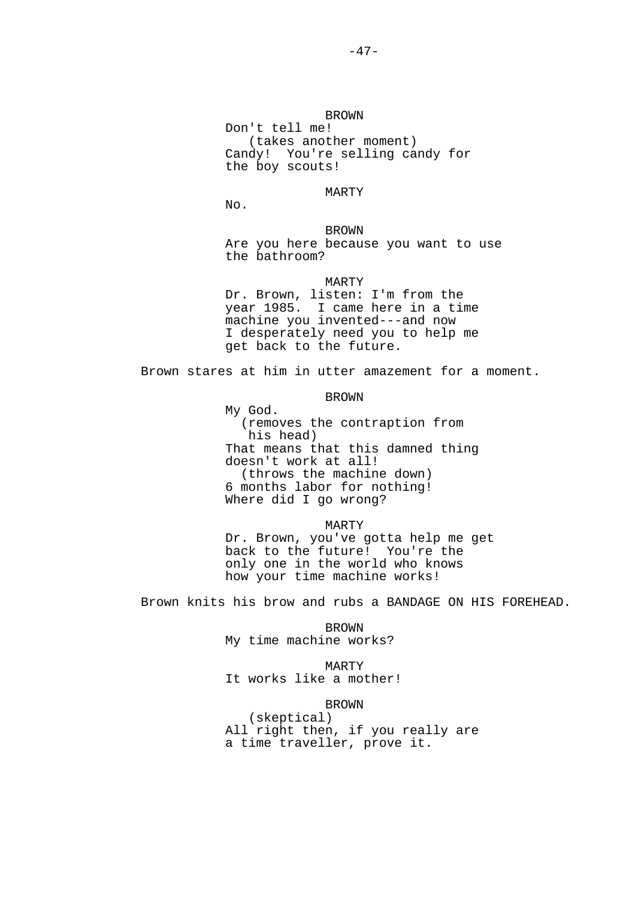BROWN
Don't tell me!
(takes another moment)
Candy! You're selling candy for the boy scouts!

MARTY
No.

BROWN
Are you here because you want to use the bathroom?

MARTY
Dr. Brown, listen: I'm from the year 1985. I came here in a time machine you invented---and now I desperately need you to help me get back to the future.

Brown stares at him in utter amazement for a moment.

BROWN
My God.
(removes the contraption from his head)
That means that this damned thing doesn't work at all!
(throws the machine down)
6 months labor for nothing!
Where did I go wrong?

MARTY
Dr. Brown, you've gotta help me get back to the future! You're the only one in the world who knows how your time machine works!

Brown knits his brow and rubs a BANDAGE ON HIS FOREHEAD.

BROWN
My time machine works?

MARTY
It works like a mother!

BROWN
(skeptical)
All right then, if you really are a time traveller, prove it.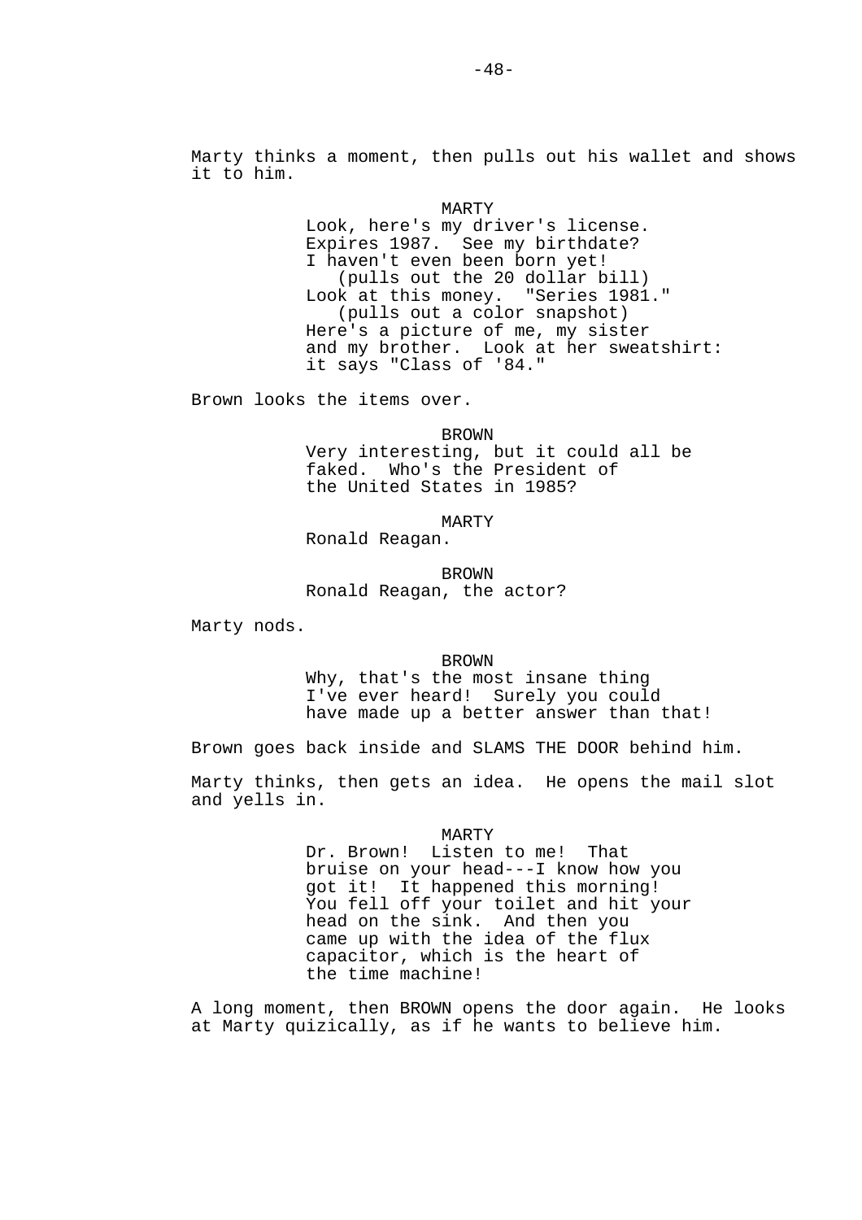Marty thinks a moment, then pulls out his wallet and shows it to him.

MARTY
Look, here's my driver's license. Expires 1987. See my birthdate? I haven't even been born yet!
(pulls out the 20 dollar bill)
Look at this money. "Series 1981."
(pulls out a color snapshot)
Here's a picture of me, my sister and my brother. Look at her sweatshirt: it says "Class of '84."

Brown looks the items over.

BROWN
Very interesting, but it could all be faked. Who's the President of the United States in 1985?

MARTY
Ronald Reagan.

BROWN
Ronald Reagan, the actor?

Marty nods.

BROWN
Why, that's the most insane thing I've ever heard! Surely you could have made up a better answer than that!

Brown goes back inside and SLAMS THE DOOR behind him.

Marty thinks, then gets an idea. He opens the mail slot and yells in.

MARTY
Dr. Brown! Listen to me! That bruise on your head---I know how you got it! It happened this morning! You fell off your toilet and hit your head on the sink. And then you came up with the idea of the flux capacitor, which is the heart of the time machine!

A long moment, then BROWN opens the door again. He looks at Marty quizically, as if he wants to believe him.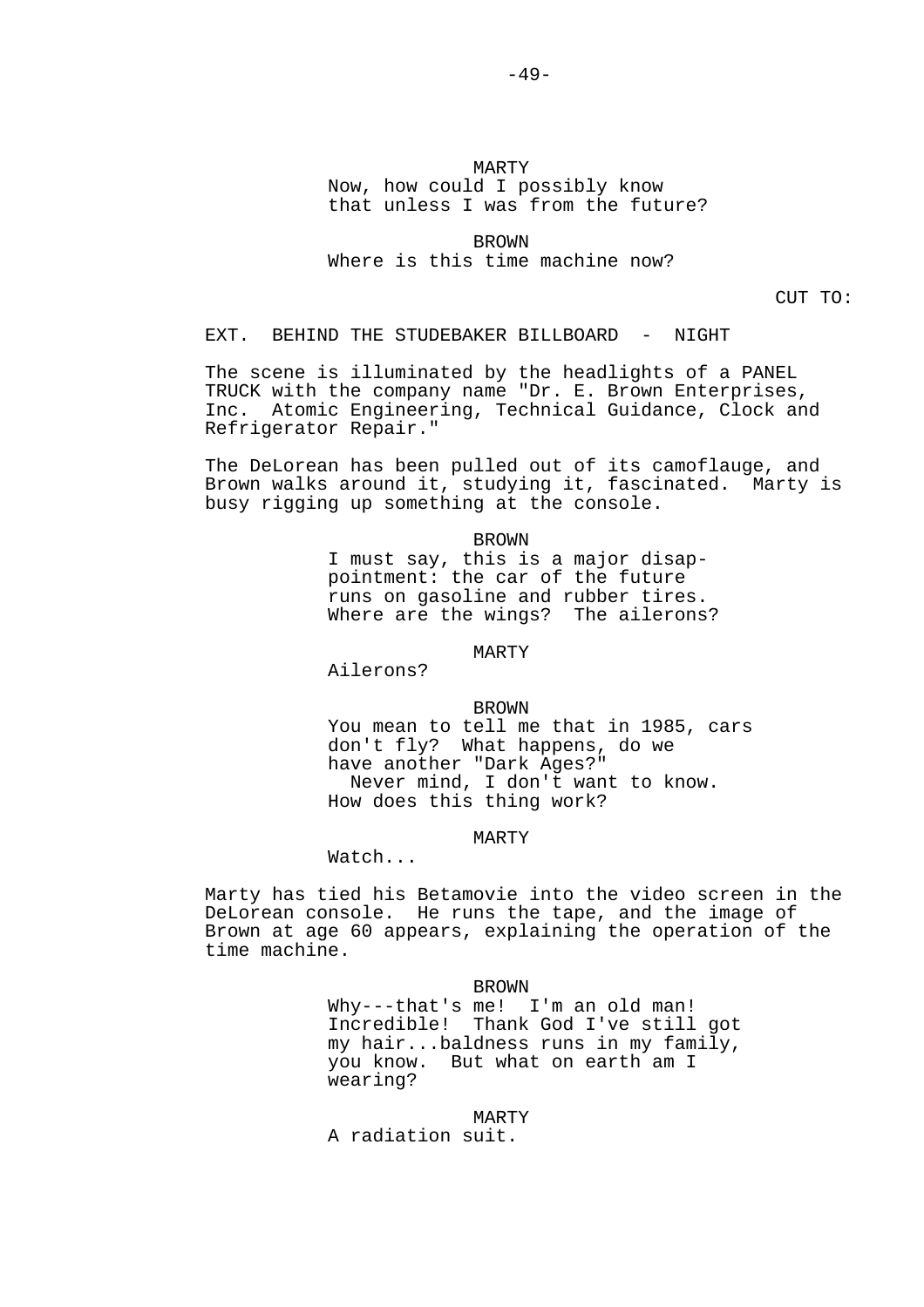MARTY
Now, how could I possibly know that unless I was from the future?

BROWN
Where is this time machine now?

CUT TO:

EXT. BEHIND THE STUDEBAKER BILLBOARD - NIGHT

The scene is illuminated by the headlights of a PANEL TRUCK with the company name "Dr. E. Brown Enterprises, Inc. Atomic Engineering, Technical Guidance, Clock and Refrigerator Repair."

The DeLorean has been pulled out of its camoflauge, and Brown walks around it, studying it, fascinated. Marty is busy rigging up something at the console.

BROWN
I must say, this is a major disappointment: the car of the future runs on gasoline and rubber tires. Where are the wings? The ailerons?

MARTY
Ailerons?

BROWN
You mean to tell me that in 1985, cars don't fly? What happens, do we have another "Dark Ages?"
Never mind, I don't want to know.
How does this thing work?

MARTY
Watch...

Marty has tied his Betamovie into the video screen in the DeLorean console. He runs the tape, and the image of Brown at age 60 appears, explaining the operation of the time machine.

BROWN
Why---that's me! I'm an old man! Incredible! Thank God I've still got my hair...baldness runs in my family, you know. But what on earth am I wearing?

MARTY
A radiation suit.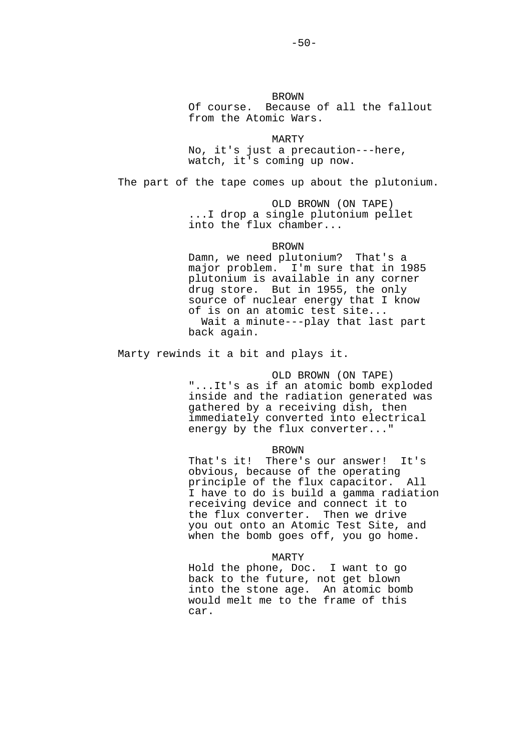BROWN
Of course. Because of all the fallout from the Atomic Wars.

MARTY
No, it's just a precaution---here, watch, it's coming up now.

The part of the tape comes up about the plutonium.

OLD BROWN (ON TAPE)
...I drop a single plutonium pellet into the flux chamber...

BROWN
Damn, we need plutonium? That's a major problem. I'm sure that in 1985 plutonium is available in any corner drug store. But in 1955, the only source of nuclear energy that I know of is on an atomic test site...
Wait a minute---play that last part back again.

Marty rewinds it a bit and plays it.

OLD BROWN (ON TAPE)
"...It's as if an atomic bomb exploded inside and the radiation generated was gathered by a receiving dish, then immediately converted into electrical energy by the flux converter..."

BROWN
That's it! There's our answer! It's obvious, because of the operating principle of the flux capacitor. All I have to do is build a gamma radiation receiving device and connect it to the flux converter. Then we drive you out onto an Atomic Test Site, and when the bomb goes off, you go home.

MARTY
Hold the phone, Doc. I want to go back to the future, not get blown into the stone age. An atomic bomb would melt me to the frame of this car.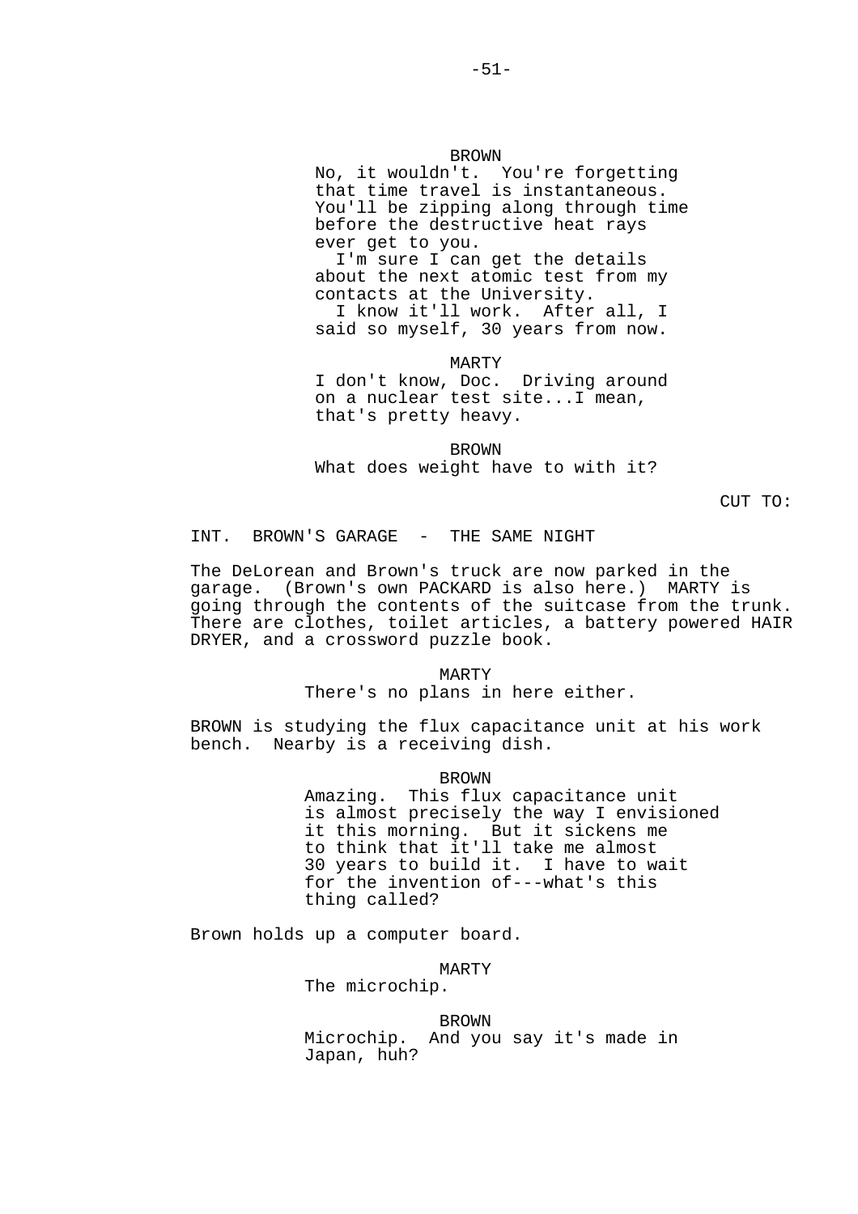BROWN

No, it wouldn't. You're forgetting that time travel is instantaneous. You'll be zipping along through time before the destructive heat rays ever get to you.

I'm sure I can get the details about the next atomic test from my contacts at the University.

I know it'll work. After all, I said so myself, 30 years from now.

MARTY

I don't know, Doc. Driving around on a nuclear test site...I mean, that's pretty heavy.

BROWN

What does weight have to with it?

CUT TO:

INT. BROWN'S GARAGE - THE SAME NIGHT

The DeLorean and Brown's truck are now parked in the garage. (Brown's own PACKARD is also here.) MARTY is going through the contents of the suitcase from the trunk. There are clothes, toilet articles, a battery powered HAIR DRYER, and a crossword puzzle book.

MARTY

There's no plans in here either.

BROWN is studying the flux capacitance unit at his work bench. Nearby is a receiving dish.

BROWN

Amazing. This flux capacitance unit is almost precisely the way I envisioned it this morning. But it sickens me to think that it'll take me almost 30 years to build it. I have to wait for the invention of---what's this thing called?

Brown holds up a computer board.

MARTY

The microchip.

BROWN

Microchip. And you say it's made in Japan, huh?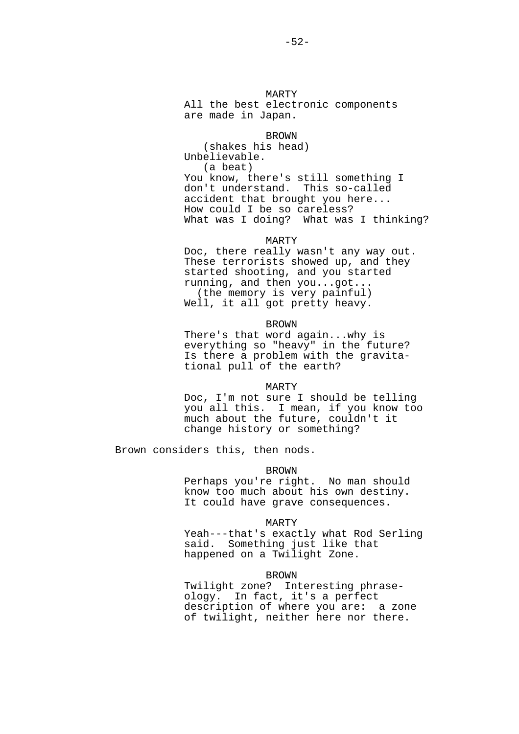MARTY
All the best electronic components
are made in Japan.

BROWN
(shakes his head)
Unbelievable.
(a beat)
You know, there's still something I
don't understand. This so-called
accident that brought you here...
How could I be so careless?
What was I doing? What was I thinking?

MARTY
Doc, there really wasn't any way out.
These terrorists showed up, and they
started shooting, and you started
running, and then you...got...
(the memory is very painful)
Well, it all got pretty heavy.

BROWN
There's that word again...why is
everything so "heavy" in the future?
Is there a problem with the gravita-
tional pull of the earth?

MARTY
Doc, I'm not sure I should be telling
you all this. I mean, if you know too
much about the future, couldn't it
change history or something?

Brown considers this, then nods.

BROWN
Perhaps you're right. No man should
know too much about his own destiny.
It could have grave consequences.

MARTY
Yeah---that's exactly what Rod Serling
said. Something just like that
happened on a Twilight Zone.

BROWN
Twilight zone? Interesting phrase-
ology. In fact, it's a perfect
description of where you are: a zone
of twilight, neither here nor there.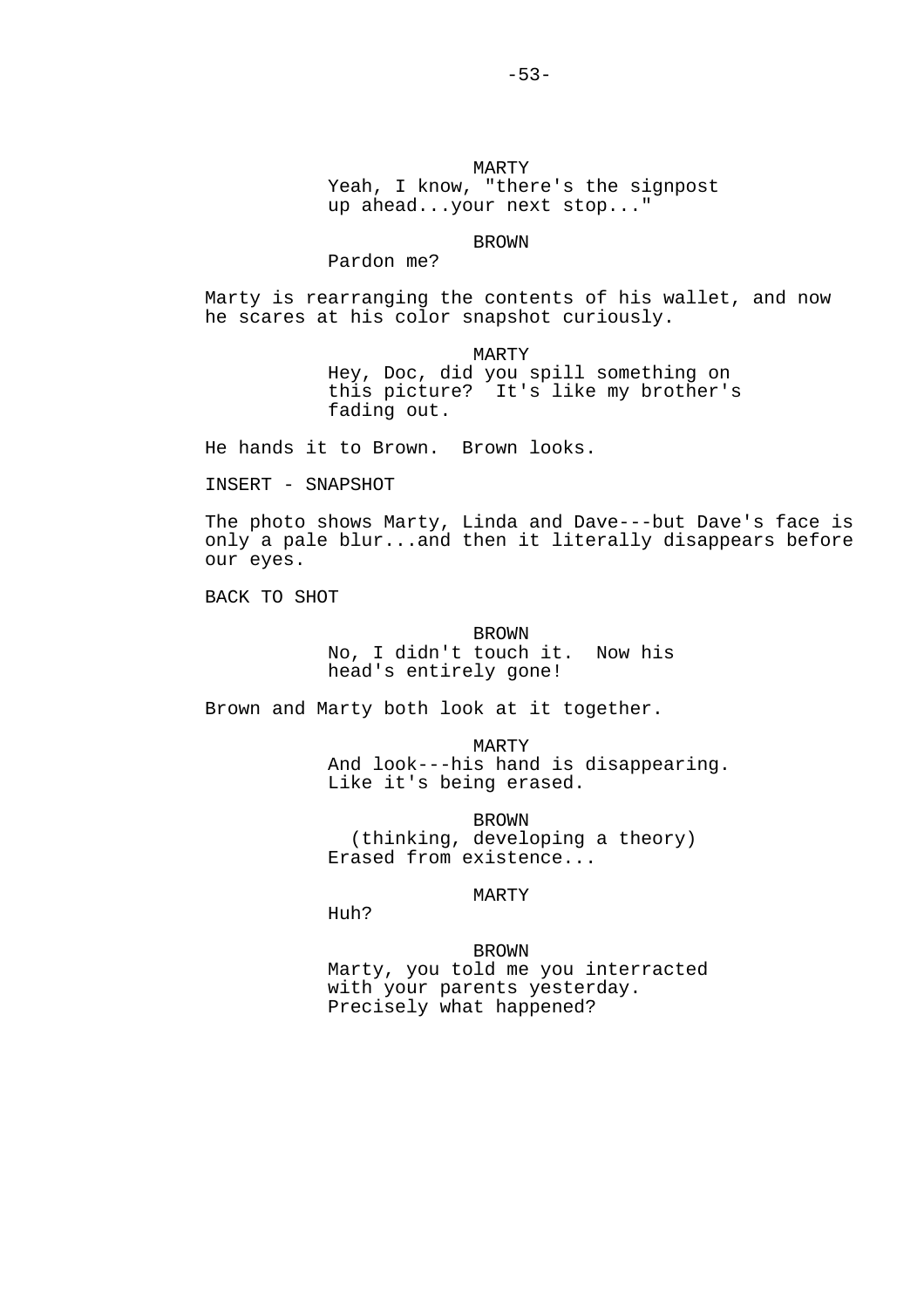MARTY
Yeah, I know, "there's the signpost up ahead...your next stop..."

BROWN
Pardon me?

Marty is rearranging the contents of his wallet, and now he scares at his color snapshot curiously.

MARTY
Hey, Doc, did you spill something on this picture?  It's like my brother's fading out.

He hands it to Brown.  Brown looks.

INSERT - SNAPSHOT

The photo shows Marty, Linda and Dave---but Dave's face is only a pale blur...and then it literally disappears before our eyes.

BACK TO SHOT

BROWN
No, I didn't touch it.  Now his head's entirely gone!

Brown and Marty both look at it together.

MARTY
And look---his hand is disappearing.  Like it's being erased.

BROWN
(thinking, developing a theory)
Erased from existence...

MARTY
Huh?

BROWN
Marty, you told me you interracted with your parents yesterday.  Precisely what happened?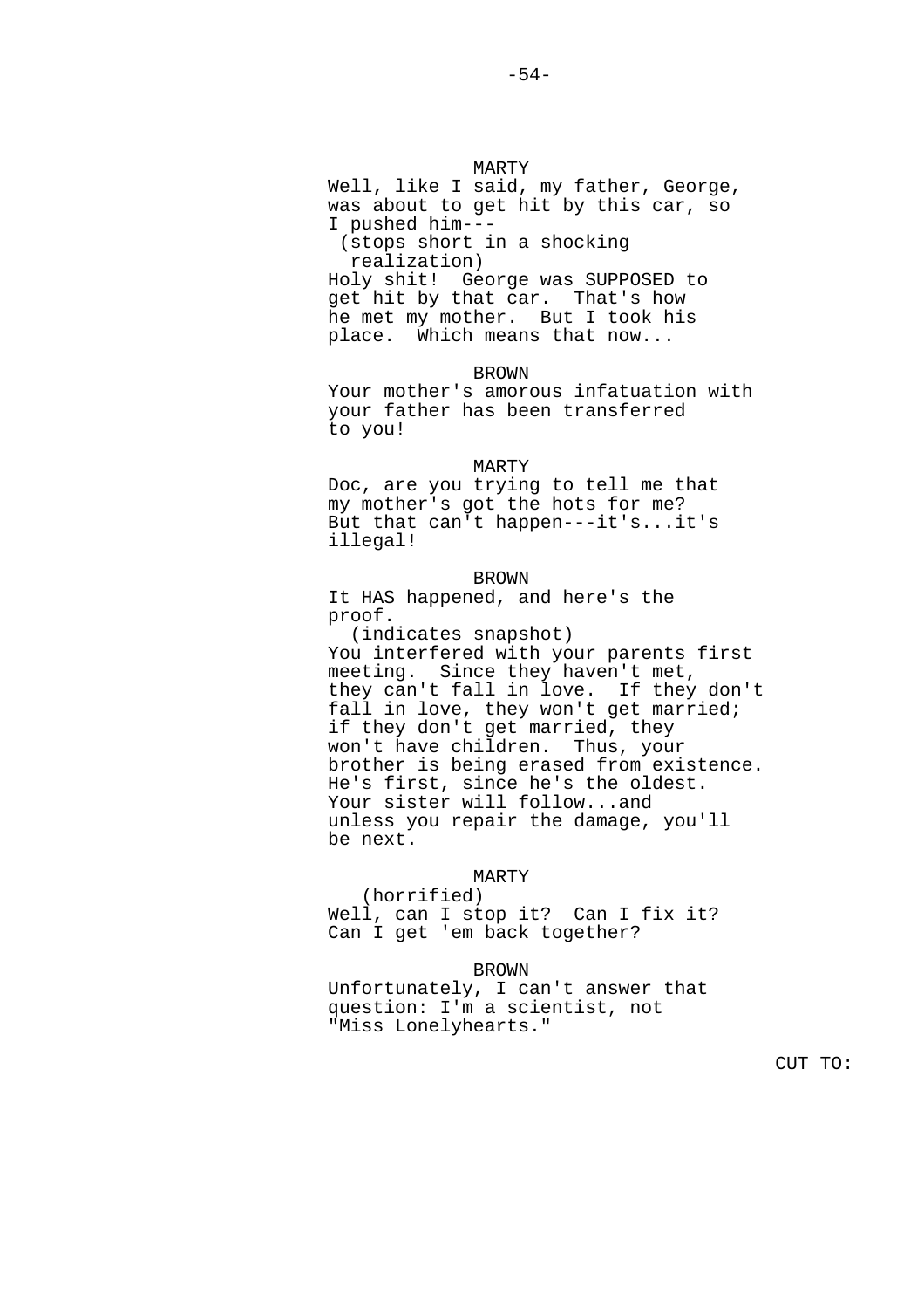MARTY

Well, like I said, my father, George, was about to get hit by this car, so I pushed him---

(stops short in a shocking realization)

Holy shit! George was SUPPOSED to get hit by that car. That's how he met my mother. But I took his place. Which means that now...

BROWN

Your mother's amorous infatuation with your father has been transferred to you!

MARTY

Doc, are you trying to tell me that my mother's got the hots for me? But that can't happen---it's...it's illegal!

BROWN

It HAS happened, and here's the proof.

(indicates snapshot)

You interfered with your parents first meeting. Since they haven't met, they can't fall in love. If they don't fall in love, they won't get married; if they don't get married, they won't have children. Thus, your brother is being erased from existence. He's first, since he's the oldest. Your sister will follow...and unless you repair the damage, you'll be next.

MARTY

(horrified)

Well, can I stop it? Can I fix it? Can I get 'em back together?

BROWN

Unfortunately, I can't answer that question: I'm a scientist, not "Miss Lonelyhearts."

CUT TO: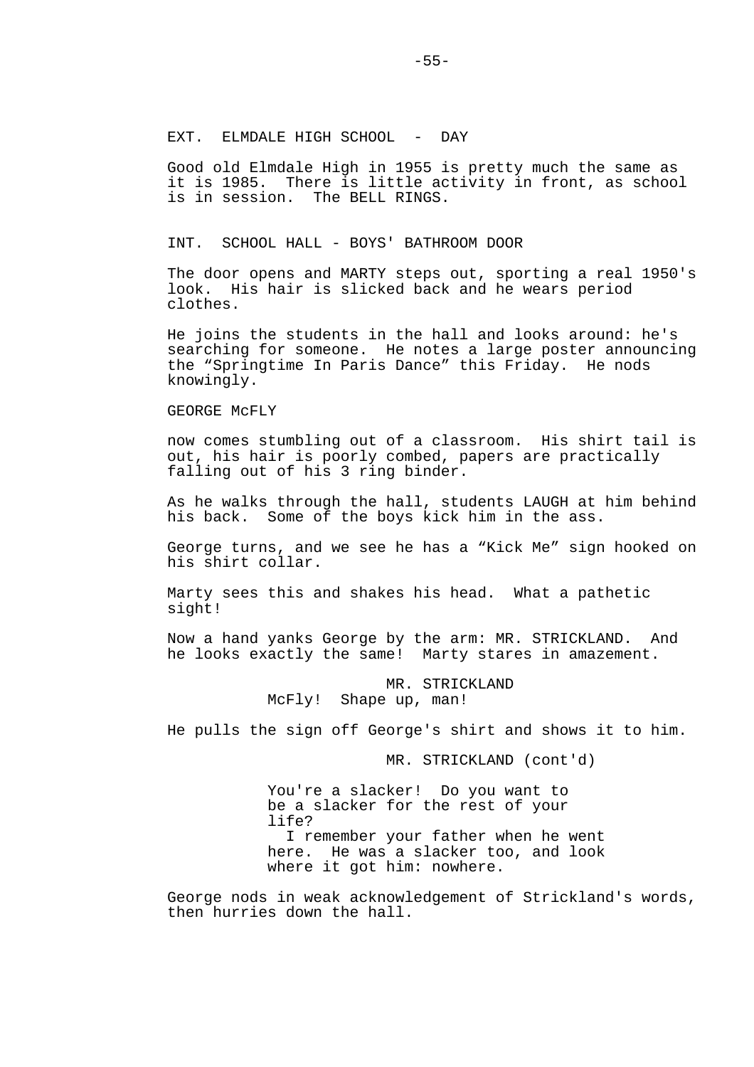EXT. ELMDALE HIGH SCHOOL - DAY

Good old Elmdale High in 1955 is pretty much the same as it is 1985. There is little activity in front, as school is in session. The BELL RINGS.

INT. SCHOOL HALL - BOYS' BATHROOM DOOR

The door opens and MARTY steps out, sporting a real 1950's look. His hair is slicked back and he wears period clothes.

He joins the students in the hall and looks around: he's searching for someone. He notes a large poster announcing the “Springtime In Paris Dance” this Friday. He nods knowingly.

GEORGE McFLY

now comes stumbling out of a classroom. His shirt tail is out, his hair is poorly combed, papers are practically falling out of his 3 ring binder.

As he walks through the hall, students LAUGH at him behind his back. Some of the boys kick him in the ass.

George turns, and we see he has a “Kick Me” sign hooked on his shirt collar.

Marty sees this and shakes his head. What a pathetic sight!

Now a hand yanks George by the arm: MR. STRICKLAND. And he looks exactly the same! Marty stares in amazement.

MR. STRICKLAND
McFly! Shape up, man!

He pulls the sign off George's shirt and shows it to him.

MR. STRICKLAND (cont'd)

You're a slacker! Do you want to be a slacker for the rest of your life?
I remember your father when he went here. He was a slacker too, and look where it got him: nowhere.

George nods in weak acknowledgement of Strickland's words, then hurries down the hall.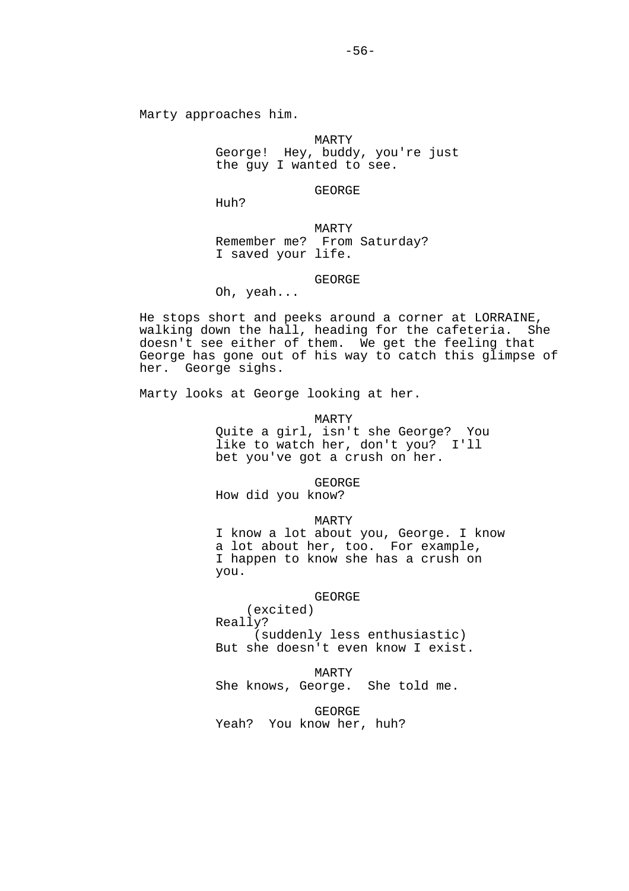Marty approaches him.

MARTY
George! Hey, buddy, you're just the guy I wanted to see.

GEORGE
Huh?

MARTY
Remember me? From Saturday? I saved your life.

GEORGE
Oh, yeah...

He stops short and peeks around a corner at LORRAINE, walking down the hall, heading for the cafeteria. She doesn't see either of them. We get the feeling that George has gone out of his way to catch this glimpse of her. George sighs.

Marty looks at George looking at her.

MARTY
Quite a girl, isn't she George? You like to watch her, don't you? I'll bet you've got a crush on her.

GEORGE
How did you know?

MARTY
I know a lot about you, George. I know a lot about her, too. For example, I happen to know she has a crush on you.

GEORGE
(excited)
Really?
(suddenly less enthusiastic)
But she doesn't even know I exist.

MARTY
She knows, George. She told me.

GEORGE
Yeah? You know her, huh?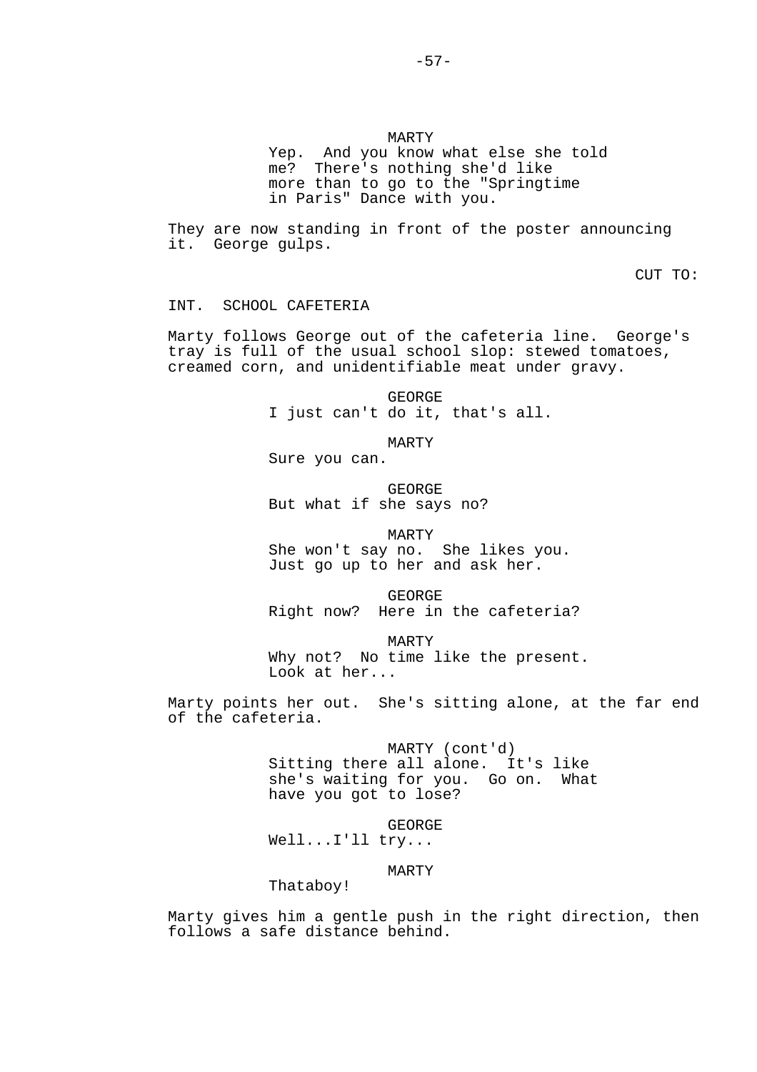MARTY
Yep. And you know what else she told me? There's nothing she'd like more than to go to the "Springtime in Paris" Dance with you.

They are now standing in front of the poster announcing it. George gulps.

CUT TO:

INT. SCHOOL CAFETERIA

Marty follows George out of the cafeteria line. George's tray is full of the usual school slop: stewed tomatoes, creamed corn, and unidentifiable meat under gravy.

GEORGE
I just can't do it, that's all.

MARTY
Sure you can.

GEORGE
But what if she says no?

MARTY
She won't say no. She likes you. Just go up to her and ask her.

GEORGE
Right now? Here in the cafeteria?

MARTY
Why not? No time like the present. Look at her...

Marty points her out. She's sitting alone, at the far end of the cafeteria.

MARTY (cont'd)
Sitting there all alone. It's like she's waiting for you. Go on. What have you got to lose?

GEORGE
Well...I'll try...

MARTY
Thataboy!

Marty gives him a gentle push in the right direction, then follows a safe distance behind.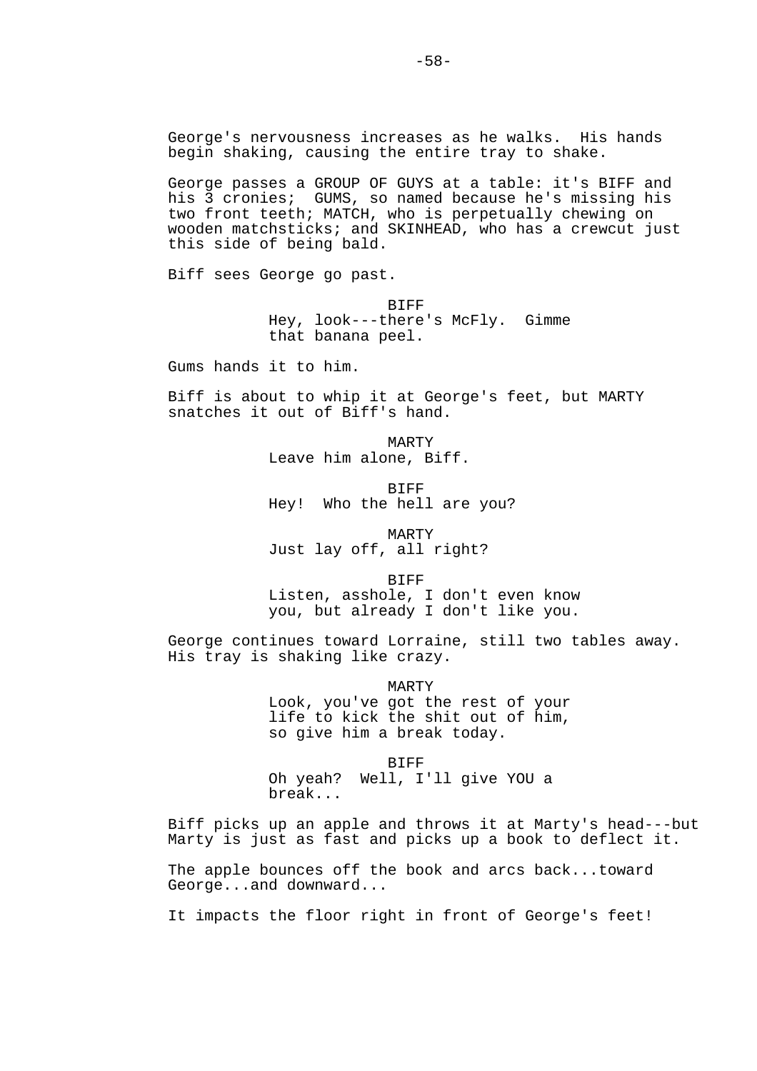George's nervousness increases as he walks. His hands begin shaking, causing the entire tray to shake.

George passes a GROUP OF GUYS at a table: it's BIFF and his 3 cronies; GUMS, so named because he's missing his two front teeth; MATCH, who is perpetually chewing on wooden matchsticks; and SKINHEAD, who has a crewcut just this side of being bald.

Biff sees George go past.

BIFF
Hey, look---there's McFly. Gimme that banana peel.

Gums hands it to him.

Biff is about to whip it at George's feet, but MARTY snatches it out of Biff's hand.

MARTY
Leave him alone, Biff.

BIFF
Hey! Who the hell are you?

MARTY
Just lay off, all right?

BIFF
Listen, asshole, I don't even know you, but already I don't like you.

George continues toward Lorraine, still two tables away. His tray is shaking like crazy.

MARTY
Look, you've got the rest of your life to kick the shit out of him, so give him a break today.

BIFF
Oh yeah? Well, I'll give YOU a break...

Biff picks up an apple and throws it at Marty's head---but Marty is just as fast and picks up a book to deflect it.

The apple bounces off the book and arcs back...toward George...and downward...

It impacts the floor right in front of George's feet!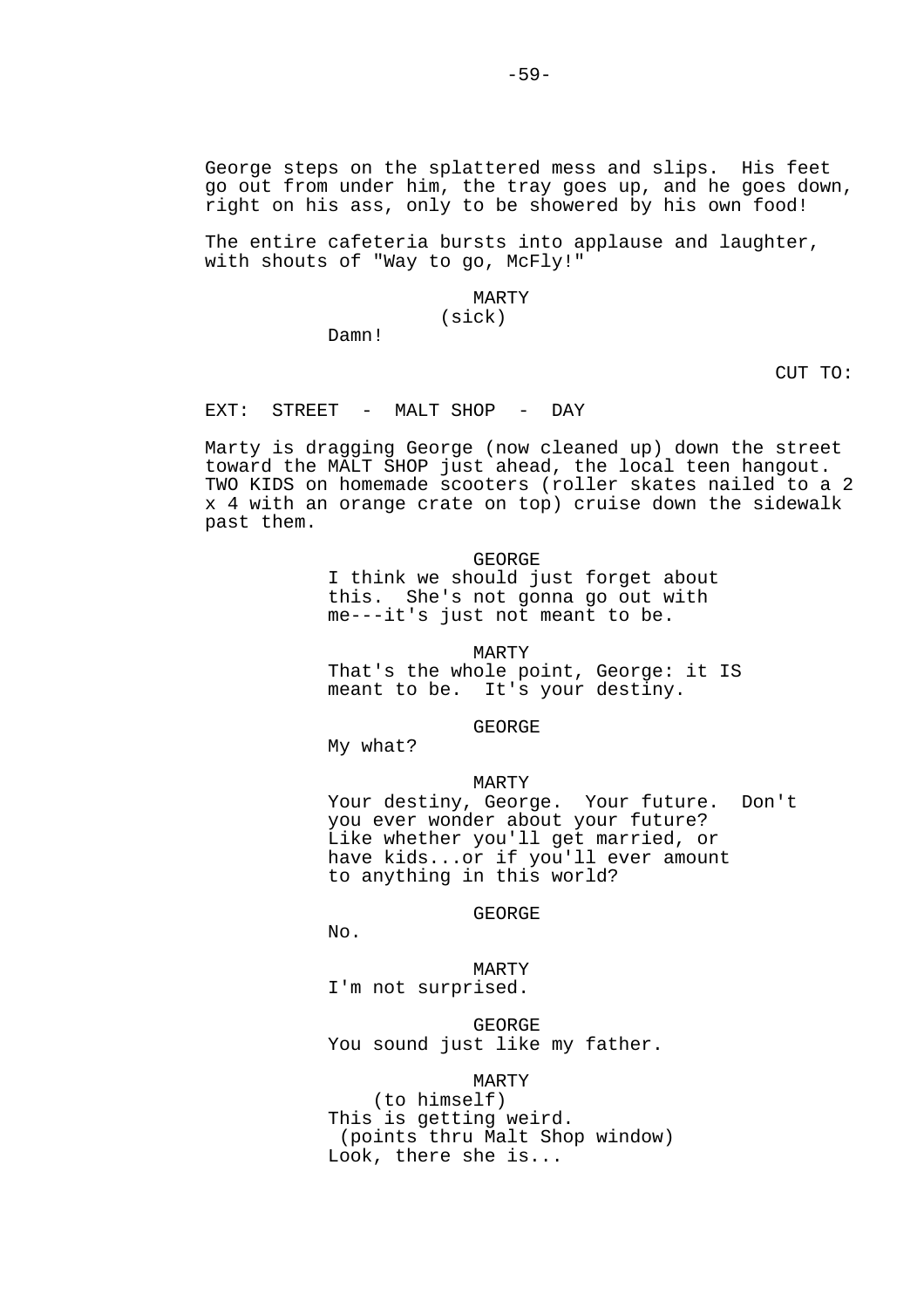George steps on the splattered mess and slips. His feet go out from under him, the tray goes up, and he goes down, right on his ass, only to be showered by his own food!

The entire cafeteria bursts into applause and laughter, with shouts of "Way to go, McFly!"

MARTY
(sick)
Damn!

CUT TO:

EXT: STREET - MALT SHOP - DAY

Marty is dragging George (now cleaned up) down the street toward the MALT SHOP just ahead, the local teen hangout. TWO KIDS on homemade scooters (roller skates nailed to a 2 x 4 with an orange crate on top) cruise down the sidewalk past them.

GEORGE
I think we should just forget about this. She's not gonna go out with me---it's just not meant to be.

MARTY
That's the whole point, George: it IS meant to be. It's your destiny.

GEORGE
My what?

MARTY
Your destiny, George. Your future. Don't you ever wonder about your future? Like whether you'll get married, or have kids...or if you'll ever amount to anything in this world?

GEORGE
No.

MARTY
I'm not surprised.

GEORGE
You sound just like my father.

MARTY
(to himself)
This is getting weird.
(points thru Malt Shop window)
Look, there she is...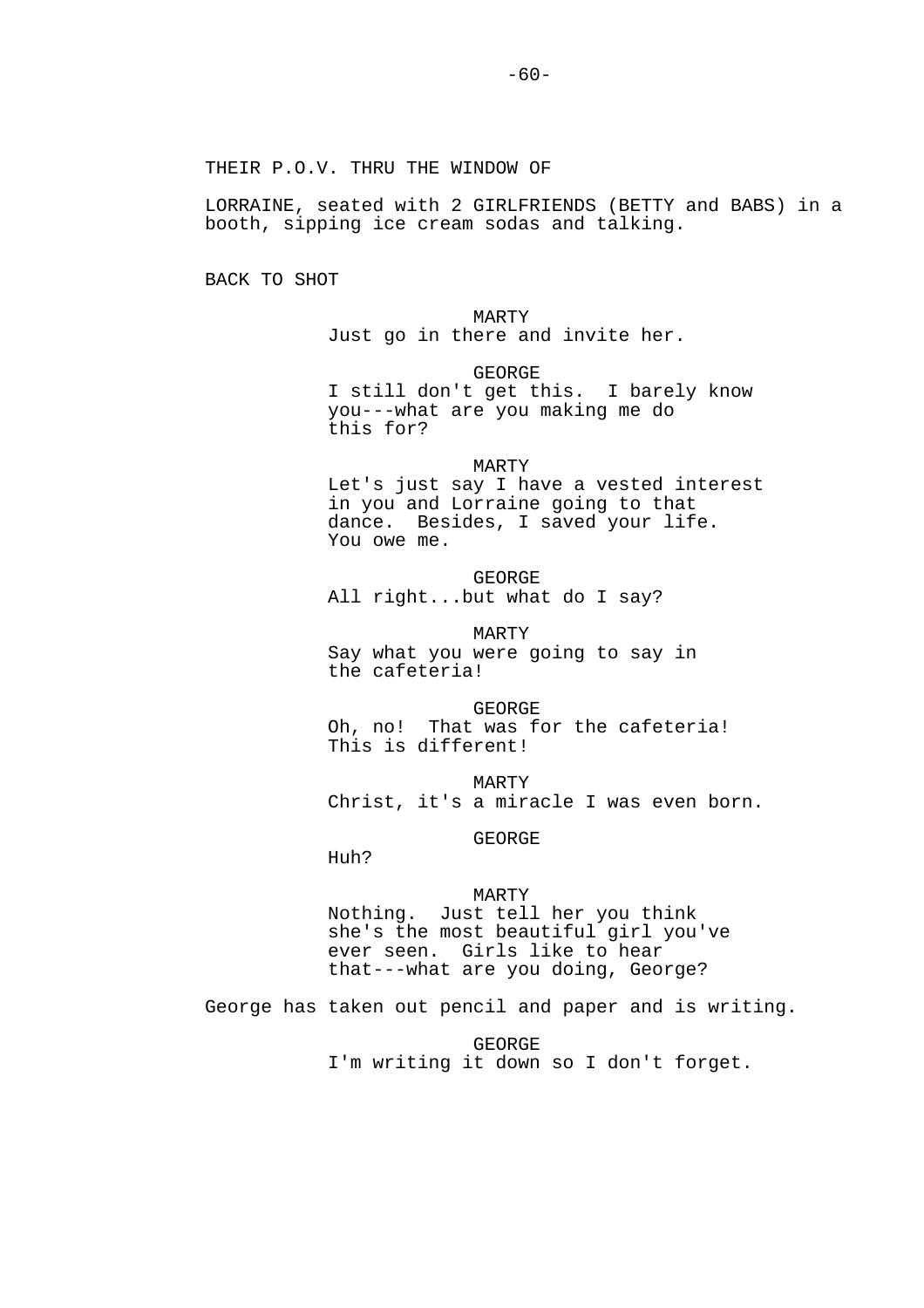THEIR P.O.V. THRU THE WINDOW OF

LORRAINE, seated with 2 GIRLFRIENDS (BETTY and BABS) in a booth, sipping ice cream sodas and talking.

BACK TO SHOT

MARTY
Just go in there and invite her.

GEORGE
I still don't get this. I barely know you---what are you making me do this for?

MARTY
Let's just say I have a vested interest in you and Lorraine going to that dance. Besides, I saved your life. You owe me.

GEORGE
All right...but what do I say?

MARTY
Say what you were going to say in the cafeteria!

GEORGE
Oh, no! That was for the cafeteria! This is different!

MARTY
Christ, it's a miracle I was even born.

GEORGE
Huh?

MARTY
Nothing. Just tell her you think she's the most beautiful girl you've ever seen. Girls like to hear that---what are you doing, George?

George has taken out pencil and paper and is writing.

GEORGE
I'm writing it down so I don't forget.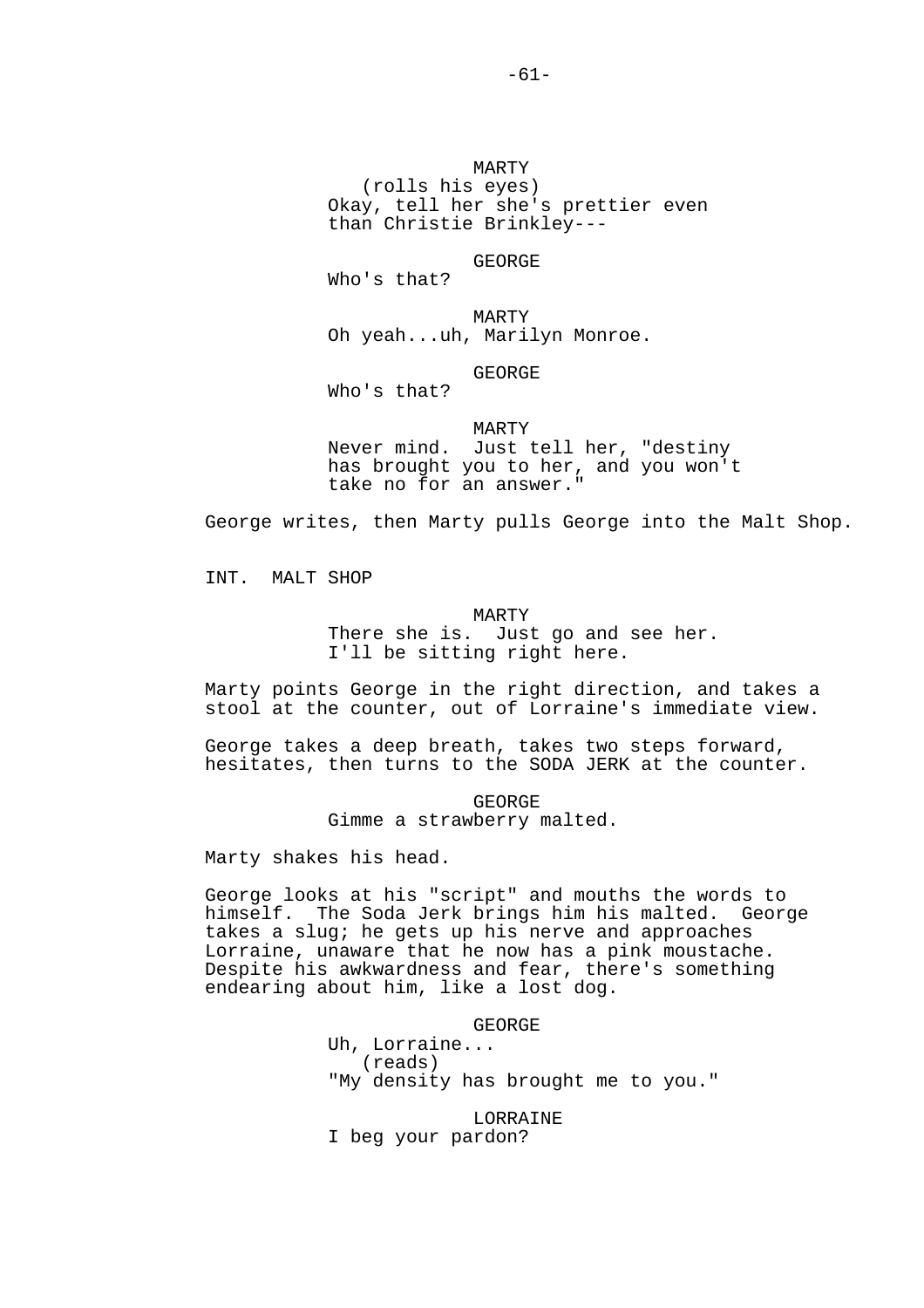MARTY
(rolls his eyes)
Okay, tell her she's prettier even than Christie Brinkley---

GEORGE
Who's that?

MARTY
Oh yeah...uh, Marilyn Monroe.

GEORGE
Who's that?

MARTY
Never mind. Just tell her, "destiny has brought you to her, and you won't take no for an answer."

George writes, then Marty pulls George into the Malt Shop.

INT. MALT SHOP

MARTY
There she is. Just go and see her. I'll be sitting right here.

Marty points George in the right direction, and takes a stool at the counter, out of Lorraine's immediate view.

George takes a deep breath, takes two steps forward, hesitates, then turns to the SODA JERK at the counter.

GEORGE
Gimme a strawberry malted.

Marty shakes his head.

George looks at his "script" and mouths the words to himself. The Soda Jerk brings him his malted. George takes a slug; he gets up his nerve and approaches Lorraine, unaware that he now has a pink moustache. Despite his awkwardness and fear, there's something endearing about him, like a lost dog.

GEORGE
Uh, Lorraine...
(reads)
"My density has brought me to you."

LORRAINE
I beg your pardon?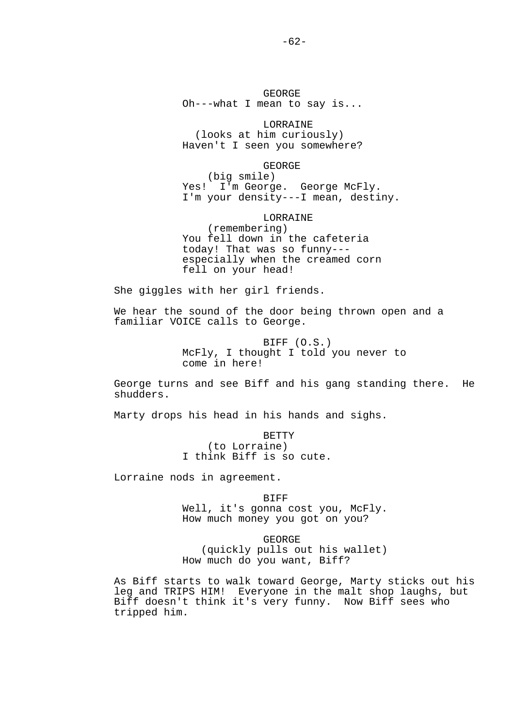GEORGE
Oh---what I mean to say is...

LORRAINE
(looks at him curiously)
Haven't I seen you somewhere?

GEORGE
(big smile)
Yes!  I'm George.  George McFly.
I'm your density---I mean, destiny.

LORRAINE
(remembering)
You fell down in the cafeteria
today! That was so funny---
especially when the creamed corn
fell on your head!

She giggles with her girl friends.

We hear the sound of the door being thrown open and a familiar VOICE calls to George.

BIFF (O.S.)
McFly, I thought I told you never to
come in here!

George turns and see Biff and his gang standing there.  He shudders.

Marty drops his head in his hands and sighs.

BETTY
(to Lorraine)
I think Biff is so cute.

Lorraine nods in agreement.

BIFF
Well, it's gonna cost you, McFly.
How much money you got on you?

GEORGE
(quickly pulls out his wallet)
How much do you want, Biff?

As Biff starts to walk toward George, Marty sticks out his leg and TRIPS HIM!  Everyone in the malt shop laughs, but Biff doesn't think it's very funny.  Now Biff sees who tripped him.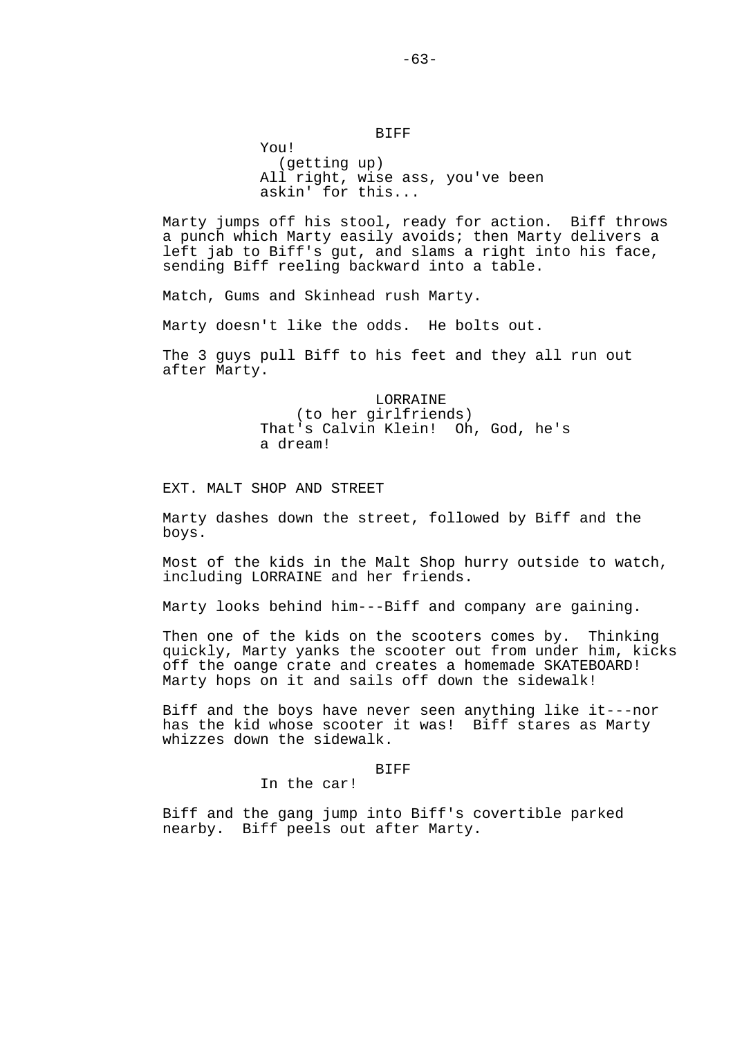BIFF

You!

(getting up)

All right, wise ass, you've been askin' for this...

Marty jumps off his stool, ready for action. Biff throws a punch which Marty easily avoids; then Marty delivers a left jab to Biff's gut, and slams a right into his face, sending Biff reeling backward into a table.

Match, Gums and Skinhead rush Marty.

Marty doesn't like the odds. He bolts out.

The 3 guys pull Biff to his feet and they all run out after Marty.

LORRAINE

(to her girlfriends)

That's Calvin Klein! Oh, God, he's a dream!

EXT. MALT SHOP AND STREET

Marty dashes down the street, followed by Biff and the boys.

Most of the kids in the Malt Shop hurry outside to watch, including LORRAINE and her friends.

Marty looks behind him---Biff and company are gaining.

Then one of the kids on the scooters comes by. Thinking quickly, Marty yanks the scooter out from under him, kicks off the oange crate and creates a homemade SKATEBOARD! Marty hops on it and sails off down the sidewalk!

Biff and the boys have never seen anything like it---nor has the kid whose scooter it was! Biff stares as Marty whizzes down the sidewalk.

BIFF

In the car!

Biff and the gang jump into Biff's covertible parked nearby. Biff peels out after Marty.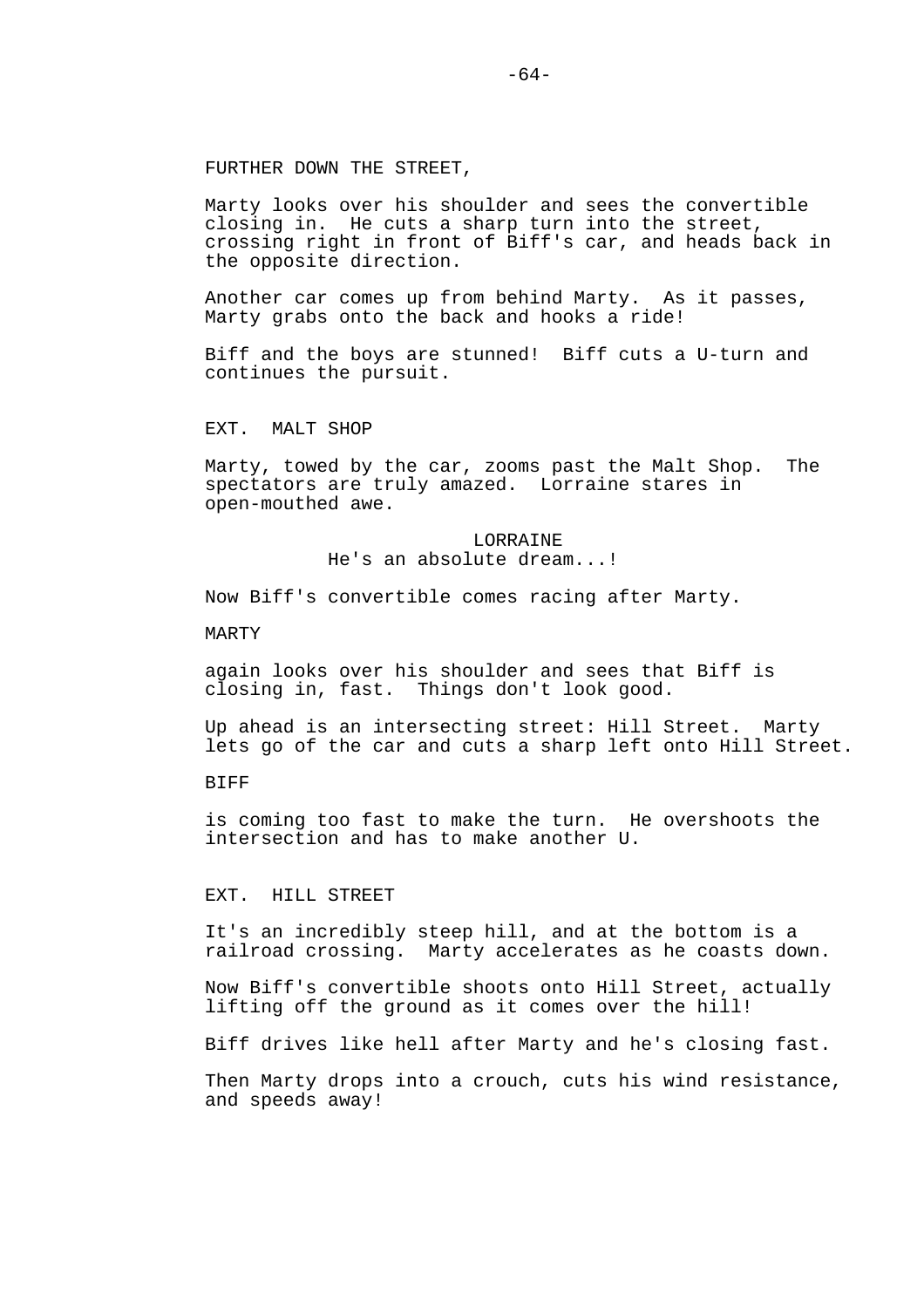FURTHER DOWN THE STREET,

Marty looks over his shoulder and sees the convertible closing in. He cuts a sharp turn into the street, crossing right in front of Biff's car, and heads back in the opposite direction.

Another car comes up from behind Marty. As it passes, Marty grabs onto the back and hooks a ride!

Biff and the boys are stunned! Biff cuts a U-turn and continues the pursuit.

EXT. MALT SHOP

Marty, towed by the car, zooms past the Malt Shop. The spectators are truly amazed. Lorraine stares in open-mouthed awe.

LORRAINE
He's an absolute dream...!

Now Biff's convertible comes racing after Marty.

MARTY

again looks over his shoulder and sees that Biff is closing in, fast. Things don't look good.

Up ahead is an intersecting street: Hill Street. Marty lets go of the car and cuts a sharp left onto Hill Street.

BIFF

is coming too fast to make the turn. He overshoots the intersection and has to make another U.

EXT. HILL STREET

It's an incredibly steep hill, and at the bottom is a railroad crossing. Marty accelerates as he coasts down.

Now Biff's convertible shoots onto Hill Street, actually lifting off the ground as it comes over the hill!

Biff drives like hell after Marty and he's closing fast.

Then Marty drops into a crouch, cuts his wind resistance, and speeds away!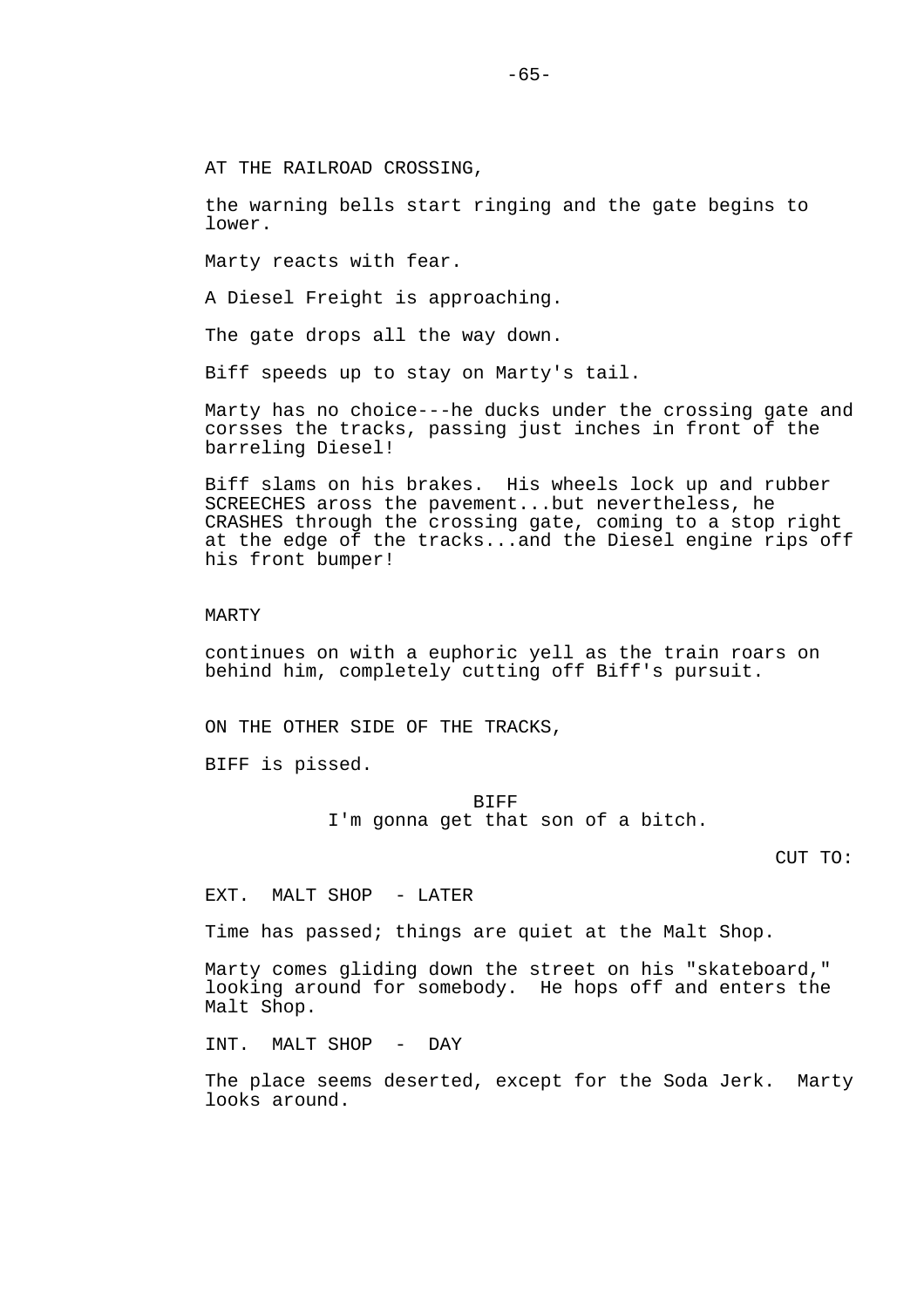AT THE RAILROAD CROSSING,

the warning bells start ringing and the gate begins to lower.

Marty reacts with fear.

A Diesel Freight is approaching.

The gate drops all the way down.

Biff speeds up to stay on Marty's tail.

Marty has no choice---he ducks under the crossing gate and corsses the tracks, passing just inches in front of the barreling Diesel!

Biff slams on his brakes. His wheels lock up and rubber SCREECHES aross the pavement...but nevertheless, he CRASHES through the crossing gate, coming to a stop right at the edge of the tracks...and the Diesel engine rips off his front bumper!

MARTY

continues on with a euphoric yell as the train roars on behind him, completely cutting off Biff's pursuit.

ON THE OTHER SIDE OF THE TRACKS,

BIFF is pissed.

BIFF
I'm gonna get that son of a bitch.

CUT TO:

EXT. MALT SHOP - LATER

Time has passed; things are quiet at the Malt Shop.

Marty comes gliding down the street on his "skateboard," looking around for somebody. He hops off and enters the Malt Shop.

INT. MALT SHOP - DAY

The place seems deserted, except for the Soda Jerk. Marty looks around.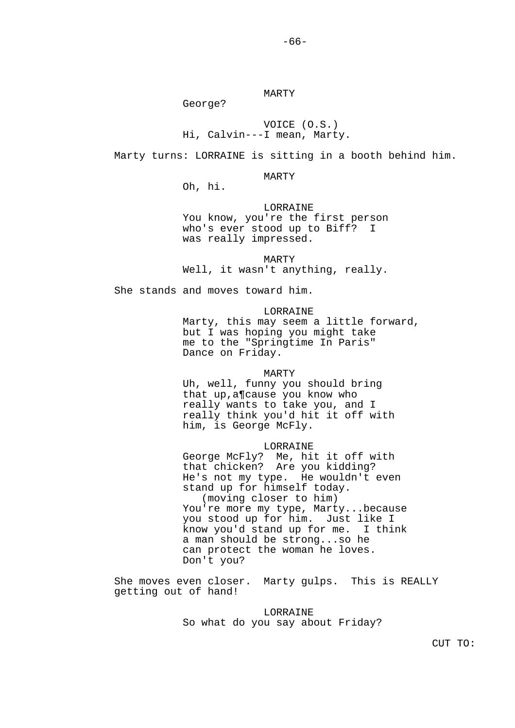MARTY
George?

VOICE (O.S.)
Hi, Calvin---I mean, Marty.

Marty turns: LORRAINE is sitting in a booth behind him.

MARTY
Oh, hi.

LORRAINE
You know, you're the first person who's ever stood up to Biff? I was really impressed.

MARTY
Well, it wasn't anything, really.

She stands and moves toward him.

LORRAINE
Marty, this may seem a little forward, but I was hoping you might take me to the "Springtime In Paris" Dance on Friday.

MARTY
Uh, well, funny you should bring that up,a¶cause you know who really wants to take you, and I really think you'd hit it off with him, is George McFly.

LORRAINE
George McFly? Me, hit it off with that chicken? Are you kidding? He's not my type. He wouldn't even stand up for himself today.
(moving closer to him)
You're more my type, Marty...because you stood up for him. Just like I know you'd stand up for me. I think a man should be strong...so he can protect the woman he loves. Don't you?

She moves even closer. Marty gulps. This is REALLY getting out of hand!

LORRAINE
So what do you say about Friday?

CUT TO: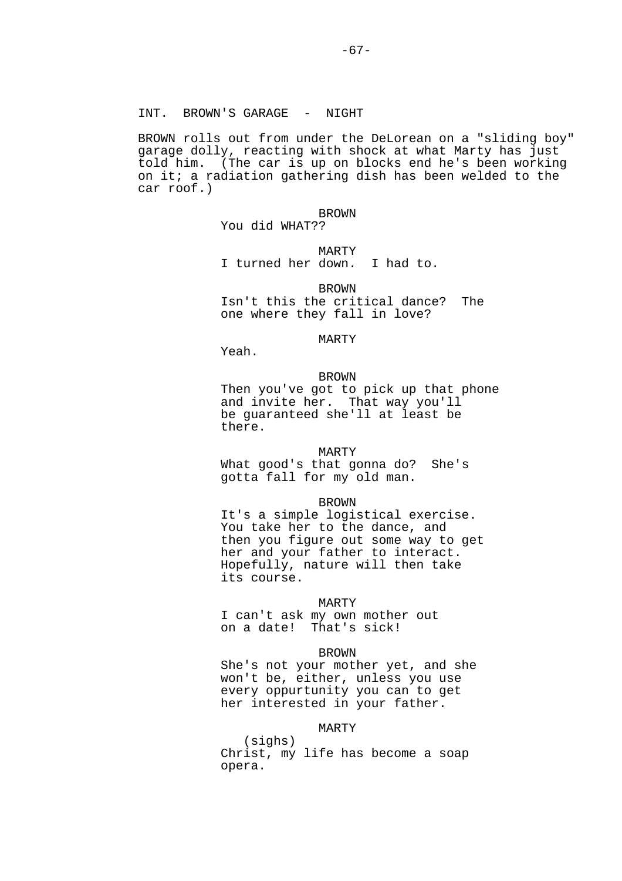INT. BROWN'S GARAGE - NIGHT

BROWN rolls out from under the DeLorean on a "sliding boy" garage dolly, reacting with shock at what Marty has just told him. (The car is up on blocks end he's been working on it; a radiation gathering dish has been welded to the car roof.)

BROWN
You did WHAT??

MARTY
I turned her down. I had to.

BROWN
Isn't this the critical dance? The one where they fall in love?

MARTY
Yeah.

BROWN
Then you've got to pick up that phone and invite her. That way you'll be guaranteed she'll at least be there.

MARTY
What good's that gonna do? She's gotta fall for my old man.

BROWN
It's a simple logistical exercise. You take her to the dance, and then you figure out some way to get her and your father to interact. Hopefully, nature will then take its course.

MARTY
I can't ask my own mother out on a date! That's sick!

BROWN
She's not your mother yet, and she won't be, either, unless you use every oppurtunity you can to get her interested in your father.

MARTY
(sighs)
Christ, my life has become a soap opera.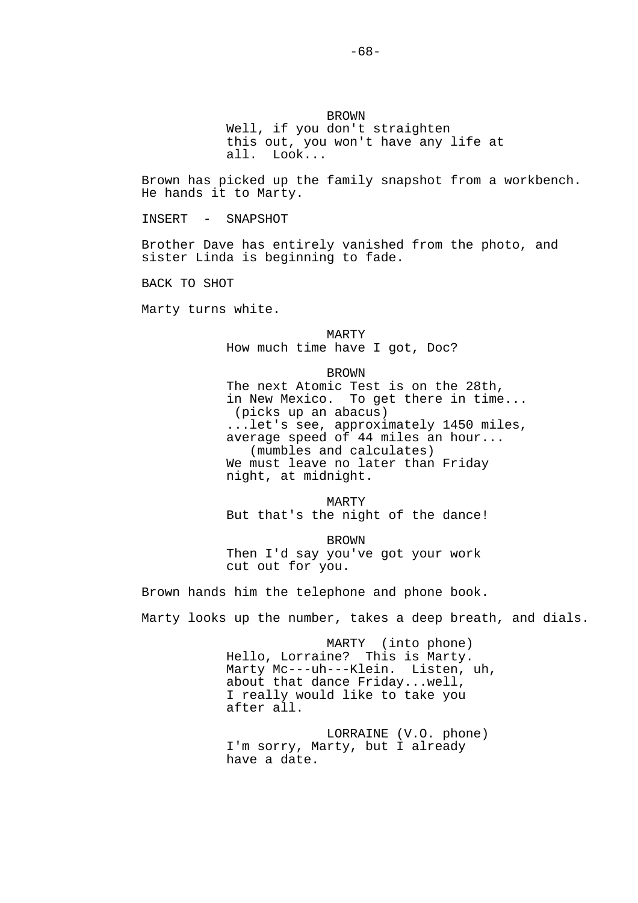BROWN
Well, if you don't straighten this out, you won't have any life at all. Look...

Brown has picked up the family snapshot from a workbench. He hands it to Marty.

INSERT - SNAPSHOT

Brother Dave has entirely vanished from the photo, and sister Linda is beginning to fade.

BACK TO SHOT

Marty turns white.

MARTY
How much time have I got, Doc?

BROWN
The next Atomic Test is on the 28th, in New Mexico. To get there in time...
(picks up an abacus)
...let's see, approximately 1450 miles, average speed of 44 miles an hour...
(mumbles and calculates)
We must leave no later than Friday night, at midnight.

MARTY
But that's the night of the dance!

BROWN
Then I'd say you've got your work cut out for you.

Brown hands him the telephone and phone book.

Marty looks up the number, takes a deep breath, and dials.

MARTY (into phone)
Hello, Lorraine? This is Marty. Marty Mc---uh---Klein. Listen, uh, about that dance Friday...well, I really would like to take you after all.

LORRAINE (V.O. phone)
I'm sorry, Marty, but I already have a date.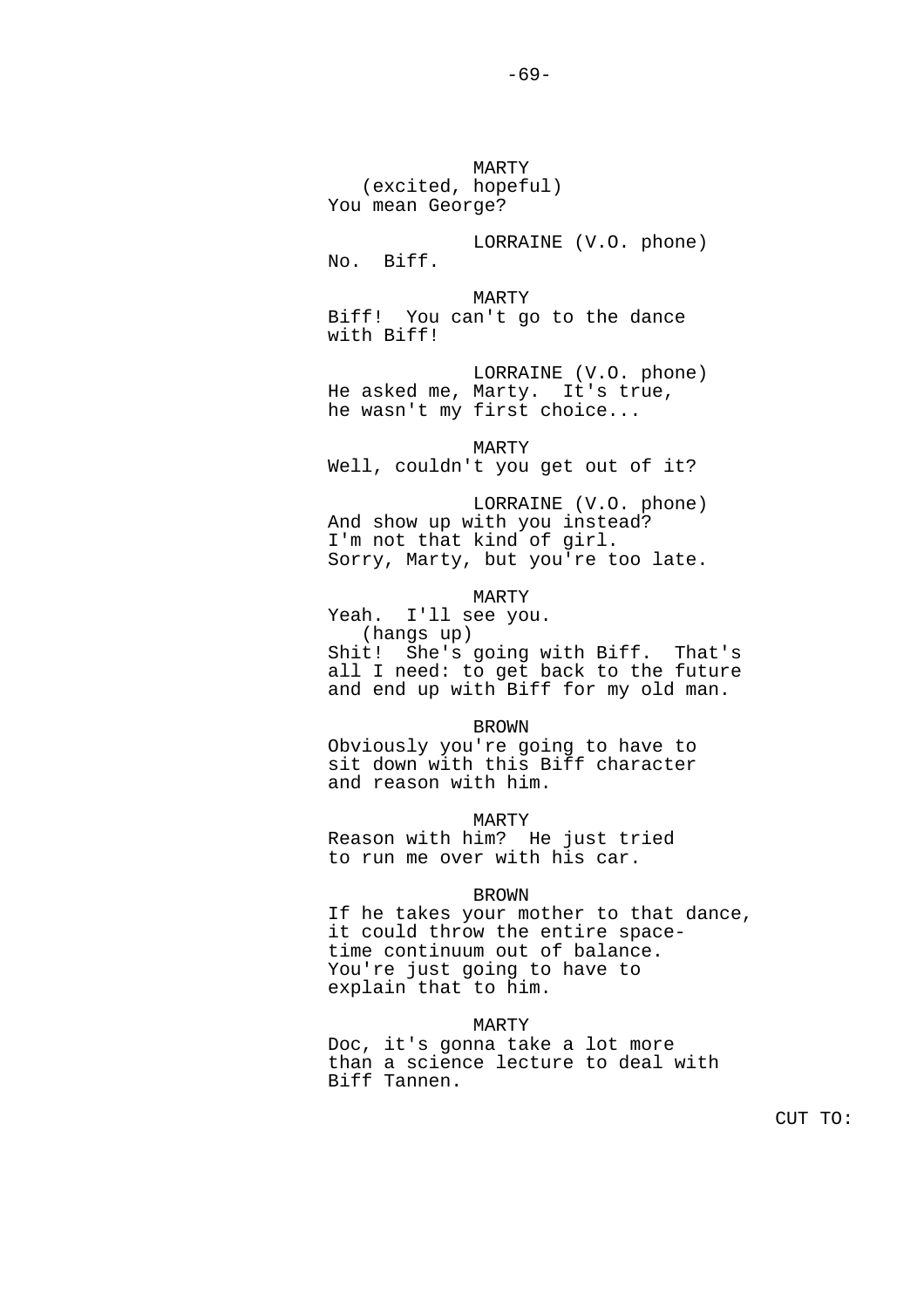MARTY
(excited, hopeful)
You mean George?

LORRAINE (V.O. phone)
No. Biff.

MARTY
Biff! You can't go to the dance with Biff!

LORRAINE (V.O. phone)
He asked me, Marty. It's true, he wasn't my first choice...

MARTY
Well, couldn't you get out of it?

LORRAINE (V.O. phone)
And show up with you instead? I'm not that kind of girl. Sorry, Marty, but you're too late.

MARTY
Yeah. I'll see you.
(hangs up)
Shit! She's going with Biff. That's all I need: to get back to the future and end up with Biff for my old man.

BROWN
Obviously you're going to have to sit down with this Biff character and reason with him.

MARTY
Reason with him? He just tried to run me over with his car.

BROWN
If he takes your mother to that dance, it could throw the entire space-time continuum out of balance. You're just going to have to explain that to him.

MARTY
Doc, it's gonna take a lot more than a science lecture to deal with Biff Tannen.

CUT TO: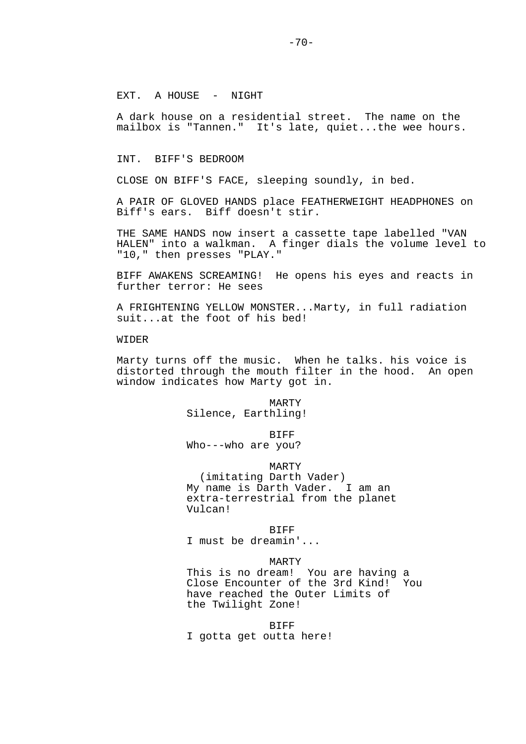EXT. A HOUSE - NIGHT

A dark house on a residential street. The name on the mailbox is "Tannen." It's late, quiet...the wee hours.

INT. BIFF'S BEDROOM

CLOSE ON BIFF'S FACE, sleeping soundly, in bed.

A PAIR OF GLOVED HANDS place FEATHERWEIGHT HEADPHONES on Biff's ears. Biff doesn't stir.

THE SAME HANDS now insert a cassette tape labelled "VAN HALEN" into a walkman. A finger dials the volume level to "10," then presses "PLAY."

BIFF AWAKENS SCREAMING! He opens his eyes and reacts in further terror: He sees

A FRIGHTENING YELLOW MONSTER...Marty, in full radiation suit...at the foot of his bed!

WIDER

Marty turns off the music. When he talks. his voice is distorted through the mouth filter in the hood. An open window indicates how Marty got in.

MARTY
Silence, Earthling!

BIFF
Who---who are you?

MARTY
(imitating Darth Vader)
My name is Darth Vader. I am an extra-terrestrial from the planet Vulcan!

BIFF
I must be dreamin'...

MARTY
This is no dream! You are having a Close Encounter of the 3rd Kind! You have reached the Outer Limits of the Twilight Zone!

BIFF
I gotta get outta here!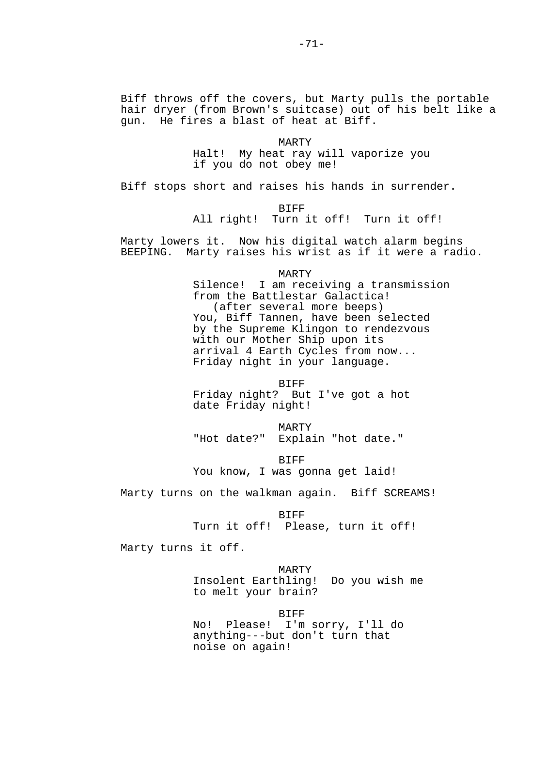Biff throws off the covers, but Marty pulls the portable hair dryer (from Brown's suitcase) out of his belt like a gun. He fires a blast of heat at Biff.

MARTY

Halt! My heat ray will vaporize you if you do not obey me!

Biff stops short and raises his hands in surrender.

BIFF

All right! Turn it off! Turn it off!

Marty lowers it. Now his digital watch alarm begins BEEPING. Marty raises his wrist as if it were a radio.

MARTY

Silence! I am receiving a transmission from the Battlestar Galactica!

(after several more beeps)

You, Biff Tannen, have been selected by the Supreme Klingon to rendezvous with our Mother Ship upon its arrival 4 Earth Cycles from now... Friday night in your language.

BIFF

Friday night? But I've got a hot date Friday night!

MARTY

"Hot date?" Explain "hot date."

BIFF

You know, I was gonna get laid!

Marty turns on the walkman again. Biff SCREAMS!

BIFF

Turn it off! Please, turn it off!

Marty turns it off.

MARTY

Insolent Earthling! Do you wish me to melt your brain?

BIFF

No! Please! I'm sorry, I'll do anything---but don't turn that noise on again!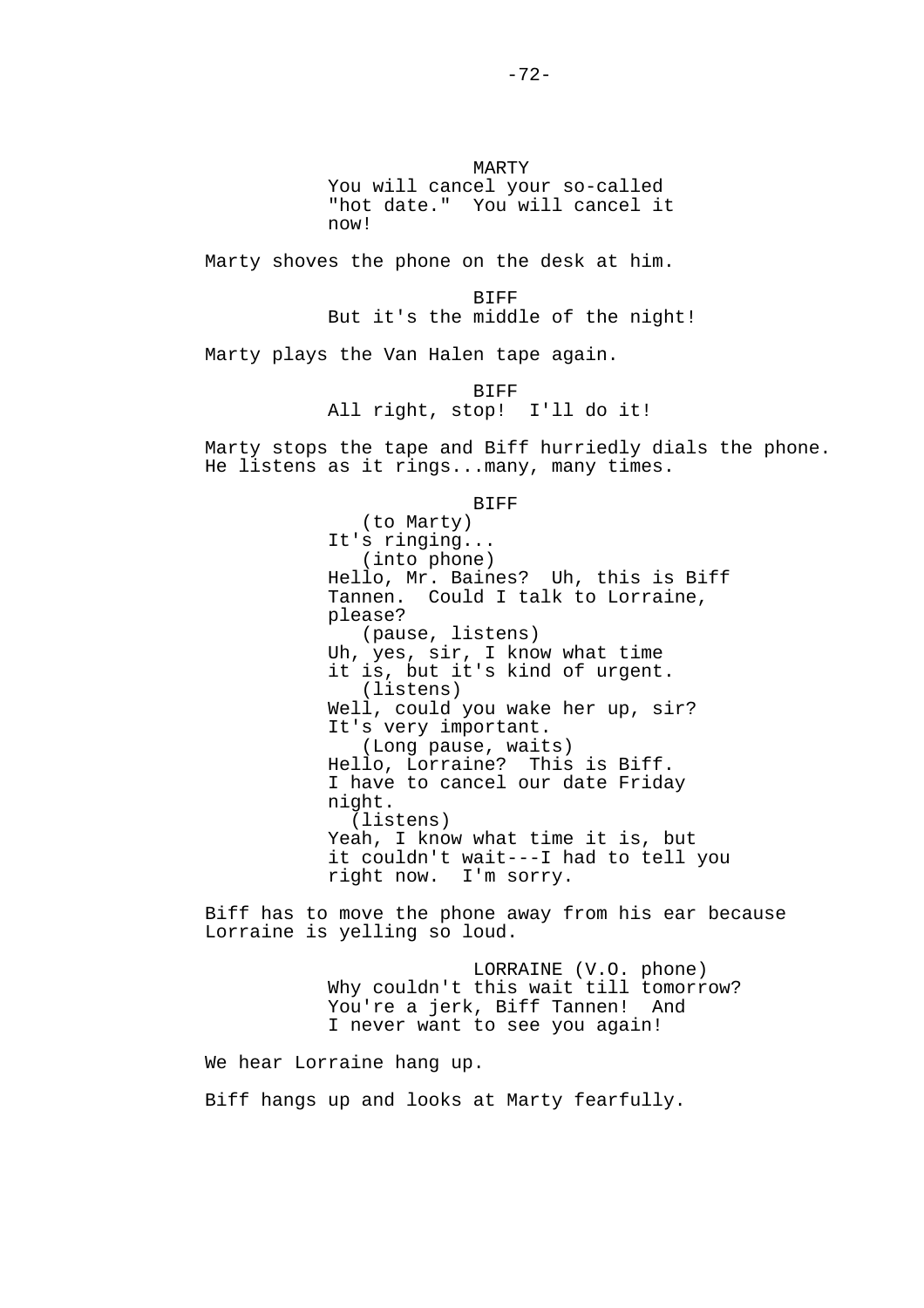MARTY

You will cancel your so-called "hot date." You will cancel it now!

Marty shoves the phone on the desk at him.

BIFF

But it's the middle of the night!

Marty plays the Van Halen tape again.

BIFF

All right, stop! I'll do it!

Marty stops the tape and Biff hurriedly dials the phone. He listens as it rings...many, many times.

BIFF

(to Marty)

It's ringing...

(into phone)

Hello, Mr. Baines? Uh, this is Biff Tannen. Could I talk to Lorraine, please?

(pause, listens)

Uh, yes, sir, I know what time it is, but it's kind of urgent.

(listens)

Well, could you wake her up, sir? It's very important.

(Long pause, waits)

Hello, Lorraine? This is Biff. I have to cancel our date Friday night.

(listens)

Yeah, I know what time it is, but it couldn't wait---I had to tell you right now. I'm sorry.

Biff has to move the phone away from his ear because Lorraine is yelling so loud.

LORRAINE (V.O. phone)

Why couldn't this wait till tomorrow? You're a jerk, Biff Tannen! And I never want to see you again!

We hear Lorraine hang up.

Biff hangs up and looks at Marty fearfully.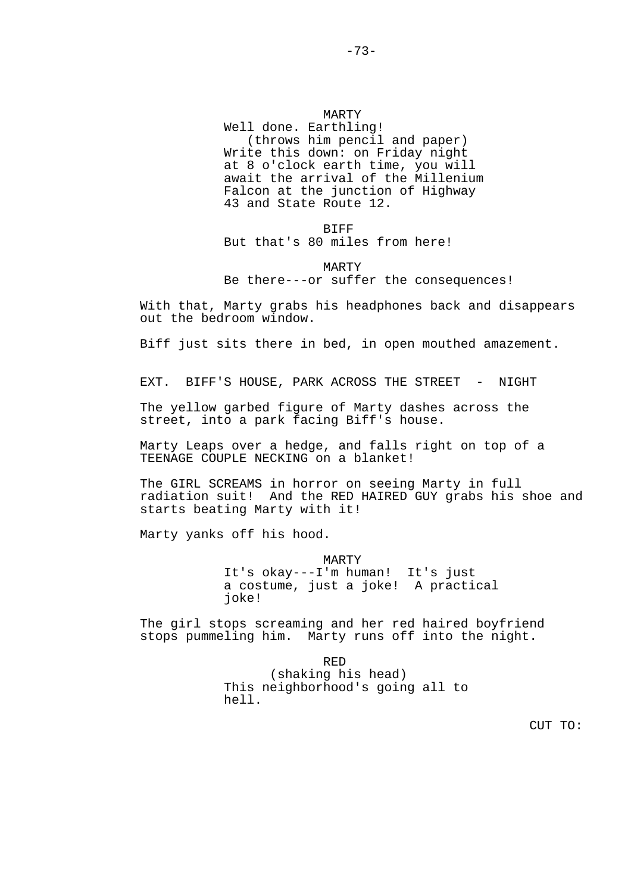MARTY
Well done. Earthling!
(throws him pencil and paper)
Write this down: on Friday night at 8 o'clock earth time, you will await the arrival of the Millenium Falcon at the junction of Highway 43 and State Route 12.

BIFF
But that's 80 miles from here!

MARTY
Be there---or suffer the consequences!

With that, Marty grabs his headphones back and disappears out the bedroom window.

Biff just sits there in bed, in open mouthed amazement.

EXT. BIFF'S HOUSE, PARK ACROSS THE STREET - NIGHT

The yellow garbed figure of Marty dashes across the street, into a park facing Biff's house.

Marty Leaps over a hedge, and falls right on top of a TEENAGE COUPLE NECKING on a blanket!

The GIRL SCREAMS in horror on seeing Marty in full radiation suit! And the RED HAIRED GUY grabs his shoe and starts beating Marty with it!

Marty yanks off his hood.

MARTY
It's okay---I'm human! It's just a costume, just a joke! A practical joke!

The girl stops screaming and her red haired boyfriend stops pummeling him. Marty runs off into the night.

RED
(shaking his head)
This neighborhood's going all to hell.

CUT TO: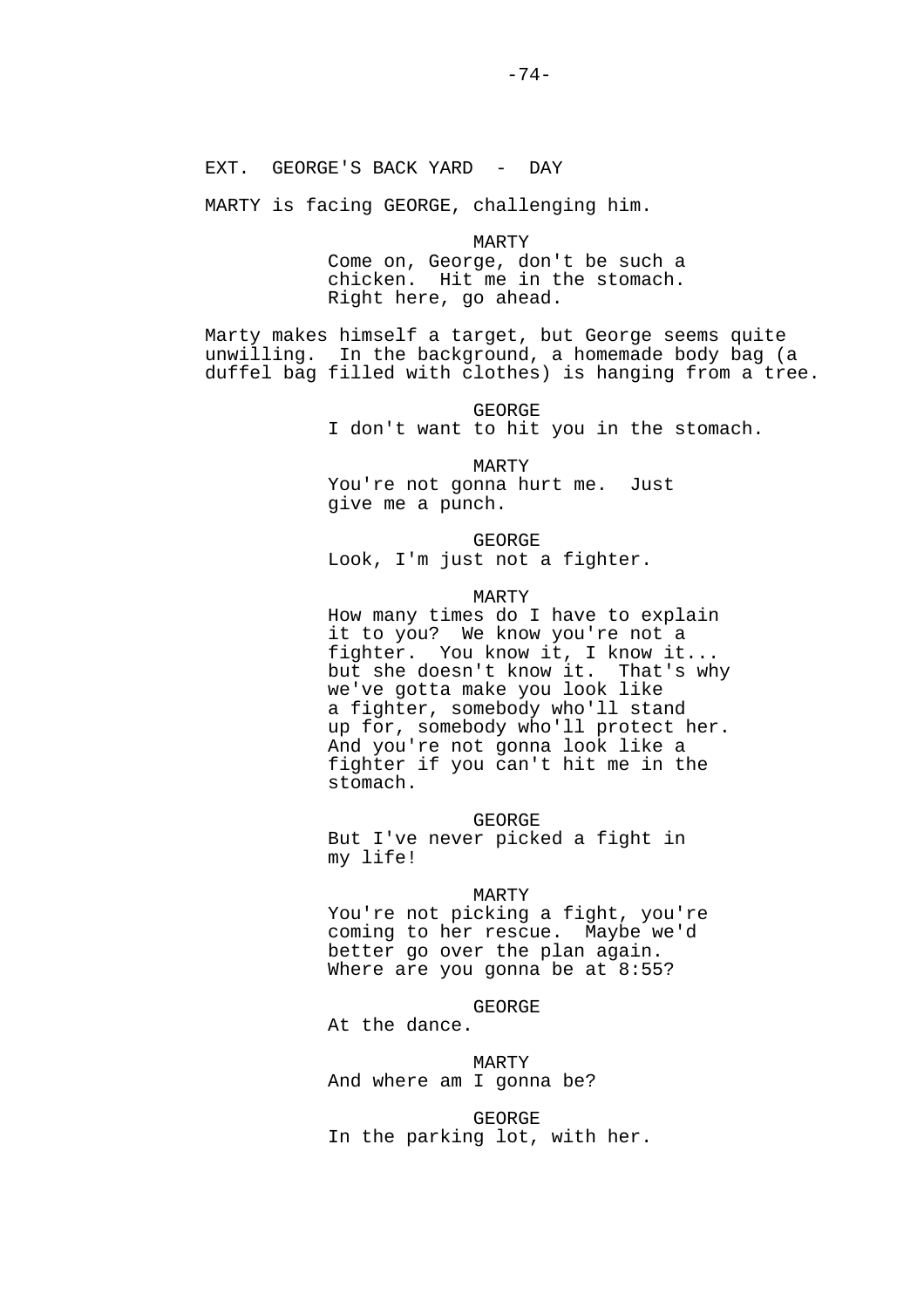EXT. GEORGE'S BACK YARD - DAY

MARTY is facing GEORGE, challenging him.

MARTY
Come on, George, don't be such a chicken. Hit me in the stomach. Right here, go ahead.

Marty makes himself a target, but George seems quite unwilling. In the background, a homemade body bag (a duffel bag filled with clothes) is hanging from a tree.

GEORGE
I don't want to hit you in the stomach.

MARTY
You're not gonna hurt me. Just give me a punch.

GEORGE
Look, I'm just not a fighter.

MARTY
How many times do I have to explain it to you? We know you're not a fighter. You know it, I know it... but she doesn't know it. That's why we've gotta make you look like a fighter, somebody who'll stand up for, somebody who'll protect her. And you're not gonna look like a fighter if you can't hit me in the stomach.

GEORGE
But I've never picked a fight in my life!

MARTY
You're not picking a fight, you're coming to her rescue. Maybe we'd better go over the plan again. Where are you gonna be at 8:55?

GEORGE
At the dance.

MARTY
And where am I gonna be?

GEORGE
In the parking lot, with her.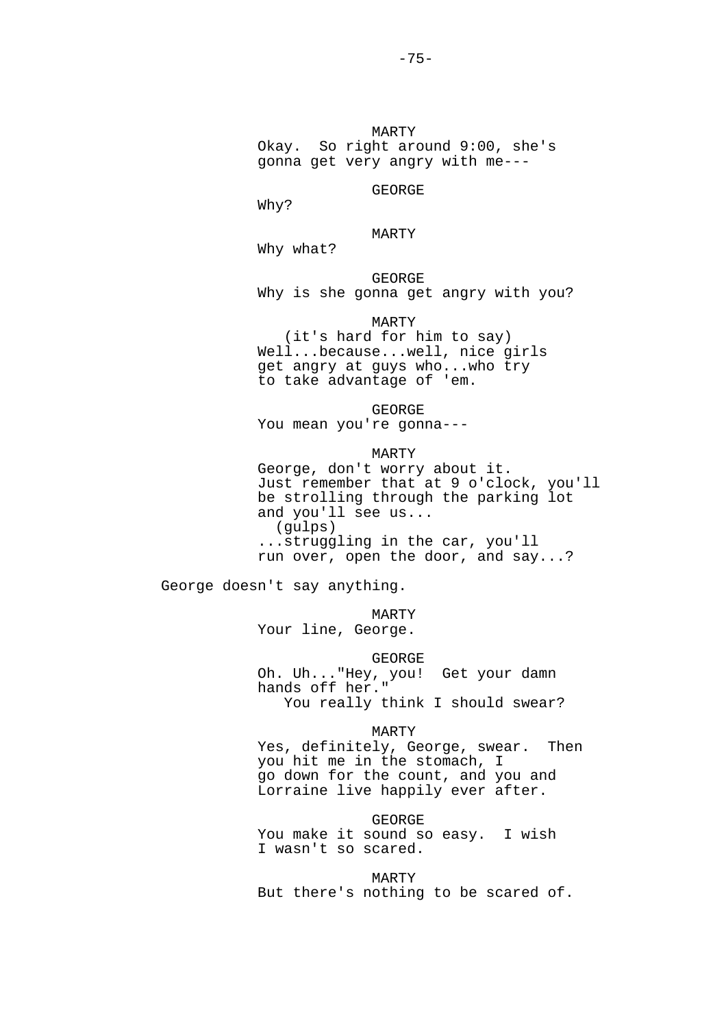MARTY
Okay. So right around 9:00, she's gonna get very angry with me---

GEORGE
Why?

MARTY
Why what?

GEORGE
Why is she gonna get angry with you?

MARTY
(it's hard for him to say)
Well...because...well, nice girls get angry at guys who...who try to take advantage of 'em.

GEORGE
You mean you're gonna---

MARTY
George, don't worry about it. Just remember that at 9 o'clock, you'll be strolling through the parking lot and you'll see us...
(gulps)
...struggling in the car, you'll run over, open the door, and say...?

George doesn't say anything.

MARTY
Your line, George.

GEORGE
Oh. Uh..."Hey, you! Get your damn hands off her."
You really think I should swear?

MARTY
Yes, definitely, George, swear. Then you hit me in the stomach, I go down for the count, and you and Lorraine live happily ever after.

GEORGE
You make it sound so easy. I wish I wasn't so scared.

MARTY
But there's nothing to be scared of.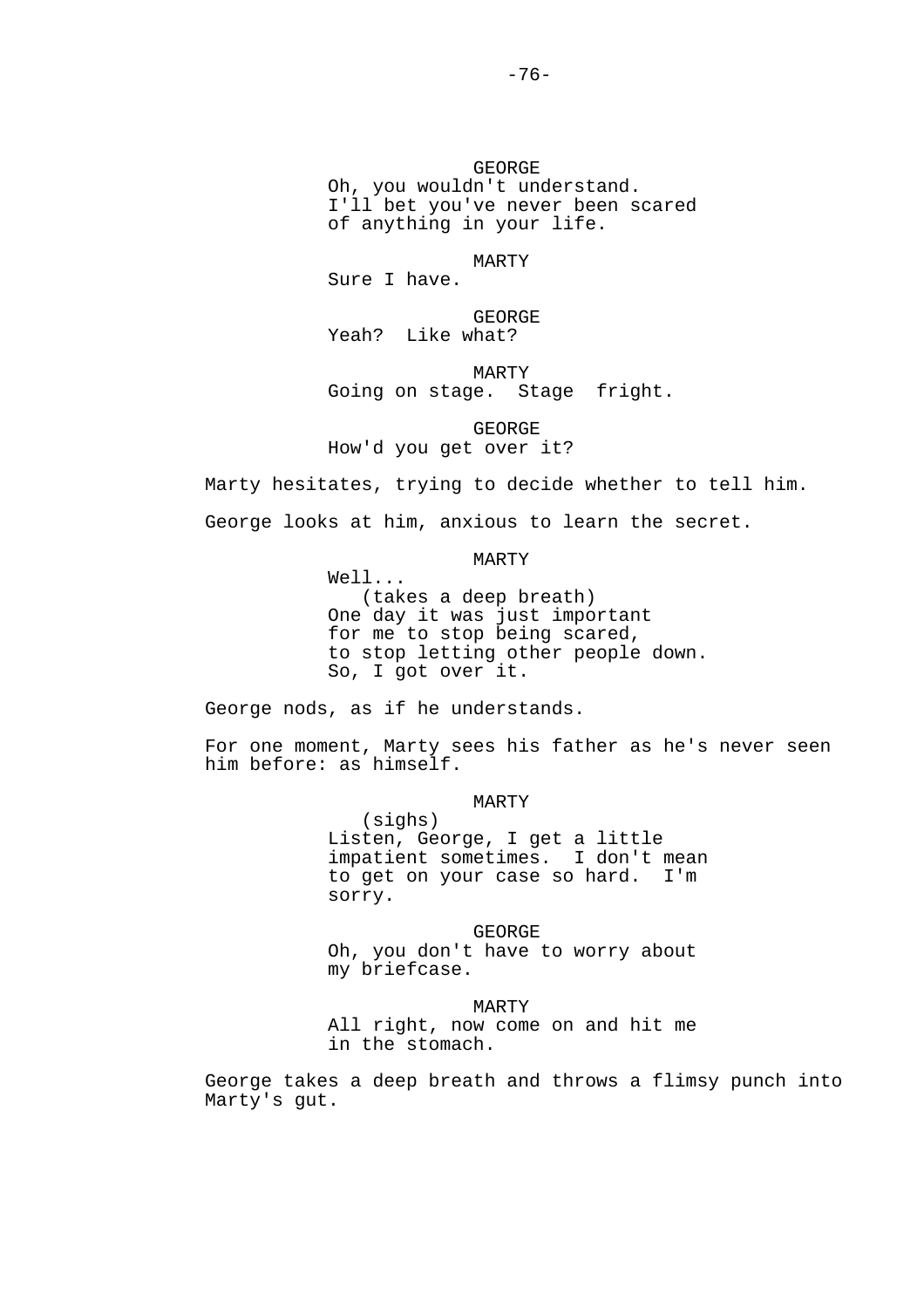GEORGE
Oh, you wouldn't understand.
I'll bet you've never been scared
of anything in your life.

MARTY
Sure I have.

GEORGE
Yeah?  Like what?

MARTY
Going on stage.  Stage  fright.

GEORGE
How'd you get over it?

Marty hesitates, trying to decide whether to tell him.

George looks at him, anxious to learn the secret.

MARTY
Well...
(takes a deep breath)
One day it was just important
for me to stop being scared,
to stop letting other people down.
So, I got over it.

George nods, as if he understands.

For one moment, Marty sees his father as he's never seen him before: as himself.

MARTY
(sighs)
Listen, George, I get a little
impatient sometimes.  I don't mean
to get on your case so hard.  I'm
sorry.

GEORGE
Oh, you don't have to worry about
my briefcase.

MARTY
All right, now come on and hit me
in the stomach.

George takes a deep breath and throws a flimsy punch into Marty's gut.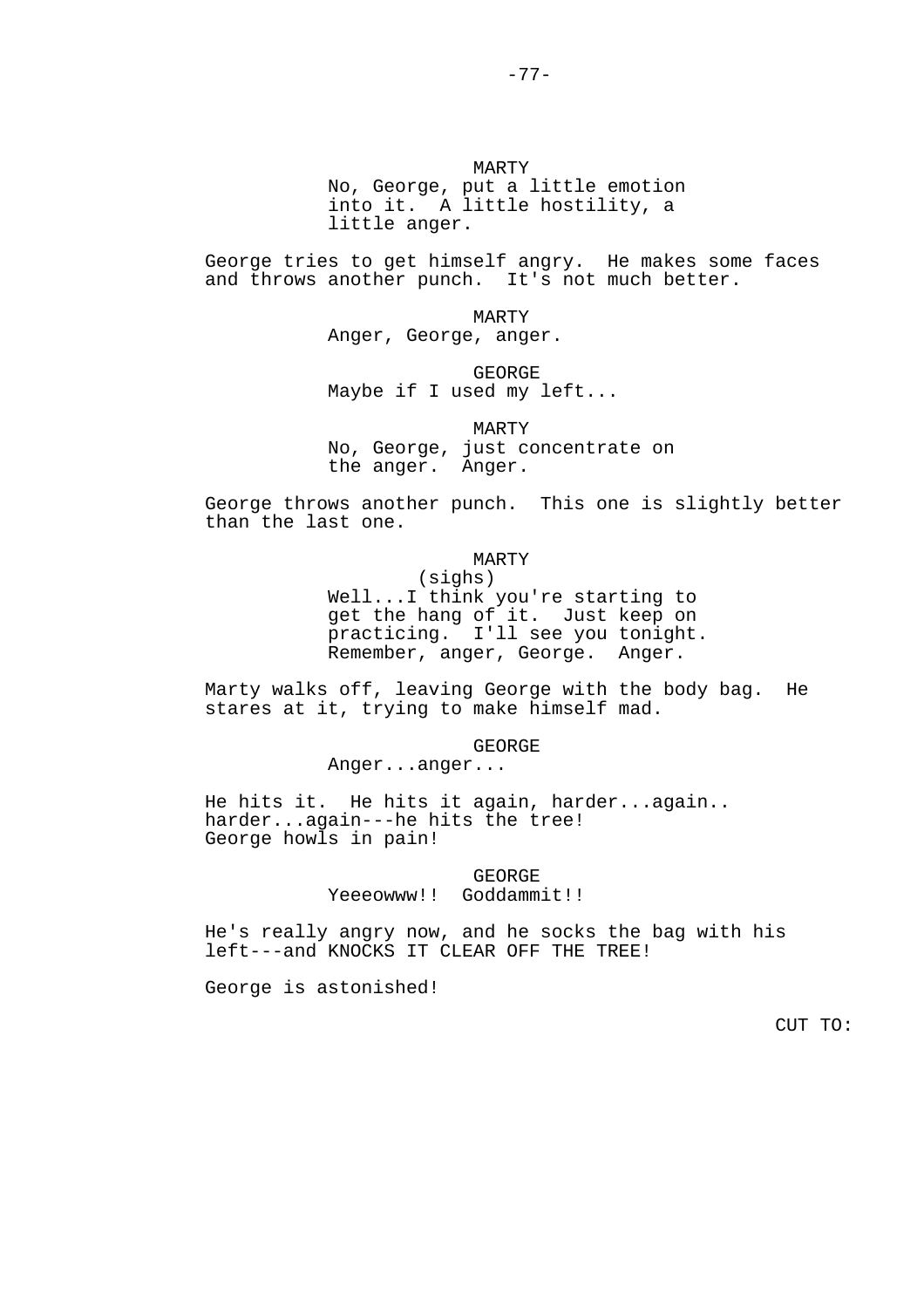MARTY
No, George, put a little emotion into it.  A little hostility, a little anger.

George tries to get himself angry.  He makes some faces and throws another punch.  It's not much better.

MARTY
Anger, George, anger.

GEORGE
Maybe if I used my left...

MARTY
No, George, just concentrate on the anger.  Anger.

George throws another punch.  This one is slightly better than the last one.

MARTY
(sighs)
Well...I think you're starting to get the hang of it.  Just keep on practicing.  I'll see you tonight.  Remember, anger, George.  Anger.

Marty walks off, leaving George with the body bag.  He stares at it, trying to make himself mad.

GEORGE
Anger...anger...

He hits it.  He hits it again, harder...again.. harder...again---he hits the tree!
George howls in pain!

GEORGE
Yeeeowww!!  Goddammit!!

He's really angry now, and he socks the bag with his left---and KNOCKS IT CLEAR OFF THE TREE!

George is astonished!

CUT TO: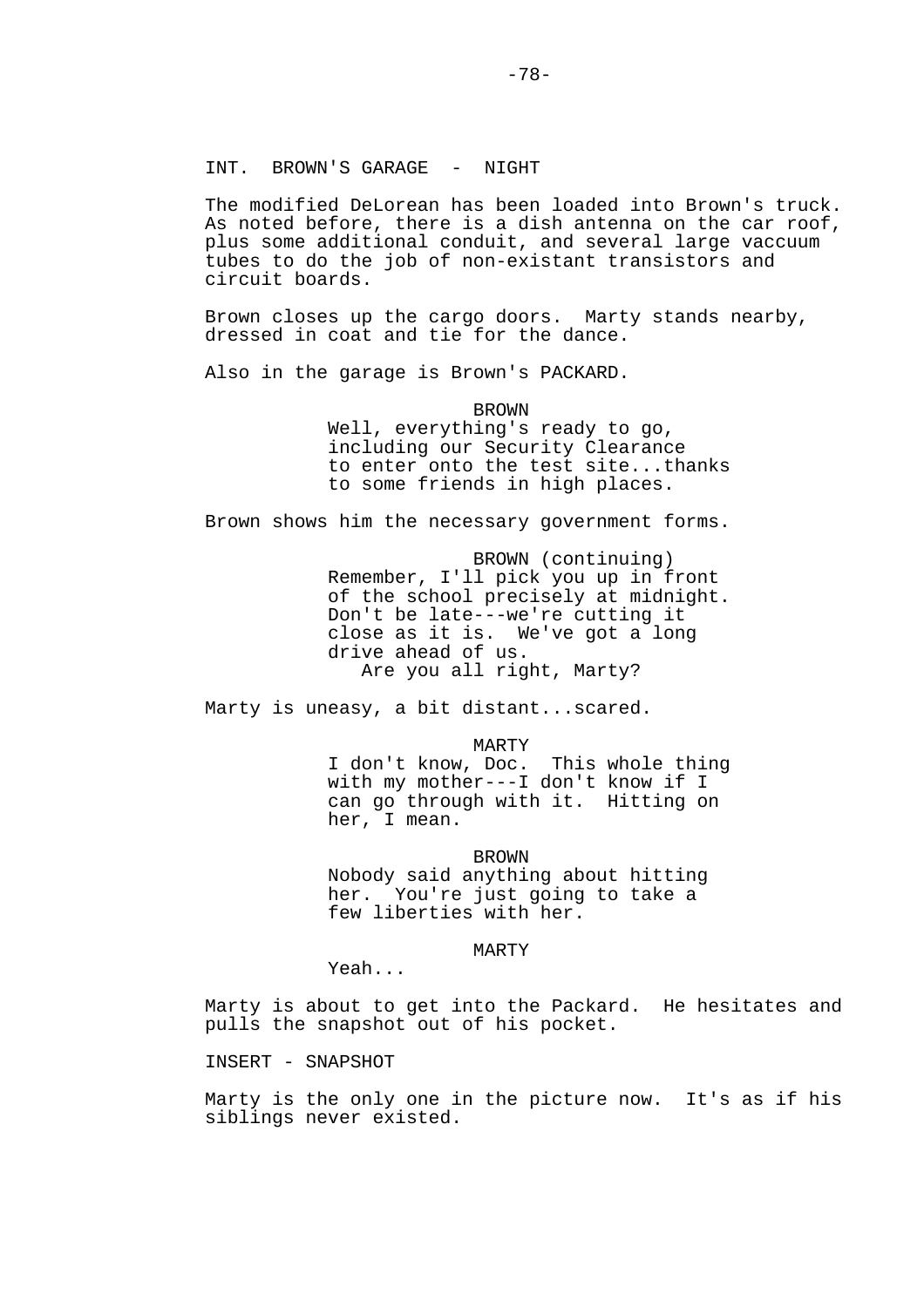INT. BROWN'S GARAGE - NIGHT

The modified DeLorean has been loaded into Brown's truck. As noted before, there is a dish antenna on the car roof, plus some additional conduit, and several large vaccuum tubes to do the job of non-existant transistors and circuit boards.

Brown closes up the cargo doors. Marty stands nearby, dressed in coat and tie for the dance.

Also in the garage is Brown's PACKARD.

BROWN

Well, everything's ready to go, including our Security Clearance to enter onto the test site...thanks to some friends in high places.

Brown shows him the necessary government forms.

BROWN (continuing)

Remember, I'll pick you up in front of the school precisely at midnight. Don't be late---we're cutting it close as it is. We've got a long drive ahead of us.
Are you all right, Marty?

Marty is uneasy, a bit distant...scared.

MARTY

I don't know, Doc. This whole thing with my mother---I don't know if I can go through with it. Hitting on her, I mean.

BROWN

Nobody said anything about hitting her. You're just going to take a few liberties with her.

MARTY

Yeah...

Marty is about to get into the Packard. He hesitates and pulls the snapshot out of his pocket.

INSERT - SNAPSHOT

Marty is the only one in the picture now. It's as if his siblings never existed.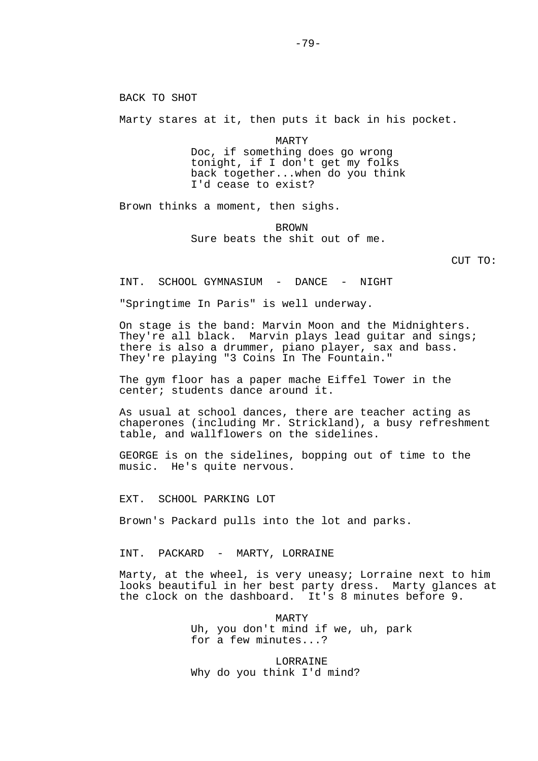BACK TO SHOT

Marty stares at it, then puts it back in his pocket.

MARTY
Doc, if something does go wrong tonight, if I don't get my folks back together...when do you think I'd cease to exist?

Brown thinks a moment, then sighs.

BROWN
Sure beats the shit out of me.

CUT TO:

INT. SCHOOL GYMNASIUM - DANCE - NIGHT

"Springtime In Paris" is well underway.

On stage is the band: Marvin Moon and the Midnighters. They're all black. Marvin plays lead guitar and sings; there is also a drummer, piano player, sax and bass. They're playing "3 Coins In The Fountain."

The gym floor has a paper mache Eiffel Tower in the center; students dance around it.

As usual at school dances, there are teacher acting as chaperones (including Mr. Strickland), a busy refreshment table, and wallflowers on the sidelines.

GEORGE is on the sidelines, bopping out of time to the music. He's quite nervous.

EXT. SCHOOL PARKING LOT

Brown's Packard pulls into the lot and parks.

INT. PACKARD - MARTY, LORRAINE

Marty, at the wheel, is very uneasy; Lorraine next to him looks beautiful in her best party dress. Marty glances at the clock on the dashboard. It's 8 minutes before 9.

MARTY
Uh, you don't mind if we, uh, park for a few minutes...?

LORRAINE
Why do you think I'd mind?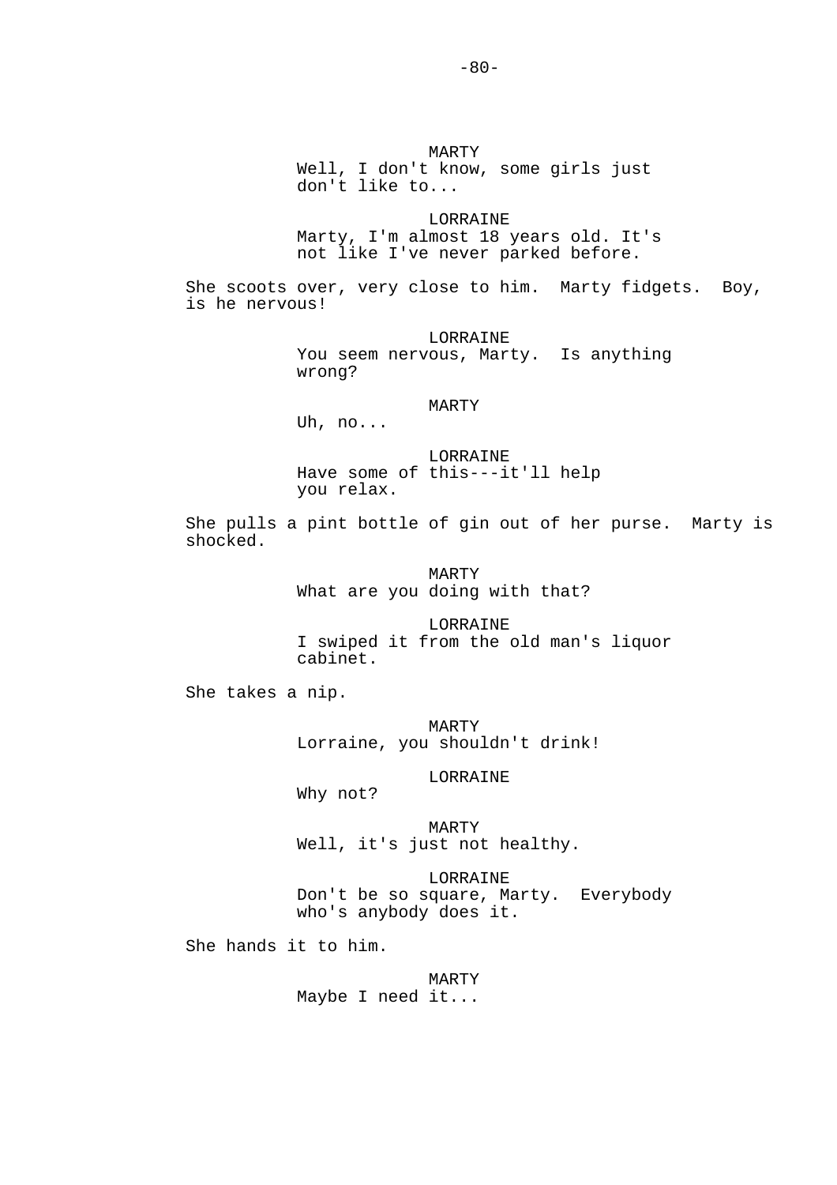MARTY
Well, I don't know, some girls just don't like to...

LORRAINE
Marty, I'm almost 18 years old. It's not like I've never parked before.

She scoots over, very close to him. Marty fidgets. Boy, is he nervous!

LORRAINE
You seem nervous, Marty. Is anything wrong?

MARTY
Uh, no...

LORRAINE
Have some of this---it'll help you relax.

She pulls a pint bottle of gin out of her purse. Marty is shocked.

MARTY
What are you doing with that?

LORRAINE
I swiped it from the old man's liquor cabinet.

She takes a nip.

MARTY
Lorraine, you shouldn't drink!

LORRAINE
Why not?

MARTY
Well, it's just not healthy.

LORRAINE
Don't be so square, Marty. Everybody who's anybody does it.

She hands it to him.

MARTY
Maybe I need it...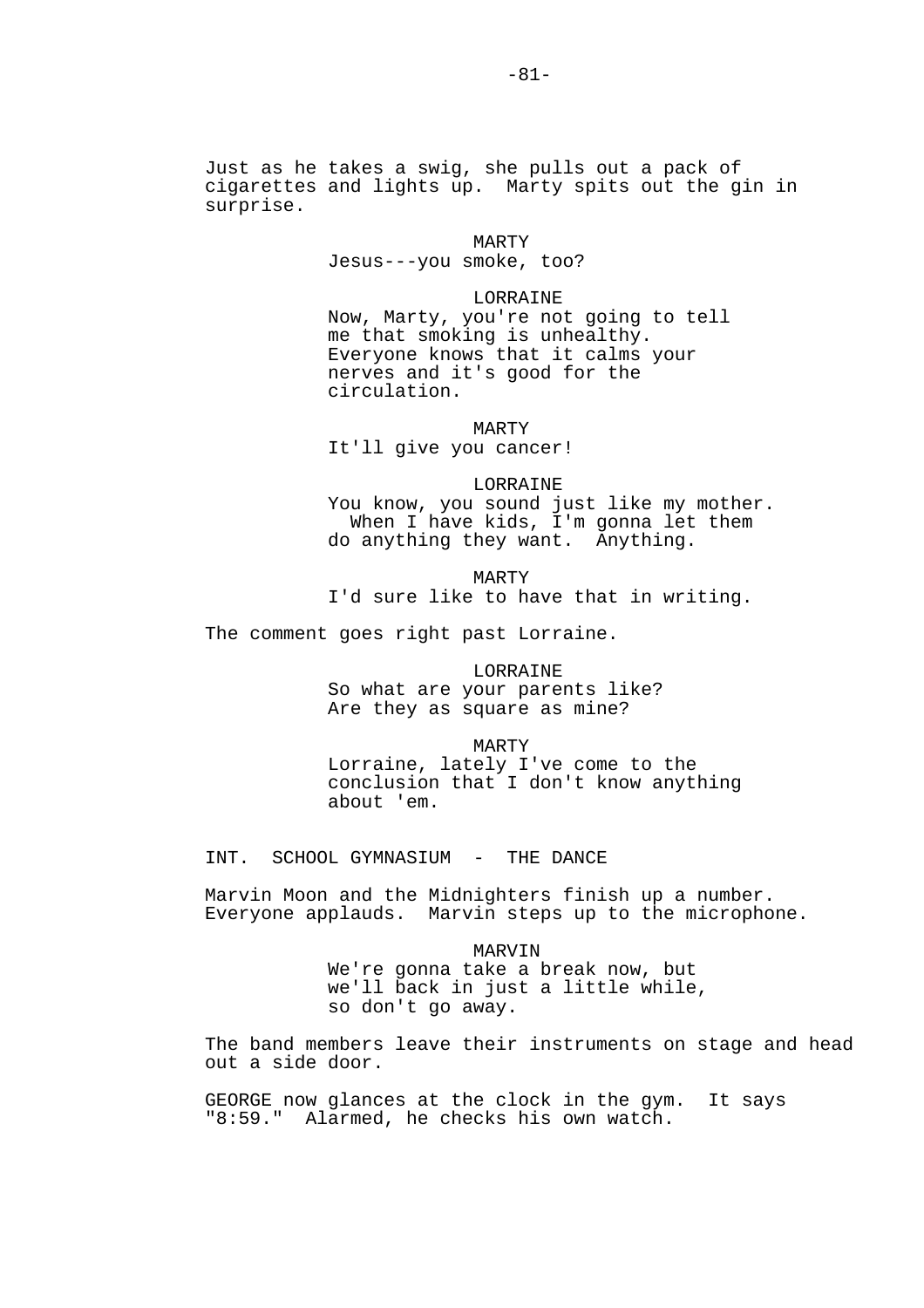Just as he takes a swig, she pulls out a pack of cigarettes and lights up. Marty spits out the gin in surprise.

MARTY
Jesus---you smoke, too?

LORRAINE
Now, Marty, you're not going to tell me that smoking is unhealthy. Everyone knows that it calms your nerves and it's good for the circulation.

MARTY
It'll give you cancer!

LORRAINE
You know, you sound just like my mother. When I have kids, I'm gonna let them do anything they want. Anything.

MARTY
I'd sure like to have that in writing.

The comment goes right past Lorraine.

LORRAINE
So what are your parents like? Are they as square as mine?

MARTY
Lorraine, lately I've come to the conclusion that I don't know anything about 'em.

INT. SCHOOL GYMNASIUM - THE DANCE

Marvin Moon and the Midnighters finish up a number. Everyone applauds. Marvin steps up to the microphone.

MARVIN
We're gonna take a break now, but we'll back in just a little while, so don't go away.

The band members leave their instruments on stage and head out a side door.

GEORGE now glances at the clock in the gym. It says "8:59." Alarmed, he checks his own watch.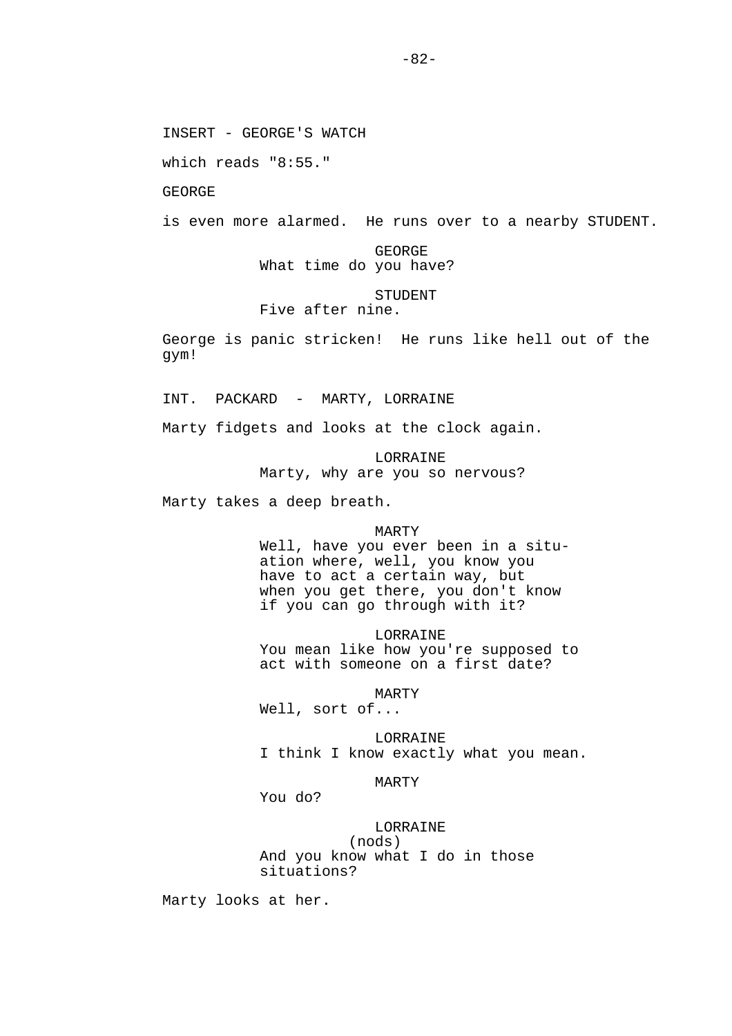INSERT - GEORGE'S WATCH

which reads "8:55."

GEORGE

is even more alarmed. He runs over to a nearby STUDENT.

GEORGE
What time do you have?

STUDENT
Five after nine.

George is panic stricken! He runs like hell out of the gym!

INT. PACKARD - MARTY, LORRAINE

Marty fidgets and looks at the clock again.

LORRAINE
Marty, why are you so nervous?

Marty takes a deep breath.

MARTY
Well, have you ever been in a situation where, well, you know you have to act a certain way, but when you get there, you don't know if you can go through with it?

LORRAINE
You mean like how you're supposed to act with someone on a first date?

MARTY
Well, sort of...

LORRAINE
I think I know exactly what you mean.

MARTY
You do?

LORRAINE
(nods)
And you know what I do in those situations?

Marty looks at her.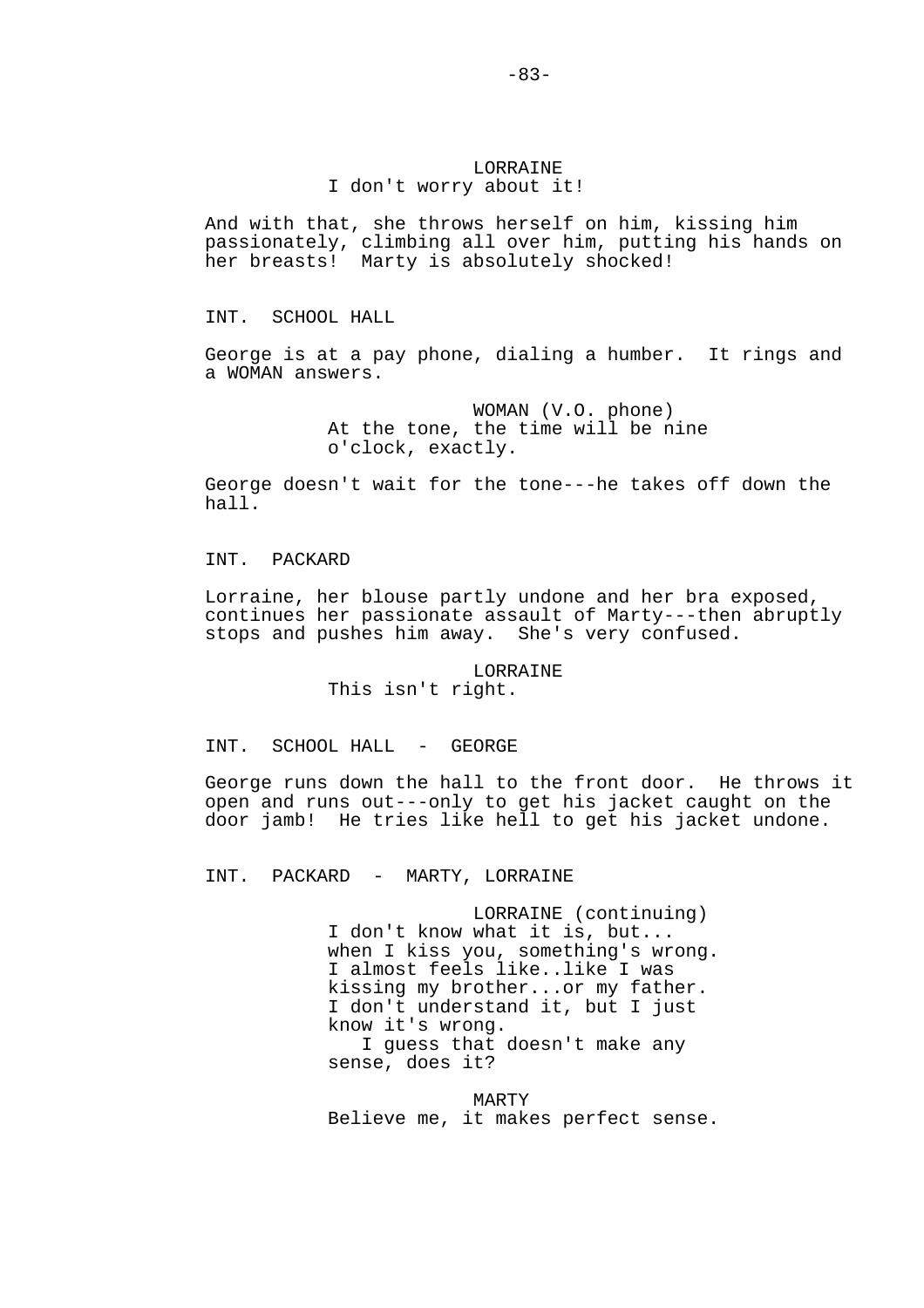LORRAINE
I don't worry about it!

And with that, she throws herself on him, kissing him passionately, climbing all over him, putting his hands on her breasts! Marty is absolutely shocked!

INT. SCHOOL HALL

George is at a pay phone, dialing a humber. It rings and a WOMAN answers.

WOMAN (V.O. phone)
At the tone, the time will be nine o'clock, exactly.

George doesn't wait for the tone---he takes off down the hall.

INT. PACKARD

Lorraine, her blouse partly undone and her bra exposed, continues her passionate assault of Marty---then abruptly stops and pushes him away. She's very confused.

LORRAINE
This isn't right.

INT. SCHOOL HALL - GEORGE

George runs down the hall to the front door. He throws it open and runs out---only to get his jacket caught on the door jamb! He tries like hell to get his jacket undone.

INT. PACKARD - MARTY, LORRAINE

LORRAINE (continuing)
I don't know what it is, but... when I kiss you, something's wrong. I almost feels like..like I was kissing my brother...or my father. I don't understand it, but I just know it's wrong.
I guess that doesn't make any sense, does it?

MARTY
Believe me, it makes perfect sense.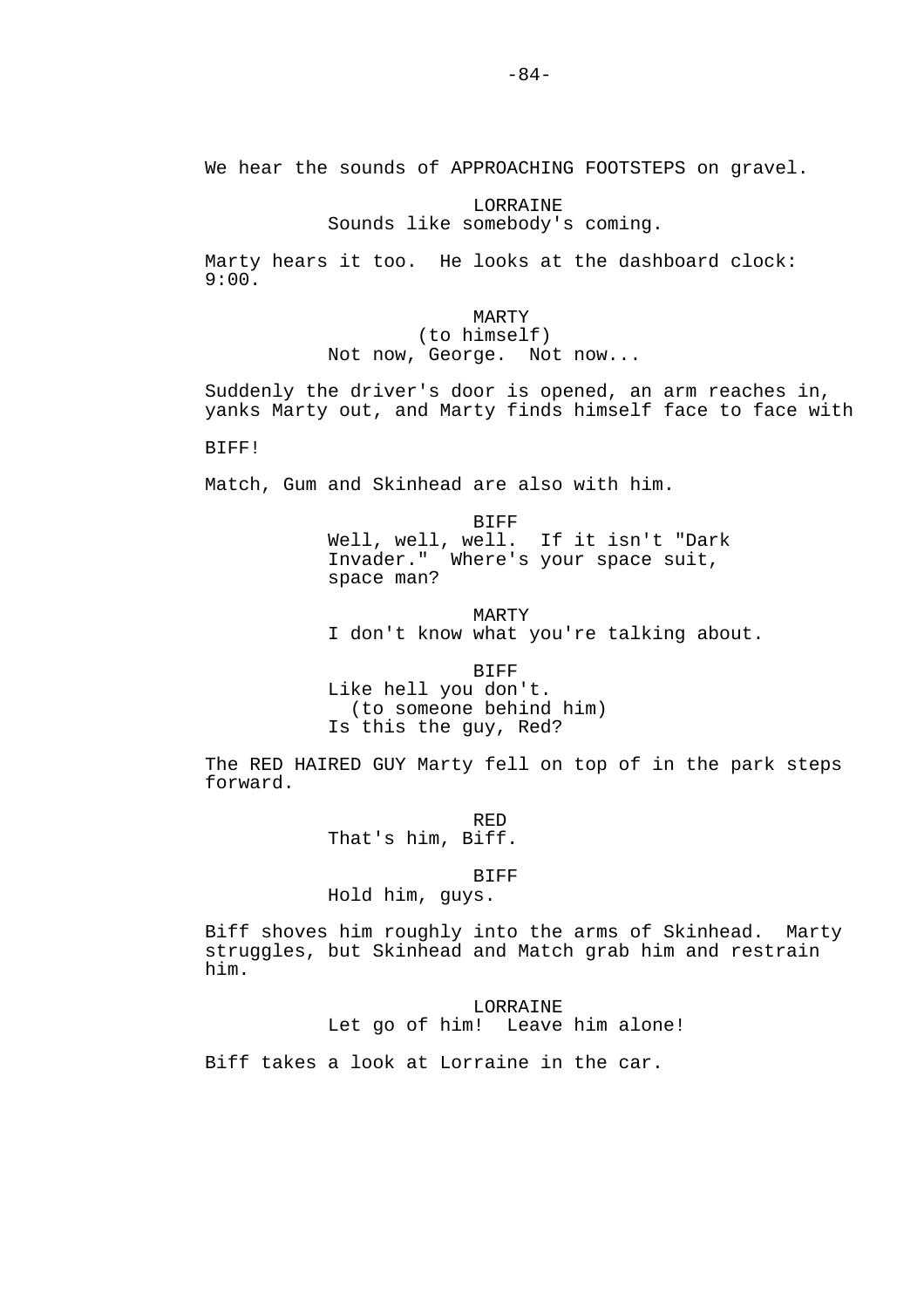We hear the sounds of APPROACHING FOOTSTEPS on gravel.

LORRAINE
Sounds like somebody's coming.

Marty hears it too. He looks at the dashboard clock: 9:00.

MARTY
(to himself)
Not now, George. Not now...

Suddenly the driver's door is opened, an arm reaches in, yanks Marty out, and Marty finds himself face to face with

BIFF!

Match, Gum and Skinhead are also with him.

BIFF
Well, well, well. If it isn't "Dark Invader." Where's your space suit, space man?

MARTY
I don't know what you're talking about.

BIFF
Like hell you don't.
(to someone behind him)
Is this the guy, Red?

The RED HAIRED GUY Marty fell on top of in the park steps forward.

RED
That's him, Biff.

BIFF
Hold him, guys.

Biff shoves him roughly into the arms of Skinhead. Marty struggles, but Skinhead and Match grab him and restrain him.

LORRAINE
Let go of him! Leave him alone!

Biff takes a look at Lorraine in the car.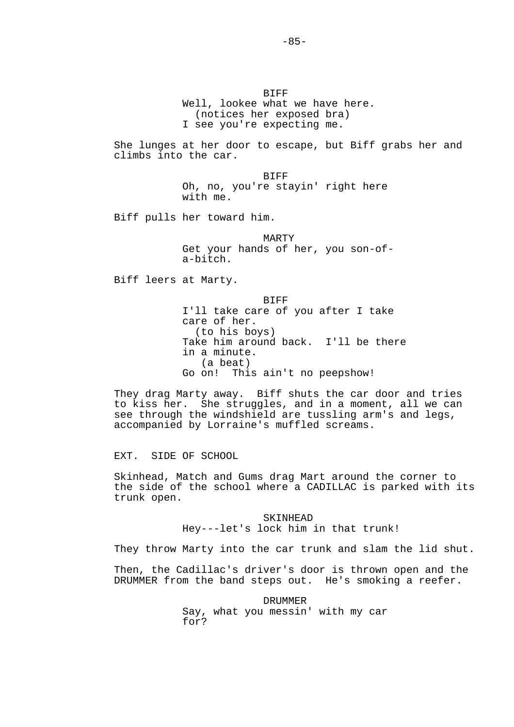BIFF
Well, lookee what we have here.
(notices her exposed bra)
I see you're expecting me.

She lunges at her door to escape, but Biff grabs her and climbs into the car.

BIFF
Oh, no, you're stayin' right here with me.

Biff pulls her toward him.

MARTY
Get your hands of her, you son-of-a-bitch.

Biff leers at Marty.

BIFF
I'll take care of you after I take care of her.
(to his boys)
Take him around back. I'll be there in a minute.
(a beat)
Go on! This ain't no peepshow!

They drag Marty away. Biff shuts the car door and tries to kiss her. She struggles, and in a moment, all we can see through the windshield are tussling arm's and legs, accompanied by Lorraine's muffled screams.

EXT. SIDE OF SCHOOL

Skinhead, Match and Gums drag Mart around the corner to the side of the school where a CADILLAC is parked with its trunk open.

SKINHEAD
Hey---let's lock him in that trunk!

They throw Marty into the car trunk and slam the lid shut.

Then, the Cadillac's driver's door is thrown open and the DRUMMER from the band steps out. He's smoking a reefer.

DRUMMER
Say, what you messin' with my car for?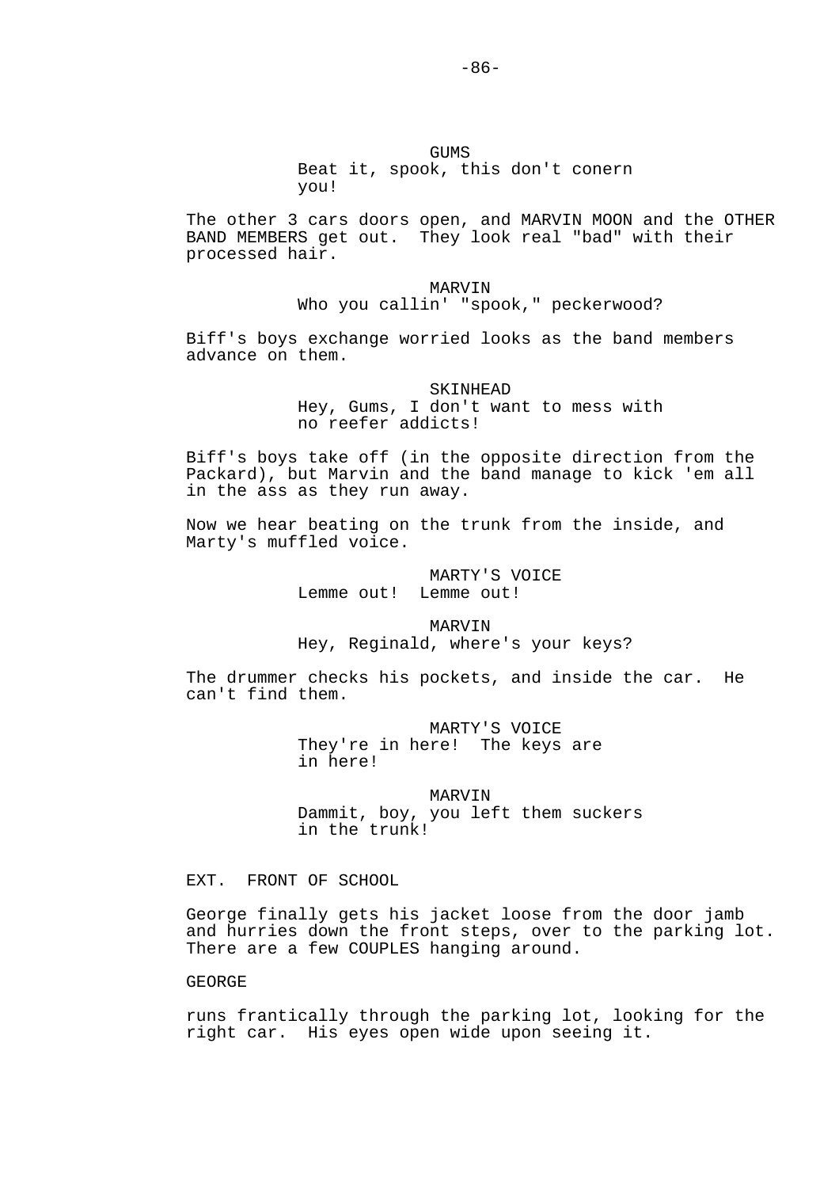GUMS
Beat it, spook, this don't conern you!

The other 3 cars doors open, and MARVIN MOON and the OTHER BAND MEMBERS get out. They look real "bad" with their processed hair.

MARVIN
Who you callin' "spook," peckerwood?

Biff's boys exchange worried looks as the band members advance on them.

SKINHEAD
Hey, Gums, I don't want to mess with no reefer addicts!

Biff's boys take off (in the opposite direction from the Packard), but Marvin and the band manage to kick 'em all in the ass as they run away.

Now we hear beating on the trunk from the inside, and Marty's muffled voice.

MARTY'S VOICE
Lemme out! Lemme out!

MARVIN
Hey, Reginald, where's your keys?

The drummer checks his pockets, and inside the car. He can't find them.

MARTY'S VOICE
They're in here! The keys are in here!

MARVIN
Dammit, boy, you left them suckers in the trunk!

EXT. FRONT OF SCHOOL

George finally gets his jacket loose from the door jamb and hurries down the front steps, over to the parking lot. There are a few COUPLES hanging around.

GEORGE

runs frantically through the parking lot, looking for the right car. His eyes open wide upon seeing it.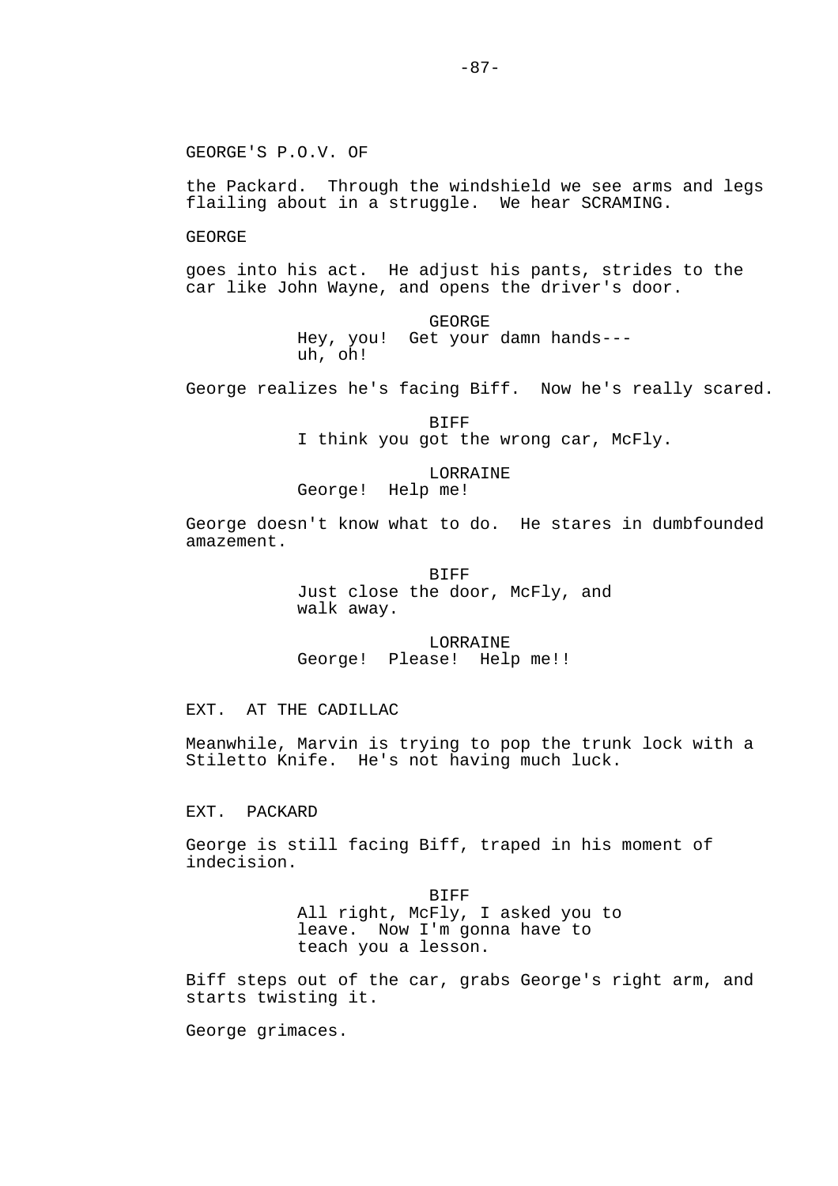GEORGE'S P.O.V. OF

the Packard. Through the windshield we see arms and legs flailing about in a struggle. We hear SCRAMING.

GEORGE

goes into his act. He adjust his pants, strides to the car like John Wayne, and opens the driver's door.

GEORGE
Hey, you! Get your damn hands---
uh, oh!

George realizes he's facing Biff. Now he's really scared.

BIFF
I think you got the wrong car, McFly.

LORRAINE
George! Help me!

George doesn't know what to do. He stares in dumbfounded amazement.

BIFF
Just close the door, McFly, and
walk away.

LORRAINE
George! Please! Help me!!

EXT. AT THE CADILLAC

Meanwhile, Marvin is trying to pop the trunk lock with a Stiletto Knife. He's not having much luck.

EXT. PACKARD

George is still facing Biff, traped in his moment of indecision.

BIFF
All right, McFly, I asked you to
leave. Now I'm gonna have to
teach you a lesson.

Biff steps out of the car, grabs George's right arm, and starts twisting it.

George grimaces.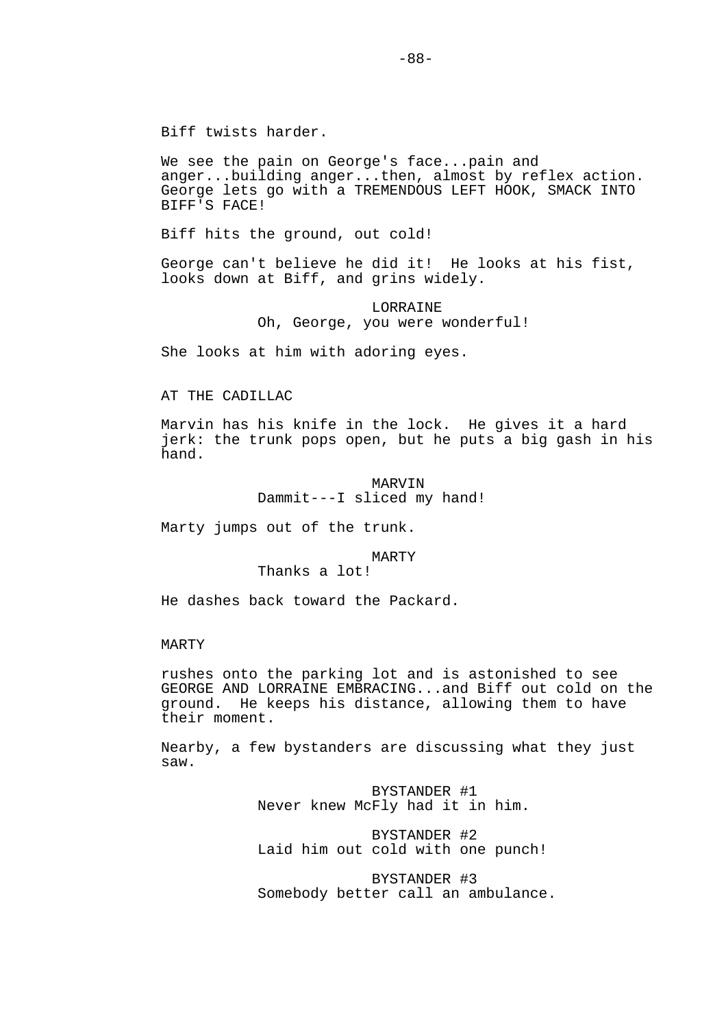Biff twists harder.

We see the pain on George's face...pain and anger...building anger...then, almost by reflex action. George lets go with a TREMENDOUS LEFT HOOK, SMACK INTO BIFF'S FACE!

Biff hits the ground, out cold!

George can't believe he did it! He looks at his fist, looks down at Biff, and grins widely.

LORRAINE
Oh, George, you were wonderful!

She looks at him with adoring eyes.

AT THE CADILLAC

Marvin has his knife in the lock. He gives it a hard jerk: the trunk pops open, but he puts a big gash in his hand.

MARVIN
Dammit---I sliced my hand!

Marty jumps out of the trunk.

MARTY
Thanks a lot!

He dashes back toward the Packard.

MARTY

rushes onto the parking lot and is astonished to see GEORGE AND LORRAINE EMBRACING...and Biff out cold on the ground. He keeps his distance, allowing them to have their moment.

Nearby, a few bystanders are discussing what they just saw.

BYSTANDER #1
Never knew McFly had it in him.

BYSTANDER #2
Laid him out cold with one punch!

BYSTANDER #3
Somebody better call an ambulance.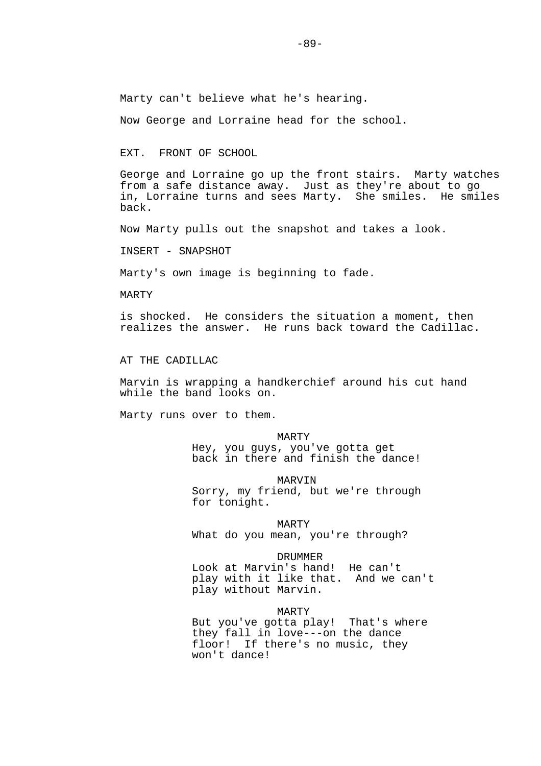Marty can't believe what he's hearing.

Now George and Lorraine head for the school.

EXT. FRONT OF SCHOOL

George and Lorraine go up the front stairs. Marty watches from a safe distance away. Just as they're about to go in, Lorraine turns and sees Marty. She smiles. He smiles back.

Now Marty pulls out the snapshot and takes a look.

INSERT - SNAPSHOT

Marty's own image is beginning to fade.

MARTY

is shocked. He considers the situation a moment, then realizes the answer. He runs back toward the Cadillac.

AT THE CADILLAC

Marvin is wrapping a handkerchief around his cut hand while the band looks on.

Marty runs over to them.

MARTY
Hey, you guys, you've gotta get back in there and finish the dance!

MARVIN
Sorry, my friend, but we're through for tonight.

MARTY
What do you mean, you're through?

DRUMMER
Look at Marvin's hand! He can't play with it like that. And we can't play without Marvin.

MARTY
But you've gotta play! That's where they fall in love---on the dance floor! If there's no music, they won't dance!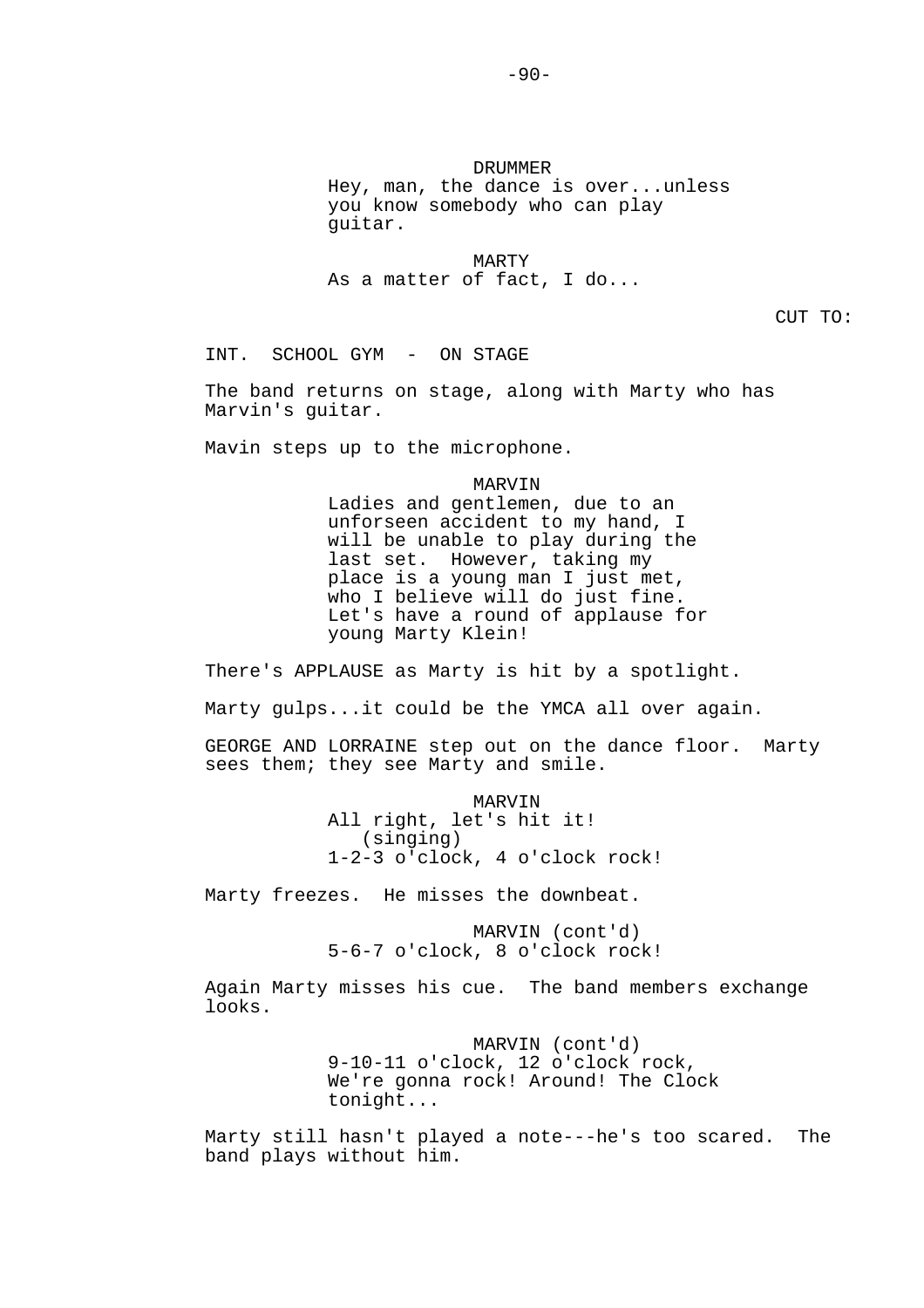DRUMMER
Hey, man, the dance is over...unless you know somebody who can play guitar.

MARTY
As a matter of fact, I do...

CUT TO:

INT. SCHOOL GYM - ON STAGE

The band returns on stage, along with Marty who has Marvin's guitar.

Mavin steps up to the microphone.

MARVIN
Ladies and gentlemen, due to an unforseen accident to my hand, I will be unable to play during the last set. However, taking my place is a young man I just met, who I believe will do just fine. Let's have a round of applause for young Marty Klein!

There's APPLAUSE as Marty is hit by a spotlight.

Marty gulps...it could be the YMCA all over again.

GEORGE AND LORRAINE step out on the dance floor. Marty sees them; they see Marty and smile.

MARVIN
All right, let's hit it!
(singing)
1-2-3 o'clock, 4 o'clock rock!

Marty freezes. He misses the downbeat.

MARVIN (cont'd)
5-6-7 o'clock, 8 o'clock rock!

Again Marty misses his cue. The band members exchange looks.

MARVIN (cont'd)
9-10-11 o'clock, 12 o'clock rock,
We're gonna rock! Around! The Clock tonight...

Marty still hasn't played a note---he's too scared. The band plays without him.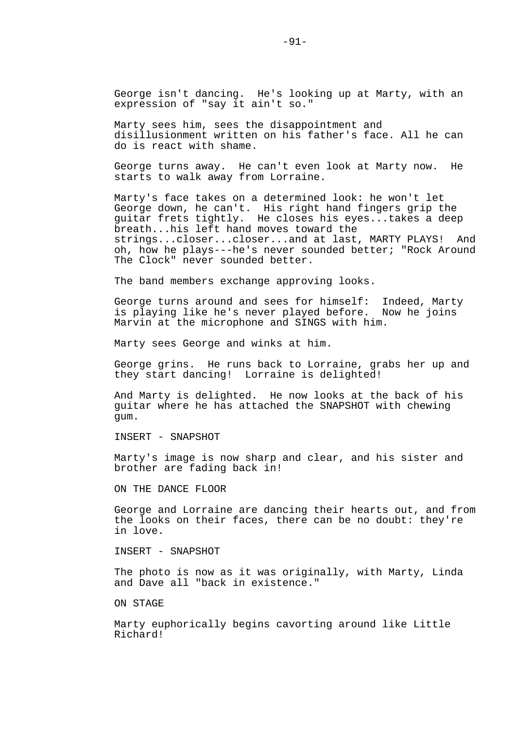George isn't dancing. He's looking up at Marty, with an expression of "say it ain't so."

Marty sees him, sees the disappointment and disillusionment written on his father's face. All he can do is react with shame.

George turns away. He can't even look at Marty now. He starts to walk away from Lorraine.

Marty's face takes on a determined look: he won't let George down, he can't. His right hand fingers grip the guitar frets tightly. He closes his eyes...takes a deep breath...his left hand moves toward the strings...closer...closer...and at last, MARTY PLAYS! And oh, how he plays---he's never sounded better; "Rock Around The Clock" never sounded better.

The band members exchange approving looks.

George turns around and sees for himself: Indeed, Marty is playing like he's never played before. Now he joins Marvin at the microphone and SINGS with him.

Marty sees George and winks at him.

George grins. He runs back to Lorraine, grabs her up and they start dancing! Lorraine is delighted!

And Marty is delighted. He now looks at the back of his guitar where he has attached the SNAPSHOT with chewing gum.

INSERT - SNAPSHOT

Marty's image is now sharp and clear, and his sister and brother are fading back in!

ON THE DANCE FLOOR

George and Lorraine are dancing their hearts out, and from the looks on their faces, there can be no doubt: they're in love.

INSERT - SNAPSHOT

The photo is now as it was originally, with Marty, Linda and Dave all "back in existence."

ON STAGE

Marty euphorically begins cavorting around like Little Richard!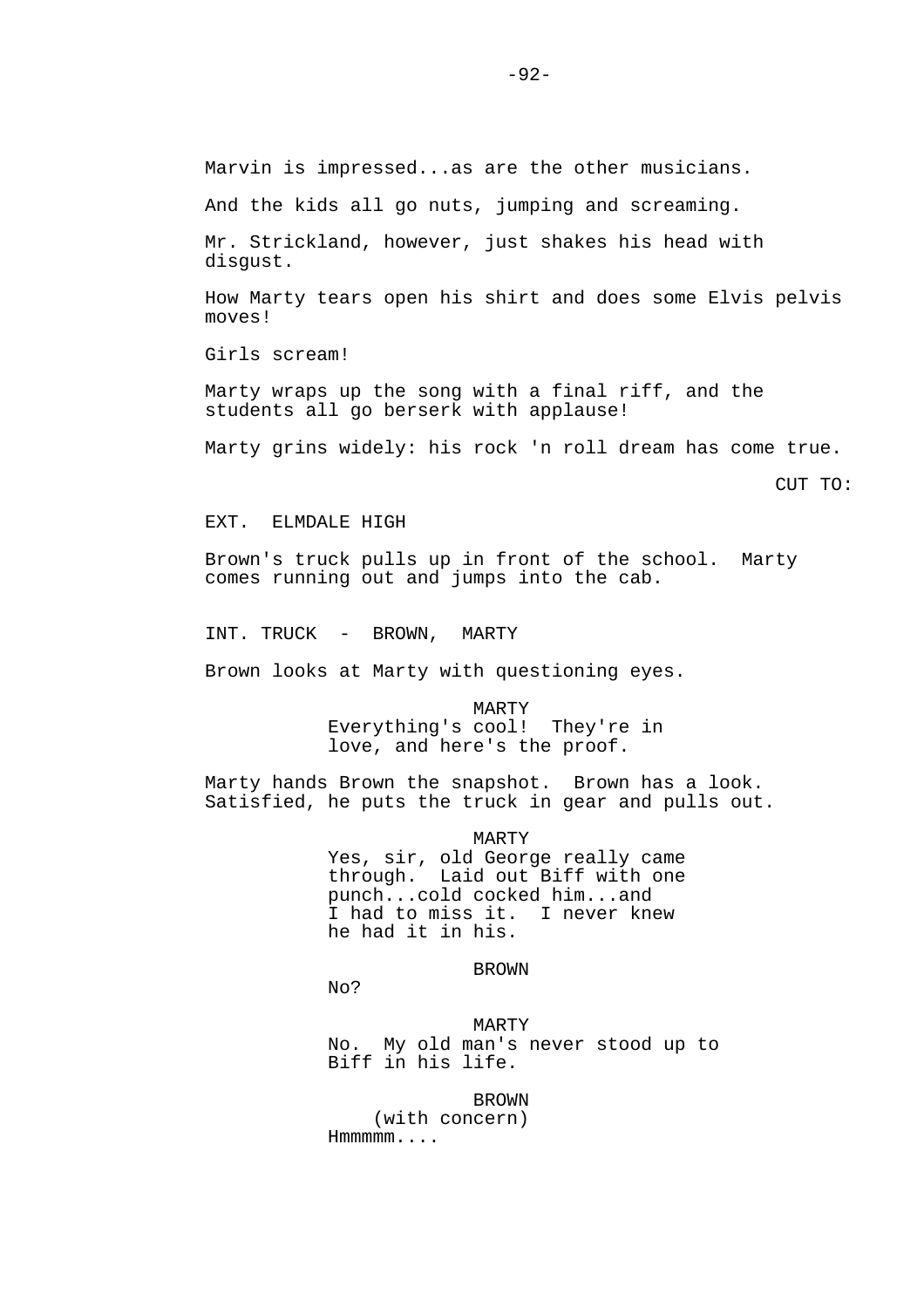Marvin is impressed...as are the other musicians.

And the kids all go nuts, jumping and screaming.

Mr. Strickland, however, just shakes his head with disgust.

How Marty tears open his shirt and does some Elvis pelvis moves!

Girls scream!

Marty wraps up the song with a final riff, and the students all go berserk with applause!

Marty grins widely: his rock 'n roll dream has come true.

CUT TO:

EXT. ELMDALE HIGH

Brown's truck pulls up in front of the school. Marty comes running out and jumps into the cab.

INT. TRUCK - BROWN, MARTY

Brown looks at Marty with questioning eyes.

MARTY
Everything's cool! They're in love, and here's the proof.

Marty hands Brown the snapshot. Brown has a look. Satisfied, he puts the truck in gear and pulls out.

MARTY
Yes, sir, old George really came through. Laid out Biff with one punch...cold cocked him...and I had to miss it. I never knew he had it in his.

BROWN
No?

MARTY
No. My old man's never stood up to Biff in his life.

BROWN
(with concern)
Hmmmmm....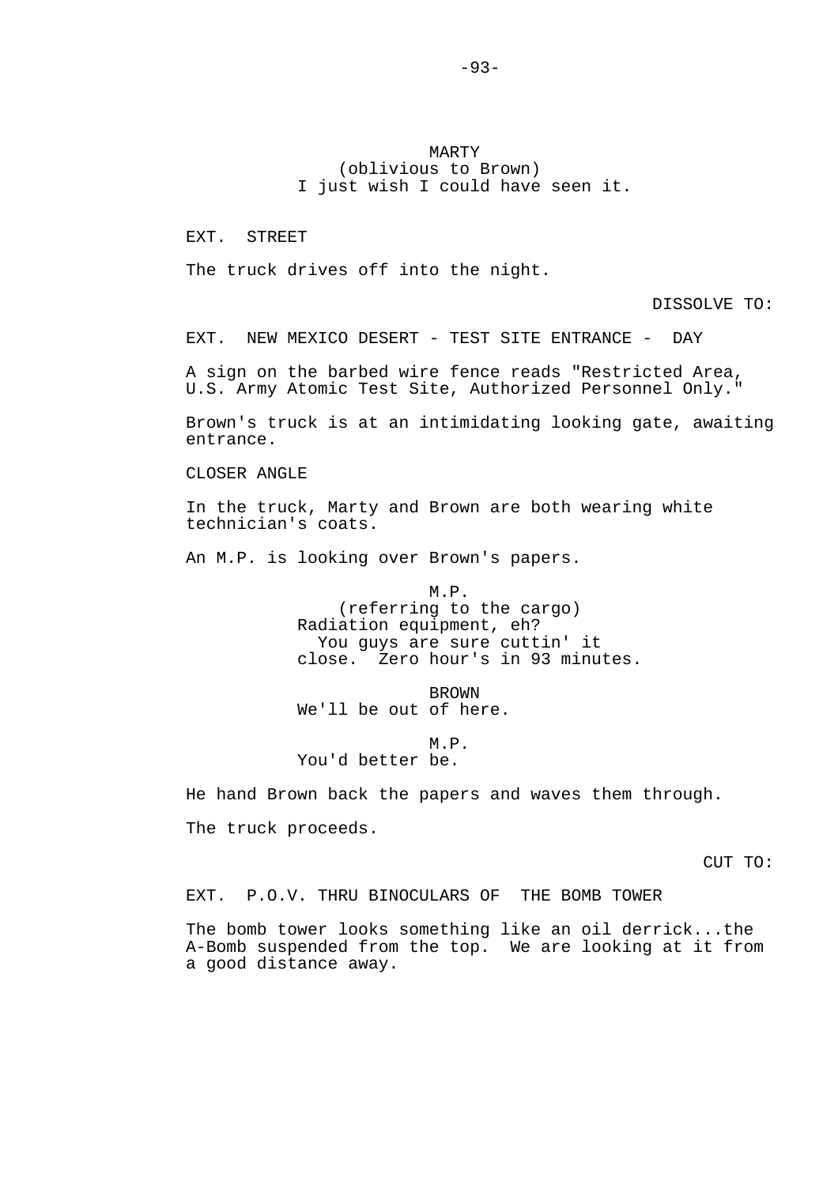MARTY
(oblivious to Brown)
I just wish I could have seen it.

EXT. STREET

The truck drives off into the night.

DISSOLVE TO:

EXT. NEW MEXICO DESERT - TEST SITE ENTRANCE - DAY

A sign on the barbed wire fence reads "Restricted Area, U.S. Army Atomic Test Site, Authorized Personnel Only."

Brown's truck is at an intimidating looking gate, awaiting entrance.

CLOSER ANGLE

In the truck, Marty and Brown are both wearing white technician's coats.

An M.P. is looking over Brown's papers.

M.P.
(referring to the cargo)
Radiation equipment, eh?
You guys are sure cuttin' it close. Zero hour's in 93 minutes.

BROWN
We'll be out of here.

M.P.
You'd better be.

He hand Brown back the papers and waves them through.

The truck proceeds.

CUT TO:

EXT. P.O.V. THRU BINOCULARS OF THE BOMB TOWER

The bomb tower looks something like an oil derrick...the A-Bomb suspended from the top. We are looking at it from a good distance away.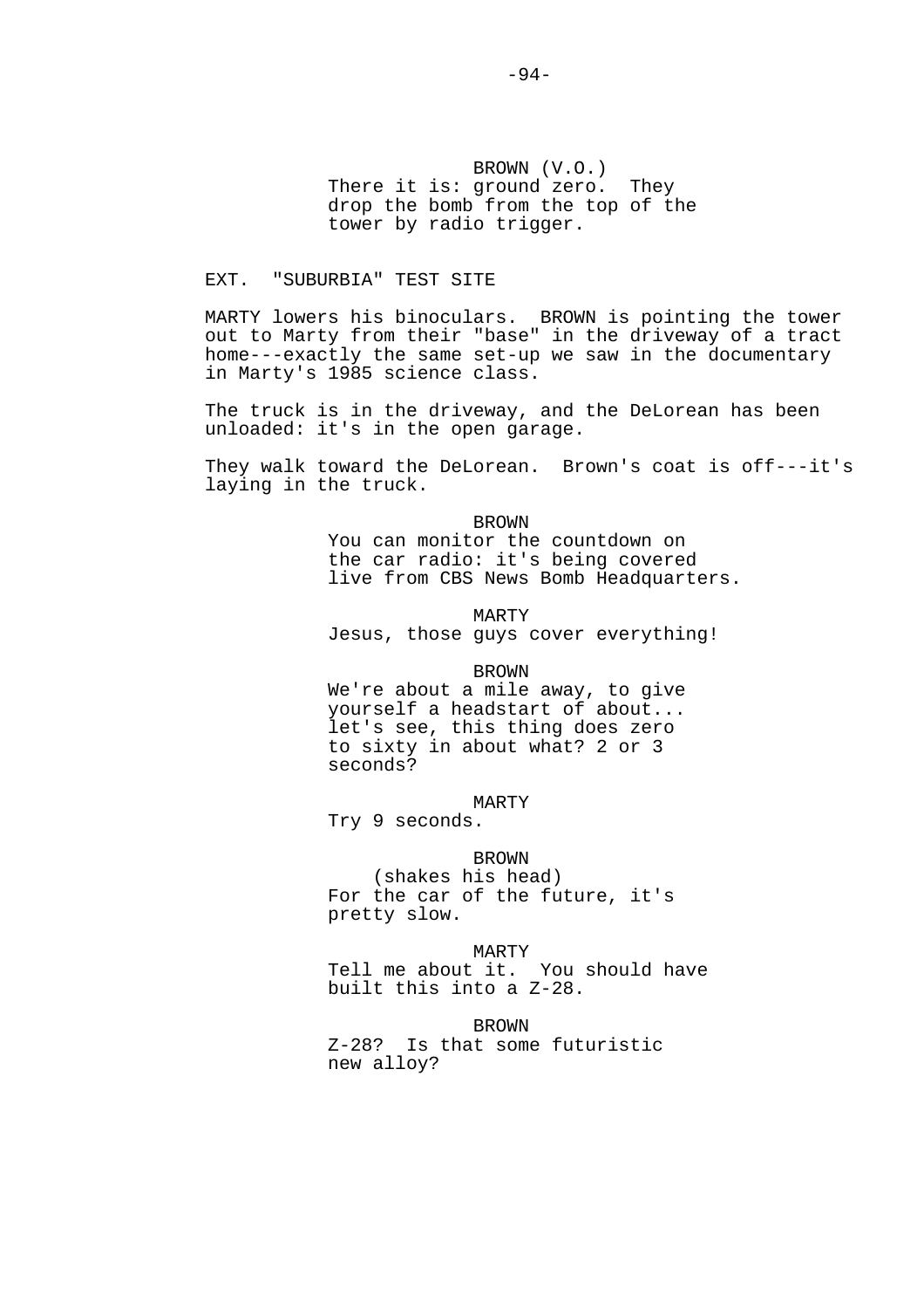BROWN (V.O.)
There it is: ground zero. They drop the bomb from the top of the tower by radio trigger.

EXT. "SUBURBIA" TEST SITE

MARTY lowers his binoculars. BROWN is pointing the tower out to Marty from their "base" in the driveway of a tract home---exactly the same set-up we saw in the documentary in Marty's 1985 science class.

The truck is in the driveway, and the DeLorean has been unloaded: it's in the open garage.

They walk toward the DeLorean. Brown's coat is off---it's laying in the truck.

BROWN
You can monitor the countdown on the car radio: it's being covered live from CBS News Bomb Headquarters.

MARTY
Jesus, those guys cover everything!

BROWN
We're about a mile away, to give yourself a headstart of about... let's see, this thing does zero to sixty in about what? 2 or 3 seconds?

MARTY
Try 9 seconds.

BROWN
(shakes his head)
For the car of the future, it's pretty slow.

MARTY
Tell me about it. You should have built this into a Z-28.

BROWN
Z-28? Is that some futuristic new alloy?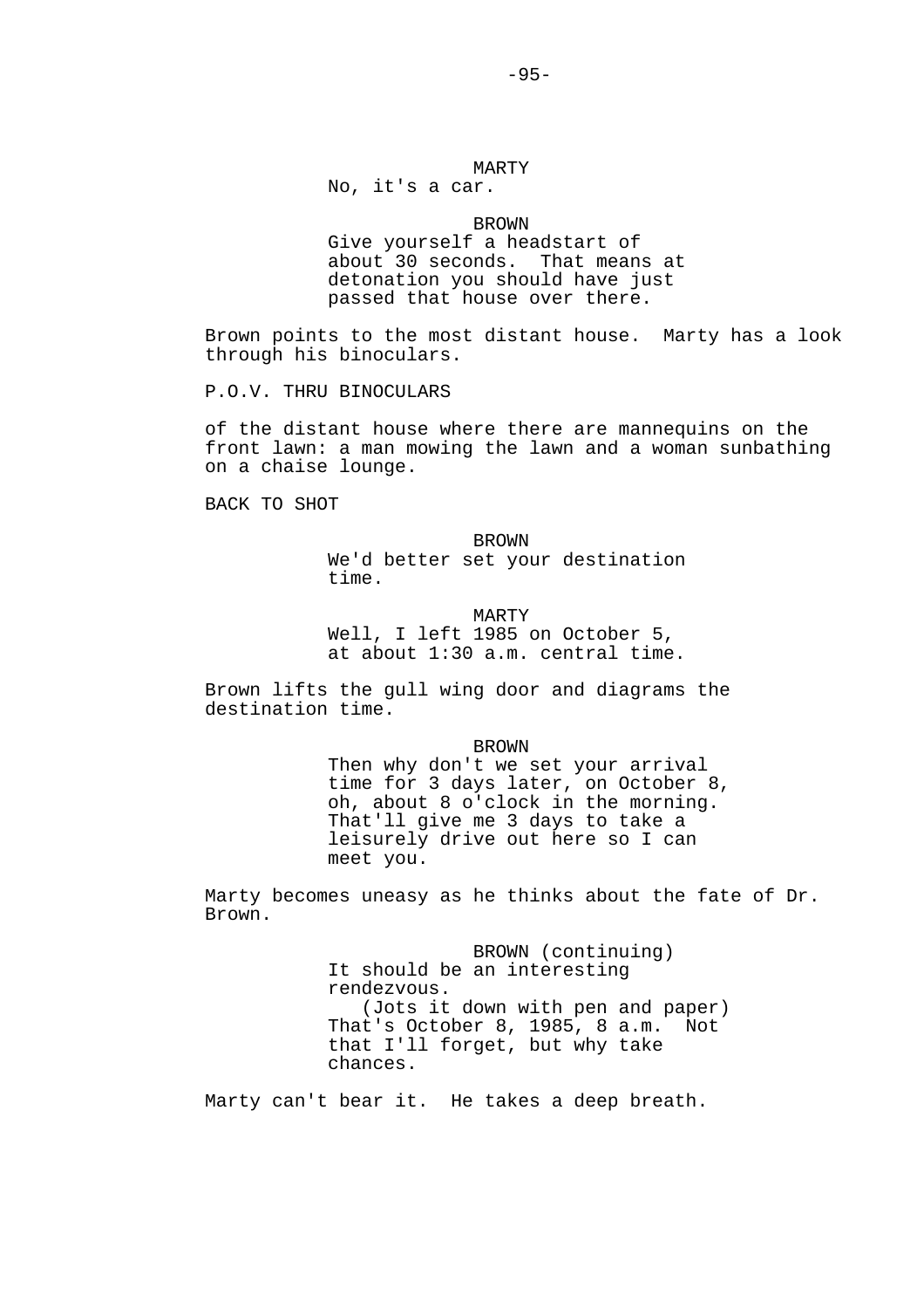MARTY
No, it's a car.

BROWN
Give yourself a headstart of about 30 seconds. That means at detonation you should have just passed that house over there.

Brown points to the most distant house. Marty has a look through his binoculars.

P.O.V. THRU BINOCULARS

of the distant house where there are mannequins on the front lawn: a man mowing the lawn and a woman sunbathing on a chaise lounge.

BACK TO SHOT

BROWN
We'd better set your destination time.

MARTY
Well, I left 1985 on October 5, at about 1:30 a.m. central time.

Brown lifts the gull wing door and diagrams the destination time.

BROWN
Then why don't we set your arrival time for 3 days later, on October 8, oh, about 8 o'clock in the morning. That'll give me 3 days to take a leisurely drive out here so I can meet you.

Marty becomes uneasy as he thinks about the fate of Dr. Brown.

BROWN (continuing)
It should be an interesting rendezvous.
(Jots it down with pen and paper)
That's October 8, 1985, 8 a.m. Not that I'll forget, but why take chances.

Marty can't bear it. He takes a deep breath.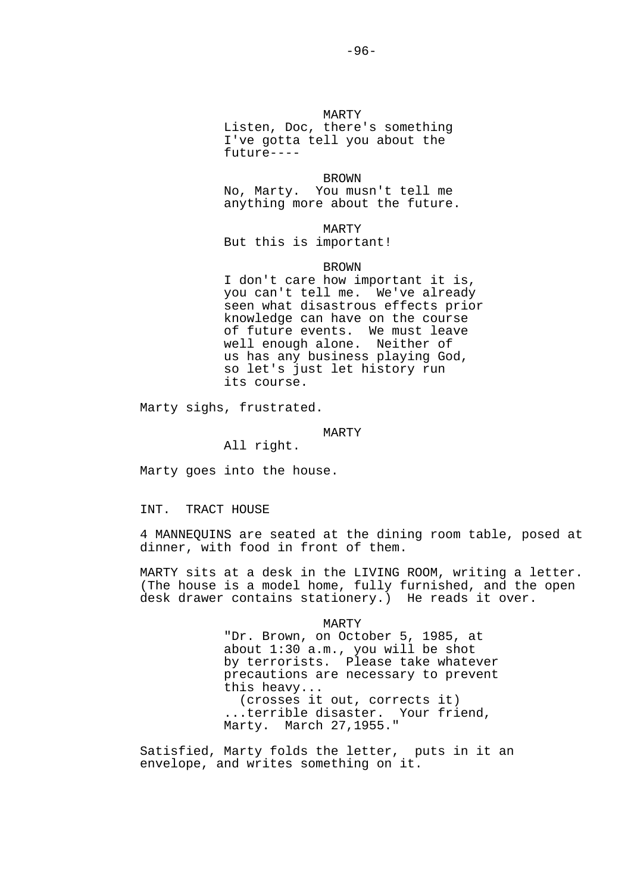MARTY
Listen, Doc, there's something I've gotta tell you about the future----

BROWN
No, Marty. You musn't tell me anything more about the future.

MARTY
But this is important!

BROWN
I don't care how important it is, you can't tell me. We've already seen what disastrous effects prior knowledge can have on the course of future events. We must leave well enough alone. Neither of us has any business playing God, so let's just let history run its course.

Marty sighs, frustrated.

MARTY
All right.

Marty goes into the house.

INT. TRACT HOUSE

4 MANNEQUINS are seated at the dining room table, posed at dinner, with food in front of them.

MARTY sits at a desk in the LIVING ROOM, writing a letter. (The house is a model home, fully furnished, and the open desk drawer contains stationery.) He reads it over.

MARTY
"Dr. Brown, on October 5, 1985, at about 1:30 a.m., you will be shot by terrorists. Please take whatever precautions are necessary to prevent this heavy...
(crosses it out, corrects it)
...terrible disaster. Your friend, Marty. March 27,1955."

Satisfied, Marty folds the letter, puts in it an envelope, and writes something on it.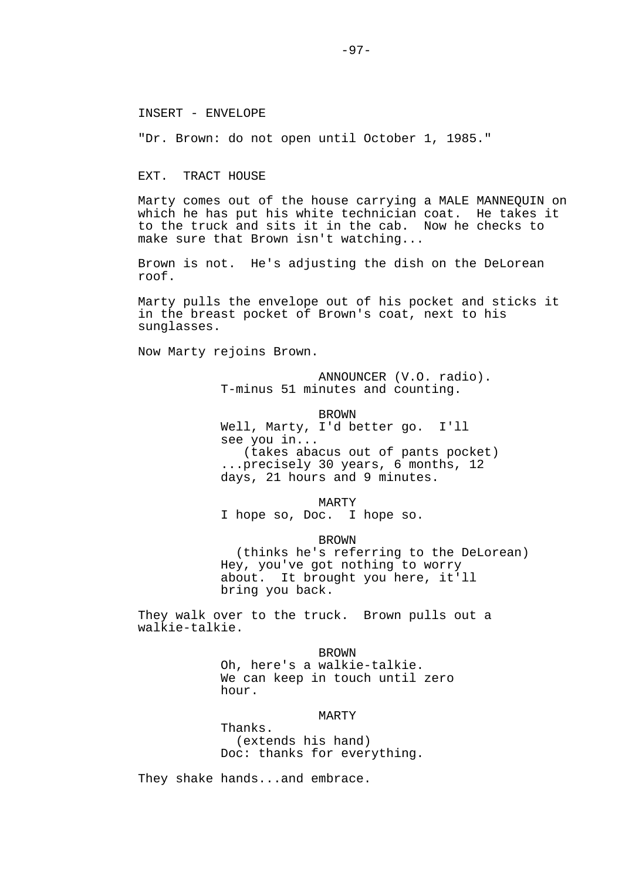INSERT - ENVELOPE

"Dr. Brown: do not open until October 1, 1985."

EXT. TRACT HOUSE

Marty comes out of the house carrying a MALE MANNEQUIN on which he has put his white technician coat. He takes it to the truck and sits it in the cab. Now he checks to make sure that Brown isn't watching...

Brown is not. He's adjusting the dish on the DeLorean roof.

Marty pulls the envelope out of his pocket and sticks it in the breast pocket of Brown's coat, next to his sunglasses.

Now Marty rejoins Brown.

ANNOUNCER (V.O. radio).
T-minus 51 minutes and counting.

BROWN
Well, Marty, I'd better go. I'll see you in...
(takes abacus out of pants pocket)
...precisely 30 years, 6 months, 12 days, 21 hours and 9 minutes.

MARTY
I hope so, Doc. I hope so.

BROWN
(thinks he's referring to the DeLorean)
Hey, you've got nothing to worry about. It brought you here, it'll bring you back.

They walk over to the truck. Brown pulls out a walkie-talkie.

BROWN
Oh, here's a walkie-talkie. We can keep in touch until zero hour.

MARTY
Thanks.
(extends his hand)
Doc: thanks for everything.

They shake hands...and embrace.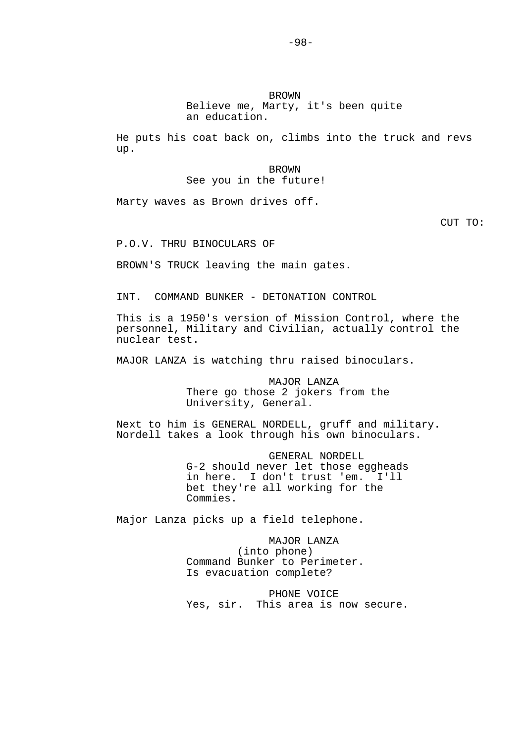BROWN
Believe me, Marty, it's been quite an education.

He puts his coat back on, climbs into the truck and revs up.

BROWN
See you in the future!

Marty waves as Brown drives off.

CUT TO:

P.O.V. THRU BINOCULARS OF

BROWN'S TRUCK leaving the main gates.

INT. COMMAND BUNKER - DETONATION CONTROL

This is a 1950's version of Mission Control, where the personnel, Military and Civilian, actually control the nuclear test.

MAJOR LANZA is watching thru raised binoculars.

MAJOR LANZA
There go those 2 jokers from the University, General.

Next to him is GENERAL NORDELL, gruff and military. Nordell takes a look through his own binoculars.

GENERAL NORDELL
G-2 should never let those eggheads in here. I don't trust 'em. I'll bet they're all working for the Commies.

Major Lanza picks up a field telephone.

MAJOR LANZA
(into phone)
Command Bunker to Perimeter. Is evacuation complete?

PHONE VOICE
Yes, sir. This area is now secure.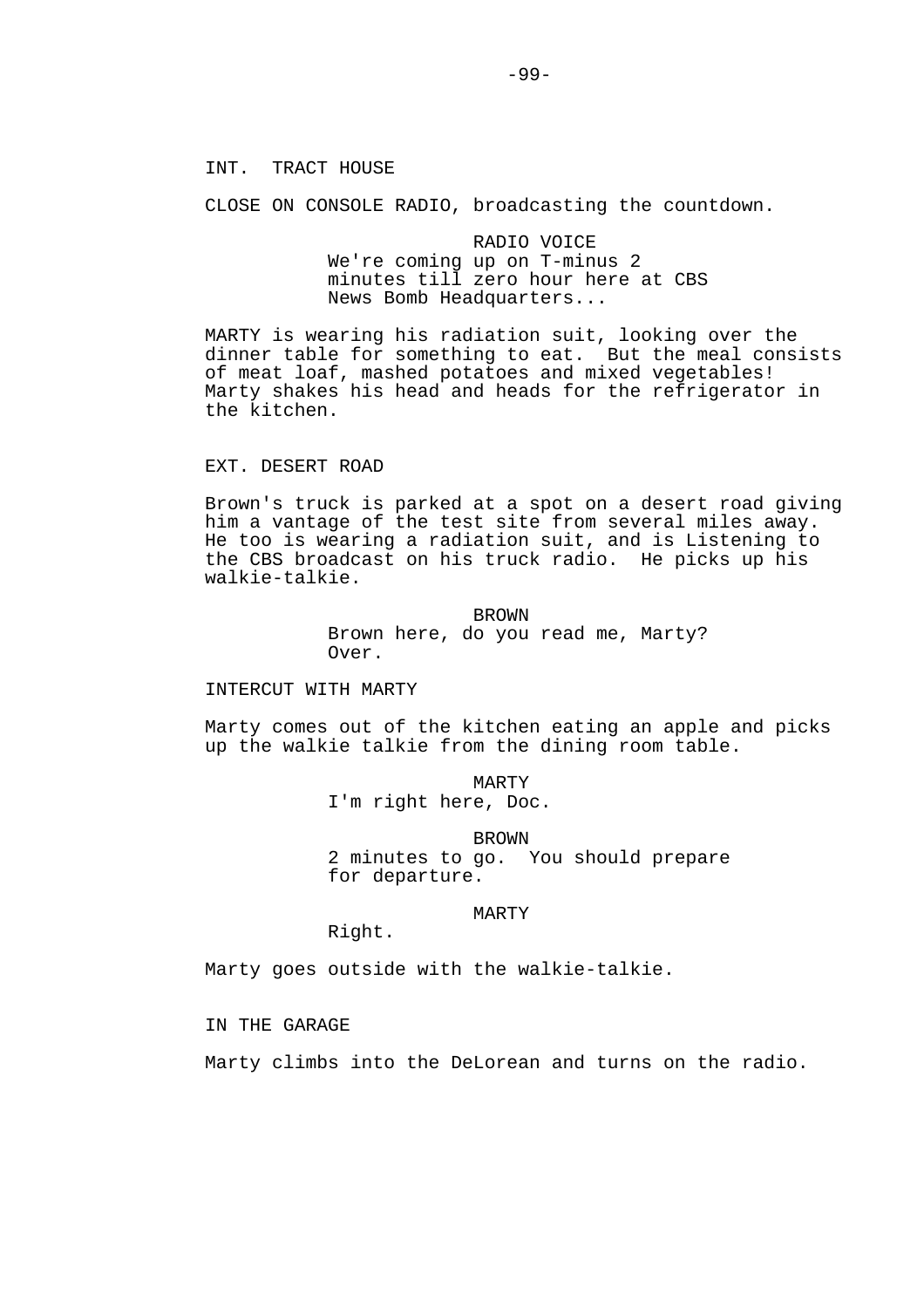INT. TRACT HOUSE

CLOSE ON CONSOLE RADIO, broadcasting the countdown.

RADIO VOICE
We're coming up on T-minus 2 minutes till zero hour here at CBS News Bomb Headquarters...

MARTY is wearing his radiation suit, looking over the dinner table for something to eat. But the meal consists of meat loaf, mashed potatoes and mixed vegetables! Marty shakes his head and heads for the refrigerator in the kitchen.

EXT. DESERT ROAD

Brown's truck is parked at a spot on a desert road giving him a vantage of the test site from several miles away. He too is wearing a radiation suit, and is Listening to the CBS broadcast on his truck radio. He picks up his walkie-talkie.

BROWN
Brown here, do you read me, Marty? Over.

INTERCUT WITH MARTY

Marty comes out of the kitchen eating an apple and picks up the walkie talkie from the dining room table.

MARTY
I'm right here, Doc.

BROWN
2 minutes to go. You should prepare for departure.

MARTY
Right.

Marty goes outside with the walkie-talkie.

IN THE GARAGE

Marty climbs into the DeLorean and turns on the radio.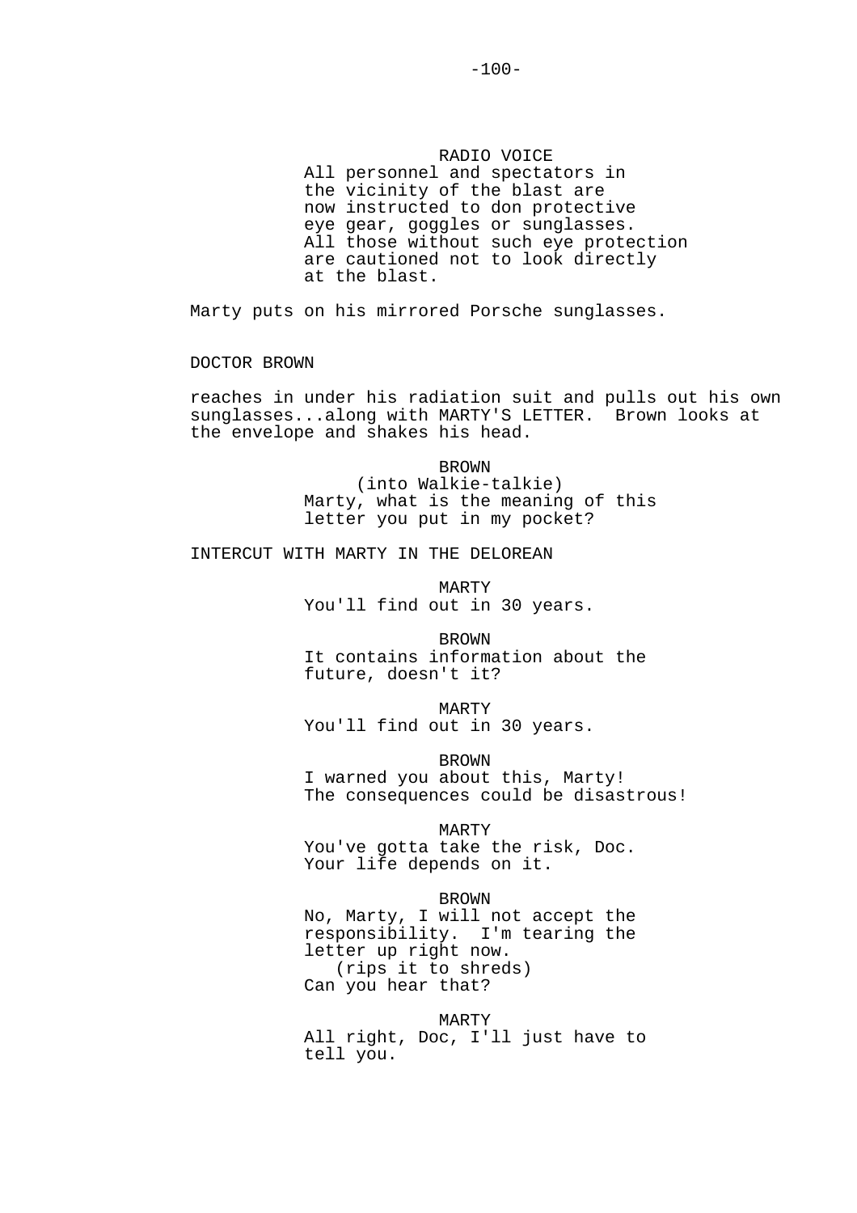RADIO VOICE
All personnel and spectators in the vicinity of the blast are now instructed to don protective eye gear, goggles or sunglasses. All those without such eye protection are cautioned not to look directly at the blast.

Marty puts on his mirrored Porsche sunglasses.

DOCTOR BROWN

reaches in under his radiation suit and pulls out his own sunglasses...along with MARTY'S LETTER. Brown looks at the envelope and shakes his head.

BROWN
(into Walkie-talkie)
Marty, what is the meaning of this letter you put in my pocket?

INTERCUT WITH MARTY IN THE DELOREAN

MARTY
You'll find out in 30 years.

BROWN
It contains information about the future, doesn't it?

MARTY
You'll find out in 30 years.

BROWN
I warned you about this, Marty! The consequences could be disastrous!

MARTY
You've gotta take the risk, Doc. Your life depends on it.

BROWN
No, Marty, I will not accept the responsibility. I'm tearing the letter up right now.
(rips it to shreds)
Can you hear that?

MARTY
All right, Doc, I'll just have to tell you.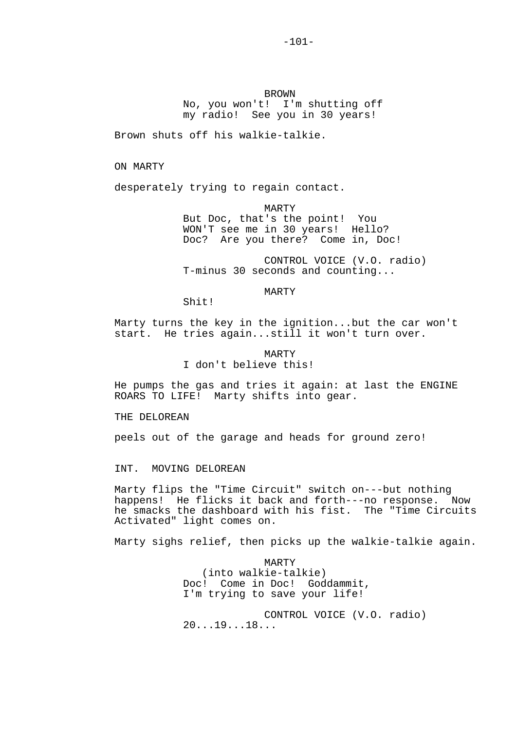BROWN

No, you won't! I'm shutting off my radio! See you in 30 years!

Brown shuts off his walkie-talkie.

ON MARTY

desperately trying to regain contact.

MARTY

But Doc, that's the point! You WON'T see me in 30 years! Hello? Doc? Are you there? Come in, Doc!

CONTROL VOICE (V.O. radio)

T-minus 30 seconds and counting...

MARTY

Shit!

Marty turns the key in the ignition...but the car won't start. He tries again...still it won't turn over.

MARTY

I don't believe this!

He pumps the gas and tries it again: at last the ENGINE ROARS TO LIFE! Marty shifts into gear.

THE DELOREAN

peels out of the garage and heads for ground zero!

INT. MOVING DELOREAN

Marty flips the "Time Circuit" switch on---but nothing happens! He flicks it back and forth---no response. Now he smacks the dashboard with his fist. The "Time Circuits Activated" light comes on.

Marty sighs relief, then picks up the walkie-talkie again.

MARTY

(into walkie-talkie)

Doc! Come in Doc! Goddammit, I'm trying to save your life!

CONTROL VOICE (V.O. radio)

20...19...18...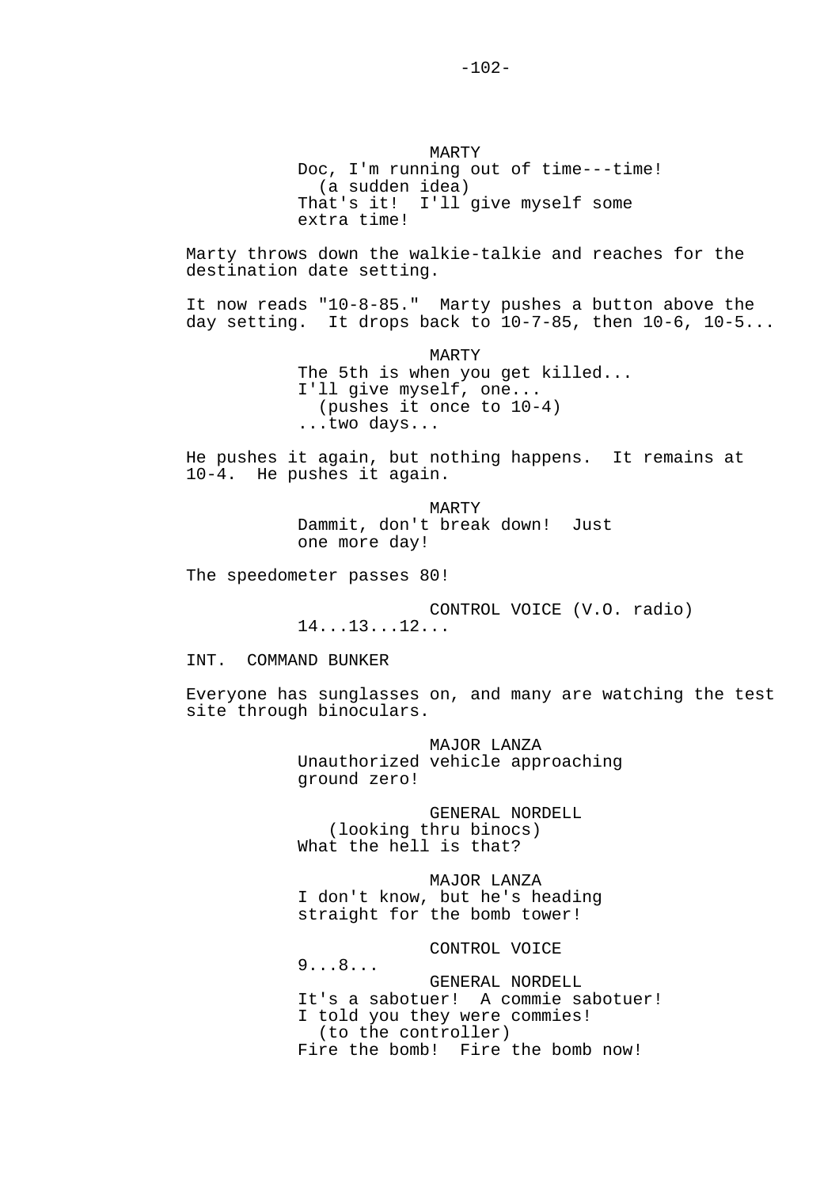MARTY
Doc, I'm running out of time---time!
(a sudden idea)
That's it! I'll give myself some extra time!

Marty throws down the walkie-talkie and reaches for the destination date setting.

It now reads "10-8-85." Marty pushes a button above the day setting. It drops back to 10-7-85, then 10-6, 10-5...

MARTY
The 5th is when you get killed...
I'll give myself, one...
(pushes it once to 10-4)
...two days...

He pushes it again, but nothing happens. It remains at 10-4. He pushes it again.

MARTY
Dammit, don't break down! Just one more day!

The speedometer passes 80!

CONTROL VOICE (V.O. radio)
14...13...12...

INT. COMMAND BUNKER

Everyone has sunglasses on, and many are watching the test site through binoculars.

MAJOR LANZA
Unauthorized vehicle approaching ground zero!

GENERAL NORDELL
(looking thru binocs)
What the hell is that?

MAJOR LANZA
I don't know, but he's heading straight for the bomb tower!

CONTROL VOICE
9...8...

GENERAL NORDELL
It's a sabotuer! A commie sabotuer!
I told you they were commies!
(to the controller)
Fire the bomb! Fire the bomb now!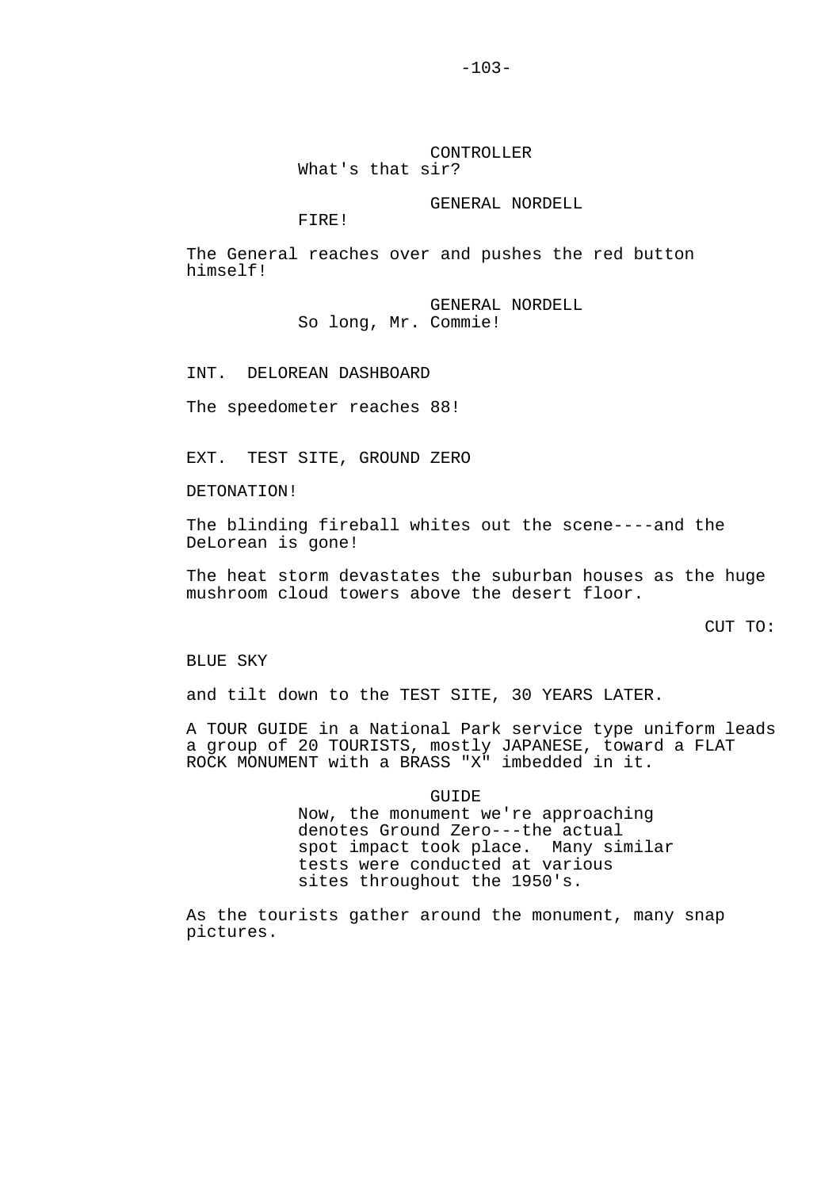CONTROLLER
What's that sir?

GENERAL NORDELL
FIRE!

The General reaches over and pushes the red button himself!

GENERAL NORDELL
So long, Mr. Commie!

INT. DELOREAN DASHBOARD

The speedometer reaches 88!

EXT. TEST SITE, GROUND ZERO

DETONATION!

The blinding fireball whites out the scene----and the DeLorean is gone!

The heat storm devastates the suburban houses as the huge mushroom cloud towers above the desert floor.

CUT TO:

BLUE SKY

and tilt down to the TEST SITE, 30 YEARS LATER.

A TOUR GUIDE in a National Park service type uniform leads a group of 20 TOURISTS, mostly JAPANESE, toward a FLAT ROCK MONUMENT with a BRASS "X" imbedded in it.

GUIDE
Now, the monument we're approaching denotes Ground Zero---the actual spot impact took place. Many similar tests were conducted at various sites throughout the 1950's.

As the tourists gather around the monument, many snap pictures.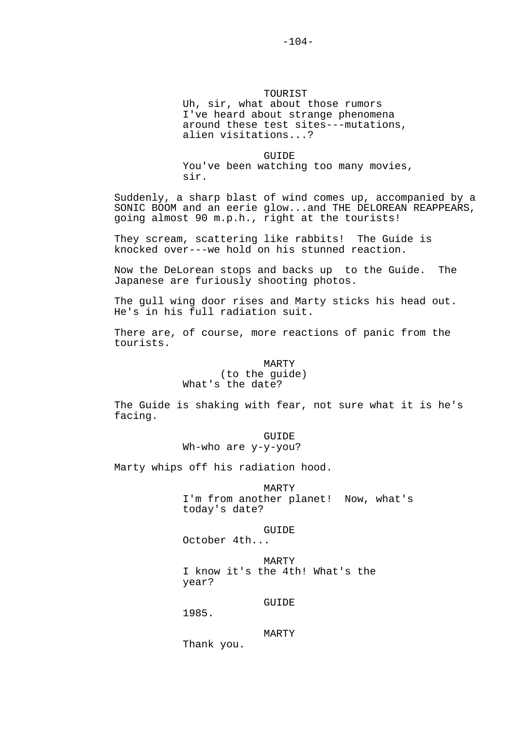TOURIST
Uh, sir, what about those rumors I've heard about strange phenomena around these test sites---mutations, alien visitations...?

GUIDE
You've been watching too many movies, sir.

Suddenly, a sharp blast of wind comes up, accompanied by a SONIC BOOM and an eerie glow...and THE DELOREAN REAPPEARS, going almost 90 m.p.h., right at the tourists!

They scream, scattering like rabbits! The Guide is knocked over---we hold on his stunned reaction.

Now the DeLorean stops and backs up to the Guide. The Japanese are furiously shooting photos.

The gull wing door rises and Marty sticks his head out. He's in his full radiation suit.

There are, of course, more reactions of panic from the tourists.

MARTY
(to the guide)
What's the date?

The Guide is shaking with fear, not sure what it is he's facing.

GUIDE
Wh-who are y-y-you?

Marty whips off his radiation hood.

MARTY
I'm from another planet! Now, what's today's date?

GUIDE
October 4th...

MARTY
I know it's the 4th! What's the year?

GUIDE
1985.

MARTY
Thank you.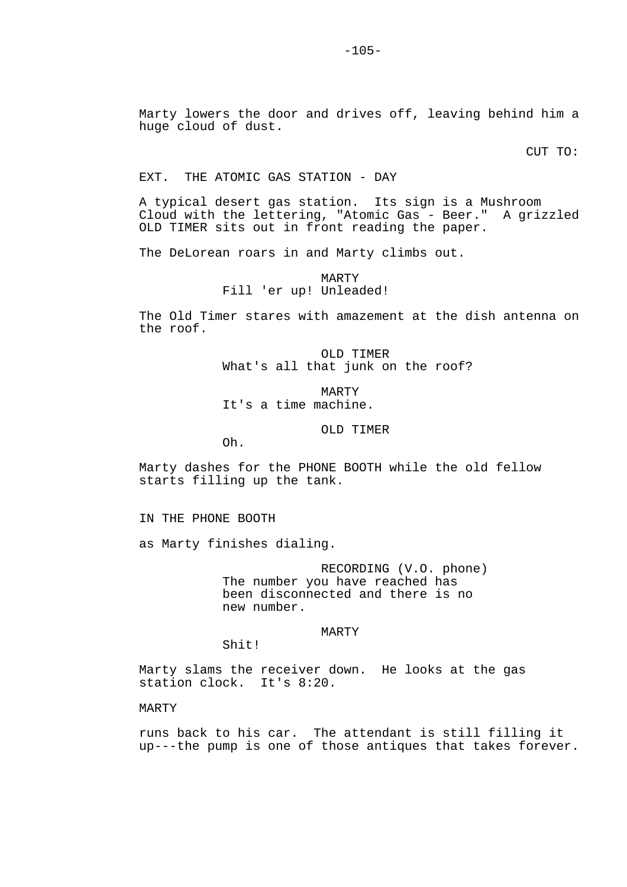Marty lowers the door and drives off, leaving behind him a huge cloud of dust.

CUT TO:

EXT. THE ATOMIC GAS STATION - DAY

A typical desert gas station. Its sign is a Mushroom Cloud with the lettering, "Atomic Gas - Beer." A grizzled OLD TIMER sits out in front reading the paper.

The DeLorean roars in and Marty climbs out.

MARTY
Fill 'er up! Unleaded!

The Old Timer stares with amazement at the dish antenna on the roof.

OLD TIMER
What's all that junk on the roof?

MARTY
It's a time machine.

OLD TIMER
Oh.

Marty dashes for the PHONE BOOTH while the old fellow starts filling up the tank.

IN THE PHONE BOOTH

as Marty finishes dialing.

RECORDING (V.O. phone)
The number you have reached has been disconnected and there is no new number.

MARTY
Shit!

Marty slams the receiver down. He looks at the gas station clock. It's 8:20.

MARTY

runs back to his car. The attendant is still filling it up---the pump is one of those antiques that takes forever.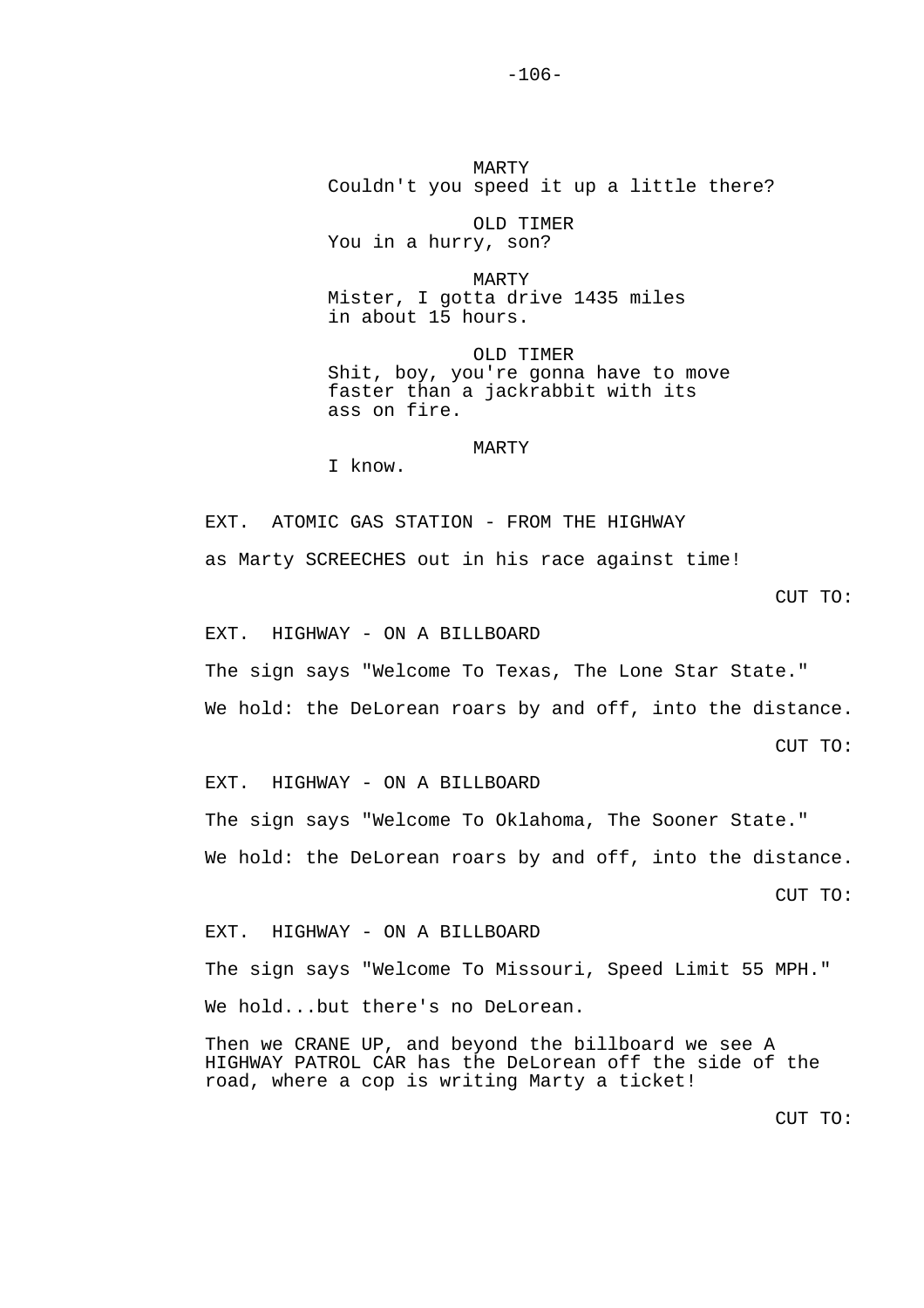MARTY
Couldn't you speed it up a little there?

OLD TIMER
You in a hurry, son?

MARTY
Mister, I gotta drive 1435 miles
in about 15 hours.

OLD TIMER
Shit, boy, you're gonna have to move
faster than a jackrabbit with its
ass on fire.

MARTY
I know.

EXT. ATOMIC GAS STATION - FROM THE HIGHWAY

as Marty SCREECHES out in his race against time!

CUT TO:

EXT. HIGHWAY - ON A BILLBOARD

The sign says "Welcome To Texas, The Lone Star State."

We hold: the DeLorean roars by and off, into the distance.

CUT TO:

EXT. HIGHWAY - ON A BILLBOARD

The sign says "Welcome To Oklahoma, The Sooner State."

We hold: the DeLorean roars by and off, into the distance.

CUT TO:

EXT. HIGHWAY - ON A BILLBOARD

The sign says "Welcome To Missouri, Speed Limit 55 MPH."

We hold...but there's no DeLorean.

Then we CRANE UP, and beyond the billboard we see A
HIGHWAY PATROL CAR has the DeLorean off the side of the
road, where a cop is writing Marty a ticket!

CUT TO: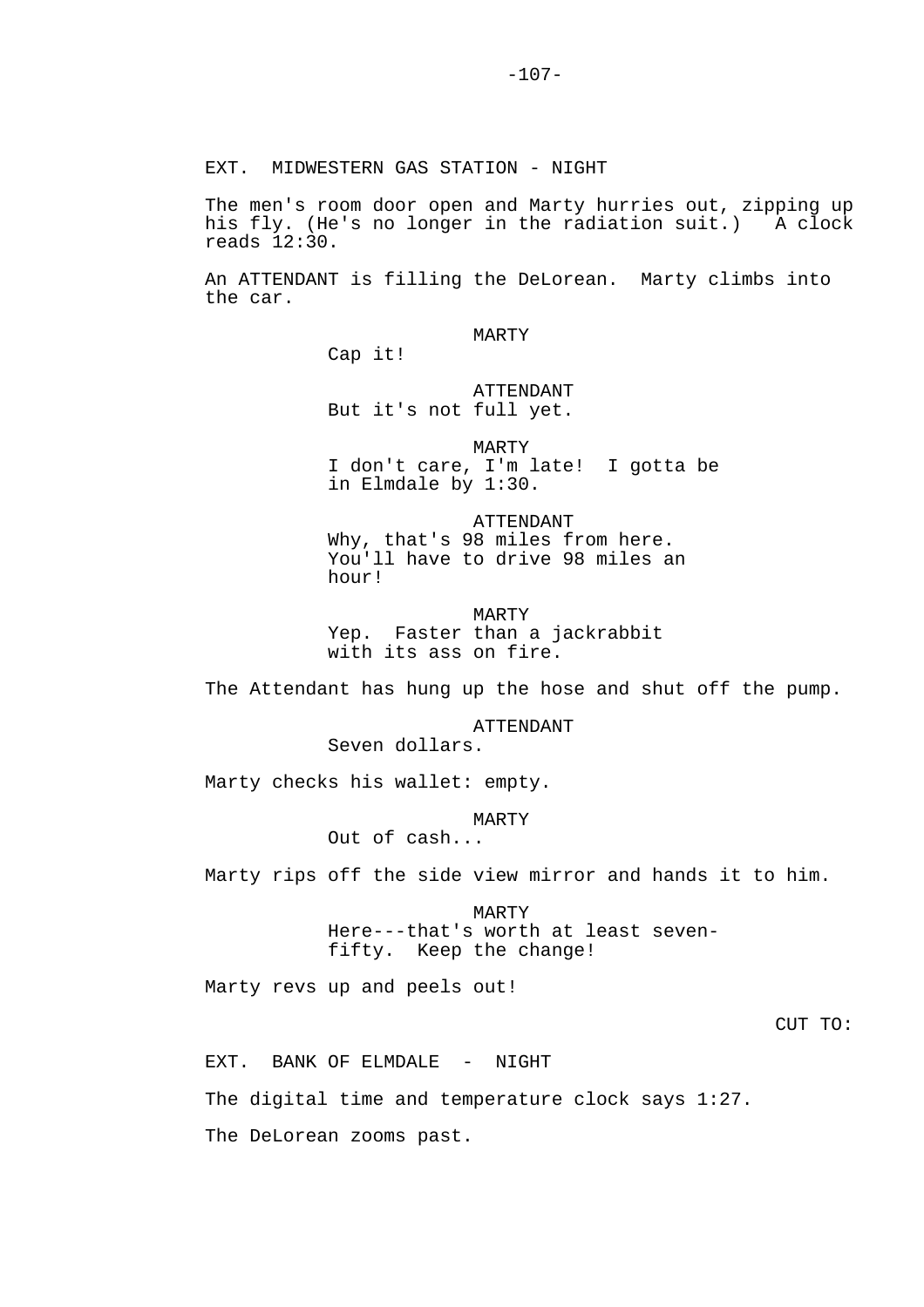EXT. MIDWESTERN GAS STATION - NIGHT

The men's room door open and Marty hurries out, zipping up his fly. (He's no longer in the radiation suit.) A clock reads 12:30.

An ATTENDANT is filling the DeLorean. Marty climbs into the car.

MARTY
Cap it!

ATTENDANT
But it's not full yet.

MARTY
I don't care, I'm late! I gotta be in Elmdale by 1:30.

ATTENDANT
Why, that's 98 miles from here. You'll have to drive 98 miles an hour!

MARTY
Yep. Faster than a jackrabbit with its ass on fire.

The Attendant has hung up the hose and shut off the pump.

ATTENDANT
Seven dollars.

Marty checks his wallet: empty.

MARTY
Out of cash...

Marty rips off the side view mirror and hands it to him.

MARTY
Here---that's worth at least seven-fifty. Keep the change!

Marty revs up and peels out!

CUT TO:

EXT. BANK OF ELMDALE - NIGHT

The digital time and temperature clock says 1:27.

The DeLorean zooms past.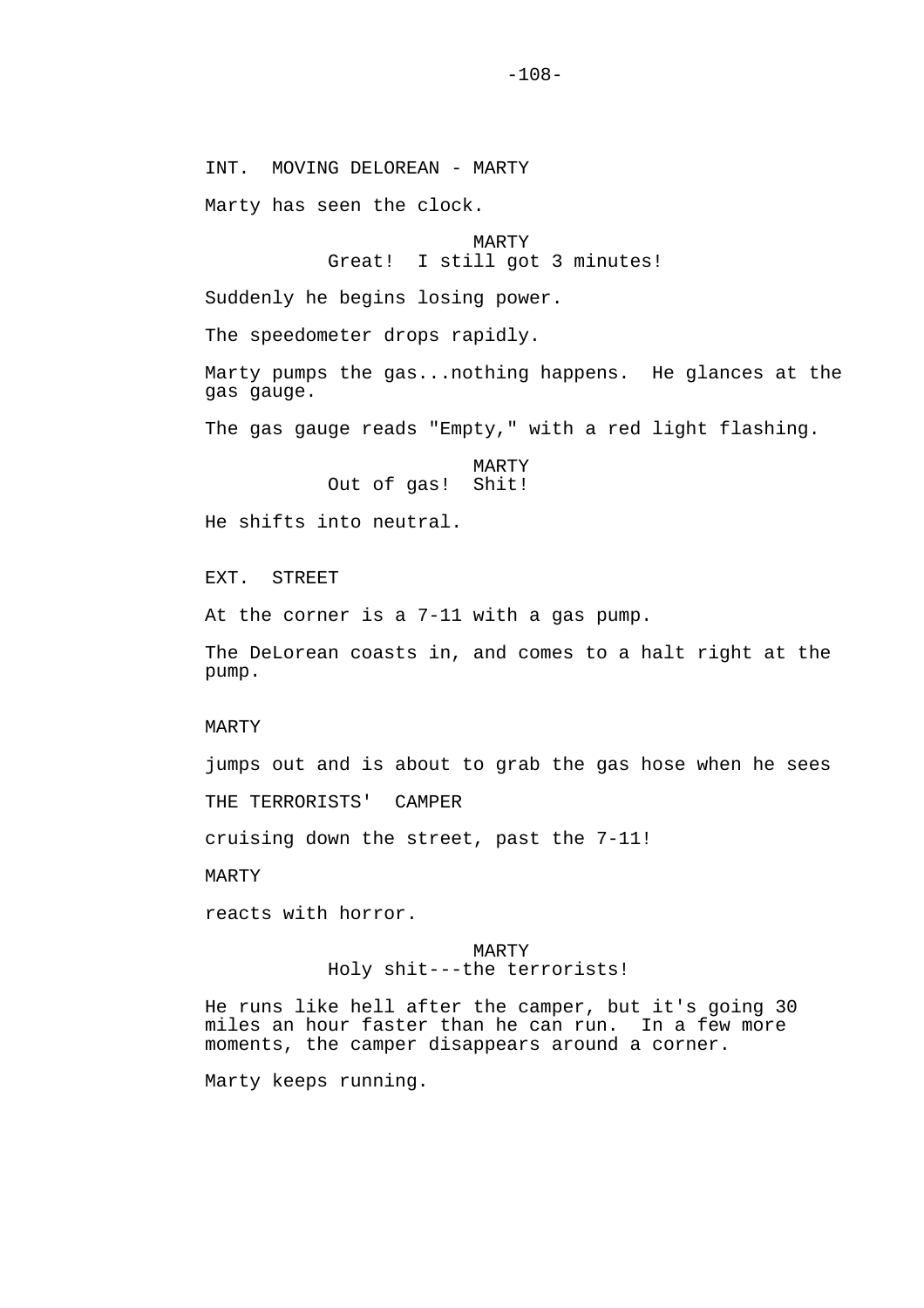INT. MOVING DELOREAN - MARTY

Marty has seen the clock.

MARTY
Great! I still got 3 minutes!

Suddenly he begins losing power.

The speedometer drops rapidly.

Marty pumps the gas...nothing happens. He glances at the gas gauge.

The gas gauge reads "Empty," with a red light flashing.

MARTY
Out of gas! Shit!

He shifts into neutral.

EXT. STREET

At the corner is a 7-11 with a gas pump.

The DeLorean coasts in, and comes to a halt right at the pump.

MARTY

jumps out and is about to grab the gas hose when he sees

THE TERRORISTS' CAMPER

cruising down the street, past the 7-11!

MARTY

reacts with horror.

MARTY
Holy shit---the terrorists!

He runs like hell after the camper, but it's going 30 miles an hour faster than he can run. In a few more moments, the camper disappears around a corner.

Marty keeps running.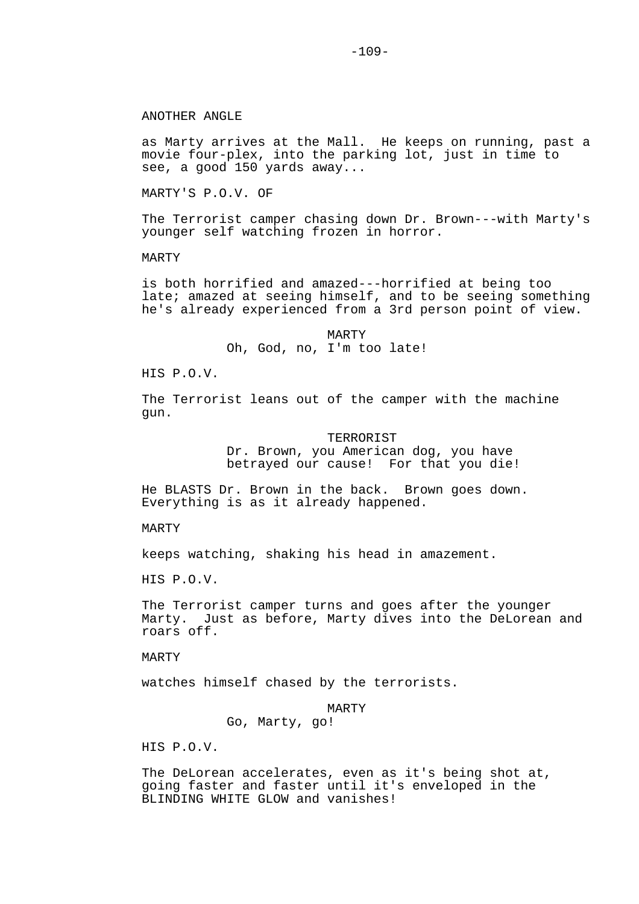ANOTHER ANGLE

as Marty arrives at the Mall. He keeps on running, past a movie four-plex, into the parking lot, just in time to see, a good 150 yards away...

MARTY'S P.O.V. OF

The Terrorist camper chasing down Dr. Brown---with Marty's younger self watching frozen in horror.

MARTY

is both horrified and amazed---horrified at being too late; amazed at seeing himself, and to be seeing something he's already experienced from a 3rd person point of view.

MARTY
Oh, God, no, I'm too late!

HIS P.O.V.

The Terrorist leans out of the camper with the machine gun.

TERRORIST
Dr. Brown, you American dog, you have betrayed our cause! For that you die!

He BLASTS Dr. Brown in the back. Brown goes down. Everything is as it already happened.

MARTY

keeps watching, shaking his head in amazement.

HIS P.O.V.

The Terrorist camper turns and goes after the younger Marty. Just as before, Marty dives into the DeLorean and roars off.

MARTY

watches himself chased by the terrorists.

MARTY
Go, Marty, go!

HIS P.O.V.

The DeLorean accelerates, even as it's being shot at, going faster and faster until it's enveloped in the BLINDING WHITE GLOW and vanishes!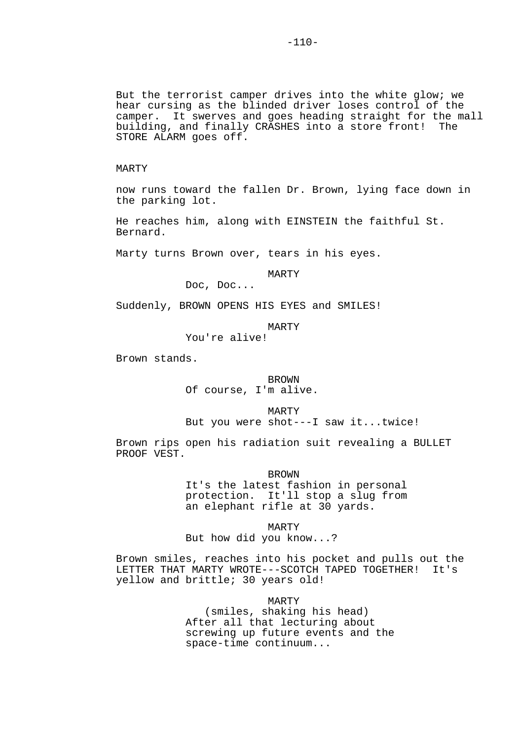But the terrorist camper drives into the white glow; we hear cursing as the blinded driver loses control of the camper. It swerves and goes heading straight for the mall building, and finally CRASHES into a store front! The STORE ALARM goes off.

MARTY

now runs toward the fallen Dr. Brown, lying face down in the parking lot.

He reaches him, along with EINSTEIN the faithful St. Bernard.

Marty turns Brown over, tears in his eyes.

MARTY
Doc, Doc...

Suddenly, BROWN OPENS HIS EYES and SMILES!

MARTY
You're alive!

Brown stands.

BROWN
Of course, I'm alive.

MARTY
But you were shot---I saw it...twice!

Brown rips open his radiation suit revealing a BULLET PROOF VEST.

BROWN
It's the latest fashion in personal protection. It'll stop a slug from an elephant rifle at 30 yards.

MARTY
But how did you know...?

Brown smiles, reaches into his pocket and pulls out the LETTER THAT MARTY WROTE---SCOTCH TAPED TOGETHER! It's yellow and brittle; 30 years old!

MARTY
(smiles, shaking his head)
After all that lecturing about screwing up future events and the space-time continuum...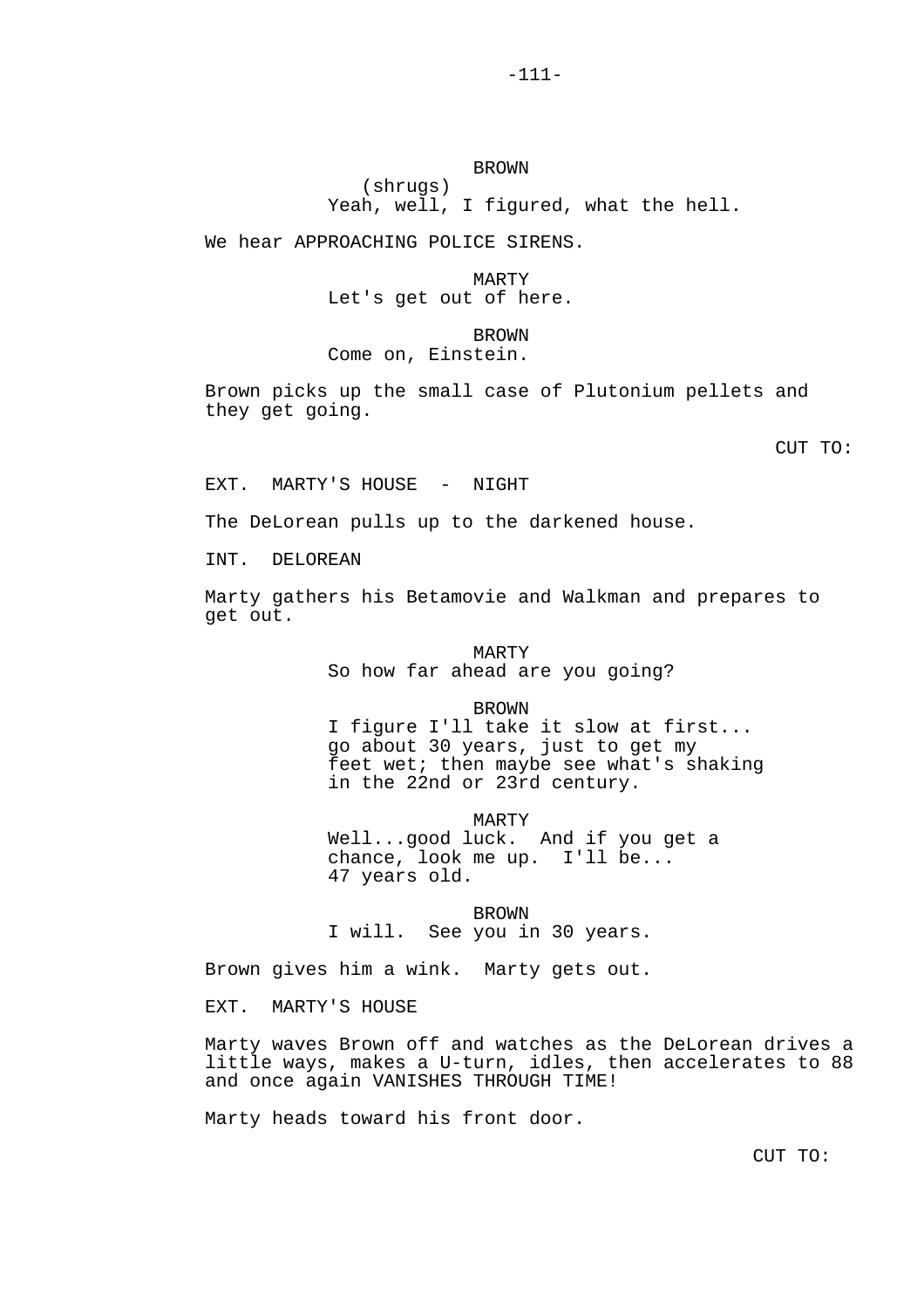BROWN
(shrugs)
Yeah, well, I figured, what the hell.

We hear APPROACHING POLICE SIRENS.

MARTY
Let's get out of here.

BROWN
Come on, Einstein.

Brown picks up the small case of Plutonium pellets and they get going.

CUT TO:

EXT. MARTY'S HOUSE - NIGHT

The DeLorean pulls up to the darkened house.

INT. DELOREAN

Marty gathers his Betamovie and Walkman and prepares to get out.

MARTY
So how far ahead are you going?

BROWN
I figure I'll take it slow at first... go about 30 years, just to get my feet wet; then maybe see what's shaking in the 22nd or 23rd century.

MARTY
Well...good luck. And if you get a chance, look me up. I'll be... 47 years old.

BROWN
I will. See you in 30 years.

Brown gives him a wink. Marty gets out.

EXT. MARTY'S HOUSE

Marty waves Brown off and watches as the DeLorean drives a little ways, makes a U-turn, idles, then accelerates to 88 and once again VANISHES THROUGH TIME!

Marty heads toward his front door.

CUT TO: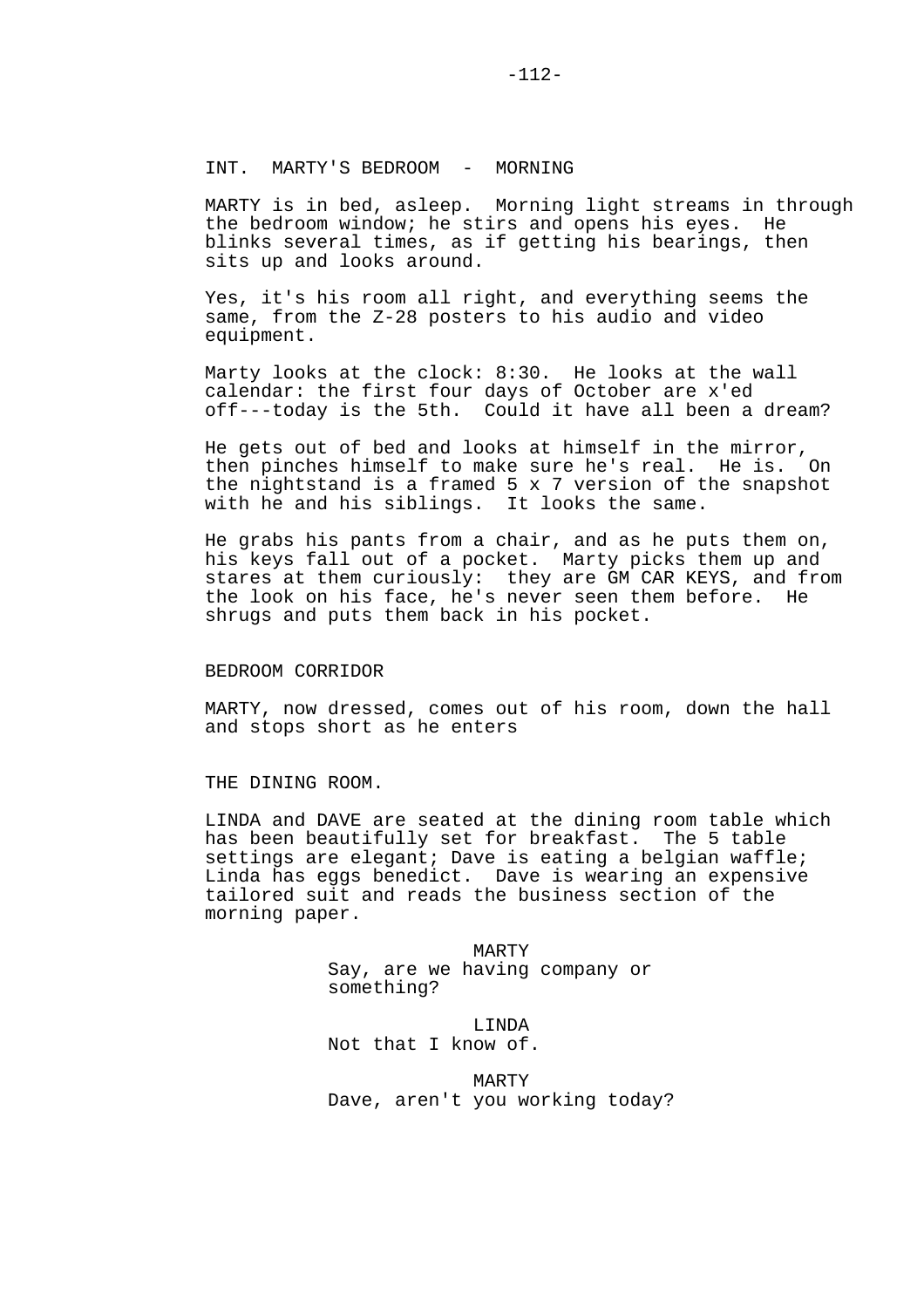INT. MARTY'S BEDROOM - MORNING

MARTY is in bed, asleep. Morning light streams in through the bedroom window; he stirs and opens his eyes. He blinks several times, as if getting his bearings, then sits up and looks around.

Yes, it's his room all right, and everything seems the same, from the Z-28 posters to his audio and video equipment.

Marty looks at the clock: 8:30. He looks at the wall calendar: the first four days of October are x'ed off---today is the 5th. Could it have all been a dream?

He gets out of bed and looks at himself in the mirror, then pinches himself to make sure he's real. He is. On the nightstand is a framed 5 x 7 version of the snapshot with he and his siblings. It looks the same.

He grabs his pants from a chair, and as he puts them on, his keys fall out of a pocket. Marty picks them up and stares at them curiously: they are GM CAR KEYS, and from the look on his face, he's never seen them before. He shrugs and puts them back in his pocket.

BEDROOM CORRIDOR

MARTY, now dressed, comes out of his room, down the hall and stops short as he enters

THE DINING ROOM.

LINDA and DAVE are seated at the dining room table which has been beautifully set for breakfast. The 5 table settings are elegant; Dave is eating a belgian waffle; Linda has eggs benedict. Dave is wearing an expensive tailored suit and reads the business section of the morning paper.

MARTY
Say, are we having company or something?

LINDA
Not that I know of.

MARTY
Dave, aren't you working today?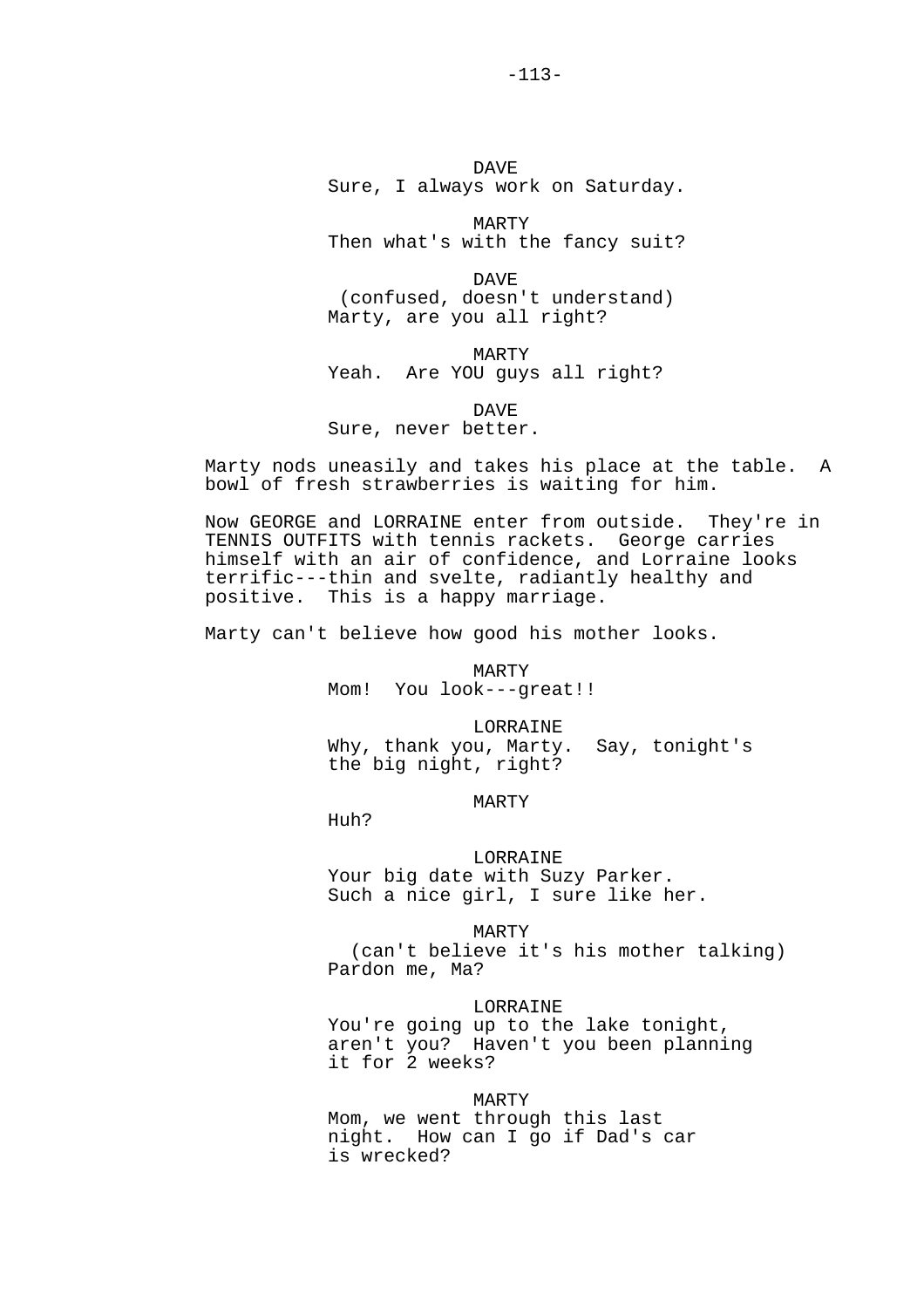DAVE
Sure, I always work on Saturday.

MARTY
Then what's with the fancy suit?

DAVE
(confused, doesn't understand)
Marty, are you all right?

MARTY
Yeah. Are YOU guys all right?

DAVE
Sure, never better.

Marty nods uneasily and takes his place at the table. A bowl of fresh strawberries is waiting for him.

Now GEORGE and LORRAINE enter from outside. They're in TENNIS OUTFITS with tennis rackets. George carries himself with an air of confidence, and Lorraine looks terrific---thin and svelte, radiantly healthy and positive. This is a happy marriage.

Marty can't believe how good his mother looks.

MARTY
Mom! You look---great!!

LORRAINE
Why, thank you, Marty. Say, tonight's the big night, right?

MARTY
Huh?

LORRAINE
Your big date with Suzy Parker. Such a nice girl, I sure like her.

MARTY
(can't believe it's his mother talking)
Pardon me, Ma?

LORRAINE
You're going up to the lake tonight, aren't you? Haven't you been planning it for 2 weeks?

MARTY
Mom, we went through this last night. How can I go if Dad's car is wrecked?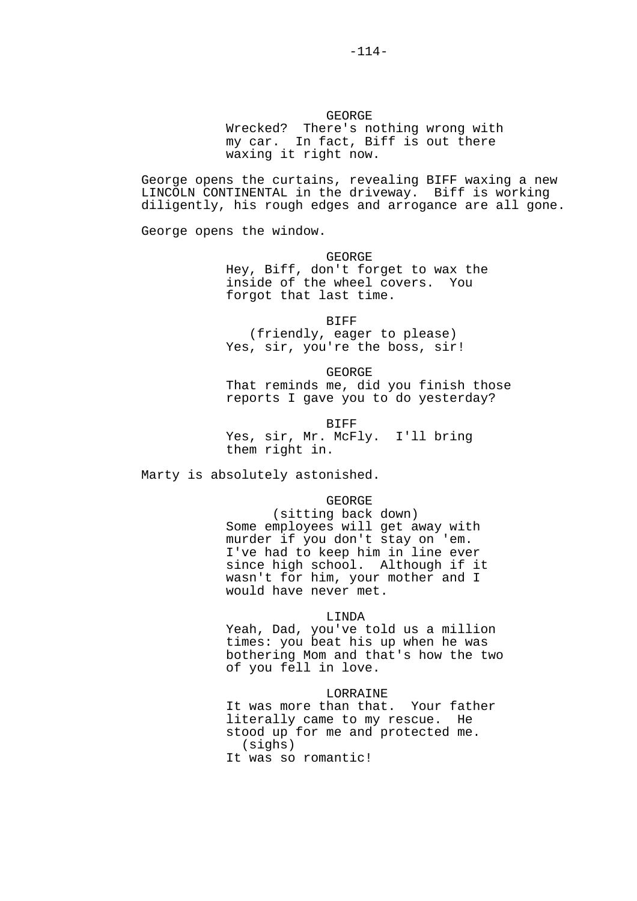GEORGE

Wrecked? There's nothing wrong with my car. In fact, Biff is out there waxing it right now.

George opens the curtains, revealing BIFF waxing a new LINCOLN CONTINENTAL in the driveway. Biff is working diligently, his rough edges and arrogance are all gone.

George opens the window.

GEORGE

Hey, Biff, don't forget to wax the inside of the wheel covers. You forgot that last time.

BIFF

(friendly, eager to please)

Yes, sir, you're the boss, sir!

GEORGE

That reminds me, did you finish those reports I gave you to do yesterday?

BIFF

Yes, sir, Mr. McFly. I'll bring them right in.

Marty is absolutely astonished.

GEORGE

(sitting back down)

Some employees will get away with murder if you don't stay on 'em. I've had to keep him in line ever since high school. Although if it wasn't for him, your mother and I would have never met.

LINDA

Yeah, Dad, you've told us a million times: you beat his up when he was bothering Mom and that's how the two of you fell in love.

LORRAINE

It was more than that. Your father literally came to my rescue. He stood up for me and protected me.

(sighs)

It was so romantic!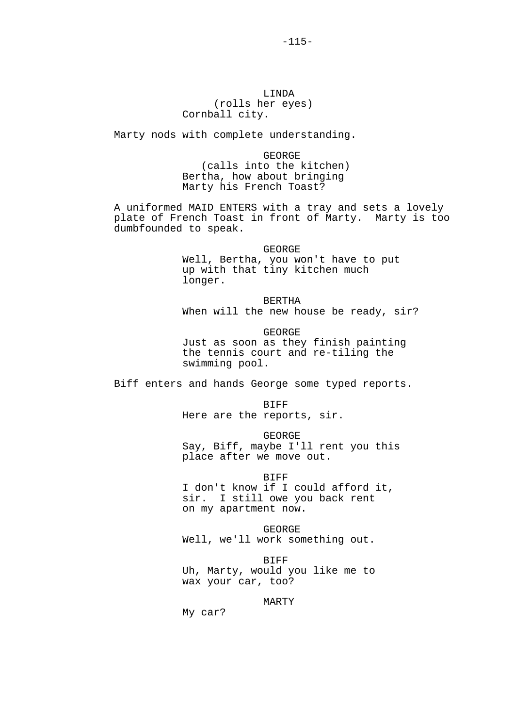LINDA
(rolls her eyes)
Cornball city.

Marty nods with complete understanding.

GEORGE
(calls into the kitchen)
Bertha, how about bringing
Marty his French Toast?

A uniformed MAID ENTERS with a tray and sets a lovely plate of French Toast in front of Marty. Marty is too dumbfounded to speak.

GEORGE
Well, Bertha, you won't have to put
up with that tiny kitchen much
longer.

BERTHA
When will the new house be ready, sir?

GEORGE
Just as soon as they finish painting
the tennis court and re-tiling the
swimming pool.

Biff enters and hands George some typed reports.

BIFF
Here are the reports, sir.

GEORGE
Say, Biff, maybe I'll rent you this
place after we move out.

BIFF
I don't know if I could afford it,
sir. I still owe you back rent
on my apartment now.

GEORGE
Well, we'll work something out.

BIFF
Uh, Marty, would you like me to
wax your car, too?

MARTY
My car?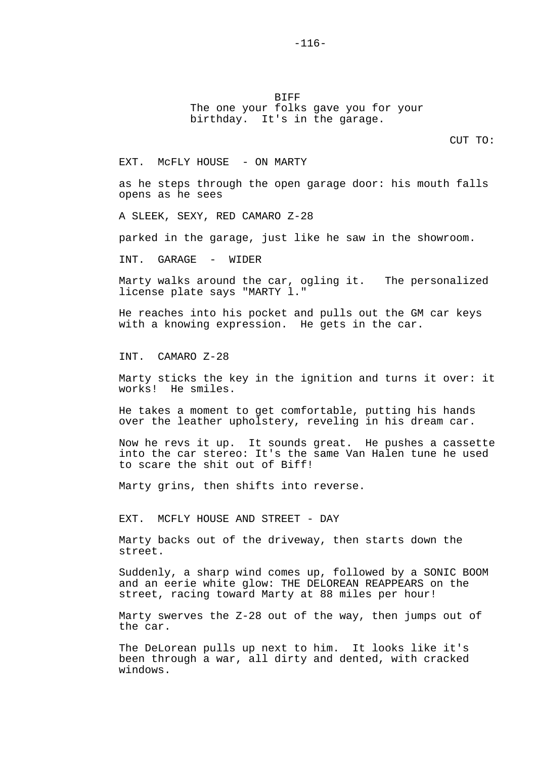BIFF
The one your folks gave you for your birthday. It's in the garage.

CUT TO:

EXT. McFLY HOUSE - ON MARTY

as he steps through the open garage door: his mouth falls opens as he sees

A SLEEK, SEXY, RED CAMARO Z-28

parked in the garage, just like he saw in the showroom.

INT. GARAGE - WIDER

Marty walks around the car, ogling it. The personalized license plate says "MARTY l."

He reaches into his pocket and pulls out the GM car keys with a knowing expression. He gets in the car.

INT. CAMARO Z-28

Marty sticks the key in the ignition and turns it over: it works! He smiles.

He takes a moment to get comfortable, putting his hands over the leather upholstery, reveling in his dream car.

Now he revs it up. It sounds great. He pushes a cassette into the car stereo: It's the same Van Halen tune he used to scare the shit out of Biff!

Marty grins, then shifts into reverse.

EXT. MCFLY HOUSE AND STREET - DAY

Marty backs out of the driveway, then starts down the street.

Suddenly, a sharp wind comes up, followed by a SONIC BOOM and an eerie white glow: THE DELOREAN REAPPEARS on the street, racing toward Marty at 88 miles per hour!

Marty swerves the Z-28 out of the way, then jumps out of the car.

The DeLorean pulls up next to him. It looks like it's been through a war, all dirty and dented, with cracked windows.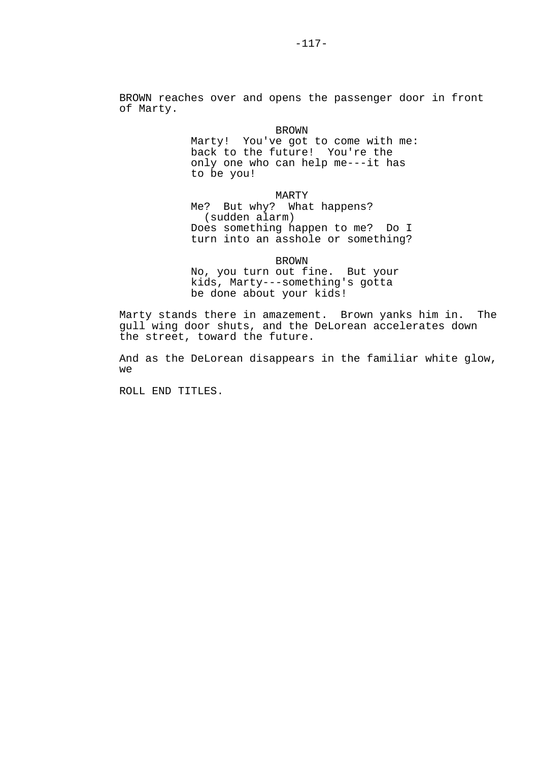BROWN reaches over and opens the passenger door in front of Marty.

BROWN

Marty! You've got to come with me: back to the future! You're the only one who can help me---it has to be you!

MARTY

Me? But why? What happens?
(sudden alarm)
Does something happen to me? Do I turn into an asshole or something?

BROWN

No, you turn out fine. But your kids, Marty---something's gotta be done about your kids!

Marty stands there in amazement. Brown yanks him in. The gull wing door shuts, and the DeLorean accelerates down the street, toward the future.

And as the DeLorean disappears in the familiar white glow, we

ROLL END TITLES.